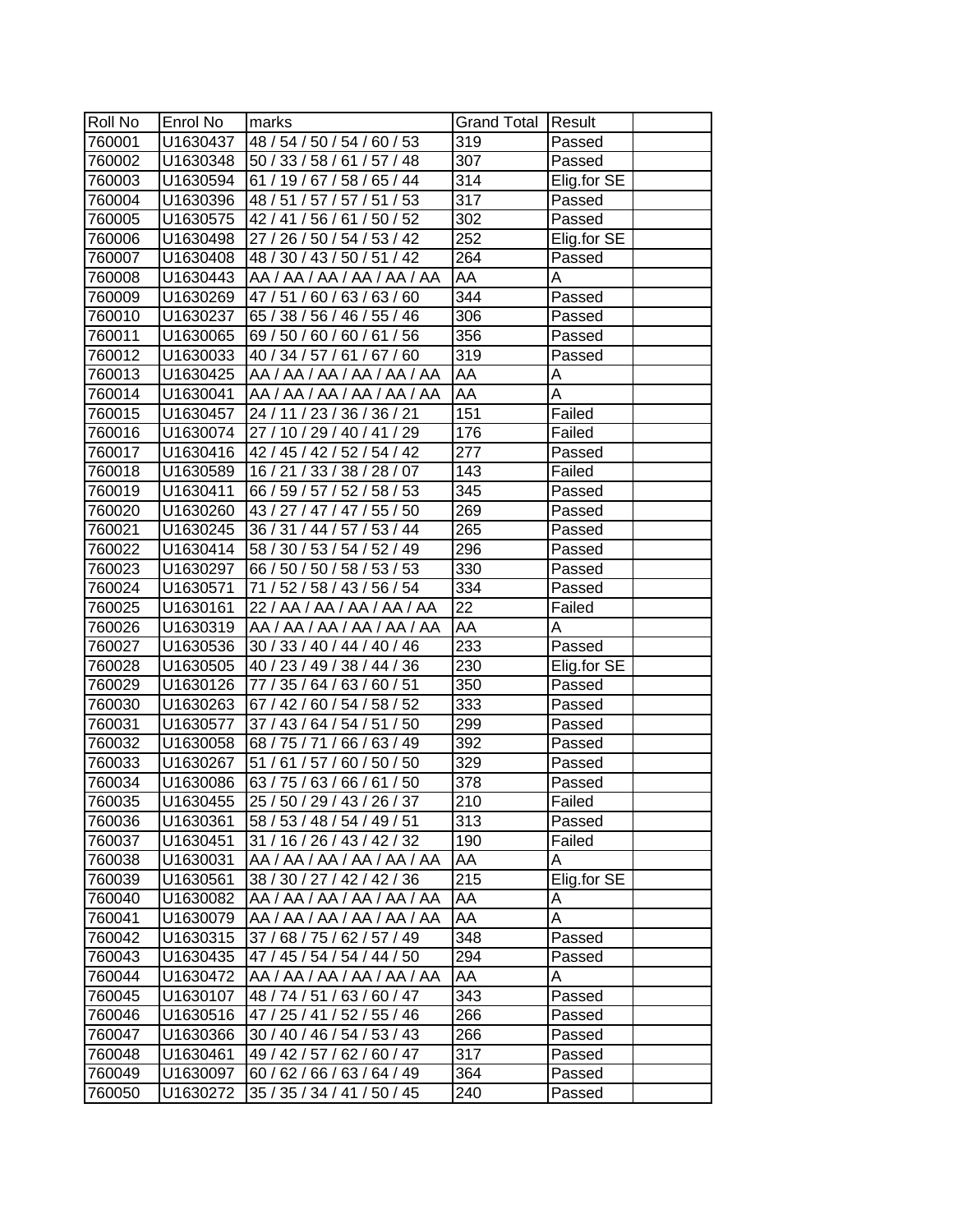| Roll No | Enrol No | marks | Grand Total | Result | |
|---|---|---|---|---|---|
| 760001 | U1630437 | 48 / 54 / 50 / 54 / 60 / 53 | 319 | Passed | |
| 760002 | U1630348 | 50 / 33 / 58 / 61 / 57 / 48 | 307 | Passed | |
| 760003 | U1630594 | 61 / 19 / 67 / 58 / 65 / 44 | 314 | Elig.for SE | |
| 760004 | U1630396 | 48 / 51 / 57 / 57 / 51 / 53 | 317 | Passed | |
| 760005 | U1630575 | 42 / 41 / 56 / 61 / 50 / 52 | 302 | Passed | |
| 760006 | U1630498 | 27 / 26 / 50 / 54 / 53 / 42 | 252 | Elig.for SE | |
| 760007 | U1630408 | 48 / 30 / 43 / 50 / 51 / 42 | 264 | Passed | |
| 760008 | U1630443 | AA / AA / AA / AA / AA / AA | AA | A | |
| 760009 | U1630269 | 47 / 51 / 60 / 63 / 63 / 60 | 344 | Passed | |
| 760010 | U1630237 | 65 / 38 / 56 / 46 / 55 / 46 | 306 | Passed | |
| 760011 | U1630065 | 69 / 50 / 60 / 60 / 61 / 56 | 356 | Passed | |
| 760012 | U1630033 | 40 / 34 / 57 / 61 / 67 / 60 | 319 | Passed | |
| 760013 | U1630425 | AA / AA / AA / AA / AA / AA | AA | A | |
| 760014 | U1630041 | AA / AA / AA / AA / AA / AA | AA | A | |
| 760015 | U1630457 | 24 / 11 / 23 / 36 / 36 / 21 | 151 | Failed | |
| 760016 | U1630074 | 27 / 10 / 29 / 40 / 41 / 29 | 176 | Failed | |
| 760017 | U1630416 | 42 / 45 / 42 / 52 / 54 / 42 | 277 | Passed | |
| 760018 | U1630589 | 16 / 21 / 33 / 38 / 28 / 07 | 143 | Failed | |
| 760019 | U1630411 | 66 / 59 / 57 / 52 / 58 / 53 | 345 | Passed | |
| 760020 | U1630260 | 43 / 27 / 47 / 47 / 55 / 50 | 269 | Passed | |
| 760021 | U1630245 | 36 / 31 / 44 / 57 / 53 / 44 | 265 | Passed | |
| 760022 | U1630414 | 58 / 30 / 53 / 54 / 52 / 49 | 296 | Passed | |
| 760023 | U1630297 | 66 / 50 / 50 / 58 / 53 / 53 | 330 | Passed | |
| 760024 | U1630571 | 71 / 52 / 58 / 43 / 56 / 54 | 334 | Passed | |
| 760025 | U1630161 | 22 / AA / AA / AA / AA / AA | 22 | Failed | |
| 760026 | U1630319 | AA / AA / AA / AA / AA / AA | AA | A | |
| 760027 | U1630536 | 30 / 33 / 40 / 44 / 40 / 46 | 233 | Passed | |
| 760028 | U1630505 | 40 / 23 / 49 / 38 / 44 / 36 | 230 | Elig.for SE | |
| 760029 | U1630126 | 77 / 35 / 64 / 63 / 60 / 51 | 350 | Passed | |
| 760030 | U1630263 | 67 / 42 / 60 / 54 / 58 / 52 | 333 | Passed | |
| 760031 | U1630577 | 37 / 43 / 64 / 54 / 51 / 50 | 299 | Passed | |
| 760032 | U1630058 | 68 / 75 / 71 / 66 / 63 / 49 | 392 | Passed | |
| 760033 | U1630267 | 51 / 61 / 57 / 60 / 50 / 50 | 329 | Passed | |
| 760034 | U1630086 | 63 / 75 / 63 / 66 / 61 / 50 | 378 | Passed | |
| 760035 | U1630455 | 25 / 50 / 29 / 43 / 26 / 37 | 210 | Failed | |
| 760036 | U1630361 | 58 / 53 / 48 / 54 / 49 / 51 | 313 | Passed | |
| 760037 | U1630451 | 31 / 16 / 26 / 43 / 42 / 32 | 190 | Failed | |
| 760038 | U1630031 | AA / AA / AA / AA / AA / AA | AA | A | |
| 760039 | U1630561 | 38 / 30 / 27 / 42 / 42 / 36 | 215 | Elig.for SE | |
| 760040 | U1630082 | AA / AA / AA / AA / AA / AA | AA | A | |
| 760041 | U1630079 | AA / AA / AA / AA / AA / AA | AA | A | |
| 760042 | U1630315 | 37 / 68 / 75 / 62 / 57 / 49 | 348 | Passed | |
| 760043 | U1630435 | 47 / 45 / 54 / 54 / 44 / 50 | 294 | Passed | |
| 760044 | U1630472 | AA / AA / AA / AA / AA / AA | AA | A | |
| 760045 | U1630107 | 48 / 74 / 51 / 63 / 60 / 47 | 343 | Passed | |
| 760046 | U1630516 | 47 / 25 / 41 / 52 / 55 / 46 | 266 | Passed | |
| 760047 | U1630366 | 30 / 40 / 46 / 54 / 53 / 43 | 266 | Passed | |
| 760048 | U1630461 | 49 / 42 / 57 / 62 / 60 / 47 | 317 | Passed | |
| 760049 | U1630097 | 60 / 62 / 66 / 63 / 64 / 49 | 364 | Passed | |
| 760050 | U1630272 | 35 / 35 / 34 / 41 / 50 / 45 | 240 | Passed | |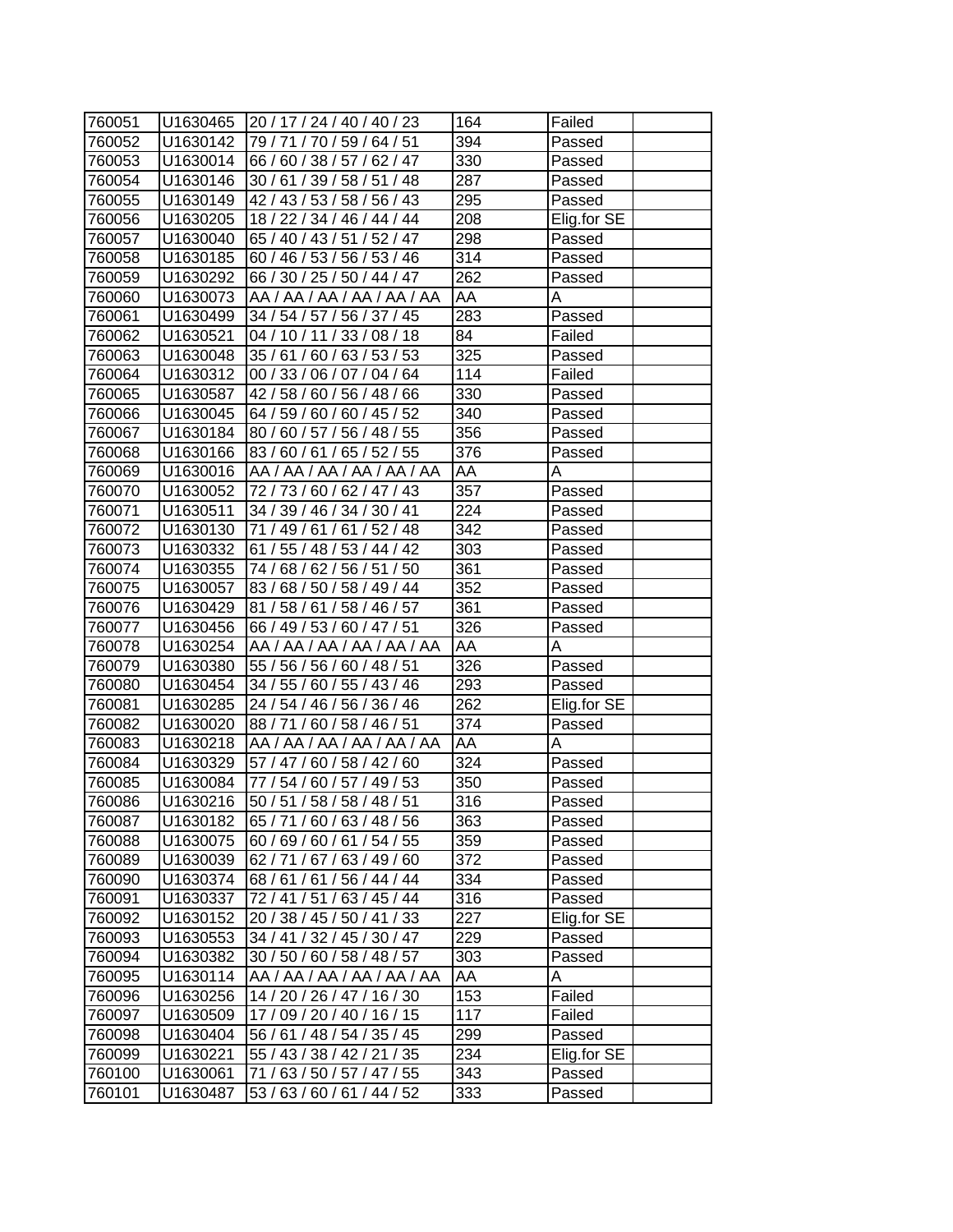| | | | | | |
|---|---|---|---|---|---|
| 760051 | U1630465 | 20 / 17 / 24 / 40 / 40 / 23 | 164 | Failed | |
| 760052 | U1630142 | 79 / 71 / 70 / 59 / 64 / 51 | 394 | Passed | |
| 760053 | U1630014 | 66 / 60 / 38 / 57 / 62 / 47 | 330 | Passed | |
| 760054 | U1630146 | 30 / 61 / 39 / 58 / 51 / 48 | 287 | Passed | |
| 760055 | U1630149 | 42 / 43 / 53 / 58 / 56 / 43 | 295 | Passed | |
| 760056 | U1630205 | 18 / 22 / 34 / 46 / 44 / 44 | 208 | Elig.for SE | |
| 760057 | U1630040 | 65 / 40 / 43 / 51 / 52 / 47 | 298 | Passed | |
| 760058 | U1630185 | 60 / 46 / 53 / 56 / 53 / 46 | 314 | Passed | |
| 760059 | U1630292 | 66 / 30 / 25 / 50 / 44 / 47 | 262 | Passed | |
| 760060 | U1630073 | AA / AA / AA / AA / AA / AA | AA | A | |
| 760061 | U1630499 | 34 / 54 / 57 / 56 / 37 / 45 | 283 | Passed | |
| 760062 | U1630521 | 04 / 10 / 11 / 33 / 08 / 18 | 84 | Failed | |
| 760063 | U1630048 | 35 / 61 / 60 / 63 / 53 / 53 | 325 | Passed | |
| 760064 | U1630312 | 00 / 33 / 06 / 07 / 04 / 64 | 114 | Failed | |
| 760065 | U1630587 | 42 / 58 / 60 / 56 / 48 / 66 | 330 | Passed | |
| 760066 | U1630045 | 64 / 59 / 60 / 60 / 45 / 52 | 340 | Passed | |
| 760067 | U1630184 | 80 / 60 / 57 / 56 / 48 / 55 | 356 | Passed | |
| 760068 | U1630166 | 83 / 60 / 61 / 65 / 52 / 55 | 376 | Passed | |
| 760069 | U1630016 | AA / AA / AA / AA / AA / AA | AA | A | |
| 760070 | U1630052 | 72 / 73 / 60 / 62 / 47 / 43 | 357 | Passed | |
| 760071 | U1630511 | 34 / 39 / 46 / 34 / 30 / 41 | 224 | Passed | |
| 760072 | U1630130 | 71 / 49 / 61 / 61 / 52 / 48 | 342 | Passed | |
| 760073 | U1630332 | 61 / 55 / 48 / 53 / 44 / 42 | 303 | Passed | |
| 760074 | U1630355 | 74 / 68 / 62 / 56 / 51 / 50 | 361 | Passed | |
| 760075 | U1630057 | 83 / 68 / 50 / 58 / 49 / 44 | 352 | Passed | |
| 760076 | U1630429 | 81 / 58 / 61 / 58 / 46 / 57 | 361 | Passed | |
| 760077 | U1630456 | 66 / 49 / 53 / 60 / 47 / 51 | 326 | Passed | |
| 760078 | U1630254 | AA / AA / AA / AA / AA / AA | AA | A | |
| 760079 | U1630380 | 55 / 56 / 56 / 60 / 48 / 51 | 326 | Passed | |
| 760080 | U1630454 | 34 / 55 / 60 / 55 / 43 / 46 | 293 | Passed | |
| 760081 | U1630285 | 24 / 54 / 46 / 56 / 36 / 46 | 262 | Elig.for SE | |
| 760082 | U1630020 | 88 / 71 / 60 / 58 / 46 / 51 | 374 | Passed | |
| 760083 | U1630218 | AA / AA / AA / AA / AA / AA | AA | A | |
| 760084 | U1630329 | 57 / 47 / 60 / 58 / 42 / 60 | 324 | Passed | |
| 760085 | U1630084 | 77 / 54 / 60 / 57 / 49 / 53 | 350 | Passed | |
| 760086 | U1630216 | 50 / 51 / 58 / 58 / 48 / 51 | 316 | Passed | |
| 760087 | U1630182 | 65 / 71 / 60 / 63 / 48 / 56 | 363 | Passed | |
| 760088 | U1630075 | 60 / 69 / 60 / 61 / 54 / 55 | 359 | Passed | |
| 760089 | U1630039 | 62 / 71 / 67 / 63 / 49 / 60 | 372 | Passed | |
| 760090 | U1630374 | 68 / 61 / 61 / 56 / 44 / 44 | 334 | Passed | |
| 760091 | U1630337 | 72 / 41 / 51 / 63 / 45 / 44 | 316 | Passed | |
| 760092 | U1630152 | 20 / 38 / 45 / 50 / 41 / 33 | 227 | Elig.for SE | |
| 760093 | U1630553 | 34 / 41 / 32 / 45 / 30 / 47 | 229 | Passed | |
| 760094 | U1630382 | 30 / 50 / 60 / 58 / 48 / 57 | 303 | Passed | |
| 760095 | U1630114 | AA / AA / AA / AA / AA / AA | AA | A | |
| 760096 | U1630256 | 14 / 20 / 26 / 47 / 16 / 30 | 153 | Failed | |
| 760097 | U1630509 | 17 / 09 / 20 / 40 / 16 / 15 | 117 | Failed | |
| 760098 | U1630404 | 56 / 61 / 48 / 54 / 35 / 45 | 299 | Passed | |
| 760099 | U1630221 | 55 / 43 / 38 / 42 / 21 / 35 | 234 | Elig.for SE | |
| 760100 | U1630061 | 71 / 63 / 50 / 57 / 47 / 55 | 343 | Passed | |
| 760101 | U1630487 | 53 / 63 / 60 / 61 / 44 / 52 | 333 | Passed | |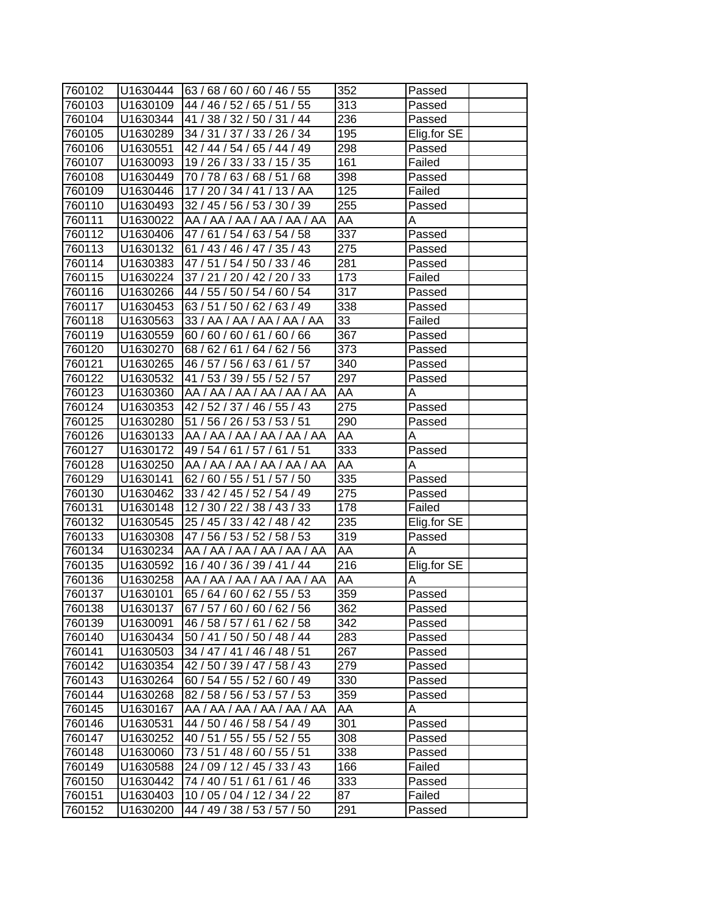| | | | | | |
|---|---|---|---|---|---|
| 760102 | U1630444 | 63 / 68 / 60 / 60 / 46 / 55 | 352 | Passed | |
| 760103 | U1630109 | 44 / 46 / 52 / 65 / 51 / 55 | 313 | Passed | |
| 760104 | U1630344 | 41 / 38 / 32 / 50 / 31 / 44 | 236 | Passed | |
| 760105 | U1630289 | 34 / 31 / 37 / 33 / 26 / 34 | 195 | Elig.for SE | |
| 760106 | U1630551 | 42 / 44 / 54 / 65 / 44 / 49 | 298 | Passed | |
| 760107 | U1630093 | 19 / 26 / 33 / 33 / 15 / 35 | 161 | Failed | |
| 760108 | U1630449 | 70 / 78 / 63 / 68 / 51 / 68 | 398 | Passed | |
| 760109 | U1630446 | 17 / 20 / 34 / 41 / 13 / AA | 125 | Failed | |
| 760110 | U1630493 | 32 / 45 / 56 / 53 / 30 / 39 | 255 | Passed | |
| 760111 | U1630022 | AA / AA / AA / AA / AA / AA | AA | A | |
| 760112 | U1630406 | 47 / 61 / 54 / 63 / 54 / 58 | 337 | Passed | |
| 760113 | U1630132 | 61 / 43 / 46 / 47 / 35 / 43 | 275 | Passed | |
| 760114 | U1630383 | 47 / 51 / 54 / 50 / 33 / 46 | 281 | Passed | |
| 760115 | U1630224 | 37 / 21 / 20 / 42 / 20 / 33 | 173 | Failed | |
| 760116 | U1630266 | 44 / 55 / 50 / 54 / 60 / 54 | 317 | Passed | |
| 760117 | U1630453 | 63 / 51 / 50 / 62 / 63 / 49 | 338 | Passed | |
| 760118 | U1630563 | 33 / AA / AA / AA / AA / AA | 33 | Failed | |
| 760119 | U1630559 | 60 / 60 / 60 / 61 / 60 / 66 | 367 | Passed | |
| 760120 | U1630270 | 68 / 62 / 61 / 64 / 62 / 56 | 373 | Passed | |
| 760121 | U1630265 | 46 / 57 / 56 / 63 / 61 / 57 | 340 | Passed | |
| 760122 | U1630532 | 41 / 53 / 39 / 55 / 52 / 57 | 297 | Passed | |
| 760123 | U1630360 | AA / AA / AA / AA / AA / AA | AA | A | |
| 760124 | U1630353 | 42 / 52 / 37 / 46 / 55 / 43 | 275 | Passed | |
| 760125 | U1630280 | 51 / 56 / 26 / 53 / 53 / 51 | 290 | Passed | |
| 760126 | U1630133 | AA / AA / AA / AA / AA / AA | AA | A | |
| 760127 | U1630172 | 49 / 54 / 61 / 57 / 61 / 51 | 333 | Passed | |
| 760128 | U1630250 | AA / AA / AA / AA / AA / AA | AA | A | |
| 760129 | U1630141 | 62 / 60 / 55 / 51 / 57 / 50 | 335 | Passed | |
| 760130 | U1630462 | 33 / 42 / 45 / 52 / 54 / 49 | 275 | Passed | |
| 760131 | U1630148 | 12 / 30 / 22 / 38 / 43 / 33 | 178 | Failed | |
| 760132 | U1630545 | 25 / 45 / 33 / 42 / 48 / 42 | 235 | Elig.for SE | |
| 760133 | U1630308 | 47 / 56 / 53 / 52 / 58 / 53 | 319 | Passed | |
| 760134 | U1630234 | AA / AA / AA / AA / AA / AA | AA | A | |
| 760135 | U1630592 | 16 / 40 / 36 / 39 / 41 / 44 | 216 | Elig.for SE | |
| 760136 | U1630258 | AA / AA / AA / AA / AA / AA | AA | A | |
| 760137 | U1630101 | 65 / 64 / 60 / 62 / 55 / 53 | 359 | Passed | |
| 760138 | U1630137 | 67 / 57 / 60 / 60 / 62 / 56 | 362 | Passed | |
| 760139 | U1630091 | 46 / 58 / 57 / 61 / 62 / 58 | 342 | Passed | |
| 760140 | U1630434 | 50 / 41 / 50 / 50 / 48 / 44 | 283 | Passed | |
| 760141 | U1630503 | 34 / 47 / 41 / 46 / 48 / 51 | 267 | Passed | |
| 760142 | U1630354 | 42 / 50 / 39 / 47 / 58 / 43 | 279 | Passed | |
| 760143 | U1630264 | 60 / 54 / 55 / 52 / 60 / 49 | 330 | Passed | |
| 760144 | U1630268 | 82 / 58 / 56 / 53 / 57 / 53 | 359 | Passed | |
| 760145 | U1630167 | AA / AA / AA / AA / AA / AA | AA | A | |
| 760146 | U1630531 | 44 / 50 / 46 / 58 / 54 / 49 | 301 | Passed | |
| 760147 | U1630252 | 40 / 51 / 55 / 55 / 52 / 55 | 308 | Passed | |
| 760148 | U1630060 | 73 / 51 / 48 / 60 / 55 / 51 | 338 | Passed | |
| 760149 | U1630588 | 24 / 09 / 12 / 45 / 33 / 43 | 166 | Failed | |
| 760150 | U1630442 | 74 / 40 / 51 / 61 / 61 / 46 | 333 | Passed | |
| 760151 | U1630403 | 10 / 05 / 04 / 12 / 34 / 22 | 87 | Failed | |
| 760152 | U1630200 | 44 / 49 / 38 / 53 / 57 / 50 | 291 | Passed | |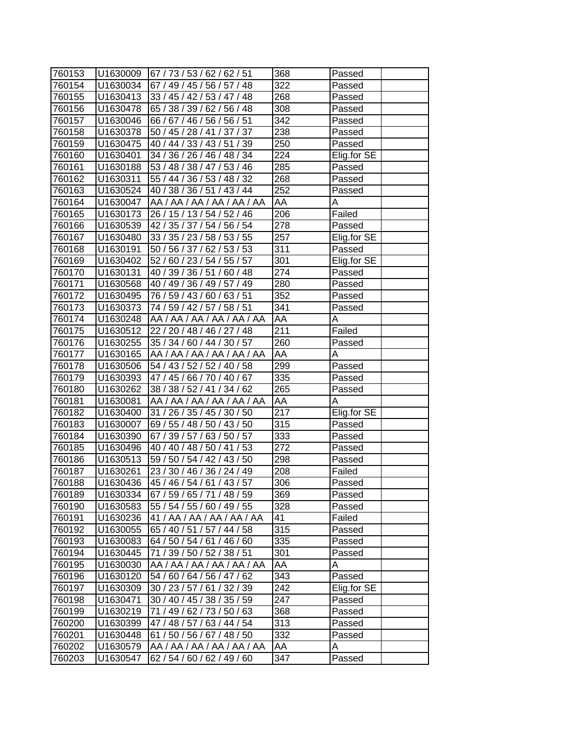| | | | | | |
|---|---|---|---|---|---|
| 760153 | U1630009 | 67 / 73 / 53 / 62 / 62 / 51 | 368 | Passed | |
| 760154 | U1630034 | 67 / 49 / 45 / 56 / 57 / 48 | 322 | Passed | |
| 760155 | U1630413 | 33 / 45 / 42 / 53 / 47 / 48 | 268 | Passed | |
| 760156 | U1630478 | 65 / 38 / 39 / 62 / 56 / 48 | 308 | Passed | |
| 760157 | U1630046 | 66 / 67 / 46 / 56 / 56 / 51 | 342 | Passed | |
| 760158 | U1630378 | 50 / 45 / 28 / 41 / 37 / 37 | 238 | Passed | |
| 760159 | U1630475 | 40 / 44 / 33 / 43 / 51 / 39 | 250 | Passed | |
| 760160 | U1630401 | 34 / 36 / 26 / 46 / 48 / 34 | 224 | Elig.for SE | |
| 760161 | U1630188 | 53 / 48 / 38 / 47 / 53 / 46 | 285 | Passed | |
| 760162 | U1630311 | 55 / 44 / 36 / 53 / 48 / 32 | 268 | Passed | |
| 760163 | U1630524 | 40 / 38 / 36 / 51 / 43 / 44 | 252 | Passed | |
| 760164 | U1630047 | AA / AA / AA / AA / AA / AA | AA | A | |
| 760165 | U1630173 | 26 / 15 / 13 / 54 / 52 / 46 | 206 | Failed | |
| 760166 | U1630539 | 42 / 35 / 37 / 54 / 56 / 54 | 278 | Passed | |
| 760167 | U1630480 | 33 / 35 / 23 / 58 / 53 / 55 | 257 | Elig.for SE | |
| 760168 | U1630191 | 50 / 56 / 37 / 62 / 53 / 53 | 311 | Passed | |
| 760169 | U1630402 | 52 / 60 / 23 / 54 / 55 / 57 | 301 | Elig.for SE | |
| 760170 | U1630131 | 40 / 39 / 36 / 51 / 60 / 48 | 274 | Passed | |
| 760171 | U1630568 | 40 / 49 / 36 / 49 / 57 / 49 | 280 | Passed | |
| 760172 | U1630495 | 76 / 59 / 43 / 60 / 63 / 51 | 352 | Passed | |
| 760173 | U1630373 | 74 / 59 / 42 / 57 / 58 / 51 | 341 | Passed | |
| 760174 | U1630248 | AA / AA / AA / AA / AA / AA | AA | A | |
| 760175 | U1630512 | 22 / 20 / 48 / 46 / 27 / 48 | 211 | Failed | |
| 760176 | U1630255 | 35 / 34 / 60 / 44 / 30 / 57 | 260 | Passed | |
| 760177 | U1630165 | AA / AA / AA / AA / AA / AA | AA | A | |
| 760178 | U1630506 | 54 / 43 / 52 / 52 / 40 / 58 | 299 | Passed | |
| 760179 | U1630393 | 47 / 45 / 66 / 70 / 40 / 67 | 335 | Passed | |
| 760180 | U1630262 | 38 / 38 / 52 / 41 / 34 / 62 | 265 | Passed | |
| 760181 | U1630081 | AA / AA / AA / AA / AA / AA | AA | A | |
| 760182 | U1630400 | 31 / 26 / 35 / 45 / 30 / 50 | 217 | Elig.for SE | |
| 760183 | U1630007 | 69 / 55 / 48 / 50 / 43 / 50 | 315 | Passed | |
| 760184 | U1630390 | 67 / 39 / 57 / 63 / 50 / 57 | 333 | Passed | |
| 760185 | U1630496 | 40 / 40 / 48 / 50 / 41 / 53 | 272 | Passed | |
| 760186 | U1630513 | 59 / 50 / 54 / 42 / 43 / 50 | 298 | Passed | |
| 760187 | U1630261 | 23 / 30 / 46 / 36 / 24 / 49 | 208 | Failed | |
| 760188 | U1630436 | 45 / 46 / 54 / 61 / 43 / 57 | 306 | Passed | |
| 760189 | U1630334 | 67 / 59 / 65 / 71 / 48 / 59 | 369 | Passed | |
| 760190 | U1630583 | 55 / 54 / 55 / 60 / 49 / 55 | 328 | Passed | |
| 760191 | U1630236 | 41 / AA / AA / AA / AA / AA | 41 | Failed | |
| 760192 | U1630055 | 65 / 40 / 51 / 57 / 44 / 58 | 315 | Passed | |
| 760193 | U1630083 | 64 / 50 / 54 / 61 / 46 / 60 | 335 | Passed | |
| 760194 | U1630445 | 71 / 39 / 50 / 52 / 38 / 51 | 301 | Passed | |
| 760195 | U1630030 | AA / AA / AA / AA / AA / AA | AA | A | |
| 760196 | U1630120 | 54 / 60 / 64 / 56 / 47 / 62 | 343 | Passed | |
| 760197 | U1630309 | 30 / 23 / 57 / 61 / 32 / 39 | 242 | Elig.for SE | |
| 760198 | U1630471 | 30 / 40 / 45 / 38 / 35 / 59 | 247 | Passed | |
| 760199 | U1630219 | 71 / 49 / 62 / 73 / 50 / 63 | 368 | Passed | |
| 760200 | U1630399 | 47 / 48 / 57 / 63 / 44 / 54 | 313 | Passed | |
| 760201 | U1630448 | 61 / 50 / 56 / 67 / 48 / 50 | 332 | Passed | |
| 760202 | U1630579 | AA / AA / AA / AA / AA / AA | AA | A | |
| 760203 | U1630547 | 62 / 54 / 60 / 62 / 49 / 60 | 347 | Passed | |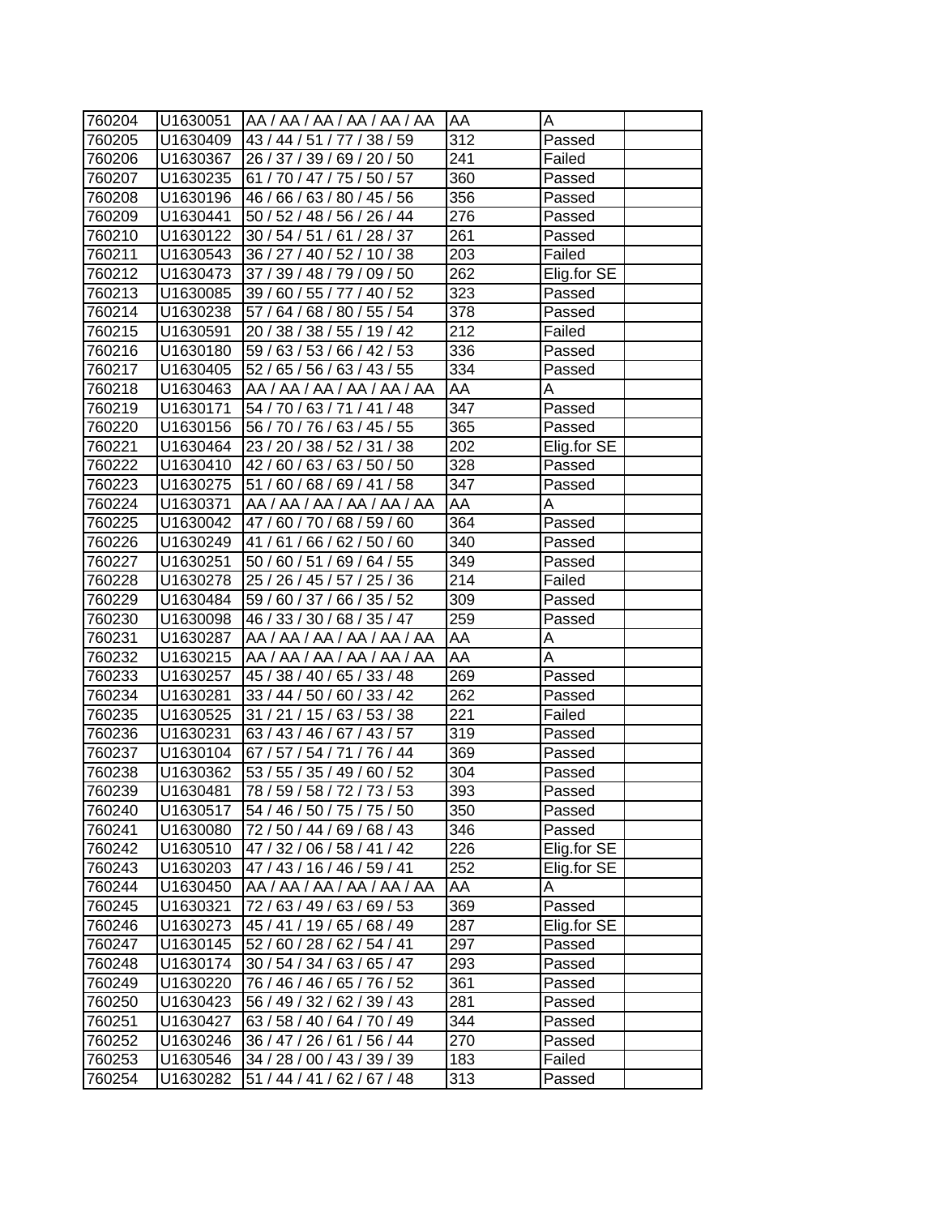| | | | | | |
|---|---|---|---|---|---|
| 760204 | U1630051 | AA / AA / AA / AA / AA / AA | AA | A | |
| 760205 | U1630409 | 43 / 44 / 51 / 77 / 38 / 59 | 312 | Passed | |
| 760206 | U1630367 | 26 / 37 / 39 / 69 / 20 / 50 | 241 | Failed | |
| 760207 | U1630235 | 61 / 70 / 47 / 75 / 50 / 57 | 360 | Passed | |
| 760208 | U1630196 | 46 / 66 / 63 / 80 / 45 / 56 | 356 | Passed | |
| 760209 | U1630441 | 50 / 52 / 48 / 56 / 26 / 44 | 276 | Passed | |
| 760210 | U1630122 | 30 / 54 / 51 / 61 / 28 / 37 | 261 | Passed | |
| 760211 | U1630543 | 36 / 27 / 40 / 52 / 10 / 38 | 203 | Failed | |
| 760212 | U1630473 | 37 / 39 / 48 / 79 / 09 / 50 | 262 | Elig.for SE | |
| 760213 | U1630085 | 39 / 60 / 55 / 77 / 40 / 52 | 323 | Passed | |
| 760214 | U1630238 | 57 / 64 / 68 / 80 / 55 / 54 | 378 | Passed | |
| 760215 | U1630591 | 20 / 38 / 38 / 55 / 19 / 42 | 212 | Failed | |
| 760216 | U1630180 | 59 / 63 / 53 / 66 / 42 / 53 | 336 | Passed | |
| 760217 | U1630405 | 52 / 65 / 56 / 63 / 43 / 55 | 334 | Passed | |
| 760218 | U1630463 | AA / AA / AA / AA / AA / AA | AA | A | |
| 760219 | U1630171 | 54 / 70 / 63 / 71 / 41 / 48 | 347 | Passed | |
| 760220 | U1630156 | 56 / 70 / 76 / 63 / 45 / 55 | 365 | Passed | |
| 760221 | U1630464 | 23 / 20 / 38 / 52 / 31 / 38 | 202 | Elig.for SE | |
| 760222 | U1630410 | 42 / 60 / 63 / 63 / 50 / 50 | 328 | Passed | |
| 760223 | U1630275 | 51 / 60 / 68 / 69 / 41 / 58 | 347 | Passed | |
| 760224 | U1630371 | AA / AA / AA / AA / AA / AA | AA | A | |
| 760225 | U1630042 | 47 / 60 / 70 / 68 / 59 / 60 | 364 | Passed | |
| 760226 | U1630249 | 41 / 61 / 66 / 62 / 50 / 60 | 340 | Passed | |
| 760227 | U1630251 | 50 / 60 / 51 / 69 / 64 / 55 | 349 | Passed | |
| 760228 | U1630278 | 25 / 26 / 45 / 57 / 25 / 36 | 214 | Failed | |
| 760229 | U1630484 | 59 / 60 / 37 / 66 / 35 / 52 | 309 | Passed | |
| 760230 | U1630098 | 46 / 33 / 30 / 68 / 35 / 47 | 259 | Passed | |
| 760231 | U1630287 | AA / AA / AA / AA / AA / AA | AA | A | |
| 760232 | U1630215 | AA / AA / AA / AA / AA / AA | AA | A | |
| 760233 | U1630257 | 45 / 38 / 40 / 65 / 33 / 48 | 269 | Passed | |
| 760234 | U1630281 | 33 / 44 / 50 / 60 / 33 / 42 | 262 | Passed | |
| 760235 | U1630525 | 31 / 21 / 15 / 63 / 53 / 38 | 221 | Failed | |
| 760236 | U1630231 | 63 / 43 / 46 / 67 / 43 / 57 | 319 | Passed | |
| 760237 | U1630104 | 67 / 57 / 54 / 71 / 76 / 44 | 369 | Passed | |
| 760238 | U1630362 | 53 / 55 / 35 / 49 / 60 / 52 | 304 | Passed | |
| 760239 | U1630481 | 78 / 59 / 58 / 72 / 73 / 53 | 393 | Passed | |
| 760240 | U1630517 | 54 / 46 / 50 / 75 / 75 / 50 | 350 | Passed | |
| 760241 | U1630080 | 72 / 50 / 44 / 69 / 68 / 43 | 346 | Passed | |
| 760242 | U1630510 | 47 / 32 / 06 / 58 / 41 / 42 | 226 | Elig.for SE | |
| 760243 | U1630203 | 47 / 43 / 16 / 46 / 59 / 41 | 252 | Elig.for SE | |
| 760244 | U1630450 | AA / AA / AA / AA / AA / AA | AA | A | |
| 760245 | U1630321 | 72 / 63 / 49 / 63 / 69 / 53 | 369 | Passed | |
| 760246 | U1630273 | 45 / 41 / 19 / 65 / 68 / 49 | 287 | Elig.for SE | |
| 760247 | U1630145 | 52 / 60 / 28 / 62 / 54 / 41 | 297 | Passed | |
| 760248 | U1630174 | 30 / 54 / 34 / 63 / 65 / 47 | 293 | Passed | |
| 760249 | U1630220 | 76 / 46 / 46 / 65 / 76 / 52 | 361 | Passed | |
| 760250 | U1630423 | 56 / 49 / 32 / 62 / 39 / 43 | 281 | Passed | |
| 760251 | U1630427 | 63 / 58 / 40 / 64 / 70 / 49 | 344 | Passed | |
| 760252 | U1630246 | 36 / 47 / 26 / 61 / 56 / 44 | 270 | Passed | |
| 760253 | U1630546 | 34 / 28 / 00 / 43 / 39 / 39 | 183 | Failed | |
| 760254 | U1630282 | 51 / 44 / 41 / 62 / 67 / 48 | 313 | Passed | |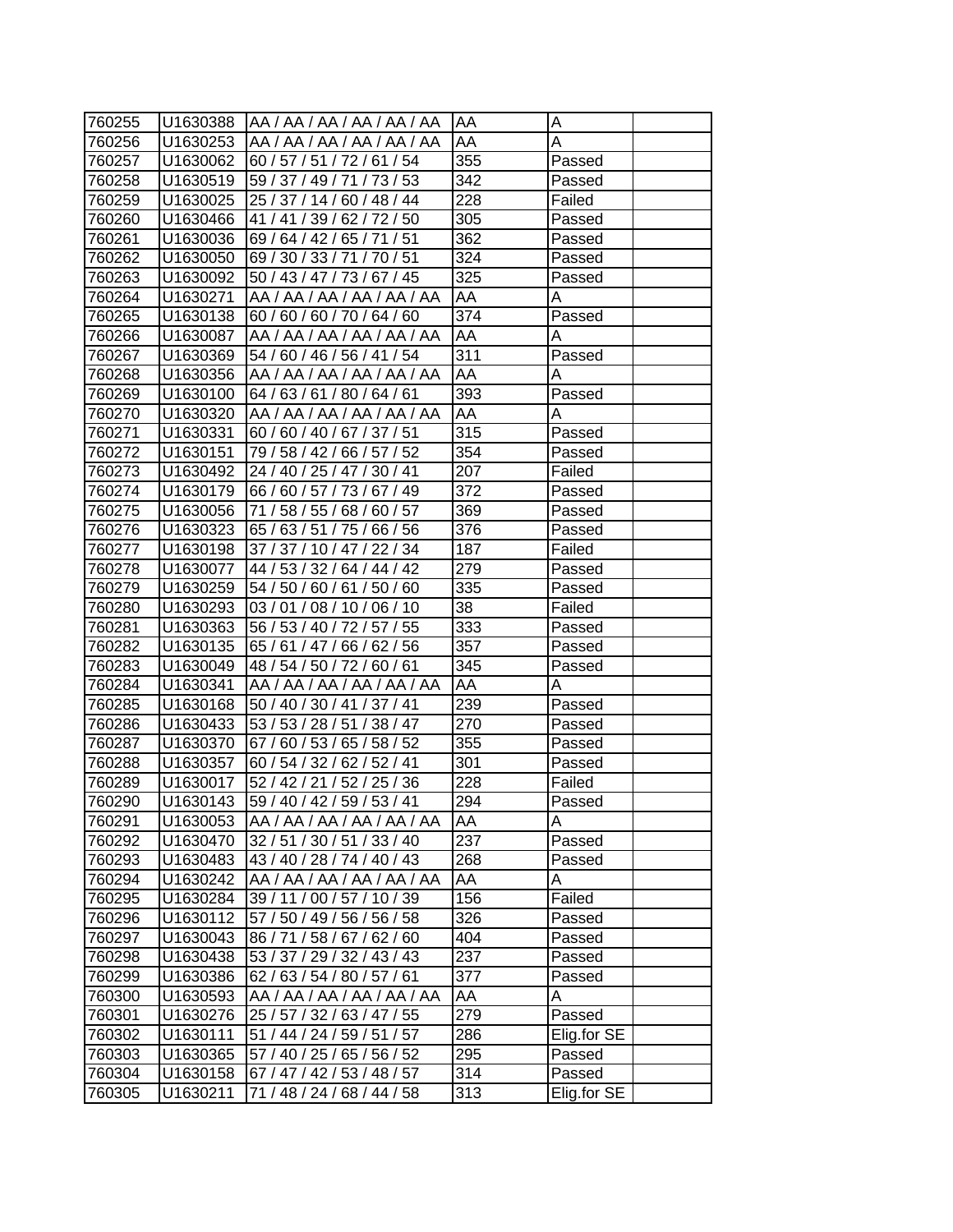| | | | | | |
|---|---|---|---|---|---|
| 760255 | U1630388 | AA / AA / AA / AA / AA / AA | AA | A | |
| 760256 | U1630253 | AA / AA / AA / AA / AA / AA | AA | A | |
| 760257 | U1630062 | 60 / 57 / 51 / 72 / 61 / 54 | 355 | Passed | |
| 760258 | U1630519 | 59 / 37 / 49 / 71 / 73 / 53 | 342 | Passed | |
| 760259 | U1630025 | 25 / 37 / 14 / 60 / 48 / 44 | 228 | Failed | |
| 760260 | U1630466 | 41 / 41 / 39 / 62 / 72 / 50 | 305 | Passed | |
| 760261 | U1630036 | 69 / 64 / 42 / 65 / 71 / 51 | 362 | Passed | |
| 760262 | U1630050 | 69 / 30 / 33 / 71 / 70 / 51 | 324 | Passed | |
| 760263 | U1630092 | 50 / 43 / 47 / 73 / 67 / 45 | 325 | Passed | |
| 760264 | U1630271 | AA / AA / AA / AA / AA / AA | AA | A | |
| 760265 | U1630138 | 60 / 60 / 60 / 70 / 64 / 60 | 374 | Passed | |
| 760266 | U1630087 | AA / AA / AA / AA / AA / AA | AA | A | |
| 760267 | U1630369 | 54 / 60 / 46 / 56 / 41 / 54 | 311 | Passed | |
| 760268 | U1630356 | AA / AA / AA / AA / AA / AA | AA | A | |
| 760269 | U1630100 | 64 / 63 / 61 / 80 / 64 / 61 | 393 | Passed | |
| 760270 | U1630320 | AA / AA / AA / AA / AA / AA | AA | A | |
| 760271 | U1630331 | 60 / 60 / 40 / 67 / 37 / 51 | 315 | Passed | |
| 760272 | U1630151 | 79 / 58 / 42 / 66 / 57 / 52 | 354 | Passed | |
| 760273 | U1630492 | 24 / 40 / 25 / 47 / 30 / 41 | 207 | Failed | |
| 760274 | U1630179 | 66 / 60 / 57 / 73 / 67 / 49 | 372 | Passed | |
| 760275 | U1630056 | 71 / 58 / 55 / 68 / 60 / 57 | 369 | Passed | |
| 760276 | U1630323 | 65 / 63 / 51 / 75 / 66 / 56 | 376 | Passed | |
| 760277 | U1630198 | 37 / 37 / 10 / 47 / 22 / 34 | 187 | Failed | |
| 760278 | U1630077 | 44 / 53 / 32 / 64 / 44 / 42 | 279 | Passed | |
| 760279 | U1630259 | 54 / 50 / 60 / 61 / 50 / 60 | 335 | Passed | |
| 760280 | U1630293 | 03 / 01 / 08 / 10 / 06 / 10 | 38 | Failed | |
| 760281 | U1630363 | 56 / 53 / 40 / 72 / 57 / 55 | 333 | Passed | |
| 760282 | U1630135 | 65 / 61 / 47 / 66 / 62 / 56 | 357 | Passed | |
| 760283 | U1630049 | 48 / 54 / 50 / 72 / 60 / 61 | 345 | Passed | |
| 760284 | U1630341 | AA / AA / AA / AA / AA / AA | AA | A | |
| 760285 | U1630168 | 50 / 40 / 30 / 41 / 37 / 41 | 239 | Passed | |
| 760286 | U1630433 | 53 / 53 / 28 / 51 / 38 / 47 | 270 | Passed | |
| 760287 | U1630370 | 67 / 60 / 53 / 65 / 58 / 52 | 355 | Passed | |
| 760288 | U1630357 | 60 / 54 / 32 / 62 / 52 / 41 | 301 | Passed | |
| 760289 | U1630017 | 52 / 42 / 21 / 52 / 25 / 36 | 228 | Failed | |
| 760290 | U1630143 | 59 / 40 / 42 / 59 / 53 / 41 | 294 | Passed | |
| 760291 | U1630053 | AA / AA / AA / AA / AA / AA | AA | A | |
| 760292 | U1630470 | 32 / 51 / 30 / 51 / 33 / 40 | 237 | Passed | |
| 760293 | U1630483 | 43 / 40 / 28 / 74 / 40 / 43 | 268 | Passed | |
| 760294 | U1630242 | AA / AA / AA / AA / AA / AA | AA | A | |
| 760295 | U1630284 | 39 / 11 / 00 / 57 / 10 / 39 | 156 | Failed | |
| 760296 | U1630112 | 57 / 50 / 49 / 56 / 56 / 58 | 326 | Passed | |
| 760297 | U1630043 | 86 / 71 / 58 / 67 / 62 / 60 | 404 | Passed | |
| 760298 | U1630438 | 53 / 37 / 29 / 32 / 43 / 43 | 237 | Passed | |
| 760299 | U1630386 | 62 / 63 / 54 / 80 / 57 / 61 | 377 | Passed | |
| 760300 | U1630593 | AA / AA / AA / AA / AA / AA | AA | A | |
| 760301 | U1630276 | 25 / 57 / 32 / 63 / 47 / 55 | 279 | Passed | |
| 760302 | U1630111 | 51 / 44 / 24 / 59 / 51 / 57 | 286 | Elig.for SE | |
| 760303 | U1630365 | 57 / 40 / 25 / 65 / 56 / 52 | 295 | Passed | |
| 760304 | U1630158 | 67 / 47 / 42 / 53 / 48 / 57 | 314 | Passed | |
| 760305 | U1630211 | 71 / 48 / 24 / 68 / 44 / 58 | 313 | Elig.for SE | |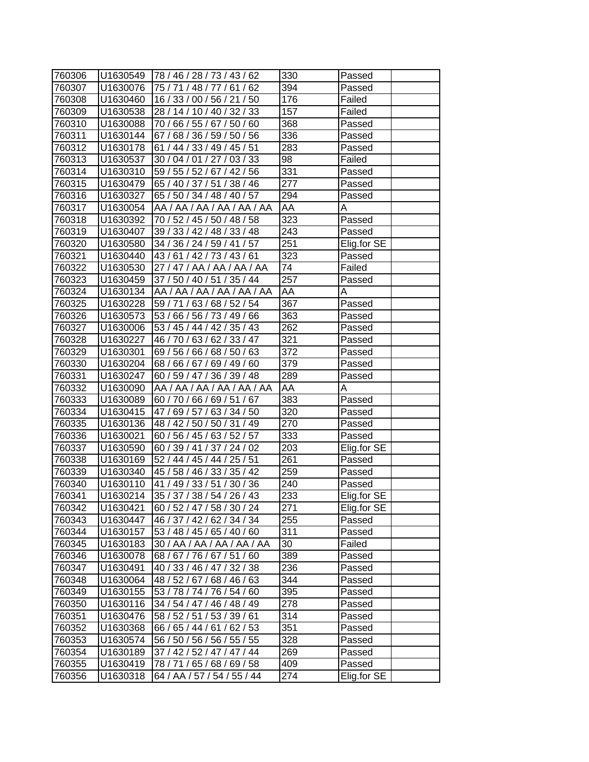| | | | | | |
|---|---|---|---|---|---|
| 760306 | U1630549 | 78 / 46 / 28 / 73 / 43 / 62 | 330 | Passed | |
| 760307 | U1630076 | 75 / 71 / 48 / 77 / 61 / 62 | 394 | Passed | |
| 760308 | U1630460 | 16 / 33 / 00 / 56 / 21 / 50 | 176 | Failed | |
| 760309 | U1630538 | 28 / 14 / 10 / 40 / 32 / 33 | 157 | Failed | |
| 760310 | U1630088 | 70 / 66 / 55 / 67 / 50 / 60 | 368 | Passed | |
| 760311 | U1630144 | 67 / 68 / 36 / 59 / 50 / 56 | 336 | Passed | |
| 760312 | U1630178 | 61 / 44 / 33 / 49 / 45 / 51 | 283 | Passed | |
| 760313 | U1630537 | 30 / 04 / 01 / 27 / 03 / 33 | 98 | Failed | |
| 760314 | U1630310 | 59 / 55 / 52 / 67 / 42 / 56 | 331 | Passed | |
| 760315 | U1630479 | 65 / 40 / 37 / 51 / 38 / 46 | 277 | Passed | |
| 760316 | U1630327 | 65 / 50 / 34 / 48 / 40 / 57 | 294 | Passed | |
| 760317 | U1630054 | AA / AA / AA / AA / AA / AA | AA | A | |
| 760318 | U1630392 | 70 / 52 / 45 / 50 / 48 / 58 | 323 | Passed | |
| 760319 | U1630407 | 39 / 33 / 42 / 48 / 33 / 48 | 243 | Passed | |
| 760320 | U1630580 | 34 / 36 / 24 / 59 / 41 / 57 | 251 | Elig.for SE | |
| 760321 | U1630440 | 43 / 61 / 42 / 73 / 43 / 61 | 323 | Passed | |
| 760322 | U1630530 | 27 / 47 / AA / AA / AA / AA | 74 | Failed | |
| 760323 | U1630459 | 37 / 50 / 40 / 51 / 35 / 44 | 257 | Passed | |
| 760324 | U1630134 | AA / AA / AA / AA / AA / AA | AA | A | |
| 760325 | U1630228 | 59 / 71 / 63 / 68 / 52 / 54 | 367 | Passed | |
| 760326 | U1630573 | 53 / 66 / 56 / 73 / 49 / 66 | 363 | Passed | |
| 760327 | U1630006 | 53 / 45 / 44 / 42 / 35 / 43 | 262 | Passed | |
| 760328 | U1630227 | 46 / 70 / 63 / 62 / 33 / 47 | 321 | Passed | |
| 760329 | U1630301 | 69 / 56 / 66 / 68 / 50 / 63 | 372 | Passed | |
| 760330 | U1630204 | 68 / 66 / 67 / 69 / 49 / 60 | 379 | Passed | |
| 760331 | U1630247 | 60 / 59 / 47 / 36 / 39 / 48 | 289 | Passed | |
| 760332 | U1630090 | AA / AA / AA / AA / AA / AA | AA | A | |
| 760333 | U1630089 | 60 / 70 / 66 / 69 / 51 / 67 | 383 | Passed | |
| 760334 | U1630415 | 47 / 69 / 57 / 63 / 34 / 50 | 320 | Passed | |
| 760335 | U1630136 | 48 / 42 / 50 / 50 / 31 / 49 | 270 | Passed | |
| 760336 | U1630021 | 60 / 56 / 45 / 63 / 52 / 57 | 333 | Passed | |
| 760337 | U1630590 | 60 / 39 / 41 / 37 / 24 / 02 | 203 | Elig.for SE | |
| 760338 | U1630169 | 52 / 44 / 45 / 44 / 25 / 51 | 261 | Passed | |
| 760339 | U1630340 | 45 / 58 / 46 / 33 / 35 / 42 | 259 | Passed | |
| 760340 | U1630110 | 41 / 49 / 33 / 51 / 30 / 36 | 240 | Passed | |
| 760341 | U1630214 | 35 / 37 / 38 / 54 / 26 / 43 | 233 | Elig.for SE | |
| 760342 | U1630421 | 60 / 52 / 47 / 58 / 30 / 24 | 271 | Elig.for SE | |
| 760343 | U1630447 | 46 / 37 / 42 / 62 / 34 / 34 | 255 | Passed | |
| 760344 | U1630157 | 53 / 48 / 45 / 65 / 40 / 60 | 311 | Passed | |
| 760345 | U1630183 | 30 / AA / AA / AA / AA / AA | 30 | Failed | |
| 760346 | U1630078 | 68 / 67 / 76 / 67 / 51 / 60 | 389 | Passed | |
| 760347 | U1630491 | 40 / 33 / 46 / 47 / 32 / 38 | 236 | Passed | |
| 760348 | U1630064 | 48 / 52 / 67 / 68 / 46 / 63 | 344 | Passed | |
| 760349 | U1630155 | 53 / 78 / 74 / 76 / 54 / 60 | 395 | Passed | |
| 760350 | U1630116 | 34 / 54 / 47 / 46 / 48 / 49 | 278 | Passed | |
| 760351 | U1630476 | 58 / 52 / 51 / 53 / 39 / 61 | 314 | Passed | |
| 760352 | U1630368 | 66 / 65 / 44 / 61 / 62 / 53 | 351 | Passed | |
| 760353 | U1630574 | 56 / 50 / 56 / 56 / 55 / 55 | 328 | Passed | |
| 760354 | U1630189 | 37 / 42 / 52 / 47 / 47 / 44 | 269 | Passed | |
| 760355 | U1630419 | 78 / 71 / 65 / 68 / 69 / 58 | 409 | Passed | |
| 760356 | U1630318 | 64 / AA / 57 / 54 / 55 / 44 | 274 | Elig.for SE | |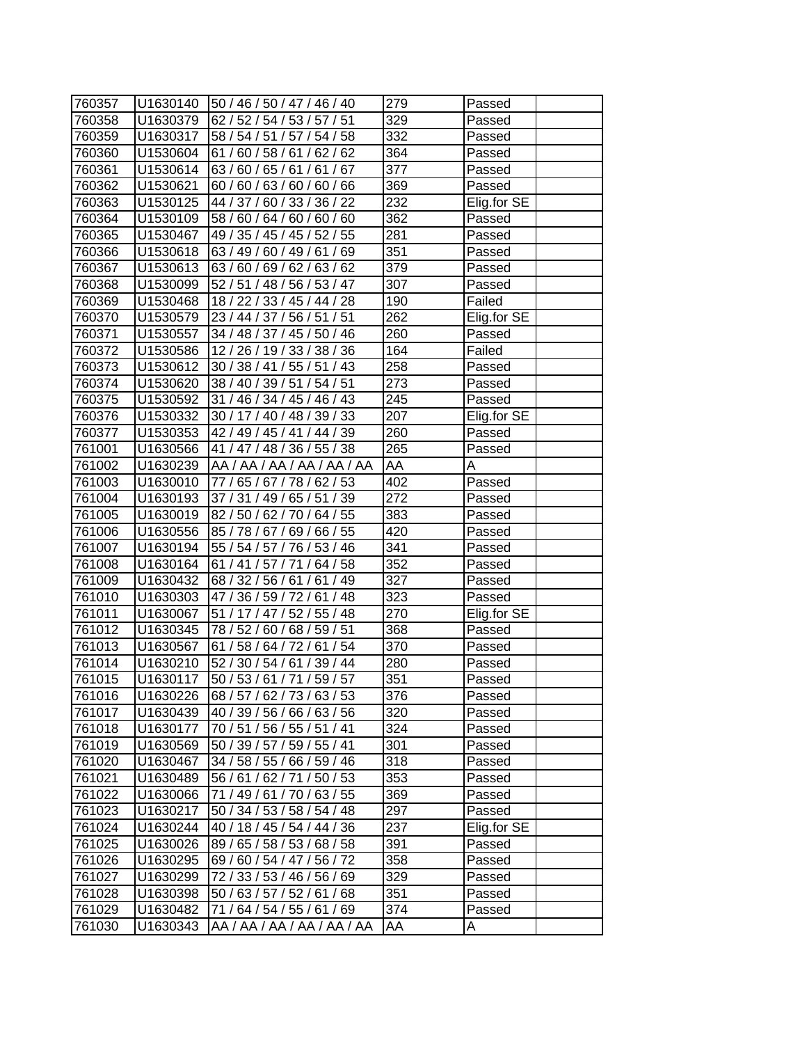| | | | | | |
|---|---|---|---|---|---|
| 760357 | U1630140 | 50 / 46 / 50 / 47 / 46 / 40 | 279 | Passed | |
| 760358 | U1630379 | 62 / 52 / 54 / 53 / 57 / 51 | 329 | Passed | |
| 760359 | U1630317 | 58 / 54 / 51 / 57 / 54 / 58 | 332 | Passed | |
| 760360 | U1530604 | 61 / 60 / 58 / 61 / 62 / 62 | 364 | Passed | |
| 760361 | U1530614 | 63 / 60 / 65 / 61 / 61 / 67 | 377 | Passed | |
| 760362 | U1530621 | 60 / 60 / 63 / 60 / 60 / 66 | 369 | Passed | |
| 760363 | U1530125 | 44 / 37 / 60 / 33 / 36 / 22 | 232 | Elig.for SE | |
| 760364 | U1530109 | 58 / 60 / 64 / 60 / 60 / 60 | 362 | Passed | |
| 760365 | U1530467 | 49 / 35 / 45 / 45 / 52 / 55 | 281 | Passed | |
| 760366 | U1530618 | 63 / 49 / 60 / 49 / 61 / 69 | 351 | Passed | |
| 760367 | U1530613 | 63 / 60 / 69 / 62 / 63 / 62 | 379 | Passed | |
| 760368 | U1530099 | 52 / 51 / 48 / 56 / 53 / 47 | 307 | Passed | |
| 760369 | U1530468 | 18 / 22 / 33 / 45 / 44 / 28 | 190 | Failed | |
| 760370 | U1530579 | 23 / 44 / 37 / 56 / 51 / 51 | 262 | Elig.for SE | |
| 760371 | U1530557 | 34 / 48 / 37 / 45 / 50 / 46 | 260 | Passed | |
| 760372 | U1530586 | 12 / 26 / 19 / 33 / 38 / 36 | 164 | Failed | |
| 760373 | U1530612 | 30 / 38 / 41 / 55 / 51 / 43 | 258 | Passed | |
| 760374 | U1530620 | 38 / 40 / 39 / 51 / 54 / 51 | 273 | Passed | |
| 760375 | U1530592 | 31 / 46 / 34 / 45 / 46 / 43 | 245 | Passed | |
| 760376 | U1530332 | 30 / 17 / 40 / 48 / 39 / 33 | 207 | Elig.for SE | |
| 760377 | U1530353 | 42 / 49 / 45 / 41 / 44 / 39 | 260 | Passed | |
| 761001 | U1630566 | 41 / 47 / 48 / 36 / 55 / 38 | 265 | Passed | |
| 761002 | U1630239 | AA / AA / AA / AA / AA / AA | AA | A | |
| 761003 | U1630010 | 77 / 65 / 67 / 78 / 62 / 53 | 402 | Passed | |
| 761004 | U1630193 | 37 / 31 / 49 / 65 / 51 / 39 | 272 | Passed | |
| 761005 | U1630019 | 82 / 50 / 62 / 70 / 64 / 55 | 383 | Passed | |
| 761006 | U1630556 | 85 / 78 / 67 / 69 / 66 / 55 | 420 | Passed | |
| 761007 | U1630194 | 55 / 54 / 57 / 76 / 53 / 46 | 341 | Passed | |
| 761008 | U1630164 | 61 / 41 / 57 / 71 / 64 / 58 | 352 | Passed | |
| 761009 | U1630432 | 68 / 32 / 56 / 61 / 61 / 49 | 327 | Passed | |
| 761010 | U1630303 | 47 / 36 / 59 / 72 / 61 / 48 | 323 | Passed | |
| 761011 | U1630067 | 51 / 17 / 47 / 52 / 55 / 48 | 270 | Elig.for SE | |
| 761012 | U1630345 | 78 / 52 / 60 / 68 / 59 / 51 | 368 | Passed | |
| 761013 | U1630567 | 61 / 58 / 64 / 72 / 61 / 54 | 370 | Passed | |
| 761014 | U1630210 | 52 / 30 / 54 / 61 / 39 / 44 | 280 | Passed | |
| 761015 | U1630117 | 50 / 53 / 61 / 71 / 59 / 57 | 351 | Passed | |
| 761016 | U1630226 | 68 / 57 / 62 / 73 / 63 / 53 | 376 | Passed | |
| 761017 | U1630439 | 40 / 39 / 56 / 66 / 63 / 56 | 320 | Passed | |
| 761018 | U1630177 | 70 / 51 / 56 / 55 / 51 / 41 | 324 | Passed | |
| 761019 | U1630569 | 50 / 39 / 57 / 59 / 55 / 41 | 301 | Passed | |
| 761020 | U1630467 | 34 / 58 / 55 / 66 / 59 / 46 | 318 | Passed | |
| 761021 | U1630489 | 56 / 61 / 62 / 71 / 50 / 53 | 353 | Passed | |
| 761022 | U1630066 | 71 / 49 / 61 / 70 / 63 / 55 | 369 | Passed | |
| 761023 | U1630217 | 50 / 34 / 53 / 58 / 54 / 48 | 297 | Passed | |
| 761024 | U1630244 | 40 / 18 / 45 / 54 / 44 / 36 | 237 | Elig.for SE | |
| 761025 | U1630026 | 89 / 65 / 58 / 53 / 68 / 58 | 391 | Passed | |
| 761026 | U1630295 | 69 / 60 / 54 / 47 / 56 / 72 | 358 | Passed | |
| 761027 | U1630299 | 72 / 33 / 53 / 46 / 56 / 69 | 329 | Passed | |
| 761028 | U1630398 | 50 / 63 / 57 / 52 / 61 / 68 | 351 | Passed | |
| 761029 | U1630482 | 71 / 64 / 54 / 55 / 61 / 69 | 374 | Passed | |
| 761030 | U1630343 | AA / AA / AA / AA / AA / AA | AA | A | |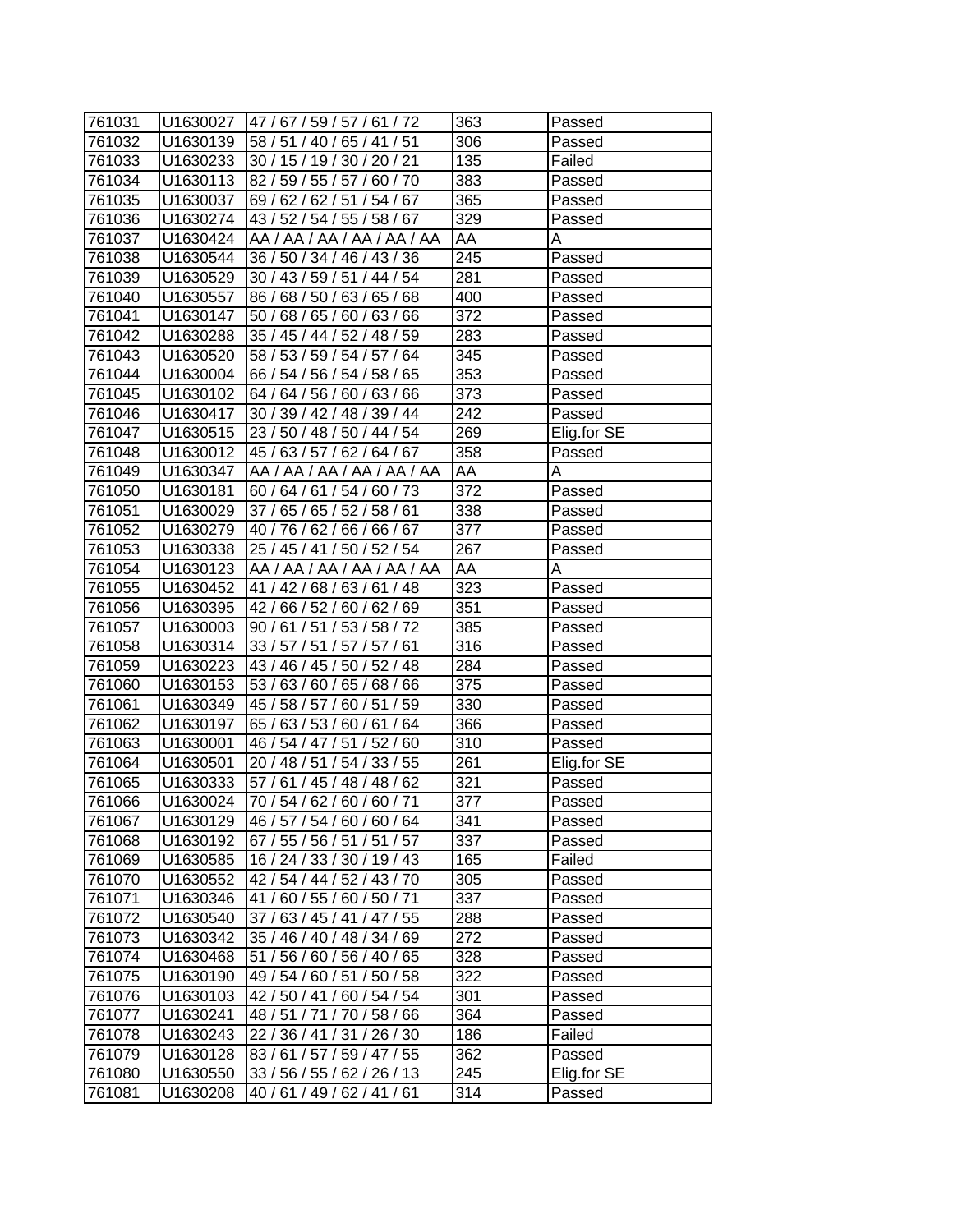| | | | | | |
|---|---|---|---|---|---|
| 761031 | U1630027 | 47 / 67 / 59 / 57 / 61 / 72 | 363 | Passed | |
| 761032 | U1630139 | 58 / 51 / 40 / 65 / 41 / 51 | 306 | Passed | |
| 761033 | U1630233 | 30 / 15 / 19 / 30 / 20 / 21 | 135 | Failed | |
| 761034 | U1630113 | 82 / 59 / 55 / 57 / 60 / 70 | 383 | Passed | |
| 761035 | U1630037 | 69 / 62 / 62 / 51 / 54 / 67 | 365 | Passed | |
| 761036 | U1630274 | 43 / 52 / 54 / 55 / 58 / 67 | 329 | Passed | |
| 761037 | U1630424 | AA / AA / AA / AA / AA / AA | AA | A | |
| 761038 | U1630544 | 36 / 50 / 34 / 46 / 43 / 36 | 245 | Passed | |
| 761039 | U1630529 | 30 / 43 / 59 / 51 / 44 / 54 | 281 | Passed | |
| 761040 | U1630557 | 86 / 68 / 50 / 63 / 65 / 68 | 400 | Passed | |
| 761041 | U1630147 | 50 / 68 / 65 / 60 / 63 / 66 | 372 | Passed | |
| 761042 | U1630288 | 35 / 45 / 44 / 52 / 48 / 59 | 283 | Passed | |
| 761043 | U1630520 | 58 / 53 / 59 / 54 / 57 / 64 | 345 | Passed | |
| 761044 | U1630004 | 66 / 54 / 56 / 54 / 58 / 65 | 353 | Passed | |
| 761045 | U1630102 | 64 / 64 / 56 / 60 / 63 / 66 | 373 | Passed | |
| 761046 | U1630417 | 30 / 39 / 42 / 48 / 39 / 44 | 242 | Passed | |
| 761047 | U1630515 | 23 / 50 / 48 / 50 / 44 / 54 | 269 | Elig.for SE | |
| 761048 | U1630012 | 45 / 63 / 57 / 62 / 64 / 67 | 358 | Passed | |
| 761049 | U1630347 | AA / AA / AA / AA / AA / AA | AA | A | |
| 761050 | U1630181 | 60 / 64 / 61 / 54 / 60 / 73 | 372 | Passed | |
| 761051 | U1630029 | 37 / 65 / 65 / 52 / 58 / 61 | 338 | Passed | |
| 761052 | U1630279 | 40 / 76 / 62 / 66 / 66 / 67 | 377 | Passed | |
| 761053 | U1630338 | 25 / 45 / 41 / 50 / 52 / 54 | 267 | Passed | |
| 761054 | U1630123 | AA / AA / AA / AA / AA / AA | AA | A | |
| 761055 | U1630452 | 41 / 42 / 68 / 63 / 61 / 48 | 323 | Passed | |
| 761056 | U1630395 | 42 / 66 / 52 / 60 / 62 / 69 | 351 | Passed | |
| 761057 | U1630003 | 90 / 61 / 51 / 53 / 58 / 72 | 385 | Passed | |
| 761058 | U1630314 | 33 / 57 / 51 / 57 / 57 / 61 | 316 | Passed | |
| 761059 | U1630223 | 43 / 46 / 45 / 50 / 52 / 48 | 284 | Passed | |
| 761060 | U1630153 | 53 / 63 / 60 / 65 / 68 / 66 | 375 | Passed | |
| 761061 | U1630349 | 45 / 58 / 57 / 60 / 51 / 59 | 330 | Passed | |
| 761062 | U1630197 | 65 / 63 / 53 / 60 / 61 / 64 | 366 | Passed | |
| 761063 | U1630001 | 46 / 54 / 47 / 51 / 52 / 60 | 310 | Passed | |
| 761064 | U1630501 | 20 / 48 / 51 / 54 / 33 / 55 | 261 | Elig.for SE | |
| 761065 | U1630333 | 57 / 61 / 45 / 48 / 48 / 62 | 321 | Passed | |
| 761066 | U1630024 | 70 / 54 / 62 / 60 / 60 / 71 | 377 | Passed | |
| 761067 | U1630129 | 46 / 57 / 54 / 60 / 60 / 64 | 341 | Passed | |
| 761068 | U1630192 | 67 / 55 / 56 / 51 / 51 / 57 | 337 | Passed | |
| 761069 | U1630585 | 16 / 24 / 33 / 30 / 19 / 43 | 165 | Failed | |
| 761070 | U1630552 | 42 / 54 / 44 / 52 / 43 / 70 | 305 | Passed | |
| 761071 | U1630346 | 41 / 60 / 55 / 60 / 50 / 71 | 337 | Passed | |
| 761072 | U1630540 | 37 / 63 / 45 / 41 / 47 / 55 | 288 | Passed | |
| 761073 | U1630342 | 35 / 46 / 40 / 48 / 34 / 69 | 272 | Passed | |
| 761074 | U1630468 | 51 / 56 / 60 / 56 / 40 / 65 | 328 | Passed | |
| 761075 | U1630190 | 49 / 54 / 60 / 51 / 50 / 58 | 322 | Passed | |
| 761076 | U1630103 | 42 / 50 / 41 / 60 / 54 / 54 | 301 | Passed | |
| 761077 | U1630241 | 48 / 51 / 71 / 70 / 58 / 66 | 364 | Passed | |
| 761078 | U1630243 | 22 / 36 / 41 / 31 / 26 / 30 | 186 | Failed | |
| 761079 | U1630128 | 83 / 61 / 57 / 59 / 47 / 55 | 362 | Passed | |
| 761080 | U1630550 | 33 / 56 / 55 / 62 / 26 / 13 | 245 | Elig.for SE | |
| 761081 | U1630208 | 40 / 61 / 49 / 62 / 41 / 61 | 314 | Passed | |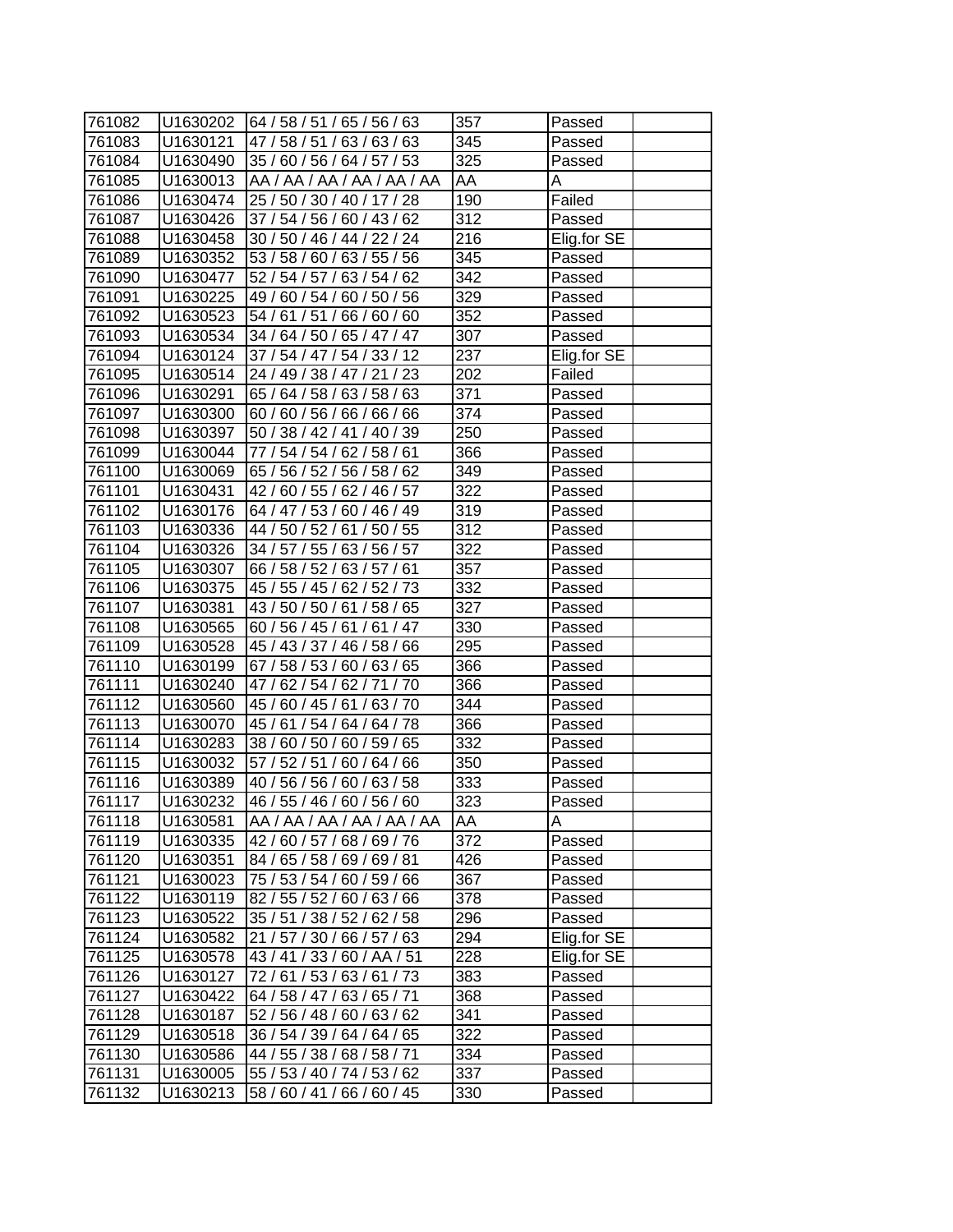| | | | | | |
|---|---|---|---|---|---|
| 761082 | U1630202 | 64 / 58 / 51 / 65 / 56 / 63 | 357 | Passed | |
| 761083 | U1630121 | 47 / 58 / 51 / 63 / 63 / 63 | 345 | Passed | |
| 761084 | U1630490 | 35 / 60 / 56 / 64 / 57 / 53 | 325 | Passed | |
| 761085 | U1630013 | AA / AA / AA / AA / AA / AA | AA | A | |
| 761086 | U1630474 | 25 / 50 / 30 / 40 / 17 / 28 | 190 | Failed | |
| 761087 | U1630426 | 37 / 54 / 56 / 60 / 43 / 62 | 312 | Passed | |
| 761088 | U1630458 | 30 / 50 / 46 / 44 / 22 / 24 | 216 | Elig.for SE | |
| 761089 | U1630352 | 53 / 58 / 60 / 63 / 55 / 56 | 345 | Passed | |
| 761090 | U1630477 | 52 / 54 / 57 / 63 / 54 / 62 | 342 | Passed | |
| 761091 | U1630225 | 49 / 60 / 54 / 60 / 50 / 56 | 329 | Passed | |
| 761092 | U1630523 | 54 / 61 / 51 / 66 / 60 / 60 | 352 | Passed | |
| 761093 | U1630534 | 34 / 64 / 50 / 65 / 47 / 47 | 307 | Passed | |
| 761094 | U1630124 | 37 / 54 / 47 / 54 / 33 / 12 | 237 | Elig.for SE | |
| 761095 | U1630514 | 24 / 49 / 38 / 47 / 21 / 23 | 202 | Failed | |
| 761096 | U1630291 | 65 / 64 / 58 / 63 / 58 / 63 | 371 | Passed | |
| 761097 | U1630300 | 60 / 60 / 56 / 66 / 66 / 66 | 374 | Passed | |
| 761098 | U1630397 | 50 / 38 / 42 / 41 / 40 / 39 | 250 | Passed | |
| 761099 | U1630044 | 77 / 54 / 54 / 62 / 58 / 61 | 366 | Passed | |
| 761100 | U1630069 | 65 / 56 / 52 / 56 / 58 / 62 | 349 | Passed | |
| 761101 | U1630431 | 42 / 60 / 55 / 62 / 46 / 57 | 322 | Passed | |
| 761102 | U1630176 | 64 / 47 / 53 / 60 / 46 / 49 | 319 | Passed | |
| 761103 | U1630336 | 44 / 50 / 52 / 61 / 50 / 55 | 312 | Passed | |
| 761104 | U1630326 | 34 / 57 / 55 / 63 / 56 / 57 | 322 | Passed | |
| 761105 | U1630307 | 66 / 58 / 52 / 63 / 57 / 61 | 357 | Passed | |
| 761106 | U1630375 | 45 / 55 / 45 / 62 / 52 / 73 | 332 | Passed | |
| 761107 | U1630381 | 43 / 50 / 50 / 61 / 58 / 65 | 327 | Passed | |
| 761108 | U1630565 | 60 / 56 / 45 / 61 / 61 / 47 | 330 | Passed | |
| 761109 | U1630528 | 45 / 43 / 37 / 46 / 58 / 66 | 295 | Passed | |
| 761110 | U1630199 | 67 / 58 / 53 / 60 / 63 / 65 | 366 | Passed | |
| 761111 | U1630240 | 47 / 62 / 54 / 62 / 71 / 70 | 366 | Passed | |
| 761112 | U1630560 | 45 / 60 / 45 / 61 / 63 / 70 | 344 | Passed | |
| 761113 | U1630070 | 45 / 61 / 54 / 64 / 64 / 78 | 366 | Passed | |
| 761114 | U1630283 | 38 / 60 / 50 / 60 / 59 / 65 | 332 | Passed | |
| 761115 | U1630032 | 57 / 52 / 51 / 60 / 64 / 66 | 350 | Passed | |
| 761116 | U1630389 | 40 / 56 / 56 / 60 / 63 / 58 | 333 | Passed | |
| 761117 | U1630232 | 46 / 55 / 46 / 60 / 56 / 60 | 323 | Passed | |
| 761118 | U1630581 | AA / AA / AA / AA / AA / AA | AA | A | |
| 761119 | U1630335 | 42 / 60 / 57 / 68 / 69 / 76 | 372 | Passed | |
| 761120 | U1630351 | 84 / 65 / 58 / 69 / 69 / 81 | 426 | Passed | |
| 761121 | U1630023 | 75 / 53 / 54 / 60 / 59 / 66 | 367 | Passed | |
| 761122 | U1630119 | 82 / 55 / 52 / 60 / 63 / 66 | 378 | Passed | |
| 761123 | U1630522 | 35 / 51 / 38 / 52 / 62 / 58 | 296 | Passed | |
| 761124 | U1630582 | 21 / 57 / 30 / 66 / 57 / 63 | 294 | Elig.for SE | |
| 761125 | U1630578 | 43 / 41 / 33 / 60 / AA / 51 | 228 | Elig.for SE | |
| 761126 | U1630127 | 72 / 61 / 53 / 63 / 61 / 73 | 383 | Passed | |
| 761127 | U1630422 | 64 / 58 / 47 / 63 / 65 / 71 | 368 | Passed | |
| 761128 | U1630187 | 52 / 56 / 48 / 60 / 63 / 62 | 341 | Passed | |
| 761129 | U1630518 | 36 / 54 / 39 / 64 / 64 / 65 | 322 | Passed | |
| 761130 | U1630586 | 44 / 55 / 38 / 68 / 58 / 71 | 334 | Passed | |
| 761131 | U1630005 | 55 / 53 / 40 / 74 / 53 / 62 | 337 | Passed | |
| 761132 | U1630213 | 58 / 60 / 41 / 66 / 60 / 45 | 330 | Passed | |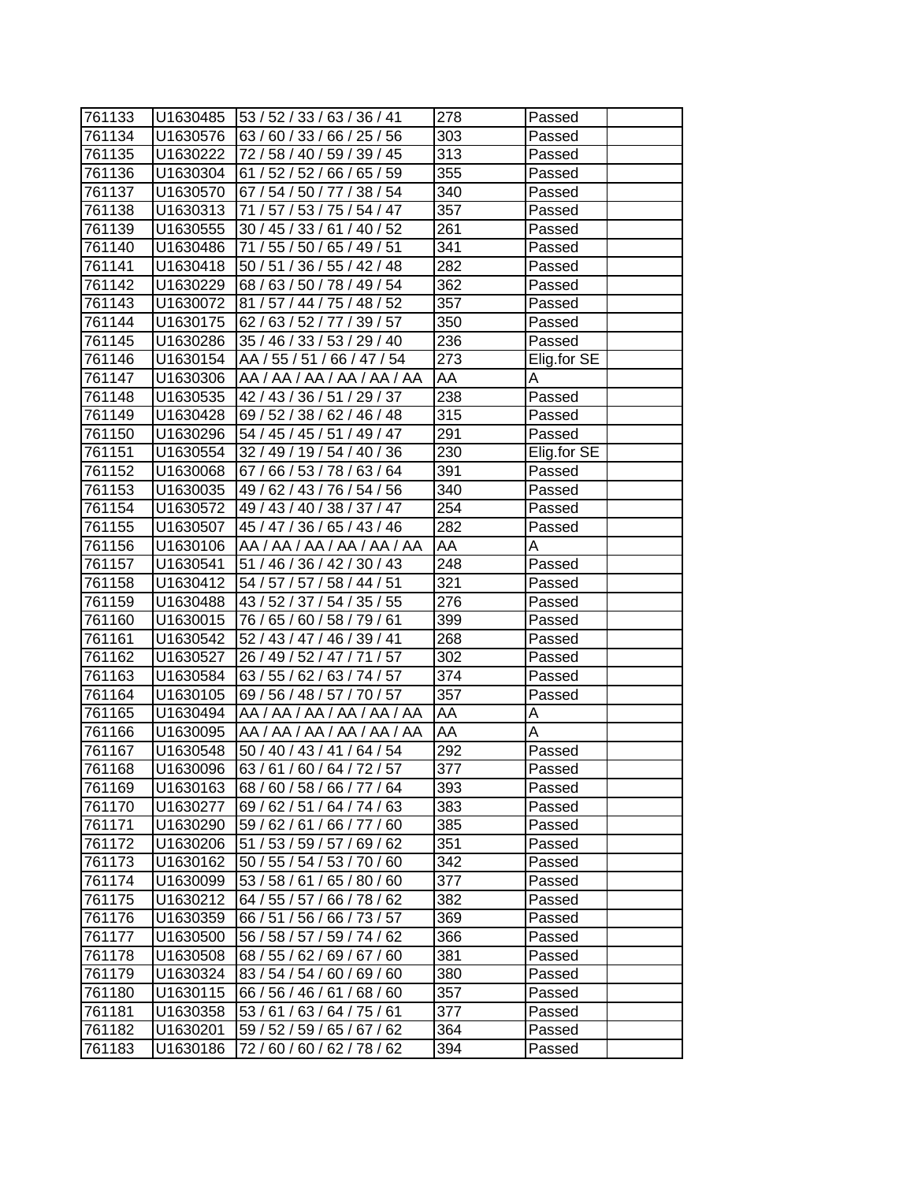| | | | | | |
|---|---|---|---|---|---|
| 761133 | U1630485 | 53 / 52 / 33 / 63 / 36 / 41 | 278 | Passed | |
| 761134 | U1630576 | 63 / 60 / 33 / 66 / 25 / 56 | 303 | Passed | |
| 761135 | U1630222 | 72 / 58 / 40 / 59 / 39 / 45 | 313 | Passed | |
| 761136 | U1630304 | 61 / 52 / 52 / 66 / 65 / 59 | 355 | Passed | |
| 761137 | U1630570 | 67 / 54 / 50 / 77 / 38 / 54 | 340 | Passed | |
| 761138 | U1630313 | 71 / 57 / 53 / 75 / 54 / 47 | 357 | Passed | |
| 761139 | U1630555 | 30 / 45 / 33 / 61 / 40 / 52 | 261 | Passed | |
| 761140 | U1630486 | 71 / 55 / 50 / 65 / 49 / 51 | 341 | Passed | |
| 761141 | U1630418 | 50 / 51 / 36 / 55 / 42 / 48 | 282 | Passed | |
| 761142 | U1630229 | 68 / 63 / 50 / 78 / 49 / 54 | 362 | Passed | |
| 761143 | U1630072 | 81 / 57 / 44 / 75 / 48 / 52 | 357 | Passed | |
| 761144 | U1630175 | 62 / 63 / 52 / 77 / 39 / 57 | 350 | Passed | |
| 761145 | U1630286 | 35 / 46 / 33 / 53 / 29 / 40 | 236 | Passed | |
| 761146 | U1630154 | AA / 55 / 51 / 66 / 47 / 54 | 273 | Elig.for SE | |
| 761147 | U1630306 | AA / AA / AA / AA / AA / AA | AA | A | |
| 761148 | U1630535 | 42 / 43 / 36 / 51 / 29 / 37 | 238 | Passed | |
| 761149 | U1630428 | 69 / 52 / 38 / 62 / 46 / 48 | 315 | Passed | |
| 761150 | U1630296 | 54 / 45 / 45 / 51 / 49 / 47 | 291 | Passed | |
| 761151 | U1630554 | 32 / 49 / 19 / 54 / 40 / 36 | 230 | Elig.for SE | |
| 761152 | U1630068 | 67 / 66 / 53 / 78 / 63 / 64 | 391 | Passed | |
| 761153 | U1630035 | 49 / 62 / 43 / 76 / 54 / 56 | 340 | Passed | |
| 761154 | U1630572 | 49 / 43 / 40 / 38 / 37 / 47 | 254 | Passed | |
| 761155 | U1630507 | 45 / 47 / 36 / 65 / 43 / 46 | 282 | Passed | |
| 761156 | U1630106 | AA / AA / AA / AA / AA / AA | AA | A | |
| 761157 | U1630541 | 51 / 46 / 36 / 42 / 30 / 43 | 248 | Passed | |
| 761158 | U1630412 | 54 / 57 / 57 / 58 / 44 / 51 | 321 | Passed | |
| 761159 | U1630488 | 43 / 52 / 37 / 54 / 35 / 55 | 276 | Passed | |
| 761160 | U1630015 | 76 / 65 / 60 / 58 / 79 / 61 | 399 | Passed | |
| 761161 | U1630542 | 52 / 43 / 47 / 46 / 39 / 41 | 268 | Passed | |
| 761162 | U1630527 | 26 / 49 / 52 / 47 / 71 / 57 | 302 | Passed | |
| 761163 | U1630584 | 63 / 55 / 62 / 63 / 74 / 57 | 374 | Passed | |
| 761164 | U1630105 | 69 / 56 / 48 / 57 / 70 / 57 | 357 | Passed | |
| 761165 | U1630494 | AA / AA / AA / AA / AA / AA | AA | A | |
| 761166 | U1630095 | AA / AA / AA / AA / AA / AA | AA | A | |
| 761167 | U1630548 | 50 / 40 / 43 / 41 / 64 / 54 | 292 | Passed | |
| 761168 | U1630096 | 63 / 61 / 60 / 64 / 72 / 57 | 377 | Passed | |
| 761169 | U1630163 | 68 / 60 / 58 / 66 / 77 / 64 | 393 | Passed | |
| 761170 | U1630277 | 69 / 62 / 51 / 64 / 74 / 63 | 383 | Passed | |
| 761171 | U1630290 | 59 / 62 / 61 / 66 / 77 / 60 | 385 | Passed | |
| 761172 | U1630206 | 51 / 53 / 59 / 57 / 69 / 62 | 351 | Passed | |
| 761173 | U1630162 | 50 / 55 / 54 / 53 / 70 / 60 | 342 | Passed | |
| 761174 | U1630099 | 53 / 58 / 61 / 65 / 80 / 60 | 377 | Passed | |
| 761175 | U1630212 | 64 / 55 / 57 / 66 / 78 / 62 | 382 | Passed | |
| 761176 | U1630359 | 66 / 51 / 56 / 66 / 73 / 57 | 369 | Passed | |
| 761177 | U1630500 | 56 / 58 / 57 / 59 / 74 / 62 | 366 | Passed | |
| 761178 | U1630508 | 68 / 55 / 62 / 69 / 67 / 60 | 381 | Passed | |
| 761179 | U1630324 | 83 / 54 / 54 / 60 / 69 / 60 | 380 | Passed | |
| 761180 | U1630115 | 66 / 56 / 46 / 61 / 68 / 60 | 357 | Passed | |
| 761181 | U1630358 | 53 / 61 / 63 / 64 / 75 / 61 | 377 | Passed | |
| 761182 | U1630201 | 59 / 52 / 59 / 65 / 67 / 62 | 364 | Passed | |
| 761183 | U1630186 | 72 / 60 / 60 / 62 / 78 / 62 | 394 | Passed | |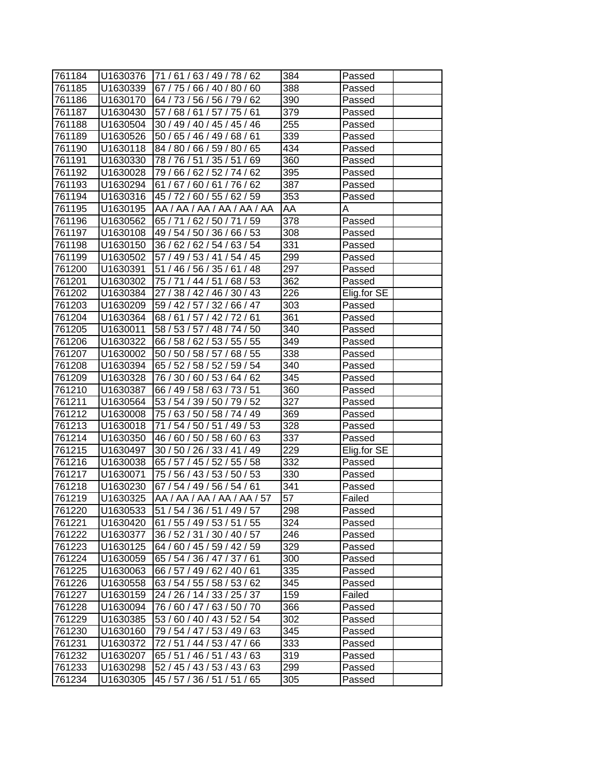| | | | | | |
|---|---|---|---|---|---|
| 761184 | U1630376 | 71 / 61 / 63 / 49 / 78 / 62 | 384 | Passed | |
| 761185 | U1630339 | 67 / 75 / 66 / 40 / 80 / 60 | 388 | Passed | |
| 761186 | U1630170 | 64 / 73 / 56 / 56 / 79 / 62 | 390 | Passed | |
| 761187 | U1630430 | 57 / 68 / 61 / 57 / 75 / 61 | 379 | Passed | |
| 761188 | U1630504 | 30 / 49 / 40 / 45 / 45 / 46 | 255 | Passed | |
| 761189 | U1630526 | 50 / 65 / 46 / 49 / 68 / 61 | 339 | Passed | |
| 761190 | U1630118 | 84 / 80 / 66 / 59 / 80 / 65 | 434 | Passed | |
| 761191 | U1630330 | 78 / 76 / 51 / 35 / 51 / 69 | 360 | Passed | |
| 761192 | U1630028 | 79 / 66 / 62 / 52 / 74 / 62 | 395 | Passed | |
| 761193 | U1630294 | 61 / 67 / 60 / 61 / 76 / 62 | 387 | Passed | |
| 761194 | U1630316 | 45 / 72 / 60 / 55 / 62 / 59 | 353 | Passed | |
| 761195 | U1630195 | AA / AA / AA / AA / AA / AA | AA | A | |
| 761196 | U1630562 | 65 / 71 / 62 / 50 / 71 / 59 | 378 | Passed | |
| 761197 | U1630108 | 49 / 54 / 50 / 36 / 66 / 53 | 308 | Passed | |
| 761198 | U1630150 | 36 / 62 / 62 / 54 / 63 / 54 | 331 | Passed | |
| 761199 | U1630502 | 57 / 49 / 53 / 41 / 54 / 45 | 299 | Passed | |
| 761200 | U1630391 | 51 / 46 / 56 / 35 / 61 / 48 | 297 | Passed | |
| 761201 | U1630302 | 75 / 71 / 44 / 51 / 68 / 53 | 362 | Passed | |
| 761202 | U1630384 | 27 / 38 / 42 / 46 / 30 / 43 | 226 | Elig.for SE | |
| 761203 | U1630209 | 59 / 42 / 57 / 32 / 66 / 47 | 303 | Passed | |
| 761204 | U1630364 | 68 / 61 / 57 / 42 / 72 / 61 | 361 | Passed | |
| 761205 | U1630011 | 58 / 53 / 57 / 48 / 74 / 50 | 340 | Passed | |
| 761206 | U1630322 | 66 / 58 / 62 / 53 / 55 / 55 | 349 | Passed | |
| 761207 | U1630002 | 50 / 50 / 58 / 57 / 68 / 55 | 338 | Passed | |
| 761208 | U1630394 | 65 / 52 / 58 / 52 / 59 / 54 | 340 | Passed | |
| 761209 | U1630328 | 76 / 30 / 60 / 53 / 64 / 62 | 345 | Passed | |
| 761210 | U1630387 | 66 / 49 / 58 / 63 / 73 / 51 | 360 | Passed | |
| 761211 | U1630564 | 53 / 54 / 39 / 50 / 79 / 52 | 327 | Passed | |
| 761212 | U1630008 | 75 / 63 / 50 / 58 / 74 / 49 | 369 | Passed | |
| 761213 | U1630018 | 71 / 54 / 50 / 51 / 49 / 53 | 328 | Passed | |
| 761214 | U1630350 | 46 / 60 / 50 / 58 / 60 / 63 | 337 | Passed | |
| 761215 | U1630497 | 30 / 50 / 26 / 33 / 41 / 49 | 229 | Elig.for SE | |
| 761216 | U1630038 | 65 / 57 / 45 / 52 / 55 / 58 | 332 | Passed | |
| 761217 | U1630071 | 75 / 56 / 43 / 53 / 50 / 53 | 330 | Passed | |
| 761218 | U1630230 | 67 / 54 / 49 / 56 / 54 / 61 | 341 | Passed | |
| 761219 | U1630325 | AA / AA / AA / AA / AA / 57 | 57 | Failed | |
| 761220 | U1630533 | 51 / 54 / 36 / 51 / 49 / 57 | 298 | Passed | |
| 761221 | U1630420 | 61 / 55 / 49 / 53 / 51 / 55 | 324 | Passed | |
| 761222 | U1630377 | 36 / 52 / 31 / 30 / 40 / 57 | 246 | Passed | |
| 761223 | U1630125 | 64 / 60 / 45 / 59 / 42 / 59 | 329 | Passed | |
| 761224 | U1630059 | 65 / 54 / 36 / 47 / 37 / 61 | 300 | Passed | |
| 761225 | U1630063 | 66 / 57 / 49 / 62 / 40 / 61 | 335 | Passed | |
| 761226 | U1630558 | 63 / 54 / 55 / 58 / 53 / 62 | 345 | Passed | |
| 761227 | U1630159 | 24 / 26 / 14 / 33 / 25 / 37 | 159 | Failed | |
| 761228 | U1630094 | 76 / 60 / 47 / 63 / 50 / 70 | 366 | Passed | |
| 761229 | U1630385 | 53 / 60 / 40 / 43 / 52 / 54 | 302 | Passed | |
| 761230 | U1630160 | 79 / 54 / 47 / 53 / 49 / 63 | 345 | Passed | |
| 761231 | U1630372 | 72 / 51 / 44 / 53 / 47 / 66 | 333 | Passed | |
| 761232 | U1630207 | 65 / 51 / 46 / 51 / 43 / 63 | 319 | Passed | |
| 761233 | U1630298 | 52 / 45 / 43 / 53 / 43 / 63 | 299 | Passed | |
| 761234 | U1630305 | 45 / 57 / 36 / 51 / 51 / 65 | 305 | Passed | |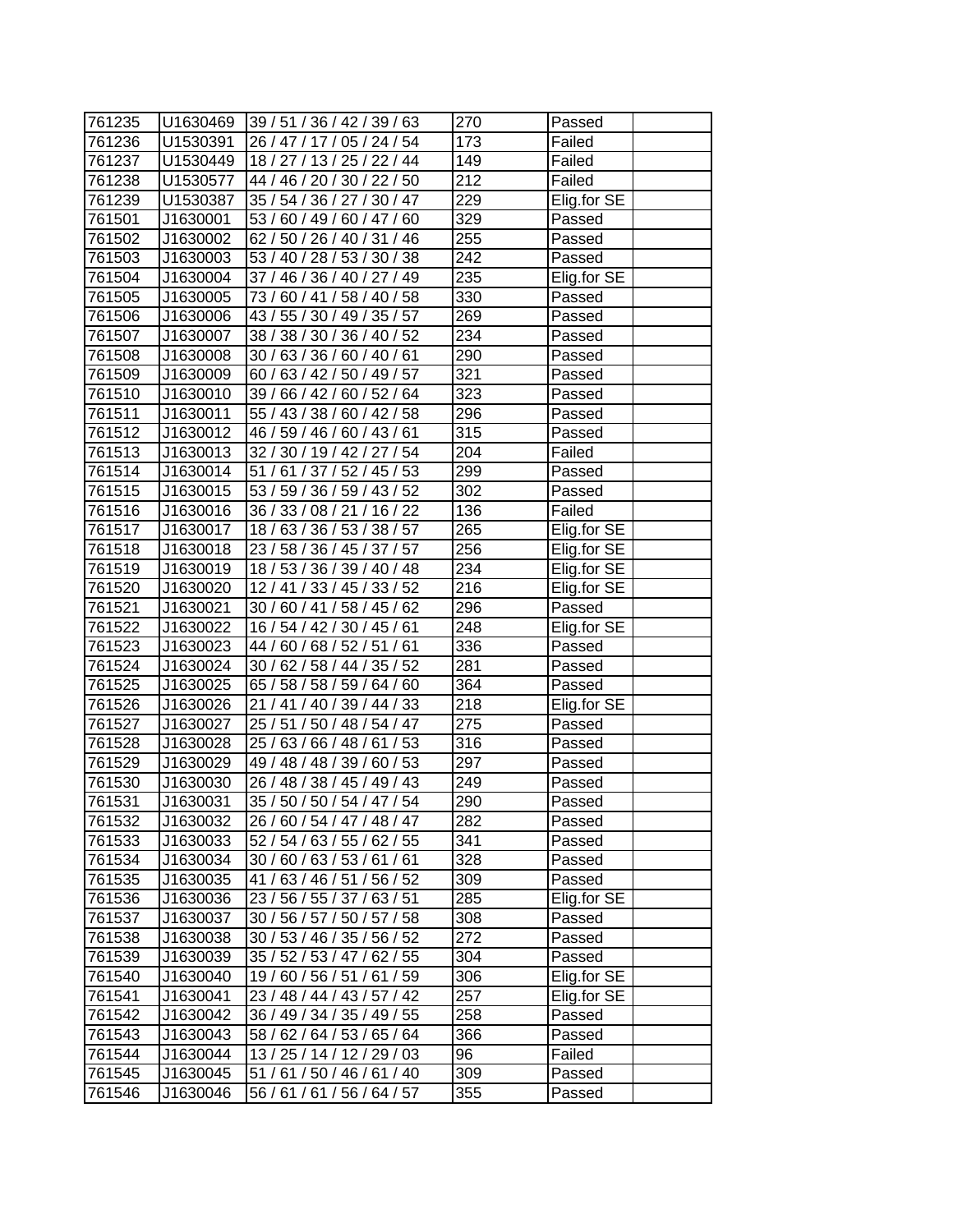| | | | | | |
|---|---|---|---|---|---|
| 761235 | U1630469 | 39 / 51 / 36 / 42 / 39 / 63 | 270 | Passed | |
| 761236 | U1530391 | 26 / 47 / 17 / 05 / 24 / 54 | 173 | Failed | |
| 761237 | U1530449 | 18 / 27 / 13 / 25 / 22 / 44 | 149 | Failed | |
| 761238 | U1530577 | 44 / 46 / 20 / 30 / 22 / 50 | 212 | Failed | |
| 761239 | U1530387 | 35 / 54 / 36 / 27 / 30 / 47 | 229 | Elig.for SE | |
| 761501 | J1630001 | 53 / 60 / 49 / 60 / 47 / 60 | 329 | Passed | |
| 761502 | J1630002 | 62 / 50 / 26 / 40 / 31 / 46 | 255 | Passed | |
| 761503 | J1630003 | 53 / 40 / 28 / 53 / 30 / 38 | 242 | Passed | |
| 761504 | J1630004 | 37 / 46 / 36 / 40 / 27 / 49 | 235 | Elig.for SE | |
| 761505 | J1630005 | 73 / 60 / 41 / 58 / 40 / 58 | 330 | Passed | |
| 761506 | J1630006 | 43 / 55 / 30 / 49 / 35 / 57 | 269 | Passed | |
| 761507 | J1630007 | 38 / 38 / 30 / 36 / 40 / 52 | 234 | Passed | |
| 761508 | J1630008 | 30 / 63 / 36 / 60 / 40 / 61 | 290 | Passed | |
| 761509 | J1630009 | 60 / 63 / 42 / 50 / 49 / 57 | 321 | Passed | |
| 761510 | J1630010 | 39 / 66 / 42 / 60 / 52 / 64 | 323 | Passed | |
| 761511 | J1630011 | 55 / 43 / 38 / 60 / 42 / 58 | 296 | Passed | |
| 761512 | J1630012 | 46 / 59 / 46 / 60 / 43 / 61 | 315 | Passed | |
| 761513 | J1630013 | 32 / 30 / 19 / 42 / 27 / 54 | 204 | Failed | |
| 761514 | J1630014 | 51 / 61 / 37 / 52 / 45 / 53 | 299 | Passed | |
| 761515 | J1630015 | 53 / 59 / 36 / 59 / 43 / 52 | 302 | Passed | |
| 761516 | J1630016 | 36 / 33 / 08 / 21 / 16 / 22 | 136 | Failed | |
| 761517 | J1630017 | 18 / 63 / 36 / 53 / 38 / 57 | 265 | Elig.for SE | |
| 761518 | J1630018 | 23 / 58 / 36 / 45 / 37 / 57 | 256 | Elig.for SE | |
| 761519 | J1630019 | 18 / 53 / 36 / 39 / 40 / 48 | 234 | Elig.for SE | |
| 761520 | J1630020 | 12 / 41 / 33 / 45 / 33 / 52 | 216 | Elig.for SE | |
| 761521 | J1630021 | 30 / 60 / 41 / 58 / 45 / 62 | 296 | Passed | |
| 761522 | J1630022 | 16 / 54 / 42 / 30 / 45 / 61 | 248 | Elig.for SE | |
| 761523 | J1630023 | 44 / 60 / 68 / 52 / 51 / 61 | 336 | Passed | |
| 761524 | J1630024 | 30 / 62 / 58 / 44 / 35 / 52 | 281 | Passed | |
| 761525 | J1630025 | 65 / 58 / 58 / 59 / 64 / 60 | 364 | Passed | |
| 761526 | J1630026 | 21 / 41 / 40 / 39 / 44 / 33 | 218 | Elig.for SE | |
| 761527 | J1630027 | 25 / 51 / 50 / 48 / 54 / 47 | 275 | Passed | |
| 761528 | J1630028 | 25 / 63 / 66 / 48 / 61 / 53 | 316 | Passed | |
| 761529 | J1630029 | 49 / 48 / 48 / 39 / 60 / 53 | 297 | Passed | |
| 761530 | J1630030 | 26 / 48 / 38 / 45 / 49 / 43 | 249 | Passed | |
| 761531 | J1630031 | 35 / 50 / 50 / 54 / 47 / 54 | 290 | Passed | |
| 761532 | J1630032 | 26 / 60 / 54 / 47 / 48 / 47 | 282 | Passed | |
| 761533 | J1630033 | 52 / 54 / 63 / 55 / 62 / 55 | 341 | Passed | |
| 761534 | J1630034 | 30 / 60 / 63 / 53 / 61 / 61 | 328 | Passed | |
| 761535 | J1630035 | 41 / 63 / 46 / 51 / 56 / 52 | 309 | Passed | |
| 761536 | J1630036 | 23 / 56 / 55 / 37 / 63 / 51 | 285 | Elig.for SE | |
| 761537 | J1630037 | 30 / 56 / 57 / 50 / 57 / 58 | 308 | Passed | |
| 761538 | J1630038 | 30 / 53 / 46 / 35 / 56 / 52 | 272 | Passed | |
| 761539 | J1630039 | 35 / 52 / 53 / 47 / 62 / 55 | 304 | Passed | |
| 761540 | J1630040 | 19 / 60 / 56 / 51 / 61 / 59 | 306 | Elig.for SE | |
| 761541 | J1630041 | 23 / 48 / 44 / 43 / 57 / 42 | 257 | Elig.for SE | |
| 761542 | J1630042 | 36 / 49 / 34 / 35 / 49 / 55 | 258 | Passed | |
| 761543 | J1630043 | 58 / 62 / 64 / 53 / 65 / 64 | 366 | Passed | |
| 761544 | J1630044 | 13 / 25 / 14 / 12 / 29 / 03 | 96 | Failed | |
| 761545 | J1630045 | 51 / 61 / 50 / 46 / 61 / 40 | 309 | Passed | |
| 761546 | J1630046 | 56 / 61 / 61 / 56 / 64 / 57 | 355 | Passed | |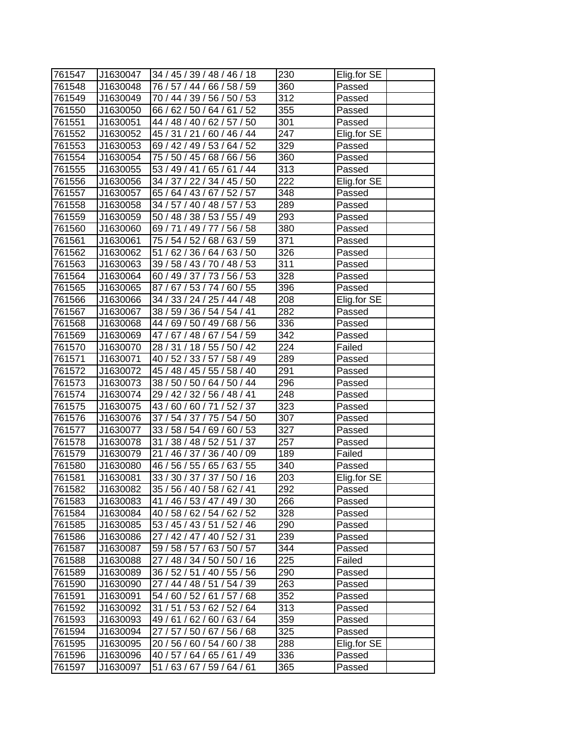| | | | | | |
|---|---|---|---|---|---|
| 761547 | J1630047 | 34 / 45 / 39 / 48 / 46 / 18 | 230 | Elig.for SE | |
| 761548 | J1630048 | 76 / 57 / 44 / 66 / 58 / 59 | 360 | Passed | |
| 761549 | J1630049 | 70 / 44 / 39 / 56 / 50 / 53 | 312 | Passed | |
| 761550 | J1630050 | 66 / 62 / 50 / 64 / 61 / 52 | 355 | Passed | |
| 761551 | J1630051 | 44 / 48 / 40 / 62 / 57 / 50 | 301 | Passed | |
| 761552 | J1630052 | 45 / 31 / 21 / 60 / 46 / 44 | 247 | Elig.for SE | |
| 761553 | J1630053 | 69 / 42 / 49 / 53 / 64 / 52 | 329 | Passed | |
| 761554 | J1630054 | 75 / 50 / 45 / 68 / 66 / 56 | 360 | Passed | |
| 761555 | J1630055 | 53 / 49 / 41 / 65 / 61 / 44 | 313 | Passed | |
| 761556 | J1630056 | 34 / 37 / 22 / 34 / 45 / 50 | 222 | Elig.for SE | |
| 761557 | J1630057 | 65 / 64 / 43 / 67 / 52 / 57 | 348 | Passed | |
| 761558 | J1630058 | 34 / 57 / 40 / 48 / 57 / 53 | 289 | Passed | |
| 761559 | J1630059 | 50 / 48 / 38 / 53 / 55 / 49 | 293 | Passed | |
| 761560 | J1630060 | 69 / 71 / 49 / 77 / 56 / 58 | 380 | Passed | |
| 761561 | J1630061 | 75 / 54 / 52 / 68 / 63 / 59 | 371 | Passed | |
| 761562 | J1630062 | 51 / 62 / 36 / 64 / 63 / 50 | 326 | Passed | |
| 761563 | J1630063 | 39 / 58 / 43 / 70 / 48 / 53 | 311 | Passed | |
| 761564 | J1630064 | 60 / 49 / 37 / 73 / 56 / 53 | 328 | Passed | |
| 761565 | J1630065 | 87 / 67 / 53 / 74 / 60 / 55 | 396 | Passed | |
| 761566 | J1630066 | 34 / 33 / 24 / 25 / 44 / 48 | 208 | Elig.for SE | |
| 761567 | J1630067 | 38 / 59 / 36 / 54 / 54 / 41 | 282 | Passed | |
| 761568 | J1630068 | 44 / 69 / 50 / 49 / 68 / 56 | 336 | Passed | |
| 761569 | J1630069 | 47 / 67 / 48 / 67 / 54 / 59 | 342 | Passed | |
| 761570 | J1630070 | 28 / 31 / 18 / 55 / 50 / 42 | 224 | Failed | |
| 761571 | J1630071 | 40 / 52 / 33 / 57 / 58 / 49 | 289 | Passed | |
| 761572 | J1630072 | 45 / 48 / 45 / 55 / 58 / 40 | 291 | Passed | |
| 761573 | J1630073 | 38 / 50 / 50 / 64 / 50 / 44 | 296 | Passed | |
| 761574 | J1630074 | 29 / 42 / 32 / 56 / 48 / 41 | 248 | Passed | |
| 761575 | J1630075 | 43 / 60 / 60 / 71 / 52 / 37 | 323 | Passed | |
| 761576 | J1630076 | 37 / 54 / 37 / 75 / 54 / 50 | 307 | Passed | |
| 761577 | J1630077 | 33 / 58 / 54 / 69 / 60 / 53 | 327 | Passed | |
| 761578 | J1630078 | 31 / 38 / 48 / 52 / 51 / 37 | 257 | Passed | |
| 761579 | J1630079 | 21 / 46 / 37 / 36 / 40 / 09 | 189 | Failed | |
| 761580 | J1630080 | 46 / 56 / 55 / 65 / 63 / 55 | 340 | Passed | |
| 761581 | J1630081 | 33 / 30 / 37 / 37 / 50 / 16 | 203 | Elig.for SE | |
| 761582 | J1630082 | 35 / 56 / 40 / 58 / 62 / 41 | 292 | Passed | |
| 761583 | J1630083 | 41 / 46 / 53 / 47 / 49 / 30 | 266 | Passed | |
| 761584 | J1630084 | 40 / 58 / 62 / 54 / 62 / 52 | 328 | Passed | |
| 761585 | J1630085 | 53 / 45 / 43 / 51 / 52 / 46 | 290 | Passed | |
| 761586 | J1630086 | 27 / 42 / 47 / 40 / 52 / 31 | 239 | Passed | |
| 761587 | J1630087 | 59 / 58 / 57 / 63 / 50 / 57 | 344 | Passed | |
| 761588 | J1630088 | 27 / 48 / 34 / 50 / 50 / 16 | 225 | Failed | |
| 761589 | J1630089 | 36 / 52 / 51 / 40 / 55 / 56 | 290 | Passed | |
| 761590 | J1630090 | 27 / 44 / 48 / 51 / 54 / 39 | 263 | Passed | |
| 761591 | J1630091 | 54 / 60 / 52 / 61 / 57 / 68 | 352 | Passed | |
| 761592 | J1630092 | 31 / 51 / 53 / 62 / 52 / 64 | 313 | Passed | |
| 761593 | J1630093 | 49 / 61 / 62 / 60 / 63 / 64 | 359 | Passed | |
| 761594 | J1630094 | 27 / 57 / 50 / 67 / 56 / 68 | 325 | Passed | |
| 761595 | J1630095 | 20 / 56 / 60 / 54 / 60 / 38 | 288 | Elig.for SE | |
| 761596 | J1630096 | 40 / 57 / 64 / 65 / 61 / 49 | 336 | Passed | |
| 761597 | J1630097 | 51 / 63 / 67 / 59 / 64 / 61 | 365 | Passed | |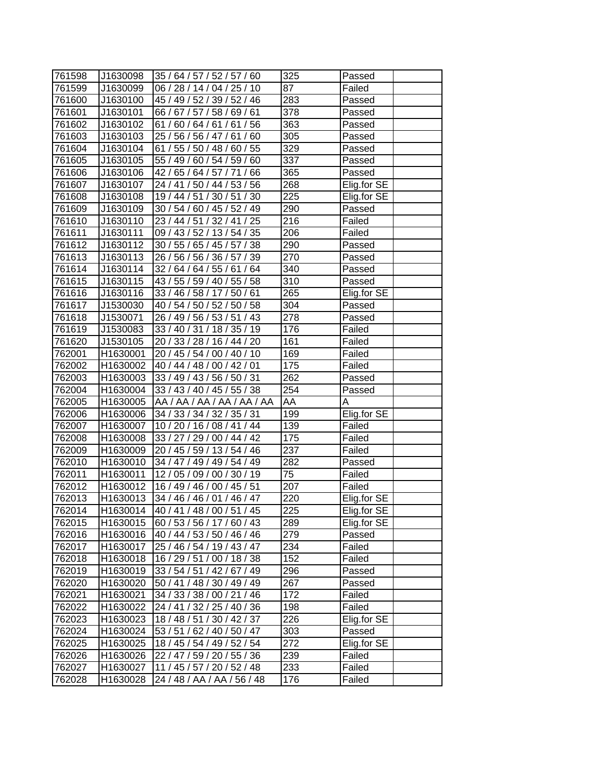| | | | | | |
|---|---|---|---|---|---|
| 761598 | J1630098 | 35 / 64 / 57 / 52 / 57 / 60 | 325 | Passed | |
| 761599 | J1630099 | 06 / 28 / 14 / 04 / 25 / 10 | 87 | Failed | |
| 761600 | J1630100 | 45 / 49 / 52 / 39 / 52 / 46 | 283 | Passed | |
| 761601 | J1630101 | 66 / 67 / 57 / 58 / 69 / 61 | 378 | Passed | |
| 761602 | J1630102 | 61 / 60 / 64 / 61 / 61 / 56 | 363 | Passed | |
| 761603 | J1630103 | 25 / 56 / 56 / 47 / 61 / 60 | 305 | Passed | |
| 761604 | J1630104 | 61 / 55 / 50 / 48 / 60 / 55 | 329 | Passed | |
| 761605 | J1630105 | 55 / 49 / 60 / 54 / 59 / 60 | 337 | Passed | |
| 761606 | J1630106 | 42 / 65 / 64 / 57 / 71 / 66 | 365 | Passed | |
| 761607 | J1630107 | 24 / 41 / 50 / 44 / 53 / 56 | 268 | Elig.for SE | |
| 761608 | J1630108 | 19 / 44 / 51 / 30 / 51 / 30 | 225 | Elig.for SE | |
| 761609 | J1630109 | 30 / 54 / 60 / 45 / 52 / 49 | 290 | Passed | |
| 761610 | J1630110 | 23 / 44 / 51 / 32 / 41 / 25 | 216 | Failed | |
| 761611 | J1630111 | 09 / 43 / 52 / 13 / 54 / 35 | 206 | Failed | |
| 761612 | J1630112 | 30 / 55 / 65 / 45 / 57 / 38 | 290 | Passed | |
| 761613 | J1630113 | 26 / 56 / 56 / 36 / 57 / 39 | 270 | Passed | |
| 761614 | J1630114 | 32 / 64 / 64 / 55 / 61 / 64 | 340 | Passed | |
| 761615 | J1630115 | 43 / 55 / 59 / 40 / 55 / 58 | 310 | Passed | |
| 761616 | J1630116 | 33 / 46 / 58 / 17 / 50 / 61 | 265 | Elig.for SE | |
| 761617 | J1530030 | 40 / 54 / 50 / 52 / 50 / 58 | 304 | Passed | |
| 761618 | J1530071 | 26 / 49 / 56 / 53 / 51 / 43 | 278 | Passed | |
| 761619 | J1530083 | 33 / 40 / 31 / 18 / 35 / 19 | 176 | Failed | |
| 761620 | J1530105 | 20 / 33 / 28 / 16 / 44 / 20 | 161 | Failed | |
| 762001 | H1630001 | 20 / 45 / 54 / 00 / 40 / 10 | 169 | Failed | |
| 762002 | H1630002 | 40 / 44 / 48 / 00 / 42 / 01 | 175 | Failed | |
| 762003 | H1630003 | 33 / 49 / 43 / 56 / 50 / 31 | 262 | Passed | |
| 762004 | H1630004 | 33 / 43 / 40 / 45 / 55 / 38 | 254 | Passed | |
| 762005 | H1630005 | AA / AA / AA / AA / AA / AA | AA | A | |
| 762006 | H1630006 | 34 / 33 / 34 / 32 / 35 / 31 | 199 | Elig.for SE | |
| 762007 | H1630007 | 10 / 20 / 16 / 08 / 41 / 44 | 139 | Failed | |
| 762008 | H1630008 | 33 / 27 / 29 / 00 / 44 / 42 | 175 | Failed | |
| 762009 | H1630009 | 20 / 45 / 59 / 13 / 54 / 46 | 237 | Failed | |
| 762010 | H1630010 | 34 / 47 / 49 / 49 / 54 / 49 | 282 | Passed | |
| 762011 | H1630011 | 12 / 05 / 09 / 00 / 30 / 19 | 75 | Failed | |
| 762012 | H1630012 | 16 / 49 / 46 / 00 / 45 / 51 | 207 | Failed | |
| 762013 | H1630013 | 34 / 46 / 46 / 01 / 46 / 47 | 220 | Elig.for SE | |
| 762014 | H1630014 | 40 / 41 / 48 / 00 / 51 / 45 | 225 | Elig.for SE | |
| 762015 | H1630015 | 60 / 53 / 56 / 17 / 60 / 43 | 289 | Elig.for SE | |
| 762016 | H1630016 | 40 / 44 / 53 / 50 / 46 / 46 | 279 | Passed | |
| 762017 | H1630017 | 25 / 46 / 54 / 19 / 43 / 47 | 234 | Failed | |
| 762018 | H1630018 | 16 / 29 / 51 / 00 / 18 / 38 | 152 | Failed | |
| 762019 | H1630019 | 33 / 54 / 51 / 42 / 67 / 49 | 296 | Passed | |
| 762020 | H1630020 | 50 / 41 / 48 / 30 / 49 / 49 | 267 | Passed | |
| 762021 | H1630021 | 34 / 33 / 38 / 00 / 21 / 46 | 172 | Failed | |
| 762022 | H1630022 | 24 / 41 / 32 / 25 / 40 / 36 | 198 | Failed | |
| 762023 | H1630023 | 18 / 48 / 51 / 30 / 42 / 37 | 226 | Elig.for SE | |
| 762024 | H1630024 | 53 / 51 / 62 / 40 / 50 / 47 | 303 | Passed | |
| 762025 | H1630025 | 18 / 45 / 54 / 49 / 52 / 54 | 272 | Elig.for SE | |
| 762026 | H1630026 | 22 / 47 / 59 / 20 / 55 / 36 | 239 | Failed | |
| 762027 | H1630027 | 11 / 45 / 57 / 20 / 52 / 48 | 233 | Failed | |
| 762028 | H1630028 | 24 / 48 / AA / AA / 56 / 48 | 176 | Failed | |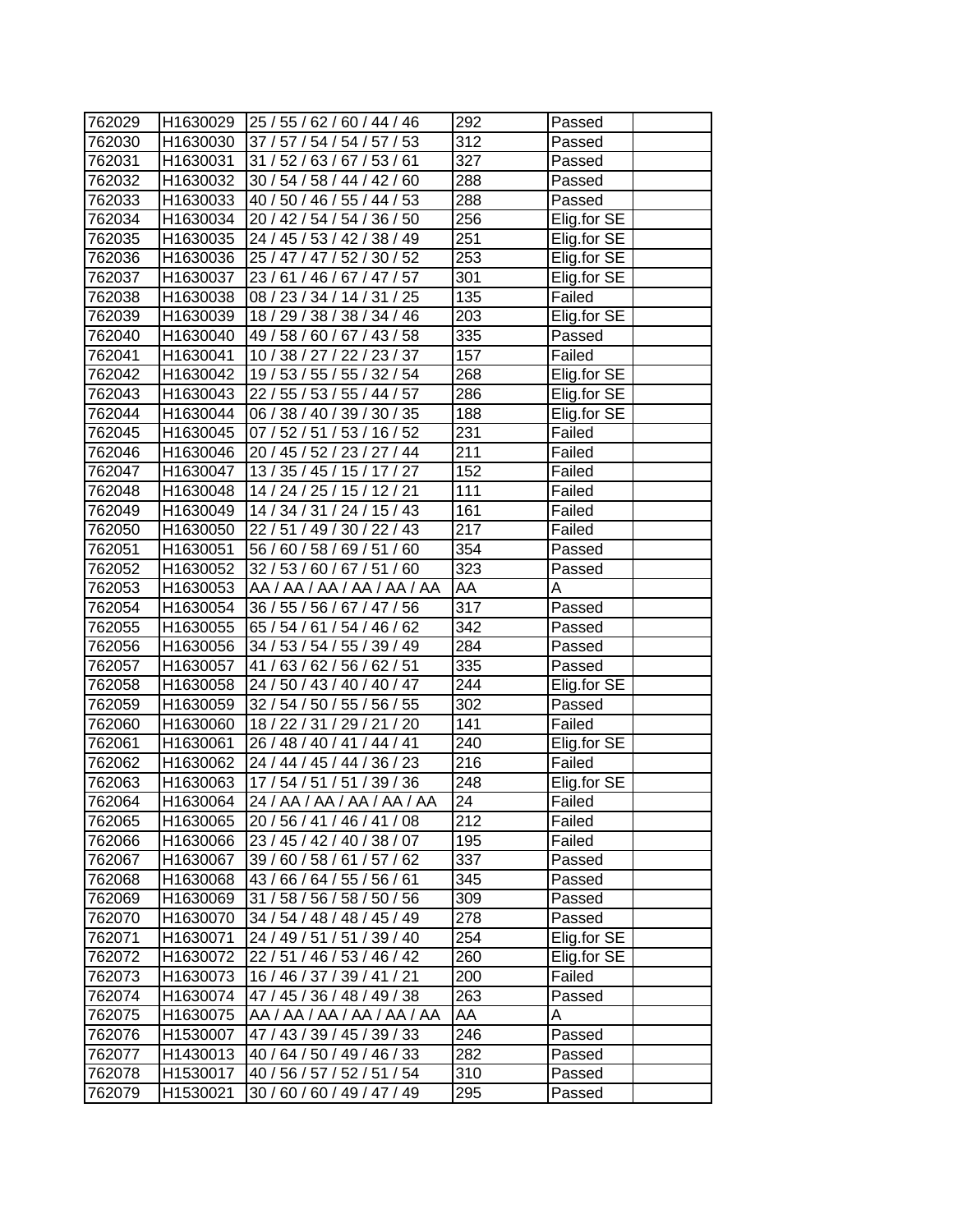| 762029 | H1630029 | 25 / 55 / 62 / 60 / 44 / 46 | 292 | Passed | |
|---|---|---|---|---|---|
| 762030 | H1630030 | 37 / 57 / 54 / 54 / 57 / 53 | 312 | Passed | |
| 762031 | H1630031 | 31 / 52 / 63 / 67 / 53 / 61 | 327 | Passed | |
| 762032 | H1630032 | 30 / 54 / 58 / 44 / 42 / 60 | 288 | Passed | |
| 762033 | H1630033 | 40 / 50 / 46 / 55 / 44 / 53 | 288 | Passed | |
| 762034 | H1630034 | 20 / 42 / 54 / 54 / 36 / 50 | 256 | Elig.for SE | |
| 762035 | H1630035 | 24 / 45 / 53 / 42 / 38 / 49 | 251 | Elig.for SE | |
| 762036 | H1630036 | 25 / 47 / 47 / 52 / 30 / 52 | 253 | Elig.for SE | |
| 762037 | H1630037 | 23 / 61 / 46 / 67 / 47 / 57 | 301 | Elig.for SE | |
| 762038 | H1630038 | 08 / 23 / 34 / 14 / 31 / 25 | 135 | Failed | |
| 762039 | H1630039 | 18 / 29 / 38 / 38 / 34 / 46 | 203 | Elig.for SE | |
| 762040 | H1630040 | 49 / 58 / 60 / 67 / 43 / 58 | 335 | Passed | |
| 762041 | H1630041 | 10 / 38 / 27 / 22 / 23 / 37 | 157 | Failed | |
| 762042 | H1630042 | 19 / 53 / 55 / 55 / 32 / 54 | 268 | Elig.for SE | |
| 762043 | H1630043 | 22 / 55 / 53 / 55 / 44 / 57 | 286 | Elig.for SE | |
| 762044 | H1630044 | 06 / 38 / 40 / 39 / 30 / 35 | 188 | Elig.for SE | |
| 762045 | H1630045 | 07 / 52 / 51 / 53 / 16 / 52 | 231 | Failed | |
| 762046 | H1630046 | 20 / 45 / 52 / 23 / 27 / 44 | 211 | Failed | |
| 762047 | H1630047 | 13 / 35 / 45 / 15 / 17 / 27 | 152 | Failed | |
| 762048 | H1630048 | 14 / 24 / 25 / 15 / 12 / 21 | 111 | Failed | |
| 762049 | H1630049 | 14 / 34 / 31 / 24 / 15 / 43 | 161 | Failed | |
| 762050 | H1630050 | 22 / 51 / 49 / 30 / 22 / 43 | 217 | Failed | |
| 762051 | H1630051 | 56 / 60 / 58 / 69 / 51 / 60 | 354 | Passed | |
| 762052 | H1630052 | 32 / 53 / 60 / 67 / 51 / 60 | 323 | Passed | |
| 762053 | H1630053 | AA / AA / AA / AA / AA / AA | AA | A | |
| 762054 | H1630054 | 36 / 55 / 56 / 67 / 47 / 56 | 317 | Passed | |
| 762055 | H1630055 | 65 / 54 / 61 / 54 / 46 / 62 | 342 | Passed | |
| 762056 | H1630056 | 34 / 53 / 54 / 55 / 39 / 49 | 284 | Passed | |
| 762057 | H1630057 | 41 / 63 / 62 / 56 / 62 / 51 | 335 | Passed | |
| 762058 | H1630058 | 24 / 50 / 43 / 40 / 40 / 47 | 244 | Elig.for SE | |
| 762059 | H1630059 | 32 / 54 / 50 / 55 / 56 / 55 | 302 | Passed | |
| 762060 | H1630060 | 18 / 22 / 31 / 29 / 21 / 20 | 141 | Failed | |
| 762061 | H1630061 | 26 / 48 / 40 / 41 / 44 / 41 | 240 | Elig.for SE | |
| 762062 | H1630062 | 24 / 44 / 45 / 44 / 36 / 23 | 216 | Failed | |
| 762063 | H1630063 | 17 / 54 / 51 / 51 / 39 / 36 | 248 | Elig.for SE | |
| 762064 | H1630064 | 24 / AA / AA / AA / AA / AA | 24 | Failed | |
| 762065 | H1630065 | 20 / 56 / 41 / 46 / 41 / 08 | 212 | Failed | |
| 762066 | H1630066 | 23 / 45 / 42 / 40 / 38 / 07 | 195 | Failed | |
| 762067 | H1630067 | 39 / 60 / 58 / 61 / 57 / 62 | 337 | Passed | |
| 762068 | H1630068 | 43 / 66 / 64 / 55 / 56 / 61 | 345 | Passed | |
| 762069 | H1630069 | 31 / 58 / 56 / 58 / 50 / 56 | 309 | Passed | |
| 762070 | H1630070 | 34 / 54 / 48 / 48 / 45 / 49 | 278 | Passed | |
| 762071 | H1630071 | 24 / 49 / 51 / 51 / 39 / 40 | 254 | Elig.for SE | |
| 762072 | H1630072 | 22 / 51 / 46 / 53 / 46 / 42 | 260 | Elig.for SE | |
| 762073 | H1630073 | 16 / 46 / 37 / 39 / 41 / 21 | 200 | Failed | |
| 762074 | H1630074 | 47 / 45 / 36 / 48 / 49 / 38 | 263 | Passed | |
| 762075 | H1630075 | AA / AA / AA / AA / AA / AA | AA | A | |
| 762076 | H1530007 | 47 / 43 / 39 / 45 / 39 / 33 | 246 | Passed | |
| 762077 | H1430013 | 40 / 64 / 50 / 49 / 46 / 33 | 282 | Passed | |
| 762078 | H1530017 | 40 / 56 / 57 / 52 / 51 / 54 | 310 | Passed | |
| 762079 | H1530021 | 30 / 60 / 60 / 49 / 47 / 49 | 295 | Passed | |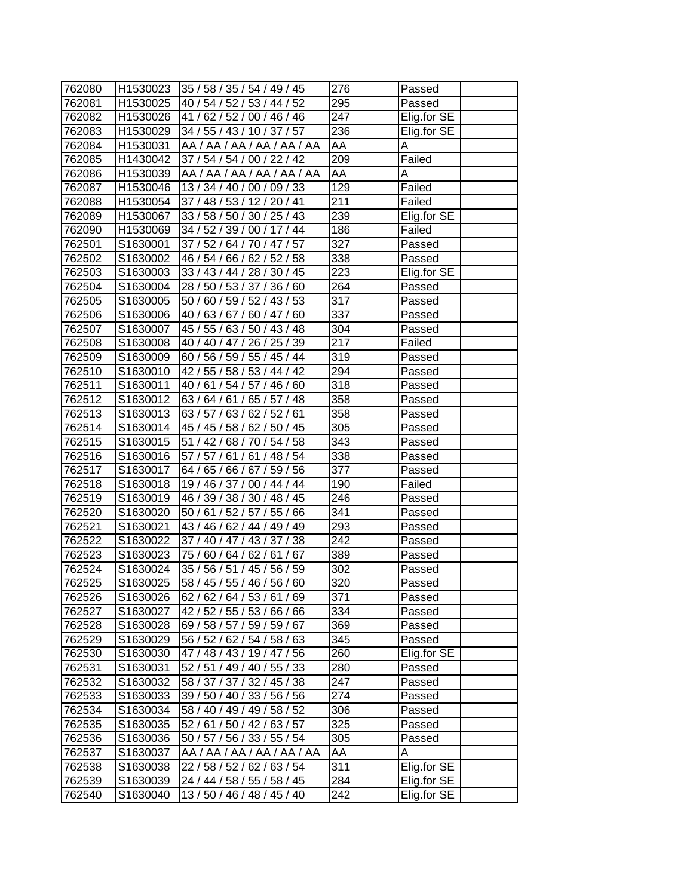| | | | | | |
|---|---|---|---|---|---|
| 762080 | H1530023 | 35 / 58 / 35 / 54 / 49 / 45 | 276 | Passed | |
| 762081 | H1530025 | 40 / 54 / 52 / 53 / 44 / 52 | 295 | Passed | |
| 762082 | H1530026 | 41 / 62 / 52 / 00 / 46 / 46 | 247 | Elig.for SE | |
| 762083 | H1530029 | 34 / 55 / 43 / 10 / 37 / 57 | 236 | Elig.for SE | |
| 762084 | H1530031 | AA / AA / AA / AA / AA / AA | AA | A | |
| 762085 | H1430042 | 37 / 54 / 54 / 00 / 22 / 42 | 209 | Failed | |
| 762086 | H1530039 | AA / AA / AA / AA / AA / AA | AA | A | |
| 762087 | H1530046 | 13 / 34 / 40 / 00 / 09 / 33 | 129 | Failed | |
| 762088 | H1530054 | 37 / 48 / 53 / 12 / 20 / 41 | 211 | Failed | |
| 762089 | H1530067 | 33 / 58 / 50 / 30 / 25 / 43 | 239 | Elig.for SE | |
| 762090 | H1530069 | 34 / 52 / 39 / 00 / 17 / 44 | 186 | Failed | |
| 762501 | S1630001 | 37 / 52 / 64 / 70 / 47 / 57 | 327 | Passed | |
| 762502 | S1630002 | 46 / 54 / 66 / 62 / 52 / 58 | 338 | Passed | |
| 762503 | S1630003 | 33 / 43 / 44 / 28 / 30 / 45 | 223 | Elig.for SE | |
| 762504 | S1630004 | 28 / 50 / 53 / 37 / 36 / 60 | 264 | Passed | |
| 762505 | S1630005 | 50 / 60 / 59 / 52 / 43 / 53 | 317 | Passed | |
| 762506 | S1630006 | 40 / 63 / 67 / 60 / 47 / 60 | 337 | Passed | |
| 762507 | S1630007 | 45 / 55 / 63 / 50 / 43 / 48 | 304 | Passed | |
| 762508 | S1630008 | 40 / 40 / 47 / 26 / 25 / 39 | 217 | Failed | |
| 762509 | S1630009 | 60 / 56 / 59 / 55 / 45 / 44 | 319 | Passed | |
| 762510 | S1630010 | 42 / 55 / 58 / 53 / 44 / 42 | 294 | Passed | |
| 762511 | S1630011 | 40 / 61 / 54 / 57 / 46 / 60 | 318 | Passed | |
| 762512 | S1630012 | 63 / 64 / 61 / 65 / 57 / 48 | 358 | Passed | |
| 762513 | S1630013 | 63 / 57 / 63 / 62 / 52 / 61 | 358 | Passed | |
| 762514 | S1630014 | 45 / 45 / 58 / 62 / 50 / 45 | 305 | Passed | |
| 762515 | S1630015 | 51 / 42 / 68 / 70 / 54 / 58 | 343 | Passed | |
| 762516 | S1630016 | 57 / 57 / 61 / 61 / 48 / 54 | 338 | Passed | |
| 762517 | S1630017 | 64 / 65 / 66 / 67 / 59 / 56 | 377 | Passed | |
| 762518 | S1630018 | 19 / 46 / 37 / 00 / 44 / 44 | 190 | Failed | |
| 762519 | S1630019 | 46 / 39 / 38 / 30 / 48 / 45 | 246 | Passed | |
| 762520 | S1630020 | 50 / 61 / 52 / 57 / 55 / 66 | 341 | Passed | |
| 762521 | S1630021 | 43 / 46 / 62 / 44 / 49 / 49 | 293 | Passed | |
| 762522 | S1630022 | 37 / 40 / 47 / 43 / 37 / 38 | 242 | Passed | |
| 762523 | S1630023 | 75 / 60 / 64 / 62 / 61 / 67 | 389 | Passed | |
| 762524 | S1630024 | 35 / 56 / 51 / 45 / 56 / 59 | 302 | Passed | |
| 762525 | S1630025 | 58 / 45 / 55 / 46 / 56 / 60 | 320 | Passed | |
| 762526 | S1630026 | 62 / 62 / 64 / 53 / 61 / 69 | 371 | Passed | |
| 762527 | S1630027 | 42 / 52 / 55 / 53 / 66 / 66 | 334 | Passed | |
| 762528 | S1630028 | 69 / 58 / 57 / 59 / 59 / 67 | 369 | Passed | |
| 762529 | S1630029 | 56 / 52 / 62 / 54 / 58 / 63 | 345 | Passed | |
| 762530 | S1630030 | 47 / 48 / 43 / 19 / 47 / 56 | 260 | Elig.for SE | |
| 762531 | S1630031 | 52 / 51 / 49 / 40 / 55 / 33 | 280 | Passed | |
| 762532 | S1630032 | 58 / 37 / 37 / 32 / 45 / 38 | 247 | Passed | |
| 762533 | S1630033 | 39 / 50 / 40 / 33 / 56 / 56 | 274 | Passed | |
| 762534 | S1630034 | 58 / 40 / 49 / 49 / 58 / 52 | 306 | Passed | |
| 762535 | S1630035 | 52 / 61 / 50 / 42 / 63 / 57 | 325 | Passed | |
| 762536 | S1630036 | 50 / 57 / 56 / 33 / 55 / 54 | 305 | Passed | |
| 762537 | S1630037 | AA / AA / AA / AA / AA / AA | AA | A | |
| 762538 | S1630038 | 22 / 58 / 52 / 62 / 63 / 54 | 311 | Elig.for SE | |
| 762539 | S1630039 | 24 / 44 / 58 / 55 / 58 / 45 | 284 | Elig.for SE | |
| 762540 | S1630040 | 13 / 50 / 46 / 48 / 45 / 40 | 242 | Elig.for SE | |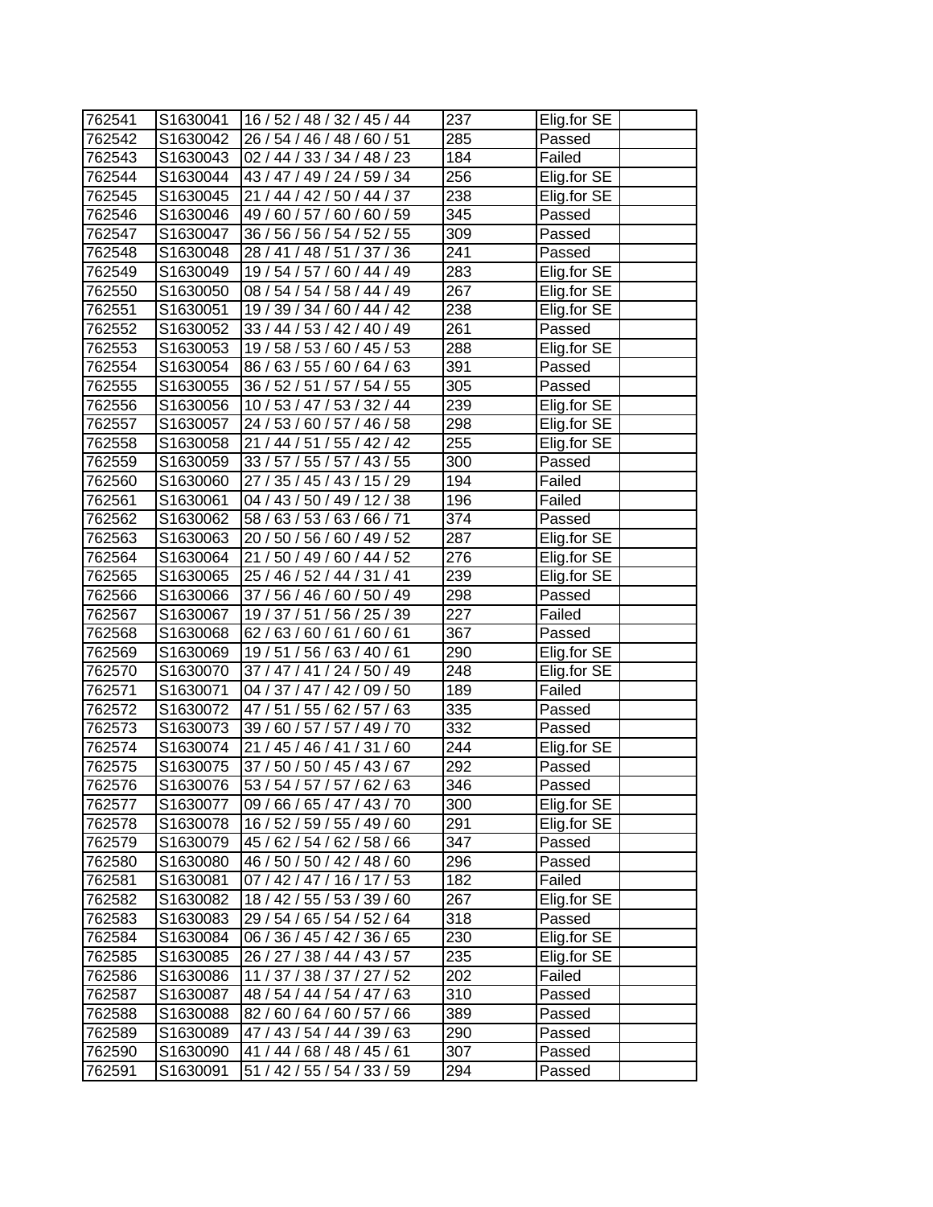| | | | | | |
|---|---|---|---|---|---|
| 762541 | S1630041 | 16 / 52 / 48 / 32 / 45 / 44 | 237 | Elig.for SE | |
| 762542 | S1630042 | 26 / 54 / 46 / 48 / 60 / 51 | 285 | Passed | |
| 762543 | S1630043 | 02 / 44 / 33 / 34 / 48 / 23 | 184 | Failed | |
| 762544 | S1630044 | 43 / 47 / 49 / 24 / 59 / 34 | 256 | Elig.for SE | |
| 762545 | S1630045 | 21 / 44 / 42 / 50 / 44 / 37 | 238 | Elig.for SE | |
| 762546 | S1630046 | 49 / 60 / 57 / 60 / 60 / 59 | 345 | Passed | |
| 762547 | S1630047 | 36 / 56 / 56 / 54 / 52 / 55 | 309 | Passed | |
| 762548 | S1630048 | 28 / 41 / 48 / 51 / 37 / 36 | 241 | Passed | |
| 762549 | S1630049 | 19 / 54 / 57 / 60 / 44 / 49 | 283 | Elig.for SE | |
| 762550 | S1630050 | 08 / 54 / 54 / 58 / 44 / 49 | 267 | Elig.for SE | |
| 762551 | S1630051 | 19 / 39 / 34 / 60 / 44 / 42 | 238 | Elig.for SE | |
| 762552 | S1630052 | 33 / 44 / 53 / 42 / 40 / 49 | 261 | Passed | |
| 762553 | S1630053 | 19 / 58 / 53 / 60 / 45 / 53 | 288 | Elig.for SE | |
| 762554 | S1630054 | 86 / 63 / 55 / 60 / 64 / 63 | 391 | Passed | |
| 762555 | S1630055 | 36 / 52 / 51 / 57 / 54 / 55 | 305 | Passed | |
| 762556 | S1630056 | 10 / 53 / 47 / 53 / 32 / 44 | 239 | Elig.for SE | |
| 762557 | S1630057 | 24 / 53 / 60 / 57 / 46 / 58 | 298 | Elig.for SE | |
| 762558 | S1630058 | 21 / 44 / 51 / 55 / 42 / 42 | 255 | Elig.for SE | |
| 762559 | S1630059 | 33 / 57 / 55 / 57 / 43 / 55 | 300 | Passed | |
| 762560 | S1630060 | 27 / 35 / 45 / 43 / 15 / 29 | 194 | Failed | |
| 762561 | S1630061 | 04 / 43 / 50 / 49 / 12 / 38 | 196 | Failed | |
| 762562 | S1630062 | 58 / 63 / 53 / 63 / 66 / 71 | 374 | Passed | |
| 762563 | S1630063 | 20 / 50 / 56 / 60 / 49 / 52 | 287 | Elig.for SE | |
| 762564 | S1630064 | 21 / 50 / 49 / 60 / 44 / 52 | 276 | Elig.for SE | |
| 762565 | S1630065 | 25 / 46 / 52 / 44 / 31 / 41 | 239 | Elig.for SE | |
| 762566 | S1630066 | 37 / 56 / 46 / 60 / 50 / 49 | 298 | Passed | |
| 762567 | S1630067 | 19 / 37 / 51 / 56 / 25 / 39 | 227 | Failed | |
| 762568 | S1630068 | 62 / 63 / 60 / 61 / 60 / 61 | 367 | Passed | |
| 762569 | S1630069 | 19 / 51 / 56 / 63 / 40 / 61 | 290 | Elig.for SE | |
| 762570 | S1630070 | 37 / 47 / 41 / 24 / 50 / 49 | 248 | Elig.for SE | |
| 762571 | S1630071 | 04 / 37 / 47 / 42 / 09 / 50 | 189 | Failed | |
| 762572 | S1630072 | 47 / 51 / 55 / 62 / 57 / 63 | 335 | Passed | |
| 762573 | S1630073 | 39 / 60 / 57 / 57 / 49 / 70 | 332 | Passed | |
| 762574 | S1630074 | 21 / 45 / 46 / 41 / 31 / 60 | 244 | Elig.for SE | |
| 762575 | S1630075 | 37 / 50 / 50 / 45 / 43 / 67 | 292 | Passed | |
| 762576 | S1630076 | 53 / 54 / 57 / 57 / 62 / 63 | 346 | Passed | |
| 762577 | S1630077 | 09 / 66 / 65 / 47 / 43 / 70 | 300 | Elig.for SE | |
| 762578 | S1630078 | 16 / 52 / 59 / 55 / 49 / 60 | 291 | Elig.for SE | |
| 762579 | S1630079 | 45 / 62 / 54 / 62 / 58 / 66 | 347 | Passed | |
| 762580 | S1630080 | 46 / 50 / 50 / 42 / 48 / 60 | 296 | Passed | |
| 762581 | S1630081 | 07 / 42 / 47 / 16 / 17 / 53 | 182 | Failed | |
| 762582 | S1630082 | 18 / 42 / 55 / 53 / 39 / 60 | 267 | Elig.for SE | |
| 762583 | S1630083 | 29 / 54 / 65 / 54 / 52 / 64 | 318 | Passed | |
| 762584 | S1630084 | 06 / 36 / 45 / 42 / 36 / 65 | 230 | Elig.for SE | |
| 762585 | S1630085 | 26 / 27 / 38 / 44 / 43 / 57 | 235 | Elig.for SE | |
| 762586 | S1630086 | 11 / 37 / 38 / 37 / 27 / 52 | 202 | Failed | |
| 762587 | S1630087 | 48 / 54 / 44 / 54 / 47 / 63 | 310 | Passed | |
| 762588 | S1630088 | 82 / 60 / 64 / 60 / 57 / 66 | 389 | Passed | |
| 762589 | S1630089 | 47 / 43 / 54 / 44 / 39 / 63 | 290 | Passed | |
| 762590 | S1630090 | 41 / 44 / 68 / 48 / 45 / 61 | 307 | Passed | |
| 762591 | S1630091 | 51 / 42 / 55 / 54 / 33 / 59 | 294 | Passed | |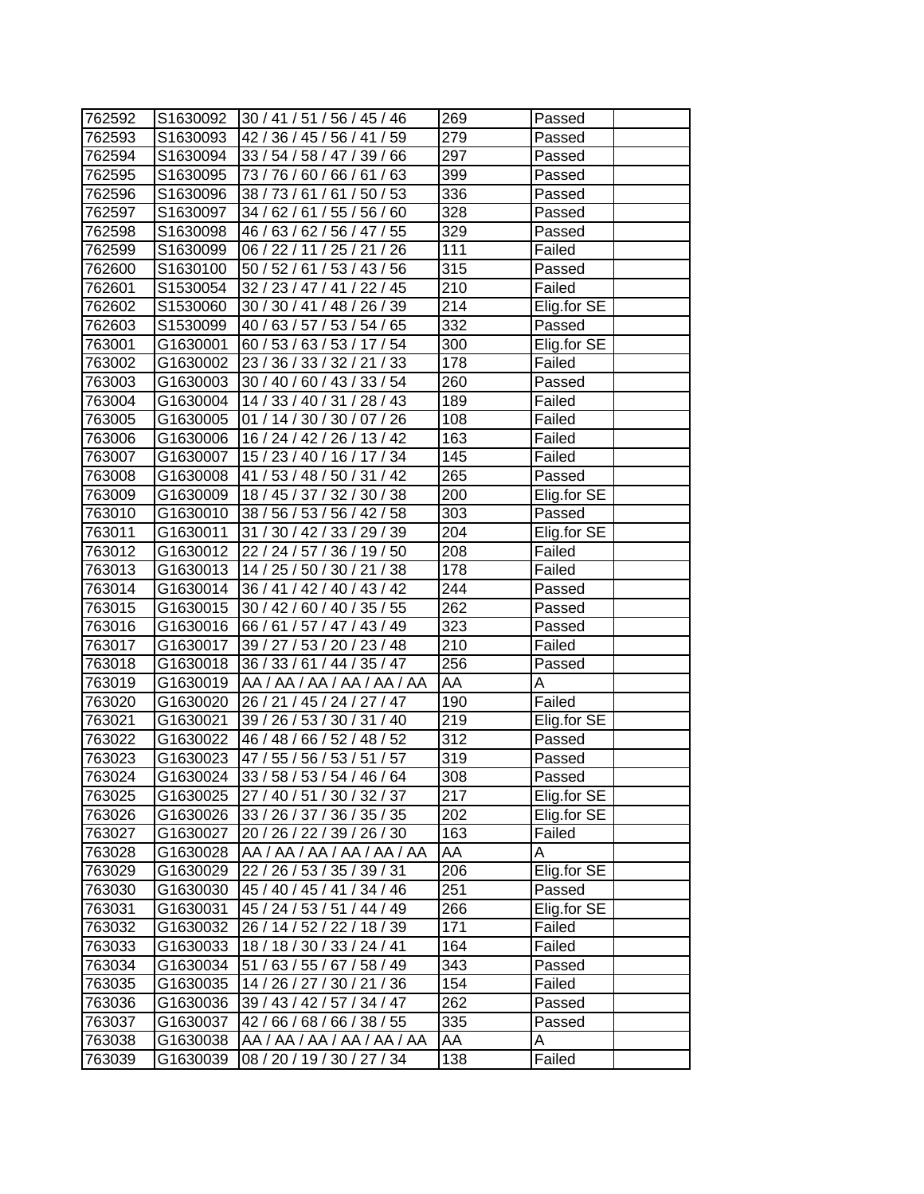| 762592 | S1630092 | 30 / 41 / 51 / 56 / 45 / 46 | 269 | Passed | |
|---|---|---|---|---|---|
| 762593 | S1630093 | 42 / 36 / 45 / 56 / 41 / 59 | 279 | Passed | |
| 762594 | S1630094 | 33 / 54 / 58 / 47 / 39 / 66 | 297 | Passed | |
| 762595 | S1630095 | 73 / 76 / 60 / 66 / 61 / 63 | 399 | Passed | |
| 762596 | S1630096 | 38 / 73 / 61 / 61 / 50 / 53 | 336 | Passed | |
| 762597 | S1630097 | 34 / 62 / 61 / 55 / 56 / 60 | 328 | Passed | |
| 762598 | S1630098 | 46 / 63 / 62 / 56 / 47 / 55 | 329 | Passed | |
| 762599 | S1630099 | 06 / 22 / 11 / 25 / 21 / 26 | 111 | Failed | |
| 762600 | S1630100 | 50 / 52 / 61 / 53 / 43 / 56 | 315 | Passed | |
| 762601 | S1530054 | 32 / 23 / 47 / 41 / 22 / 45 | 210 | Failed | |
| 762602 | S1530060 | 30 / 30 / 41 / 48 / 26 / 39 | 214 | Elig.for SE | |
| 762603 | S1530099 | 40 / 63 / 57 / 53 / 54 / 65 | 332 | Passed | |
| 763001 | G1630001 | 60 / 53 / 63 / 53 / 17 / 54 | 300 | Elig.for SE | |
| 763002 | G1630002 | 23 / 36 / 33 / 32 / 21 / 33 | 178 | Failed | |
| 763003 | G1630003 | 30 / 40 / 60 / 43 / 33 / 54 | 260 | Passed | |
| 763004 | G1630004 | 14 / 33 / 40 / 31 / 28 / 43 | 189 | Failed | |
| 763005 | G1630005 | 01 / 14 / 30 / 30 / 07 / 26 | 108 | Failed | |
| 763006 | G1630006 | 16 / 24 / 42 / 26 / 13 / 42 | 163 | Failed | |
| 763007 | G1630007 | 15 / 23 / 40 / 16 / 17 / 34 | 145 | Failed | |
| 763008 | G1630008 | 41 / 53 / 48 / 50 / 31 / 42 | 265 | Passed | |
| 763009 | G1630009 | 18 / 45 / 37 / 32 / 30 / 38 | 200 | Elig.for SE | |
| 763010 | G1630010 | 38 / 56 / 53 / 56 / 42 / 58 | 303 | Passed | |
| 763011 | G1630011 | 31 / 30 / 42 / 33 / 29 / 39 | 204 | Elig.for SE | |
| 763012 | G1630012 | 22 / 24 / 57 / 36 / 19 / 50 | 208 | Failed | |
| 763013 | G1630013 | 14 / 25 / 50 / 30 / 21 / 38 | 178 | Failed | |
| 763014 | G1630014 | 36 / 41 / 42 / 40 / 43 / 42 | 244 | Passed | |
| 763015 | G1630015 | 30 / 42 / 60 / 40 / 35 / 55 | 262 | Passed | |
| 763016 | G1630016 | 66 / 61 / 57 / 47 / 43 / 49 | 323 | Passed | |
| 763017 | G1630017 | 39 / 27 / 53 / 20 / 23 / 48 | 210 | Failed | |
| 763018 | G1630018 | 36 / 33 / 61 / 44 / 35 / 47 | 256 | Passed | |
| 763019 | G1630019 | AA / AA / AA / AA / AA / AA | AA | A | |
| 763020 | G1630020 | 26 / 21 / 45 / 24 / 27 / 47 | 190 | Failed | |
| 763021 | G1630021 | 39 / 26 / 53 / 30 / 31 / 40 | 219 | Elig.for SE | |
| 763022 | G1630022 | 46 / 48 / 66 / 52 / 48 / 52 | 312 | Passed | |
| 763023 | G1630023 | 47 / 55 / 56 / 53 / 51 / 57 | 319 | Passed | |
| 763024 | G1630024 | 33 / 58 / 53 / 54 / 46 / 64 | 308 | Passed | |
| 763025 | G1630025 | 27 / 40 / 51 / 30 / 32 / 37 | 217 | Elig.for SE | |
| 763026 | G1630026 | 33 / 26 / 37 / 36 / 35 / 35 | 202 | Elig.for SE | |
| 763027 | G1630027 | 20 / 26 / 22 / 39 / 26 / 30 | 163 | Failed | |
| 763028 | G1630028 | AA / AA / AA / AA / AA / AA | AA | A | |
| 763029 | G1630029 | 22 / 26 / 53 / 35 / 39 / 31 | 206 | Elig.for SE | |
| 763030 | G1630030 | 45 / 40 / 45 / 41 / 34 / 46 | 251 | Passed | |
| 763031 | G1630031 | 45 / 24 / 53 / 51 / 44 / 49 | 266 | Elig.for SE | |
| 763032 | G1630032 | 26 / 14 / 52 / 22 / 18 / 39 | 171 | Failed | |
| 763033 | G1630033 | 18 / 18 / 30 / 33 / 24 / 41 | 164 | Failed | |
| 763034 | G1630034 | 51 / 63 / 55 / 67 / 58 / 49 | 343 | Passed | |
| 763035 | G1630035 | 14 / 26 / 27 / 30 / 21 / 36 | 154 | Failed | |
| 763036 | G1630036 | 39 / 43 / 42 / 57 / 34 / 47 | 262 | Passed | |
| 763037 | G1630037 | 42 / 66 / 68 / 66 / 38 / 55 | 335 | Passed | |
| 763038 | G1630038 | AA / AA / AA / AA / AA / AA | AA | A | |
| 763039 | G1630039 | 08 / 20 / 19 / 30 / 27 / 34 | 138 | Failed | |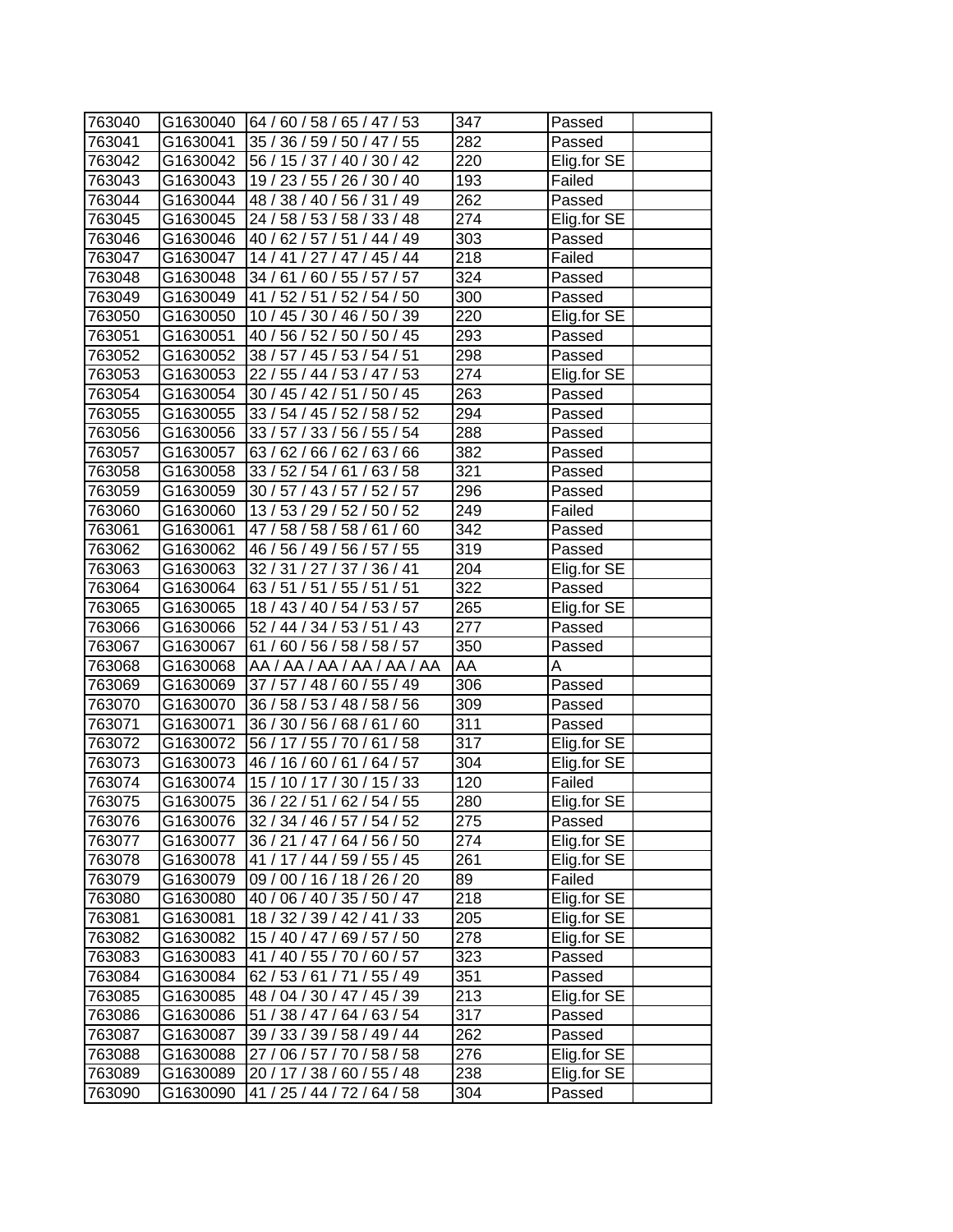| 763040 | G1630040 | 64 / 60 / 58 / 65 / 47 / 53 | 347 | Passed | |
|---|---|---|---|---|---|
| 763041 | G1630041 | 35 / 36 / 59 / 50 / 47 / 55 | 282 | Passed | |
| 763042 | G1630042 | 56 / 15 / 37 / 40 / 30 / 42 | 220 | Elig.for SE | |
| 763043 | G1630043 | 19 / 23 / 55 / 26 / 30 / 40 | 193 | Failed | |
| 763044 | G1630044 | 48 / 38 / 40 / 56 / 31 / 49 | 262 | Passed | |
| 763045 | G1630045 | 24 / 58 / 53 / 58 / 33 / 48 | 274 | Elig.for SE | |
| 763046 | G1630046 | 40 / 62 / 57 / 51 / 44 / 49 | 303 | Passed | |
| 763047 | G1630047 | 14 / 41 / 27 / 47 / 45 / 44 | 218 | Failed | |
| 763048 | G1630048 | 34 / 61 / 60 / 55 / 57 / 57 | 324 | Passed | |
| 763049 | G1630049 | 41 / 52 / 51 / 52 / 54 / 50 | 300 | Passed | |
| 763050 | G1630050 | 10 / 45 / 30 / 46 / 50 / 39 | 220 | Elig.for SE | |
| 763051 | G1630051 | 40 / 56 / 52 / 50 / 50 / 45 | 293 | Passed | |
| 763052 | G1630052 | 38 / 57 / 45 / 53 / 54 / 51 | 298 | Passed | |
| 763053 | G1630053 | 22 / 55 / 44 / 53 / 47 / 53 | 274 | Elig.for SE | |
| 763054 | G1630054 | 30 / 45 / 42 / 51 / 50 / 45 | 263 | Passed | |
| 763055 | G1630055 | 33 / 54 / 45 / 52 / 58 / 52 | 294 | Passed | |
| 763056 | G1630056 | 33 / 57 / 33 / 56 / 55 / 54 | 288 | Passed | |
| 763057 | G1630057 | 63 / 62 / 66 / 62 / 63 / 66 | 382 | Passed | |
| 763058 | G1630058 | 33 / 52 / 54 / 61 / 63 / 58 | 321 | Passed | |
| 763059 | G1630059 | 30 / 57 / 43 / 57 / 52 / 57 | 296 | Passed | |
| 763060 | G1630060 | 13 / 53 / 29 / 52 / 50 / 52 | 249 | Failed | |
| 763061 | G1630061 | 47 / 58 / 58 / 58 / 61 / 60 | 342 | Passed | |
| 763062 | G1630062 | 46 / 56 / 49 / 56 / 57 / 55 | 319 | Passed | |
| 763063 | G1630063 | 32 / 31 / 27 / 37 / 36 / 41 | 204 | Elig.for SE | |
| 763064 | G1630064 | 63 / 51 / 51 / 55 / 51 / 51 | 322 | Passed | |
| 763065 | G1630065 | 18 / 43 / 40 / 54 / 53 / 57 | 265 | Elig.for SE | |
| 763066 | G1630066 | 52 / 44 / 34 / 53 / 51 / 43 | 277 | Passed | |
| 763067 | G1630067 | 61 / 60 / 56 / 58 / 58 / 57 | 350 | Passed | |
| 763068 | G1630068 | AA / AA / AA / AA / AA / AA | AA | A | |
| 763069 | G1630069 | 37 / 57 / 48 / 60 / 55 / 49 | 306 | Passed | |
| 763070 | G1630070 | 36 / 58 / 53 / 48 / 58 / 56 | 309 | Passed | |
| 763071 | G1630071 | 36 / 30 / 56 / 68 / 61 / 60 | 311 | Passed | |
| 763072 | G1630072 | 56 / 17 / 55 / 70 / 61 / 58 | 317 | Elig.for SE | |
| 763073 | G1630073 | 46 / 16 / 60 / 61 / 64 / 57 | 304 | Elig.for SE | |
| 763074 | G1630074 | 15 / 10 / 17 / 30 / 15 / 33 | 120 | Failed | |
| 763075 | G1630075 | 36 / 22 / 51 / 62 / 54 / 55 | 280 | Elig.for SE | |
| 763076 | G1630076 | 32 / 34 / 46 / 57 / 54 / 52 | 275 | Passed | |
| 763077 | G1630077 | 36 / 21 / 47 / 64 / 56 / 50 | 274 | Elig.for SE | |
| 763078 | G1630078 | 41 / 17 / 44 / 59 / 55 / 45 | 261 | Elig.for SE | |
| 763079 | G1630079 | 09 / 00 / 16 / 18 / 26 / 20 | 89 | Failed | |
| 763080 | G1630080 | 40 / 06 / 40 / 35 / 50 / 47 | 218 | Elig.for SE | |
| 763081 | G1630081 | 18 / 32 / 39 / 42 / 41 / 33 | 205 | Elig.for SE | |
| 763082 | G1630082 | 15 / 40 / 47 / 69 / 57 / 50 | 278 | Elig.for SE | |
| 763083 | G1630083 | 41 / 40 / 55 / 70 / 60 / 57 | 323 | Passed | |
| 763084 | G1630084 | 62 / 53 / 61 / 71 / 55 / 49 | 351 | Passed | |
| 763085 | G1630085 | 48 / 04 / 30 / 47 / 45 / 39 | 213 | Elig.for SE | |
| 763086 | G1630086 | 51 / 38 / 47 / 64 / 63 / 54 | 317 | Passed | |
| 763087 | G1630087 | 39 / 33 / 39 / 58 / 49 / 44 | 262 | Passed | |
| 763088 | G1630088 | 27 / 06 / 57 / 70 / 58 / 58 | 276 | Elig.for SE | |
| 763089 | G1630089 | 20 / 17 / 38 / 60 / 55 / 48 | 238 | Elig.for SE | |
| 763090 | G1630090 | 41 / 25 / 44 / 72 / 64 / 58 | 304 | Passed | |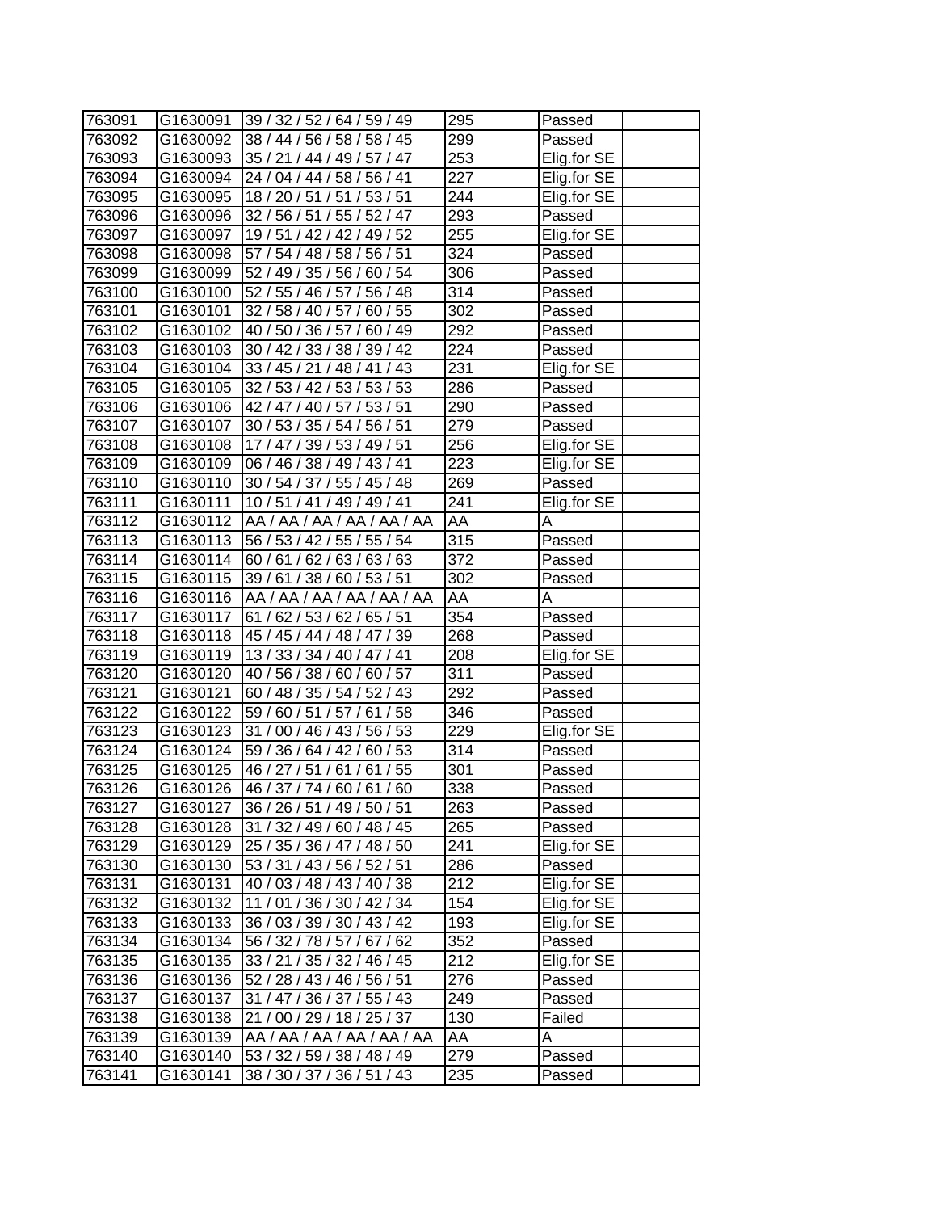| 763091 | G1630091 | 39 / 32 / 52 / 64 / 59 / 49 | 295 | Passed | |
|---|---|---|---|---|---|
| 763092 | G1630092 | 38 / 44 / 56 / 58 / 58 / 45 | 299 | Passed | |
| 763093 | G1630093 | 35 / 21 / 44 / 49 / 57 / 47 | 253 | Elig.for SE | |
| 763094 | G1630094 | 24 / 04 / 44 / 58 / 56 / 41 | 227 | Elig.for SE | |
| 763095 | G1630095 | 18 / 20 / 51 / 51 / 53 / 51 | 244 | Elig.for SE | |
| 763096 | G1630096 | 32 / 56 / 51 / 55 / 52 / 47 | 293 | Passed | |
| 763097 | G1630097 | 19 / 51 / 42 / 42 / 49 / 52 | 255 | Elig.for SE | |
| 763098 | G1630098 | 57 / 54 / 48 / 58 / 56 / 51 | 324 | Passed | |
| 763099 | G1630099 | 52 / 49 / 35 / 56 / 60 / 54 | 306 | Passed | |
| 763100 | G1630100 | 52 / 55 / 46 / 57 / 56 / 48 | 314 | Passed | |
| 763101 | G1630101 | 32 / 58 / 40 / 57 / 60 / 55 | 302 | Passed | |
| 763102 | G1630102 | 40 / 50 / 36 / 57 / 60 / 49 | 292 | Passed | |
| 763103 | G1630103 | 30 / 42 / 33 / 38 / 39 / 42 | 224 | Passed | |
| 763104 | G1630104 | 33 / 45 / 21 / 48 / 41 / 43 | 231 | Elig.for SE | |
| 763105 | G1630105 | 32 / 53 / 42 / 53 / 53 / 53 | 286 | Passed | |
| 763106 | G1630106 | 42 / 47 / 40 / 57 / 53 / 51 | 290 | Passed | |
| 763107 | G1630107 | 30 / 53 / 35 / 54 / 56 / 51 | 279 | Passed | |
| 763108 | G1630108 | 17 / 47 / 39 / 53 / 49 / 51 | 256 | Elig.for SE | |
| 763109 | G1630109 | 06 / 46 / 38 / 49 / 43 / 41 | 223 | Elig.for SE | |
| 763110 | G1630110 | 30 / 54 / 37 / 55 / 45 / 48 | 269 | Passed | |
| 763111 | G1630111 | 10 / 51 / 41 / 49 / 49 / 41 | 241 | Elig.for SE | |
| 763112 | G1630112 | AA / AA / AA / AA / AA / AA | AA | A | |
| 763113 | G1630113 | 56 / 53 / 42 / 55 / 55 / 54 | 315 | Passed | |
| 763114 | G1630114 | 60 / 61 / 62 / 63 / 63 / 63 | 372 | Passed | |
| 763115 | G1630115 | 39 / 61 / 38 / 60 / 53 / 51 | 302 | Passed | |
| 763116 | G1630116 | AA / AA / AA / AA / AA / AA | AA | A | |
| 763117 | G1630117 | 61 / 62 / 53 / 62 / 65 / 51 | 354 | Passed | |
| 763118 | G1630118 | 45 / 45 / 44 / 48 / 47 / 39 | 268 | Passed | |
| 763119 | G1630119 | 13 / 33 / 34 / 40 / 47 / 41 | 208 | Elig.for SE | |
| 763120 | G1630120 | 40 / 56 / 38 / 60 / 60 / 57 | 311 | Passed | |
| 763121 | G1630121 | 60 / 48 / 35 / 54 / 52 / 43 | 292 | Passed | |
| 763122 | G1630122 | 59 / 60 / 51 / 57 / 61 / 58 | 346 | Passed | |
| 763123 | G1630123 | 31 / 00 / 46 / 43 / 56 / 53 | 229 | Elig.for SE | |
| 763124 | G1630124 | 59 / 36 / 64 / 42 / 60 / 53 | 314 | Passed | |
| 763125 | G1630125 | 46 / 27 / 51 / 61 / 61 / 55 | 301 | Passed | |
| 763126 | G1630126 | 46 / 37 / 74 / 60 / 61 / 60 | 338 | Passed | |
| 763127 | G1630127 | 36 / 26 / 51 / 49 / 50 / 51 | 263 | Passed | |
| 763128 | G1630128 | 31 / 32 / 49 / 60 / 48 / 45 | 265 | Passed | |
| 763129 | G1630129 | 25 / 35 / 36 / 47 / 48 / 50 | 241 | Elig.for SE | |
| 763130 | G1630130 | 53 / 31 / 43 / 56 / 52 / 51 | 286 | Passed | |
| 763131 | G1630131 | 40 / 03 / 48 / 43 / 40 / 38 | 212 | Elig.for SE | |
| 763132 | G1630132 | 11 / 01 / 36 / 30 / 42 / 34 | 154 | Elig.for SE | |
| 763133 | G1630133 | 36 / 03 / 39 / 30 / 43 / 42 | 193 | Elig.for SE | |
| 763134 | G1630134 | 56 / 32 / 78 / 57 / 67 / 62 | 352 | Passed | |
| 763135 | G1630135 | 33 / 21 / 35 / 32 / 46 / 45 | 212 | Elig.for SE | |
| 763136 | G1630136 | 52 / 28 / 43 / 46 / 56 / 51 | 276 | Passed | |
| 763137 | G1630137 | 31 / 47 / 36 / 37 / 55 / 43 | 249 | Passed | |
| 763138 | G1630138 | 21 / 00 / 29 / 18 / 25 / 37 | 130 | Failed | |
| 763139 | G1630139 | AA / AA / AA / AA / AA / AA | AA | A | |
| 763140 | G1630140 | 53 / 32 / 59 / 38 / 48 / 49 | 279 | Passed | |
| 763141 | G1630141 | 38 / 30 / 37 / 36 / 51 / 43 | 235 | Passed | |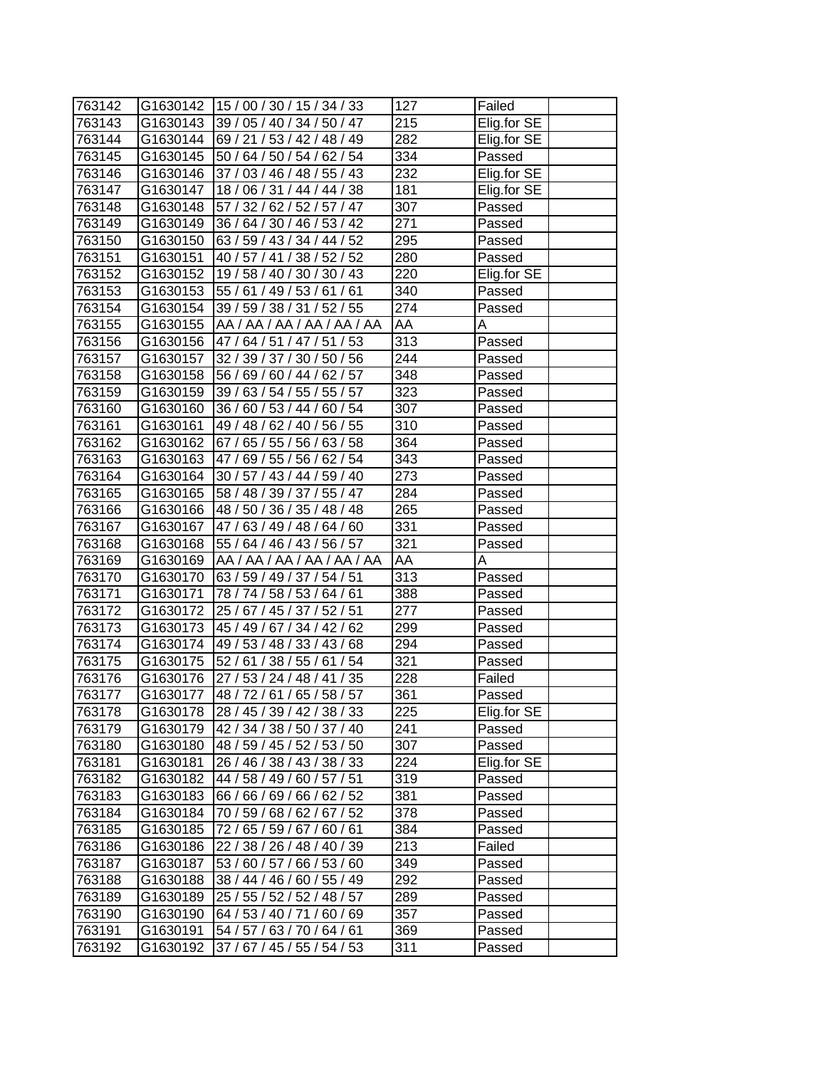| 763142 | G1630142 | 15 / 00 / 30 / 15 / 34 / 33 | 127 | Failed | |
|---|---|---|---|---|---|
| 763143 | G1630143 | 39 / 05 / 40 / 34 / 50 / 47 | 215 | Elig.for SE | |
| 763144 | G1630144 | 69 / 21 / 53 / 42 / 48 / 49 | 282 | Elig.for SE | |
| 763145 | G1630145 | 50 / 64 / 50 / 54 / 62 / 54 | 334 | Passed | |
| 763146 | G1630146 | 37 / 03 / 46 / 48 / 55 / 43 | 232 | Elig.for SE | |
| 763147 | G1630147 | 18 / 06 / 31 / 44 / 44 / 38 | 181 | Elig.for SE | |
| 763148 | G1630148 | 57 / 32 / 62 / 52 / 57 / 47 | 307 | Passed | |
| 763149 | G1630149 | 36 / 64 / 30 / 46 / 53 / 42 | 271 | Passed | |
| 763150 | G1630150 | 63 / 59 / 43 / 34 / 44 / 52 | 295 | Passed | |
| 763151 | G1630151 | 40 / 57 / 41 / 38 / 52 / 52 | 280 | Passed | |
| 763152 | G1630152 | 19 / 58 / 40 / 30 / 30 / 43 | 220 | Elig.for SE | |
| 763153 | G1630153 | 55 / 61 / 49 / 53 / 61 / 61 | 340 | Passed | |
| 763154 | G1630154 | 39 / 59 / 38 / 31 / 52 / 55 | 274 | Passed | |
| 763155 | G1630155 | AA / AA / AA / AA / AA / AA | AA | A | |
| 763156 | G1630156 | 47 / 64 / 51 / 47 / 51 / 53 | 313 | Passed | |
| 763157 | G1630157 | 32 / 39 / 37 / 30 / 50 / 56 | 244 | Passed | |
| 763158 | G1630158 | 56 / 69 / 60 / 44 / 62 / 57 | 348 | Passed | |
| 763159 | G1630159 | 39 / 63 / 54 / 55 / 55 / 57 | 323 | Passed | |
| 763160 | G1630160 | 36 / 60 / 53 / 44 / 60 / 54 | 307 | Passed | |
| 763161 | G1630161 | 49 / 48 / 62 / 40 / 56 / 55 | 310 | Passed | |
| 763162 | G1630162 | 67 / 65 / 55 / 56 / 63 / 58 | 364 | Passed | |
| 763163 | G1630163 | 47 / 69 / 55 / 56 / 62 / 54 | 343 | Passed | |
| 763164 | G1630164 | 30 / 57 / 43 / 44 / 59 / 40 | 273 | Passed | |
| 763165 | G1630165 | 58 / 48 / 39 / 37 / 55 / 47 | 284 | Passed | |
| 763166 | G1630166 | 48 / 50 / 36 / 35 / 48 / 48 | 265 | Passed | |
| 763167 | G1630167 | 47 / 63 / 49 / 48 / 64 / 60 | 331 | Passed | |
| 763168 | G1630168 | 55 / 64 / 46 / 43 / 56 / 57 | 321 | Passed | |
| 763169 | G1630169 | AA / AA / AA / AA / AA / AA | AA | A | |
| 763170 | G1630170 | 63 / 59 / 49 / 37 / 54 / 51 | 313 | Passed | |
| 763171 | G1630171 | 78 / 74 / 58 / 53 / 64 / 61 | 388 | Passed | |
| 763172 | G1630172 | 25 / 67 / 45 / 37 / 52 / 51 | 277 | Passed | |
| 763173 | G1630173 | 45 / 49 / 67 / 34 / 42 / 62 | 299 | Passed | |
| 763174 | G1630174 | 49 / 53 / 48 / 33 / 43 / 68 | 294 | Passed | |
| 763175 | G1630175 | 52 / 61 / 38 / 55 / 61 / 54 | 321 | Passed | |
| 763176 | G1630176 | 27 / 53 / 24 / 48 / 41 / 35 | 228 | Failed | |
| 763177 | G1630177 | 48 / 72 / 61 / 65 / 58 / 57 | 361 | Passed | |
| 763178 | G1630178 | 28 / 45 / 39 / 42 / 38 / 33 | 225 | Elig.for SE | |
| 763179 | G1630179 | 42 / 34 / 38 / 50 / 37 / 40 | 241 | Passed | |
| 763180 | G1630180 | 48 / 59 / 45 / 52 / 53 / 50 | 307 | Passed | |
| 763181 | G1630181 | 26 / 46 / 38 / 43 / 38 / 33 | 224 | Elig.for SE | |
| 763182 | G1630182 | 44 / 58 / 49 / 60 / 57 / 51 | 319 | Passed | |
| 763183 | G1630183 | 66 / 66 / 69 / 66 / 62 / 52 | 381 | Passed | |
| 763184 | G1630184 | 70 / 59 / 68 / 62 / 67 / 52 | 378 | Passed | |
| 763185 | G1630185 | 72 / 65 / 59 / 67 / 60 / 61 | 384 | Passed | |
| 763186 | G1630186 | 22 / 38 / 26 / 48 / 40 / 39 | 213 | Failed | |
| 763187 | G1630187 | 53 / 60 / 57 / 66 / 53 / 60 | 349 | Passed | |
| 763188 | G1630188 | 38 / 44 / 46 / 60 / 55 / 49 | 292 | Passed | |
| 763189 | G1630189 | 25 / 55 / 52 / 52 / 48 / 57 | 289 | Passed | |
| 763190 | G1630190 | 64 / 53 / 40 / 71 / 60 / 69 | 357 | Passed | |
| 763191 | G1630191 | 54 / 57 / 63 / 70 / 64 / 61 | 369 | Passed | |
| 763192 | G1630192 | 37 / 67 / 45 / 55 / 54 / 53 | 311 | Passed | |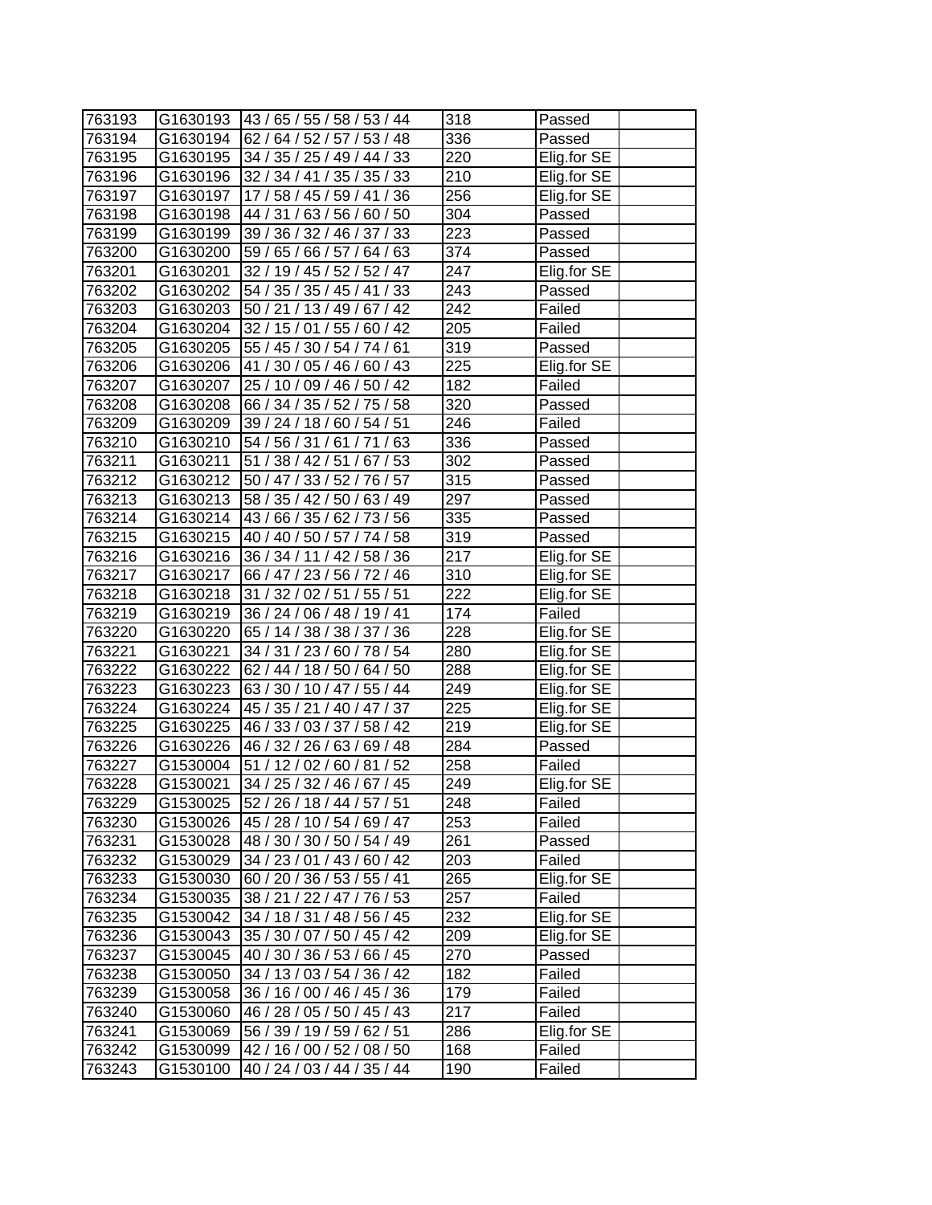| 763193 | G1630193 | 43 / 65 / 55 / 58 / 53 / 44 | 318 | Passed | |
|---|---|---|---|---|---|
| 763194 | G1630194 | 62 / 64 / 52 / 57 / 53 / 48 | 336 | Passed | |
| 763195 | G1630195 | 34 / 35 / 25 / 49 / 44 / 33 | 220 | Elig.for SE | |
| 763196 | G1630196 | 32 / 34 / 41 / 35 / 35 / 33 | 210 | Elig.for SE | |
| 763197 | G1630197 | 17 / 58 / 45 / 59 / 41 / 36 | 256 | Elig.for SE | |
| 763198 | G1630198 | 44 / 31 / 63 / 56 / 60 / 50 | 304 | Passed | |
| 763199 | G1630199 | 39 / 36 / 32 / 46 / 37 / 33 | 223 | Passed | |
| 763200 | G1630200 | 59 / 65 / 66 / 57 / 64 / 63 | 374 | Passed | |
| 763201 | G1630201 | 32 / 19 / 45 / 52 / 52 / 47 | 247 | Elig.for SE | |
| 763202 | G1630202 | 54 / 35 / 35 / 45 / 41 / 33 | 243 | Passed | |
| 763203 | G1630203 | 50 / 21 / 13 / 49 / 67 / 42 | 242 | Failed | |
| 763204 | G1630204 | 32 / 15 / 01 / 55 / 60 / 42 | 205 | Failed | |
| 763205 | G1630205 | 55 / 45 / 30 / 54 / 74 / 61 | 319 | Passed | |
| 763206 | G1630206 | 41 / 30 / 05 / 46 / 60 / 43 | 225 | Elig.for SE | |
| 763207 | G1630207 | 25 / 10 / 09 / 46 / 50 / 42 | 182 | Failed | |
| 763208 | G1630208 | 66 / 34 / 35 / 52 / 75 / 58 | 320 | Passed | |
| 763209 | G1630209 | 39 / 24 / 18 / 60 / 54 / 51 | 246 | Failed | |
| 763210 | G1630210 | 54 / 56 / 31 / 61 / 71 / 63 | 336 | Passed | |
| 763211 | G1630211 | 51 / 38 / 42 / 51 / 67 / 53 | 302 | Passed | |
| 763212 | G1630212 | 50 / 47 / 33 / 52 / 76 / 57 | 315 | Passed | |
| 763213 | G1630213 | 58 / 35 / 42 / 50 / 63 / 49 | 297 | Passed | |
| 763214 | G1630214 | 43 / 66 / 35 / 62 / 73 / 56 | 335 | Passed | |
| 763215 | G1630215 | 40 / 40 / 50 / 57 / 74 / 58 | 319 | Passed | |
| 763216 | G1630216 | 36 / 34 / 11 / 42 / 58 / 36 | 217 | Elig.for SE | |
| 763217 | G1630217 | 66 / 47 / 23 / 56 / 72 / 46 | 310 | Elig.for SE | |
| 763218 | G1630218 | 31 / 32 / 02 / 51 / 55 / 51 | 222 | Elig.for SE | |
| 763219 | G1630219 | 36 / 24 / 06 / 48 / 19 / 41 | 174 | Failed | |
| 763220 | G1630220 | 65 / 14 / 38 / 38 / 37 / 36 | 228 | Elig.for SE | |
| 763221 | G1630221 | 34 / 31 / 23 / 60 / 78 / 54 | 280 | Elig.for SE | |
| 763222 | G1630222 | 62 / 44 / 18 / 50 / 64 / 50 | 288 | Elig.for SE | |
| 763223 | G1630223 | 63 / 30 / 10 / 47 / 55 / 44 | 249 | Elig.for SE | |
| 763224 | G1630224 | 45 / 35 / 21 / 40 / 47 / 37 | 225 | Elig.for SE | |
| 763225 | G1630225 | 46 / 33 / 03 / 37 / 58 / 42 | 219 | Elig.for SE | |
| 763226 | G1630226 | 46 / 32 / 26 / 63 / 69 / 48 | 284 | Passed | |
| 763227 | G1530004 | 51 / 12 / 02 / 60 / 81 / 52 | 258 | Failed | |
| 763228 | G1530021 | 34 / 25 / 32 / 46 / 67 / 45 | 249 | Elig.for SE | |
| 763229 | G1530025 | 52 / 26 / 18 / 44 / 57 / 51 | 248 | Failed | |
| 763230 | G1530026 | 45 / 28 / 10 / 54 / 69 / 47 | 253 | Failed | |
| 763231 | G1530028 | 48 / 30 / 30 / 50 / 54 / 49 | 261 | Passed | |
| 763232 | G1530029 | 34 / 23 / 01 / 43 / 60 / 42 | 203 | Failed | |
| 763233 | G1530030 | 60 / 20 / 36 / 53 / 55 / 41 | 265 | Elig.for SE | |
| 763234 | G1530035 | 38 / 21 / 22 / 47 / 76 / 53 | 257 | Failed | |
| 763235 | G1530042 | 34 / 18 / 31 / 48 / 56 / 45 | 232 | Elig.for SE | |
| 763236 | G1530043 | 35 / 30 / 07 / 50 / 45 / 42 | 209 | Elig.for SE | |
| 763237 | G1530045 | 40 / 30 / 36 / 53 / 66 / 45 | 270 | Passed | |
| 763238 | G1530050 | 34 / 13 / 03 / 54 / 36 / 42 | 182 | Failed | |
| 763239 | G1530058 | 36 / 16 / 00 / 46 / 45 / 36 | 179 | Failed | |
| 763240 | G1530060 | 46 / 28 / 05 / 50 / 45 / 43 | 217 | Failed | |
| 763241 | G1530069 | 56 / 39 / 19 / 59 / 62 / 51 | 286 | Elig.for SE | |
| 763242 | G1530099 | 42 / 16 / 00 / 52 / 08 / 50 | 168 | Failed | |
| 763243 | G1530100 | 40 / 24 / 03 / 44 / 35 / 44 | 190 | Failed | |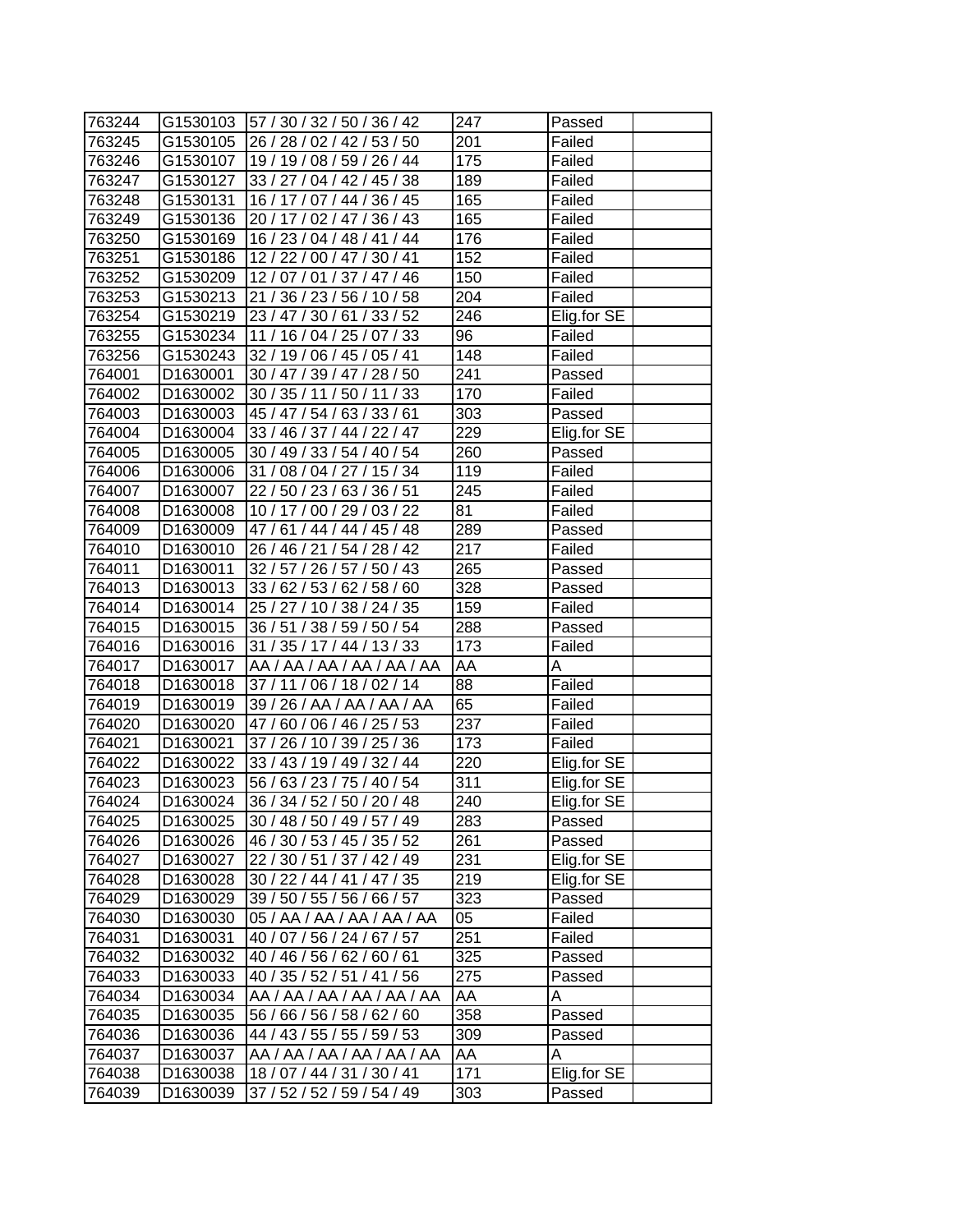| | | | | | |
|---|---|---|---|---|---|
| 763244 | G1530103 | 57 / 30 / 32 / 50 / 36 / 42 | 247 | Passed | |
| 763245 | G1530105 | 26 / 28 / 02 / 42 / 53 / 50 | 201 | Failed | |
| 763246 | G1530107 | 19 / 19 / 08 / 59 / 26 / 44 | 175 | Failed | |
| 763247 | G1530127 | 33 / 27 / 04 / 42 / 45 / 38 | 189 | Failed | |
| 763248 | G1530131 | 16 / 17 / 07 / 44 / 36 / 45 | 165 | Failed | |
| 763249 | G1530136 | 20 / 17 / 02 / 47 / 36 / 43 | 165 | Failed | |
| 763250 | G1530169 | 16 / 23 / 04 / 48 / 41 / 44 | 176 | Failed | |
| 763251 | G1530186 | 12 / 22 / 00 / 47 / 30 / 41 | 152 | Failed | |
| 763252 | G1530209 | 12 / 07 / 01 / 37 / 47 / 46 | 150 | Failed | |
| 763253 | G1530213 | 21 / 36 / 23 / 56 / 10 / 58 | 204 | Failed | |
| 763254 | G1530219 | 23 / 47 / 30 / 61 / 33 / 52 | 246 | Elig.for SE | |
| 763255 | G1530234 | 11 / 16 / 04 / 25 / 07 / 33 | 96 | Failed | |
| 763256 | G1530243 | 32 / 19 / 06 / 45 / 05 / 41 | 148 | Failed | |
| 764001 | D1630001 | 30 / 47 / 39 / 47 / 28 / 50 | 241 | Passed | |
| 764002 | D1630002 | 30 / 35 / 11 / 50 / 11 / 33 | 170 | Failed | |
| 764003 | D1630003 | 45 / 47 / 54 / 63 / 33 / 61 | 303 | Passed | |
| 764004 | D1630004 | 33 / 46 / 37 / 44 / 22 / 47 | 229 | Elig.for SE | |
| 764005 | D1630005 | 30 / 49 / 33 / 54 / 40 / 54 | 260 | Passed | |
| 764006 | D1630006 | 31 / 08 / 04 / 27 / 15 / 34 | 119 | Failed | |
| 764007 | D1630007 | 22 / 50 / 23 / 63 / 36 / 51 | 245 | Failed | |
| 764008 | D1630008 | 10 / 17 / 00 / 29 / 03 / 22 | 81 | Failed | |
| 764009 | D1630009 | 47 / 61 / 44 / 44 / 45 / 48 | 289 | Passed | |
| 764010 | D1630010 | 26 / 46 / 21 / 54 / 28 / 42 | 217 | Failed | |
| 764011 | D1630011 | 32 / 57 / 26 / 57 / 50 / 43 | 265 | Passed | |
| 764013 | D1630013 | 33 / 62 / 53 / 62 / 58 / 60 | 328 | Passed | |
| 764014 | D1630014 | 25 / 27 / 10 / 38 / 24 / 35 | 159 | Failed | |
| 764015 | D1630015 | 36 / 51 / 38 / 59 / 50 / 54 | 288 | Passed | |
| 764016 | D1630016 | 31 / 35 / 17 / 44 / 13 / 33 | 173 | Failed | |
| 764017 | D1630017 | AA / AA / AA / AA / AA / AA | AA | A | |
| 764018 | D1630018 | 37 / 11 / 06 / 18 / 02 / 14 | 88 | Failed | |
| 764019 | D1630019 | 39 / 26 / AA / AA / AA / AA | 65 | Failed | |
| 764020 | D1630020 | 47 / 60 / 06 / 46 / 25 / 53 | 237 | Failed | |
| 764021 | D1630021 | 37 / 26 / 10 / 39 / 25 / 36 | 173 | Failed | |
| 764022 | D1630022 | 33 / 43 / 19 / 49 / 32 / 44 | 220 | Elig.for SE | |
| 764023 | D1630023 | 56 / 63 / 23 / 75 / 40 / 54 | 311 | Elig.for SE | |
| 764024 | D1630024 | 36 / 34 / 52 / 50 / 20 / 48 | 240 | Elig.for SE | |
| 764025 | D1630025 | 30 / 48 / 50 / 49 / 57 / 49 | 283 | Passed | |
| 764026 | D1630026 | 46 / 30 / 53 / 45 / 35 / 52 | 261 | Passed | |
| 764027 | D1630027 | 22 / 30 / 51 / 37 / 42 / 49 | 231 | Elig.for SE | |
| 764028 | D1630028 | 30 / 22 / 44 / 41 / 47 / 35 | 219 | Elig.for SE | |
| 764029 | D1630029 | 39 / 50 / 55 / 56 / 66 / 57 | 323 | Passed | |
| 764030 | D1630030 | 05 / AA / AA / AA / AA / AA | 05 | Failed | |
| 764031 | D1630031 | 40 / 07 / 56 / 24 / 67 / 57 | 251 | Failed | |
| 764032 | D1630032 | 40 / 46 / 56 / 62 / 60 / 61 | 325 | Passed | |
| 764033 | D1630033 | 40 / 35 / 52 / 51 / 41 / 56 | 275 | Passed | |
| 764034 | D1630034 | AA / AA / AA / AA / AA / AA | AA | A | |
| 764035 | D1630035 | 56 / 66 / 56 / 58 / 62 / 60 | 358 | Passed | |
| 764036 | D1630036 | 44 / 43 / 55 / 55 / 59 / 53 | 309 | Passed | |
| 764037 | D1630037 | AA / AA / AA / AA / AA / AA | AA | A | |
| 764038 | D1630038 | 18 / 07 / 44 / 31 / 30 / 41 | 171 | Elig.for SE | |
| 764039 | D1630039 | 37 / 52 / 52 / 59 / 54 / 49 | 303 | Passed | |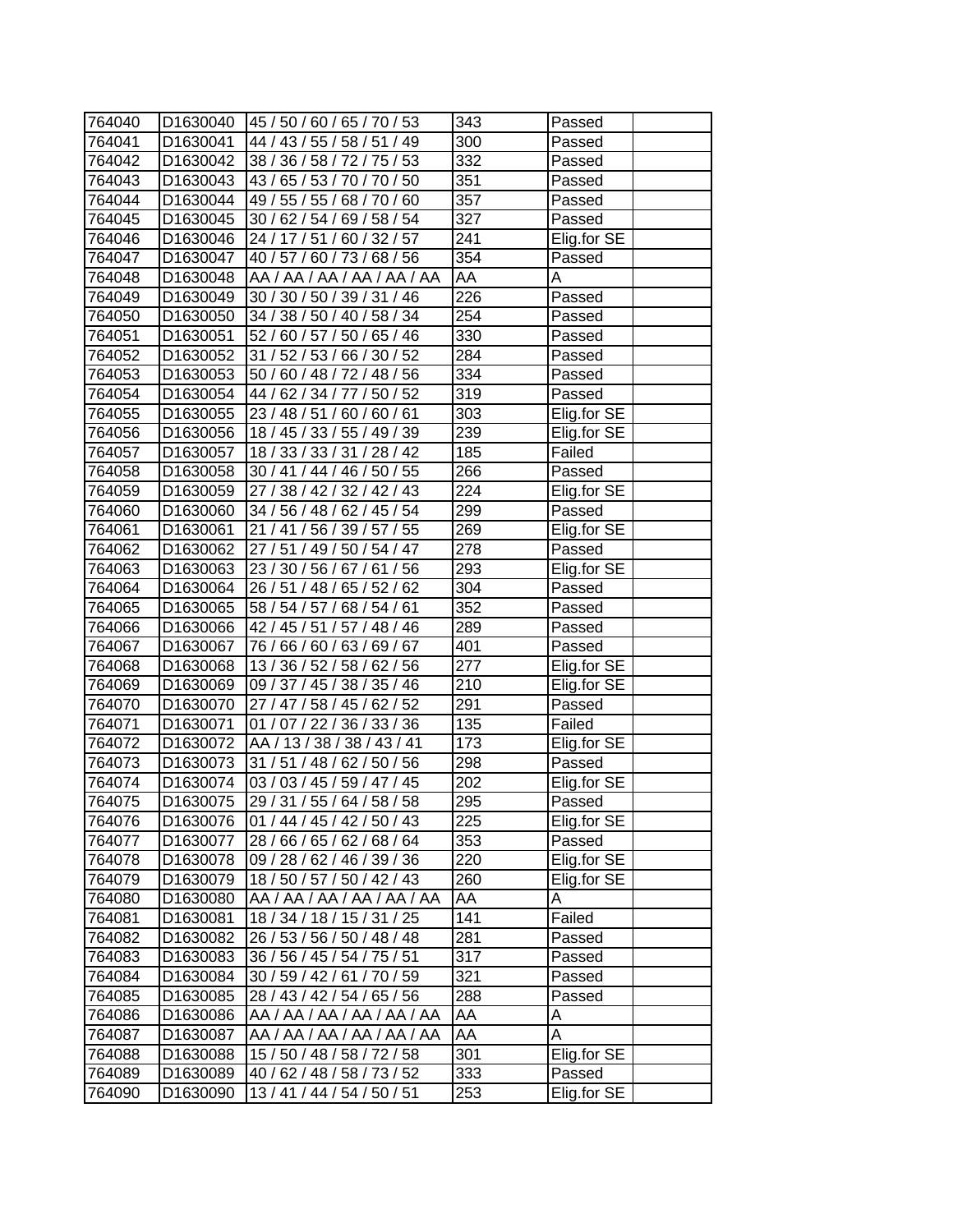| | | | | | |
|---|---|---|---|---|---|
| 764040 | D1630040 | 45 / 50 / 60 / 65 / 70 / 53 | 343 | Passed | |
| 764041 | D1630041 | 44 / 43 / 55 / 58 / 51 / 49 | 300 | Passed | |
| 764042 | D1630042 | 38 / 36 / 58 / 72 / 75 / 53 | 332 | Passed | |
| 764043 | D1630043 | 43 / 65 / 53 / 70 / 70 / 50 | 351 | Passed | |
| 764044 | D1630044 | 49 / 55 / 55 / 68 / 70 / 60 | 357 | Passed | |
| 764045 | D1630045 | 30 / 62 / 54 / 69 / 58 / 54 | 327 | Passed | |
| 764046 | D1630046 | 24 / 17 / 51 / 60 / 32 / 57 | 241 | Elig.for SE | |
| 764047 | D1630047 | 40 / 57 / 60 / 73 / 68 / 56 | 354 | Passed | |
| 764048 | D1630048 | AA / AA / AA / AA / AA / AA | AA | A | |
| 764049 | D1630049 | 30 / 30 / 50 / 39 / 31 / 46 | 226 | Passed | |
| 764050 | D1630050 | 34 / 38 / 50 / 40 / 58 / 34 | 254 | Passed | |
| 764051 | D1630051 | 52 / 60 / 57 / 50 / 65 / 46 | 330 | Passed | |
| 764052 | D1630052 | 31 / 52 / 53 / 66 / 30 / 52 | 284 | Passed | |
| 764053 | D1630053 | 50 / 60 / 48 / 72 / 48 / 56 | 334 | Passed | |
| 764054 | D1630054 | 44 / 62 / 34 / 77 / 50 / 52 | 319 | Passed | |
| 764055 | D1630055 | 23 / 48 / 51 / 60 / 60 / 61 | 303 | Elig.for SE | |
| 764056 | D1630056 | 18 / 45 / 33 / 55 / 49 / 39 | 239 | Elig.for SE | |
| 764057 | D1630057 | 18 / 33 / 33 / 31 / 28 / 42 | 185 | Failed | |
| 764058 | D1630058 | 30 / 41 / 44 / 46 / 50 / 55 | 266 | Passed | |
| 764059 | D1630059 | 27 / 38 / 42 / 32 / 42 / 43 | 224 | Elig.for SE | |
| 764060 | D1630060 | 34 / 56 / 48 / 62 / 45 / 54 | 299 | Passed | |
| 764061 | D1630061 | 21 / 41 / 56 / 39 / 57 / 55 | 269 | Elig.for SE | |
| 764062 | D1630062 | 27 / 51 / 49 / 50 / 54 / 47 | 278 | Passed | |
| 764063 | D1630063 | 23 / 30 / 56 / 67 / 61 / 56 | 293 | Elig.for SE | |
| 764064 | D1630064 | 26 / 51 / 48 / 65 / 52 / 62 | 304 | Passed | |
| 764065 | D1630065 | 58 / 54 / 57 / 68 / 54 / 61 | 352 | Passed | |
| 764066 | D1630066 | 42 / 45 / 51 / 57 / 48 / 46 | 289 | Passed | |
| 764067 | D1630067 | 76 / 66 / 60 / 63 / 69 / 67 | 401 | Passed | |
| 764068 | D1630068 | 13 / 36 / 52 / 58 / 62 / 56 | 277 | Elig.for SE | |
| 764069 | D1630069 | 09 / 37 / 45 / 38 / 35 / 46 | 210 | Elig.for SE | |
| 764070 | D1630070 | 27 / 47 / 58 / 45 / 62 / 52 | 291 | Passed | |
| 764071 | D1630071 | 01 / 07 / 22 / 36 / 33 / 36 | 135 | Failed | |
| 764072 | D1630072 | AA / 13 / 38 / 38 / 43 / 41 | 173 | Elig.for SE | |
| 764073 | D1630073 | 31 / 51 / 48 / 62 / 50 / 56 | 298 | Passed | |
| 764074 | D1630074 | 03 / 03 / 45 / 59 / 47 / 45 | 202 | Elig.for SE | |
| 764075 | D1630075 | 29 / 31 / 55 / 64 / 58 / 58 | 295 | Passed | |
| 764076 | D1630076 | 01 / 44 / 45 / 42 / 50 / 43 | 225 | Elig.for SE | |
| 764077 | D1630077 | 28 / 66 / 65 / 62 / 68 / 64 | 353 | Passed | |
| 764078 | D1630078 | 09 / 28 / 62 / 46 / 39 / 36 | 220 | Elig.for SE | |
| 764079 | D1630079 | 18 / 50 / 57 / 50 / 42 / 43 | 260 | Elig.for SE | |
| 764080 | D1630080 | AA / AA / AA / AA / AA / AA | AA | A | |
| 764081 | D1630081 | 18 / 34 / 18 / 15 / 31 / 25 | 141 | Failed | |
| 764082 | D1630082 | 26 / 53 / 56 / 50 / 48 / 48 | 281 | Passed | |
| 764083 | D1630083 | 36 / 56 / 45 / 54 / 75 / 51 | 317 | Passed | |
| 764084 | D1630084 | 30 / 59 / 42 / 61 / 70 / 59 | 321 | Passed | |
| 764085 | D1630085 | 28 / 43 / 42 / 54 / 65 / 56 | 288 | Passed | |
| 764086 | D1630086 | AA / AA / AA / AA / AA / AA | AA | A | |
| 764087 | D1630087 | AA / AA / AA / AA / AA / AA | AA | A | |
| 764088 | D1630088 | 15 / 50 / 48 / 58 / 72 / 58 | 301 | Elig.for SE | |
| 764089 | D1630089 | 40 / 62 / 48 / 58 / 73 / 52 | 333 | Passed | |
| 764090 | D1630090 | 13 / 41 / 44 / 54 / 50 / 51 | 253 | Elig.for SE | |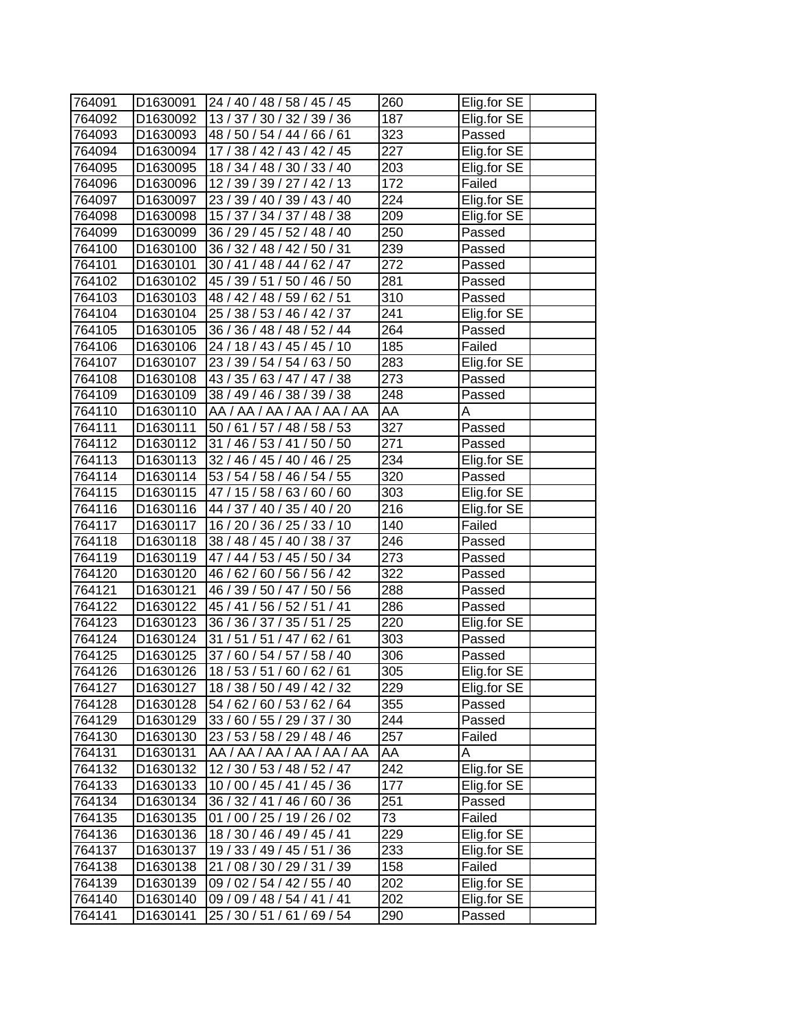| | | | | | |
|---|---|---|---|---|---|
| 764091 | D1630091 | 24 / 40 / 48 / 58 / 45 / 45 | 260 | Elig.for SE | |
| 764092 | D1630092 | 13 / 37 / 30 / 32 / 39 / 36 | 187 | Elig.for SE | |
| 764093 | D1630093 | 48 / 50 / 54 / 44 / 66 / 61 | 323 | Passed | |
| 764094 | D1630094 | 17 / 38 / 42 / 43 / 42 / 45 | 227 | Elig.for SE | |
| 764095 | D1630095 | 18 / 34 / 48 / 30 / 33 / 40 | 203 | Elig.for SE | |
| 764096 | D1630096 | 12 / 39 / 39 / 27 / 42 / 13 | 172 | Failed | |
| 764097 | D1630097 | 23 / 39 / 40 / 39 / 43 / 40 | 224 | Elig.for SE | |
| 764098 | D1630098 | 15 / 37 / 34 / 37 / 48 / 38 | 209 | Elig.for SE | |
| 764099 | D1630099 | 36 / 29 / 45 / 52 / 48 / 40 | 250 | Passed | |
| 764100 | D1630100 | 36 / 32 / 48 / 42 / 50 / 31 | 239 | Passed | |
| 764101 | D1630101 | 30 / 41 / 48 / 44 / 62 / 47 | 272 | Passed | |
| 764102 | D1630102 | 45 / 39 / 51 / 50 / 46 / 50 | 281 | Passed | |
| 764103 | D1630103 | 48 / 42 / 48 / 59 / 62 / 51 | 310 | Passed | |
| 764104 | D1630104 | 25 / 38 / 53 / 46 / 42 / 37 | 241 | Elig.for SE | |
| 764105 | D1630105 | 36 / 36 / 48 / 48 / 52 / 44 | 264 | Passed | |
| 764106 | D1630106 | 24 / 18 / 43 / 45 / 45 / 10 | 185 | Failed | |
| 764107 | D1630107 | 23 / 39 / 54 / 54 / 63 / 50 | 283 | Elig.for SE | |
| 764108 | D1630108 | 43 / 35 / 63 / 47 / 47 / 38 | 273 | Passed | |
| 764109 | D1630109 | 38 / 49 / 46 / 38 / 39 / 38 | 248 | Passed | |
| 764110 | D1630110 | AA / AA / AA / AA / AA / AA | AA | A | |
| 764111 | D1630111 | 50 / 61 / 57 / 48 / 58 / 53 | 327 | Passed | |
| 764112 | D1630112 | 31 / 46 / 53 / 41 / 50 / 50 | 271 | Passed | |
| 764113 | D1630113 | 32 / 46 / 45 / 40 / 46 / 25 | 234 | Elig.for SE | |
| 764114 | D1630114 | 53 / 54 / 58 / 46 / 54 / 55 | 320 | Passed | |
| 764115 | D1630115 | 47 / 15 / 58 / 63 / 60 / 60 | 303 | Elig.for SE | |
| 764116 | D1630116 | 44 / 37 / 40 / 35 / 40 / 20 | 216 | Elig.for SE | |
| 764117 | D1630117 | 16 / 20 / 36 / 25 / 33 / 10 | 140 | Failed | |
| 764118 | D1630118 | 38 / 48 / 45 / 40 / 38 / 37 | 246 | Passed | |
| 764119 | D1630119 | 47 / 44 / 53 / 45 / 50 / 34 | 273 | Passed | |
| 764120 | D1630120 | 46 / 62 / 60 / 56 / 56 / 42 | 322 | Passed | |
| 764121 | D1630121 | 46 / 39 / 50 / 47 / 50 / 56 | 288 | Passed | |
| 764122 | D1630122 | 45 / 41 / 56 / 52 / 51 / 41 | 286 | Passed | |
| 764123 | D1630123 | 36 / 36 / 37 / 35 / 51 / 25 | 220 | Elig.for SE | |
| 764124 | D1630124 | 31 / 51 / 51 / 47 / 62 / 61 | 303 | Passed | |
| 764125 | D1630125 | 37 / 60 / 54 / 57 / 58 / 40 | 306 | Passed | |
| 764126 | D1630126 | 18 / 53 / 51 / 60 / 62 / 61 | 305 | Elig.for SE | |
| 764127 | D1630127 | 18 / 38 / 50 / 49 / 42 / 32 | 229 | Elig.for SE | |
| 764128 | D1630128 | 54 / 62 / 60 / 53 / 62 / 64 | 355 | Passed | |
| 764129 | D1630129 | 33 / 60 / 55 / 29 / 37 / 30 | 244 | Passed | |
| 764130 | D1630130 | 23 / 53 / 58 / 29 / 48 / 46 | 257 | Failed | |
| 764131 | D1630131 | AA / AA / AA / AA / AA / AA | AA | A | |
| 764132 | D1630132 | 12 / 30 / 53 / 48 / 52 / 47 | 242 | Elig.for SE | |
| 764133 | D1630133 | 10 / 00 / 45 / 41 / 45 / 36 | 177 | Elig.for SE | |
| 764134 | D1630134 | 36 / 32 / 41 / 46 / 60 / 36 | 251 | Passed | |
| 764135 | D1630135 | 01 / 00 / 25 / 19 / 26 / 02 | 73 | Failed | |
| 764136 | D1630136 | 18 / 30 / 46 / 49 / 45 / 41 | 229 | Elig.for SE | |
| 764137 | D1630137 | 19 / 33 / 49 / 45 / 51 / 36 | 233 | Elig.for SE | |
| 764138 | D1630138 | 21 / 08 / 30 / 29 / 31 / 39 | 158 | Failed | |
| 764139 | D1630139 | 09 / 02 / 54 / 42 / 55 / 40 | 202 | Elig.for SE | |
| 764140 | D1630140 | 09 / 09 / 48 / 54 / 41 / 41 | 202 | Elig.for SE | |
| 764141 | D1630141 | 25 / 30 / 51 / 61 / 69 / 54 | 290 | Passed | |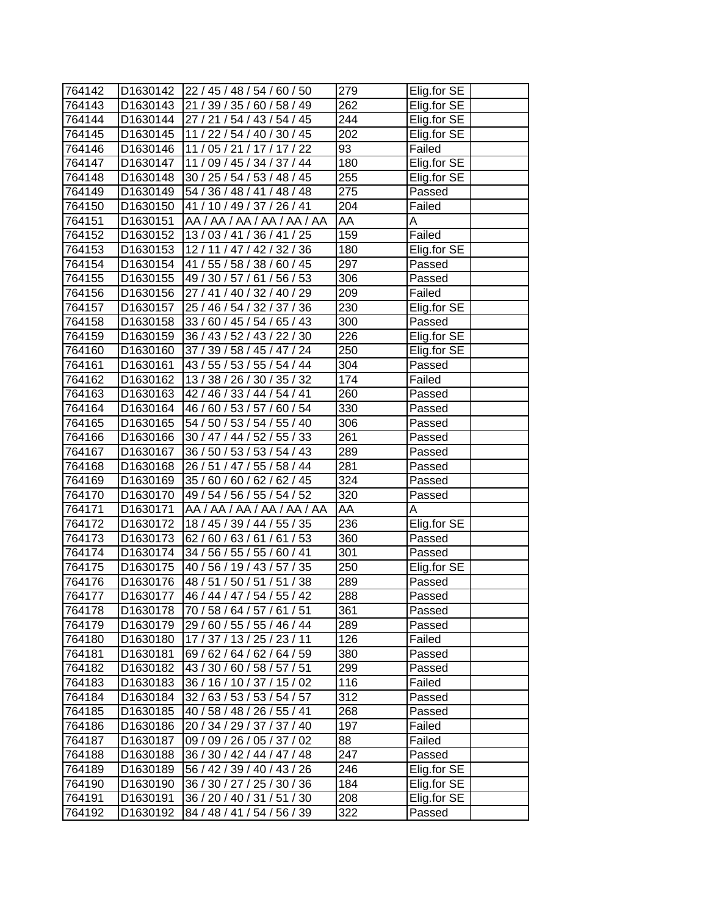| 764142 | D1630142 | 22 / 45 / 48 / 54 / 60 / 50 | 279 | Elig.for SE | |
|---|---|---|---|---|---|
| 764143 | D1630143 | 21 / 39 / 35 / 60 / 58 / 49 | 262 | Elig.for SE | |
| 764144 | D1630144 | 27 / 21 / 54 / 43 / 54 / 45 | 244 | Elig.for SE | |
| 764145 | D1630145 | 11 / 22 / 54 / 40 / 30 / 45 | 202 | Elig.for SE | |
| 764146 | D1630146 | 11 / 05 / 21 / 17 / 17 / 22 | 93 | Failed | |
| 764147 | D1630147 | 11 / 09 / 45 / 34 / 37 / 44 | 180 | Elig.for SE | |
| 764148 | D1630148 | 30 / 25 / 54 / 53 / 48 / 45 | 255 | Elig.for SE | |
| 764149 | D1630149 | 54 / 36 / 48 / 41 / 48 / 48 | 275 | Passed | |
| 764150 | D1630150 | 41 / 10 / 49 / 37 / 26 / 41 | 204 | Failed | |
| 764151 | D1630151 | AA / AA / AA / AA / AA / AA | AA | A | |
| 764152 | D1630152 | 13 / 03 / 41 / 36 / 41 / 25 | 159 | Failed | |
| 764153 | D1630153 | 12 / 11 / 47 / 42 / 32 / 36 | 180 | Elig.for SE | |
| 764154 | D1630154 | 41 / 55 / 58 / 38 / 60 / 45 | 297 | Passed | |
| 764155 | D1630155 | 49 / 30 / 57 / 61 / 56 / 53 | 306 | Passed | |
| 764156 | D1630156 | 27 / 41 / 40 / 32 / 40 / 29 | 209 | Failed | |
| 764157 | D1630157 | 25 / 46 / 54 / 32 / 37 / 36 | 230 | Elig.for SE | |
| 764158 | D1630158 | 33 / 60 / 45 / 54 / 65 / 43 | 300 | Passed | |
| 764159 | D1630159 | 36 / 43 / 52 / 43 / 22 / 30 | 226 | Elig.for SE | |
| 764160 | D1630160 | 37 / 39 / 58 / 45 / 47 / 24 | 250 | Elig.for SE | |
| 764161 | D1630161 | 43 / 55 / 53 / 55 / 54 / 44 | 304 | Passed | |
| 764162 | D1630162 | 13 / 38 / 26 / 30 / 35 / 32 | 174 | Failed | |
| 764163 | D1630163 | 42 / 46 / 33 / 44 / 54 / 41 | 260 | Passed | |
| 764164 | D1630164 | 46 / 60 / 53 / 57 / 60 / 54 | 330 | Passed | |
| 764165 | D1630165 | 54 / 50 / 53 / 54 / 55 / 40 | 306 | Passed | |
| 764166 | D1630166 | 30 / 47 / 44 / 52 / 55 / 33 | 261 | Passed | |
| 764167 | D1630167 | 36 / 50 / 53 / 53 / 54 / 43 | 289 | Passed | |
| 764168 | D1630168 | 26 / 51 / 47 / 55 / 58 / 44 | 281 | Passed | |
| 764169 | D1630169 | 35 / 60 / 60 / 62 / 62 / 45 | 324 | Passed | |
| 764170 | D1630170 | 49 / 54 / 56 / 55 / 54 / 52 | 320 | Passed | |
| 764171 | D1630171 | AA / AA / AA / AA / AA / AA | AA | A | |
| 764172 | D1630172 | 18 / 45 / 39 / 44 / 55 / 35 | 236 | Elig.for SE | |
| 764173 | D1630173 | 62 / 60 / 63 / 61 / 61 / 53 | 360 | Passed | |
| 764174 | D1630174 | 34 / 56 / 55 / 55 / 60 / 41 | 301 | Passed | |
| 764175 | D1630175 | 40 / 56 / 19 / 43 / 57 / 35 | 250 | Elig.for SE | |
| 764176 | D1630176 | 48 / 51 / 50 / 51 / 51 / 38 | 289 | Passed | |
| 764177 | D1630177 | 46 / 44 / 47 / 54 / 55 / 42 | 288 | Passed | |
| 764178 | D1630178 | 70 / 58 / 64 / 57 / 61 / 51 | 361 | Passed | |
| 764179 | D1630179 | 29 / 60 / 55 / 55 / 46 / 44 | 289 | Passed | |
| 764180 | D1630180 | 17 / 37 / 13 / 25 / 23 / 11 | 126 | Failed | |
| 764181 | D1630181 | 69 / 62 / 64 / 62 / 64 / 59 | 380 | Passed | |
| 764182 | D1630182 | 43 / 30 / 60 / 58 / 57 / 51 | 299 | Passed | |
| 764183 | D1630183 | 36 / 16 / 10 / 37 / 15 / 02 | 116 | Failed | |
| 764184 | D1630184 | 32 / 63 / 53 / 53 / 54 / 57 | 312 | Passed | |
| 764185 | D1630185 | 40 / 58 / 48 / 26 / 55 / 41 | 268 | Passed | |
| 764186 | D1630186 | 20 / 34 / 29 / 37 / 37 / 40 | 197 | Failed | |
| 764187 | D1630187 | 09 / 09 / 26 / 05 / 37 / 02 | 88 | Failed | |
| 764188 | D1630188 | 36 / 30 / 42 / 44 / 47 / 48 | 247 | Passed | |
| 764189 | D1630189 | 56 / 42 / 39 / 40 / 43 / 26 | 246 | Elig.for SE | |
| 764190 | D1630190 | 36 / 30 / 27 / 25 / 30 / 36 | 184 | Elig.for SE | |
| 764191 | D1630191 | 36 / 20 / 40 / 31 / 51 / 30 | 208 | Elig.for SE | |
| 764192 | D1630192 | 84 / 48 / 41 / 54 / 56 / 39 | 322 | Passed | |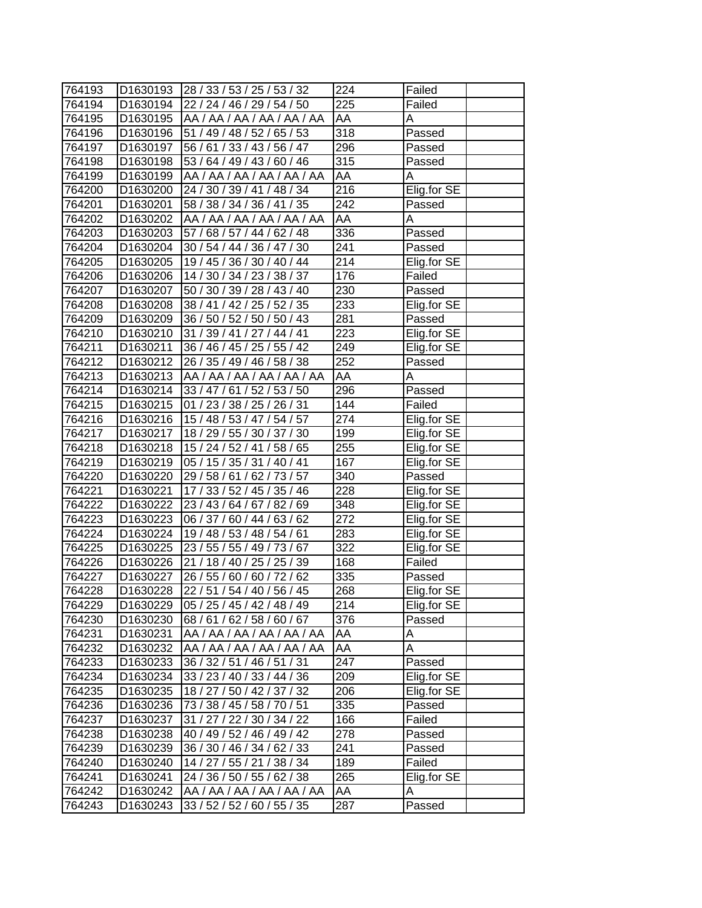| | | | | | |
|---|---|---|---|---|---|
| 764193 | D1630193 | 28 / 33 / 53 / 25 / 53 / 32 | 224 | Failed | |
| 764194 | D1630194 | 22 / 24 / 46 / 29 / 54 / 50 | 225 | Failed | |
| 764195 | D1630195 | AA / AA / AA / AA / AA / AA | AA | A | |
| 764196 | D1630196 | 51 / 49 / 48 / 52 / 65 / 53 | 318 | Passed | |
| 764197 | D1630197 | 56 / 61 / 33 / 43 / 56 / 47 | 296 | Passed | |
| 764198 | D1630198 | 53 / 64 / 49 / 43 / 60 / 46 | 315 | Passed | |
| 764199 | D1630199 | AA / AA / AA / AA / AA / AA | AA | A | |
| 764200 | D1630200 | 24 / 30 / 39 / 41 / 48 / 34 | 216 | Elig.for SE | |
| 764201 | D1630201 | 58 / 38 / 34 / 36 / 41 / 35 | 242 | Passed | |
| 764202 | D1630202 | AA / AA / AA / AA / AA / AA | AA | A | |
| 764203 | D1630203 | 57 / 68 / 57 / 44 / 62 / 48 | 336 | Passed | |
| 764204 | D1630204 | 30 / 54 / 44 / 36 / 47 / 30 | 241 | Passed | |
| 764205 | D1630205 | 19 / 45 / 36 / 30 / 40 / 44 | 214 | Elig.for SE | |
| 764206 | D1630206 | 14 / 30 / 34 / 23 / 38 / 37 | 176 | Failed | |
| 764207 | D1630207 | 50 / 30 / 39 / 28 / 43 / 40 | 230 | Passed | |
| 764208 | D1630208 | 38 / 41 / 42 / 25 / 52 / 35 | 233 | Elig.for SE | |
| 764209 | D1630209 | 36 / 50 / 52 / 50 / 50 / 43 | 281 | Passed | |
| 764210 | D1630210 | 31 / 39 / 41 / 27 / 44 / 41 | 223 | Elig.for SE | |
| 764211 | D1630211 | 36 / 46 / 45 / 25 / 55 / 42 | 249 | Elig.for SE | |
| 764212 | D1630212 | 26 / 35 / 49 / 46 / 58 / 38 | 252 | Passed | |
| 764213 | D1630213 | AA / AA / AA / AA / AA / AA | AA | A | |
| 764214 | D1630214 | 33 / 47 / 61 / 52 / 53 / 50 | 296 | Passed | |
| 764215 | D1630215 | 01 / 23 / 38 / 25 / 26 / 31 | 144 | Failed | |
| 764216 | D1630216 | 15 / 48 / 53 / 47 / 54 / 57 | 274 | Elig.for SE | |
| 764217 | D1630217 | 18 / 29 / 55 / 30 / 37 / 30 | 199 | Elig.for SE | |
| 764218 | D1630218 | 15 / 24 / 52 / 41 / 58 / 65 | 255 | Elig.for SE | |
| 764219 | D1630219 | 05 / 15 / 35 / 31 / 40 / 41 | 167 | Elig.for SE | |
| 764220 | D1630220 | 29 / 58 / 61 / 62 / 73 / 57 | 340 | Passed | |
| 764221 | D1630221 | 17 / 33 / 52 / 45 / 35 / 46 | 228 | Elig.for SE | |
| 764222 | D1630222 | 23 / 43 / 64 / 67 / 82 / 69 | 348 | Elig.for SE | |
| 764223 | D1630223 | 06 / 37 / 60 / 44 / 63 / 62 | 272 | Elig.for SE | |
| 764224 | D1630224 | 19 / 48 / 53 / 48 / 54 / 61 | 283 | Elig.for SE | |
| 764225 | D1630225 | 23 / 55 / 55 / 49 / 73 / 67 | 322 | Elig.for SE | |
| 764226 | D1630226 | 21 / 18 / 40 / 25 / 25 / 39 | 168 | Failed | |
| 764227 | D1630227 | 26 / 55 / 60 / 60 / 72 / 62 | 335 | Passed | |
| 764228 | D1630228 | 22 / 51 / 54 / 40 / 56 / 45 | 268 | Elig.for SE | |
| 764229 | D1630229 | 05 / 25 / 45 / 42 / 48 / 49 | 214 | Elig.for SE | |
| 764230 | D1630230 | 68 / 61 / 62 / 58 / 60 / 67 | 376 | Passed | |
| 764231 | D1630231 | AA / AA / AA / AA / AA / AA | AA | A | |
| 764232 | D1630232 | AA / AA / AA / AA / AA / AA | AA | A | |
| 764233 | D1630233 | 36 / 32 / 51 / 46 / 51 / 31 | 247 | Passed | |
| 764234 | D1630234 | 33 / 23 / 40 / 33 / 44 / 36 | 209 | Elig.for SE | |
| 764235 | D1630235 | 18 / 27 / 50 / 42 / 37 / 32 | 206 | Elig.for SE | |
| 764236 | D1630236 | 73 / 38 / 45 / 58 / 70 / 51 | 335 | Passed | |
| 764237 | D1630237 | 31 / 27 / 22 / 30 / 34 / 22 | 166 | Failed | |
| 764238 | D1630238 | 40 / 49 / 52 / 46 / 49 / 42 | 278 | Passed | |
| 764239 | D1630239 | 36 / 30 / 46 / 34 / 62 / 33 | 241 | Passed | |
| 764240 | D1630240 | 14 / 27 / 55 / 21 / 38 / 34 | 189 | Failed | |
| 764241 | D1630241 | 24 / 36 / 50 / 55 / 62 / 38 | 265 | Elig.for SE | |
| 764242 | D1630242 | AA / AA / AA / AA / AA / AA | AA | A | |
| 764243 | D1630243 | 33 / 52 / 52 / 60 / 55 / 35 | 287 | Passed | |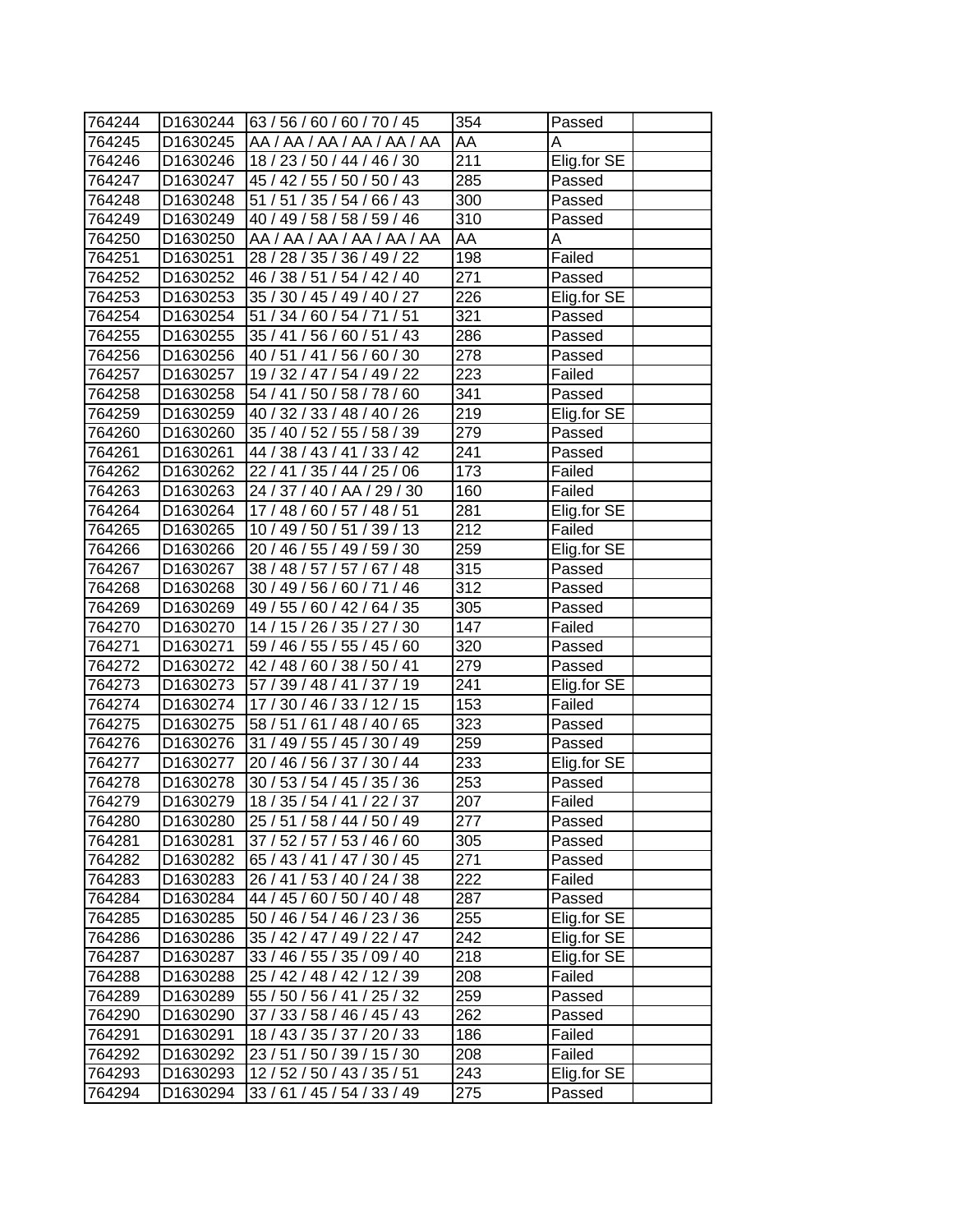| 764244 | D1630244 | 63 / 56 / 60 / 60 / 70 / 45 | 354 | Passed | |
|---|---|---|---|---|---|
| 764245 | D1630245 | AA / AA / AA / AA / AA / AA | AA | A | |
| 764246 | D1630246 | 18 / 23 / 50 / 44 / 46 / 30 | 211 | Elig.for SE | |
| 764247 | D1630247 | 45 / 42 / 55 / 50 / 50 / 43 | 285 | Passed | |
| 764248 | D1630248 | 51 / 51 / 35 / 54 / 66 / 43 | 300 | Passed | |
| 764249 | D1630249 | 40 / 49 / 58 / 58 / 59 / 46 | 310 | Passed | |
| 764250 | D1630250 | AA / AA / AA / AA / AA / AA | AA | A | |
| 764251 | D1630251 | 28 / 28 / 35 / 36 / 49 / 22 | 198 | Failed | |
| 764252 | D1630252 | 46 / 38 / 51 / 54 / 42 / 40 | 271 | Passed | |
| 764253 | D1630253 | 35 / 30 / 45 / 49 / 40 / 27 | 226 | Elig.for SE | |
| 764254 | D1630254 | 51 / 34 / 60 / 54 / 71 / 51 | 321 | Passed | |
| 764255 | D1630255 | 35 / 41 / 56 / 60 / 51 / 43 | 286 | Passed | |
| 764256 | D1630256 | 40 / 51 / 41 / 56 / 60 / 30 | 278 | Passed | |
| 764257 | D1630257 | 19 / 32 / 47 / 54 / 49 / 22 | 223 | Failed | |
| 764258 | D1630258 | 54 / 41 / 50 / 58 / 78 / 60 | 341 | Passed | |
| 764259 | D1630259 | 40 / 32 / 33 / 48 / 40 / 26 | 219 | Elig.for SE | |
| 764260 | D1630260 | 35 / 40 / 52 / 55 / 58 / 39 | 279 | Passed | |
| 764261 | D1630261 | 44 / 38 / 43 / 41 / 33 / 42 | 241 | Passed | |
| 764262 | D1630262 | 22 / 41 / 35 / 44 / 25 / 06 | 173 | Failed | |
| 764263 | D1630263 | 24 / 37 / 40 / AA / 29 / 30 | 160 | Failed | |
| 764264 | D1630264 | 17 / 48 / 60 / 57 / 48 / 51 | 281 | Elig.for SE | |
| 764265 | D1630265 | 10 / 49 / 50 / 51 / 39 / 13 | 212 | Failed | |
| 764266 | D1630266 | 20 / 46 / 55 / 49 / 59 / 30 | 259 | Elig.for SE | |
| 764267 | D1630267 | 38 / 48 / 57 / 57 / 67 / 48 | 315 | Passed | |
| 764268 | D1630268 | 30 / 49 / 56 / 60 / 71 / 46 | 312 | Passed | |
| 764269 | D1630269 | 49 / 55 / 60 / 42 / 64 / 35 | 305 | Passed | |
| 764270 | D1630270 | 14 / 15 / 26 / 35 / 27 / 30 | 147 | Failed | |
| 764271 | D1630271 | 59 / 46 / 55 / 55 / 45 / 60 | 320 | Passed | |
| 764272 | D1630272 | 42 / 48 / 60 / 38 / 50 / 41 | 279 | Passed | |
| 764273 | D1630273 | 57 / 39 / 48 / 41 / 37 / 19 | 241 | Elig.for SE | |
| 764274 | D1630274 | 17 / 30 / 46 / 33 / 12 / 15 | 153 | Failed | |
| 764275 | D1630275 | 58 / 51 / 61 / 48 / 40 / 65 | 323 | Passed | |
| 764276 | D1630276 | 31 / 49 / 55 / 45 / 30 / 49 | 259 | Passed | |
| 764277 | D1630277 | 20 / 46 / 56 / 37 / 30 / 44 | 233 | Elig.for SE | |
| 764278 | D1630278 | 30 / 53 / 54 / 45 / 35 / 36 | 253 | Passed | |
| 764279 | D1630279 | 18 / 35 / 54 / 41 / 22 / 37 | 207 | Failed | |
| 764280 | D1630280 | 25 / 51 / 58 / 44 / 50 / 49 | 277 | Passed | |
| 764281 | D1630281 | 37 / 52 / 57 / 53 / 46 / 60 | 305 | Passed | |
| 764282 | D1630282 | 65 / 43 / 41 / 47 / 30 / 45 | 271 | Passed | |
| 764283 | D1630283 | 26 / 41 / 53 / 40 / 24 / 38 | 222 | Failed | |
| 764284 | D1630284 | 44 / 45 / 60 / 50 / 40 / 48 | 287 | Passed | |
| 764285 | D1630285 | 50 / 46 / 54 / 46 / 23 / 36 | 255 | Elig.for SE | |
| 764286 | D1630286 | 35 / 42 / 47 / 49 / 22 / 47 | 242 | Elig.for SE | |
| 764287 | D1630287 | 33 / 46 / 55 / 35 / 09 / 40 | 218 | Elig.for SE | |
| 764288 | D1630288 | 25 / 42 / 48 / 42 / 12 / 39 | 208 | Failed | |
| 764289 | D1630289 | 55 / 50 / 56 / 41 / 25 / 32 | 259 | Passed | |
| 764290 | D1630290 | 37 / 33 / 58 / 46 / 45 / 43 | 262 | Passed | |
| 764291 | D1630291 | 18 / 43 / 35 / 37 / 20 / 33 | 186 | Failed | |
| 764292 | D1630292 | 23 / 51 / 50 / 39 / 15 / 30 | 208 | Failed | |
| 764293 | D1630293 | 12 / 52 / 50 / 43 / 35 / 51 | 243 | Elig.for SE | |
| 764294 | D1630294 | 33 / 61 / 45 / 54 / 33 / 49 | 275 | Passed | |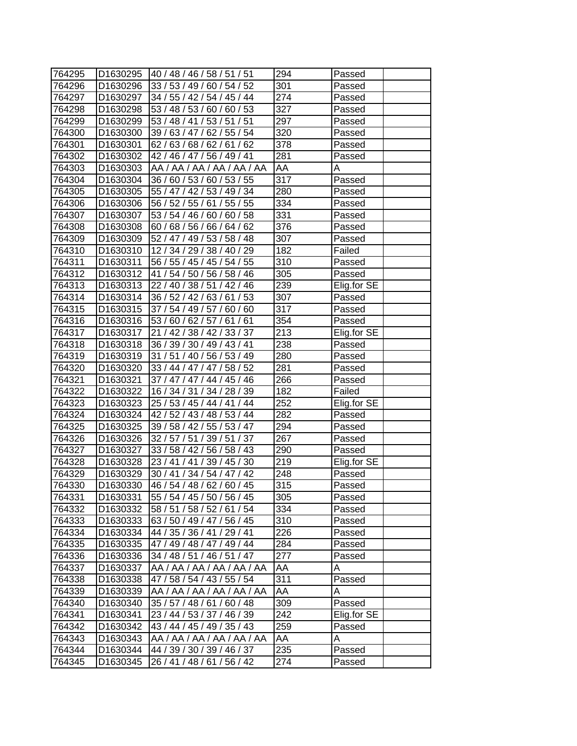| | | | | | |
|---|---|---|---|---|---|
| 764295 | D1630295 | 40 / 48 / 46 / 58 / 51 / 51 | 294 | Passed | |
| 764296 | D1630296 | 33 / 53 / 49 / 60 / 54 / 52 | 301 | Passed | |
| 764297 | D1630297 | 34 / 55 / 42 / 54 / 45 / 44 | 274 | Passed | |
| 764298 | D1630298 | 53 / 48 / 53 / 60 / 60 / 53 | 327 | Passed | |
| 764299 | D1630299 | 53 / 48 / 41 / 53 / 51 / 51 | 297 | Passed | |
| 764300 | D1630300 | 39 / 63 / 47 / 62 / 55 / 54 | 320 | Passed | |
| 764301 | D1630301 | 62 / 63 / 68 / 62 / 61 / 62 | 378 | Passed | |
| 764302 | D1630302 | 42 / 46 / 47 / 56 / 49 / 41 | 281 | Passed | |
| 764303 | D1630303 | AA / AA / AA / AA / AA / AA | AA | A | |
| 764304 | D1630304 | 36 / 60 / 53 / 60 / 53 / 55 | 317 | Passed | |
| 764305 | D1630305 | 55 / 47 / 42 / 53 / 49 / 34 | 280 | Passed | |
| 764306 | D1630306 | 56 / 52 / 55 / 61 / 55 / 55 | 334 | Passed | |
| 764307 | D1630307 | 53 / 54 / 46 / 60 / 60 / 58 | 331 | Passed | |
| 764308 | D1630308 | 60 / 68 / 56 / 66 / 64 / 62 | 376 | Passed | |
| 764309 | D1630309 | 52 / 47 / 49 / 53 / 58 / 48 | 307 | Passed | |
| 764310 | D1630310 | 12 / 34 / 29 / 38 / 40 / 29 | 182 | Failed | |
| 764311 | D1630311 | 56 / 55 / 45 / 45 / 54 / 55 | 310 | Passed | |
| 764312 | D1630312 | 41 / 54 / 50 / 56 / 58 / 46 | 305 | Passed | |
| 764313 | D1630313 | 22 / 40 / 38 / 51 / 42 / 46 | 239 | Elig.for SE | |
| 764314 | D1630314 | 36 / 52 / 42 / 63 / 61 / 53 | 307 | Passed | |
| 764315 | D1630315 | 37 / 54 / 49 / 57 / 60 / 60 | 317 | Passed | |
| 764316 | D1630316 | 53 / 60 / 62 / 57 / 61 / 61 | 354 | Passed | |
| 764317 | D1630317 | 21 / 42 / 38 / 42 / 33 / 37 | 213 | Elig.for SE | |
| 764318 | D1630318 | 36 / 39 / 30 / 49 / 43 / 41 | 238 | Passed | |
| 764319 | D1630319 | 31 / 51 / 40 / 56 / 53 / 49 | 280 | Passed | |
| 764320 | D1630320 | 33 / 44 / 47 / 47 / 58 / 52 | 281 | Passed | |
| 764321 | D1630321 | 37 / 47 / 47 / 44 / 45 / 46 | 266 | Passed | |
| 764322 | D1630322 | 16 / 34 / 31 / 34 / 28 / 39 | 182 | Failed | |
| 764323 | D1630323 | 25 / 53 / 45 / 44 / 41 / 44 | 252 | Elig.for SE | |
| 764324 | D1630324 | 42 / 52 / 43 / 48 / 53 / 44 | 282 | Passed | |
| 764325 | D1630325 | 39 / 58 / 42 / 55 / 53 / 47 | 294 | Passed | |
| 764326 | D1630326 | 32 / 57 / 51 / 39 / 51 / 37 | 267 | Passed | |
| 764327 | D1630327 | 33 / 58 / 42 / 56 / 58 / 43 | 290 | Passed | |
| 764328 | D1630328 | 23 / 41 / 41 / 39 / 45 / 30 | 219 | Elig.for SE | |
| 764329 | D1630329 | 30 / 41 / 34 / 54 / 47 / 42 | 248 | Passed | |
| 764330 | D1630330 | 46 / 54 / 48 / 62 / 60 / 45 | 315 | Passed | |
| 764331 | D1630331 | 55 / 54 / 45 / 50 / 56 / 45 | 305 | Passed | |
| 764332 | D1630332 | 58 / 51 / 58 / 52 / 61 / 54 | 334 | Passed | |
| 764333 | D1630333 | 63 / 50 / 49 / 47 / 56 / 45 | 310 | Passed | |
| 764334 | D1630334 | 44 / 35 / 36 / 41 / 29 / 41 | 226 | Passed | |
| 764335 | D1630335 | 47 / 49 / 48 / 47 / 49 / 44 | 284 | Passed | |
| 764336 | D1630336 | 34 / 48 / 51 / 46 / 51 / 47 | 277 | Passed | |
| 764337 | D1630337 | AA / AA / AA / AA / AA / AA | AA | A | |
| 764338 | D1630338 | 47 / 58 / 54 / 43 / 55 / 54 | 311 | Passed | |
| 764339 | D1630339 | AA / AA / AA / AA / AA / AA | AA | A | |
| 764340 | D1630340 | 35 / 57 / 48 / 61 / 60 / 48 | 309 | Passed | |
| 764341 | D1630341 | 23 / 44 / 53 / 37 / 46 / 39 | 242 | Elig.for SE | |
| 764342 | D1630342 | 43 / 44 / 45 / 49 / 35 / 43 | 259 | Passed | |
| 764343 | D1630343 | AA / AA / AA / AA / AA / AA | AA | A | |
| 764344 | D1630344 | 44 / 39 / 30 / 39 / 46 / 37 | 235 | Passed | |
| 764345 | D1630345 | 26 / 41 / 48 / 61 / 56 / 42 | 274 | Passed | |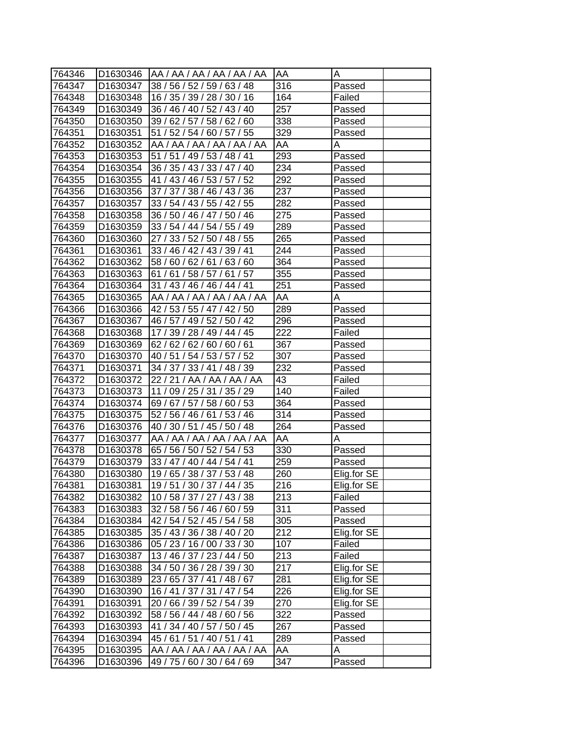| | | | | | |
|---|---|---|---|---|---|
| 764346 | D1630346 | AA / AA / AA / AA / AA / AA | AA | A | |
| 764347 | D1630347 | 38 / 56 / 52 / 59 / 63 / 48 | 316 | Passed | |
| 764348 | D1630348 | 16 / 35 / 39 / 28 / 30 / 16 | 164 | Failed | |
| 764349 | D1630349 | 36 / 46 / 40 / 52 / 43 / 40 | 257 | Passed | |
| 764350 | D1630350 | 39 / 62 / 57 / 58 / 62 / 60 | 338 | Passed | |
| 764351 | D1630351 | 51 / 52 / 54 / 60 / 57 / 55 | 329 | Passed | |
| 764352 | D1630352 | AA / AA / AA / AA / AA / AA | AA | A | |
| 764353 | D1630353 | 51 / 51 / 49 / 53 / 48 / 41 | 293 | Passed | |
| 764354 | D1630354 | 36 / 35 / 43 / 33 / 47 / 40 | 234 | Passed | |
| 764355 | D1630355 | 41 / 43 / 46 / 53 / 57 / 52 | 292 | Passed | |
| 764356 | D1630356 | 37 / 37 / 38 / 46 / 43 / 36 | 237 | Passed | |
| 764357 | D1630357 | 33 / 54 / 43 / 55 / 42 / 55 | 282 | Passed | |
| 764358 | D1630358 | 36 / 50 / 46 / 47 / 50 / 46 | 275 | Passed | |
| 764359 | D1630359 | 33 / 54 / 44 / 54 / 55 / 49 | 289 | Passed | |
| 764360 | D1630360 | 27 / 33 / 52 / 50 / 48 / 55 | 265 | Passed | |
| 764361 | D1630361 | 33 / 46 / 42 / 43 / 39 / 41 | 244 | Passed | |
| 764362 | D1630362 | 58 / 60 / 62 / 61 / 63 / 60 | 364 | Passed | |
| 764363 | D1630363 | 61 / 61 / 58 / 57 / 61 / 57 | 355 | Passed | |
| 764364 | D1630364 | 31 / 43 / 46 / 46 / 44 / 41 | 251 | Passed | |
| 764365 | D1630365 | AA / AA / AA / AA / AA / AA | AA | A | |
| 764366 | D1630366 | 42 / 53 / 55 / 47 / 42 / 50 | 289 | Passed | |
| 764367 | D1630367 | 46 / 57 / 49 / 52 / 50 / 42 | 296 | Passed | |
| 764368 | D1630368 | 17 / 39 / 28 / 49 / 44 / 45 | 222 | Failed | |
| 764369 | D1630369 | 62 / 62 / 62 / 60 / 60 / 61 | 367 | Passed | |
| 764370 | D1630370 | 40 / 51 / 54 / 53 / 57 / 52 | 307 | Passed | |
| 764371 | D1630371 | 34 / 37 / 33 / 41 / 48 / 39 | 232 | Passed | |
| 764372 | D1630372 | 22 / 21 / AA / AA / AA / AA | 43 | Failed | |
| 764373 | D1630373 | 11 / 09 / 25 / 31 / 35 / 29 | 140 | Failed | |
| 764374 | D1630374 | 69 / 67 / 57 / 58 / 60 / 53 | 364 | Passed | |
| 764375 | D1630375 | 52 / 56 / 46 / 61 / 53 / 46 | 314 | Passed | |
| 764376 | D1630376 | 40 / 30 / 51 / 45 / 50 / 48 | 264 | Passed | |
| 764377 | D1630377 | AA / AA / AA / AA / AA / AA | AA | A | |
| 764378 | D1630378 | 65 / 56 / 50 / 52 / 54 / 53 | 330 | Passed | |
| 764379 | D1630379 | 33 / 47 / 40 / 44 / 54 / 41 | 259 | Passed | |
| 764380 | D1630380 | 19 / 65 / 38 / 37 / 53 / 48 | 260 | Elig.for SE | |
| 764381 | D1630381 | 19 / 51 / 30 / 37 / 44 / 35 | 216 | Elig.for SE | |
| 764382 | D1630382 | 10 / 58 / 37 / 27 / 43 / 38 | 213 | Failed | |
| 764383 | D1630383 | 32 / 58 / 56 / 46 / 60 / 59 | 311 | Passed | |
| 764384 | D1630384 | 42 / 54 / 52 / 45 / 54 / 58 | 305 | Passed | |
| 764385 | D1630385 | 35 / 43 / 36 / 38 / 40 / 20 | 212 | Elig.for SE | |
| 764386 | D1630386 | 05 / 23 / 16 / 00 / 33 / 30 | 107 | Failed | |
| 764387 | D1630387 | 13 / 46 / 37 / 23 / 44 / 50 | 213 | Failed | |
| 764388 | D1630388 | 34 / 50 / 36 / 28 / 39 / 30 | 217 | Elig.for SE | |
| 764389 | D1630389 | 23 / 65 / 37 / 41 / 48 / 67 | 281 | Elig.for SE | |
| 764390 | D1630390 | 16 / 41 / 37 / 31 / 47 / 54 | 226 | Elig.for SE | |
| 764391 | D1630391 | 20 / 66 / 39 / 52 / 54 / 39 | 270 | Elig.for SE | |
| 764392 | D1630392 | 58 / 56 / 44 / 48 / 60 / 56 | 322 | Passed | |
| 764393 | D1630393 | 41 / 34 / 40 / 57 / 50 / 45 | 267 | Passed | |
| 764394 | D1630394 | 45 / 61 / 51 / 40 / 51 / 41 | 289 | Passed | |
| 764395 | D1630395 | AA / AA / AA / AA / AA / AA | AA | A | |
| 764396 | D1630396 | 49 / 75 / 60 / 30 / 64 / 69 | 347 | Passed | |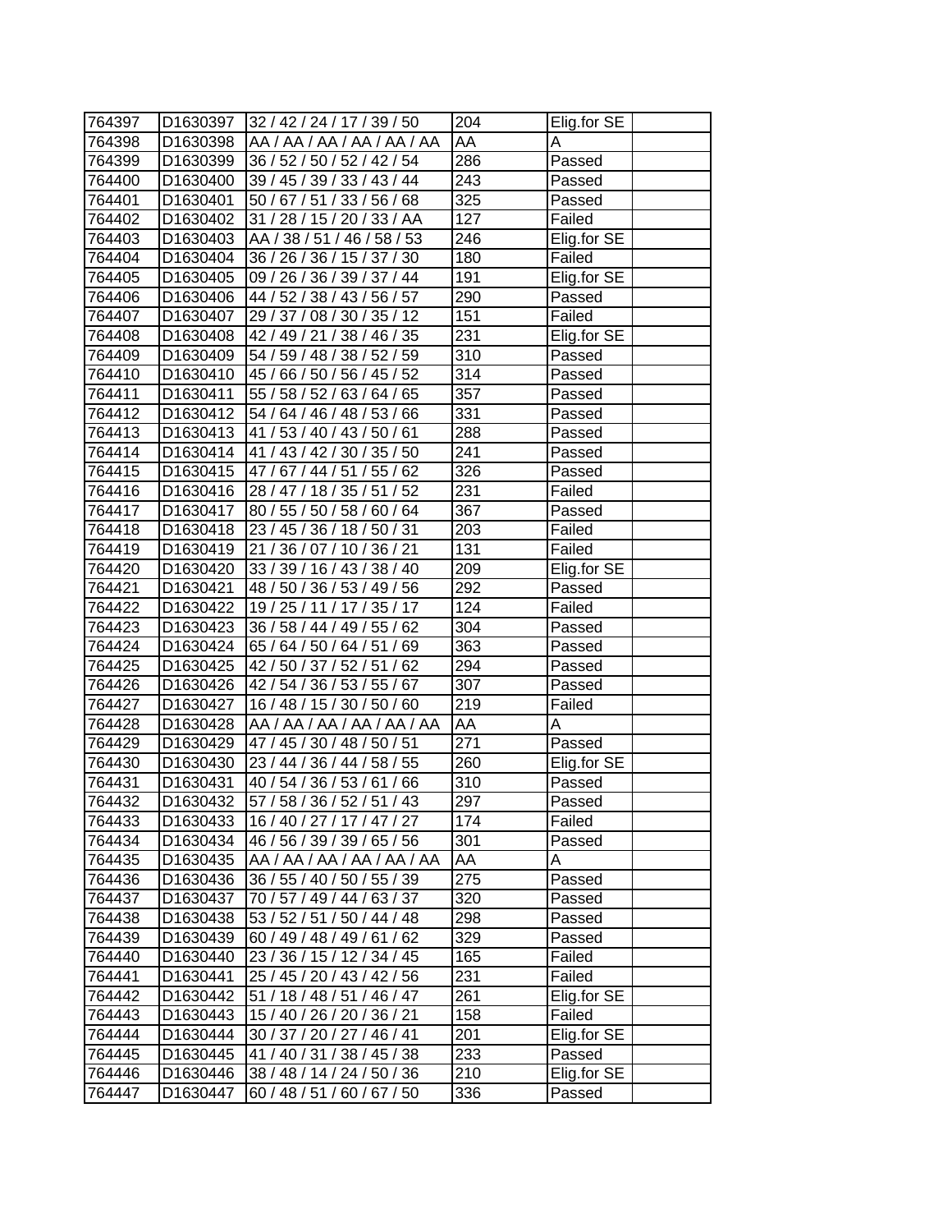| 764397 | D1630397 | 32 / 42 / 24 / 17 / 39 / 50 | 204 | Elig.for SE | |
|---|---|---|---|---|---|
| 764398 | D1630398 | AA / AA / AA / AA / AA / AA | AA | A | |
| 764399 | D1630399 | 36 / 52 / 50 / 52 / 42 / 54 | 286 | Passed | |
| 764400 | D1630400 | 39 / 45 / 39 / 33 / 43 / 44 | 243 | Passed | |
| 764401 | D1630401 | 50 / 67 / 51 / 33 / 56 / 68 | 325 | Passed | |
| 764402 | D1630402 | 31 / 28 / 15 / 20 / 33 / AA | 127 | Failed | |
| 764403 | D1630403 | AA / 38 / 51 / 46 / 58 / 53 | 246 | Elig.for SE | |
| 764404 | D1630404 | 36 / 26 / 36 / 15 / 37 / 30 | 180 | Failed | |
| 764405 | D1630405 | 09 / 26 / 36 / 39 / 37 / 44 | 191 | Elig.for SE | |
| 764406 | D1630406 | 44 / 52 / 38 / 43 / 56 / 57 | 290 | Passed | |
| 764407 | D1630407 | 29 / 37 / 08 / 30 / 35 / 12 | 151 | Failed | |
| 764408 | D1630408 | 42 / 49 / 21 / 38 / 46 / 35 | 231 | Elig.for SE | |
| 764409 | D1630409 | 54 / 59 / 48 / 38 / 52 / 59 | 310 | Passed | |
| 764410 | D1630410 | 45 / 66 / 50 / 56 / 45 / 52 | 314 | Passed | |
| 764411 | D1630411 | 55 / 58 / 52 / 63 / 64 / 65 | 357 | Passed | |
| 764412 | D1630412 | 54 / 64 / 46 / 48 / 53 / 66 | 331 | Passed | |
| 764413 | D1630413 | 41 / 53 / 40 / 43 / 50 / 61 | 288 | Passed | |
| 764414 | D1630414 | 41 / 43 / 42 / 30 / 35 / 50 | 241 | Passed | |
| 764415 | D1630415 | 47 / 67 / 44 / 51 / 55 / 62 | 326 | Passed | |
| 764416 | D1630416 | 28 / 47 / 18 / 35 / 51 / 52 | 231 | Failed | |
| 764417 | D1630417 | 80 / 55 / 50 / 58 / 60 / 64 | 367 | Passed | |
| 764418 | D1630418 | 23 / 45 / 36 / 18 / 50 / 31 | 203 | Failed | |
| 764419 | D1630419 | 21 / 36 / 07 / 10 / 36 / 21 | 131 | Failed | |
| 764420 | D1630420 | 33 / 39 / 16 / 43 / 38 / 40 | 209 | Elig.for SE | |
| 764421 | D1630421 | 48 / 50 / 36 / 53 / 49 / 56 | 292 | Passed | |
| 764422 | D1630422 | 19 / 25 / 11 / 17 / 35 / 17 | 124 | Failed | |
| 764423 | D1630423 | 36 / 58 / 44 / 49 / 55 / 62 | 304 | Passed | |
| 764424 | D1630424 | 65 / 64 / 50 / 64 / 51 / 69 | 363 | Passed | |
| 764425 | D1630425 | 42 / 50 / 37 / 52 / 51 / 62 | 294 | Passed | |
| 764426 | D1630426 | 42 / 54 / 36 / 53 / 55 / 67 | 307 | Passed | |
| 764427 | D1630427 | 16 / 48 / 15 / 30 / 50 / 60 | 219 | Failed | |
| 764428 | D1630428 | AA / AA / AA / AA / AA / AA | AA | A | |
| 764429 | D1630429 | 47 / 45 / 30 / 48 / 50 / 51 | 271 | Passed | |
| 764430 | D1630430 | 23 / 44 / 36 / 44 / 58 / 55 | 260 | Elig.for SE | |
| 764431 | D1630431 | 40 / 54 / 36 / 53 / 61 / 66 | 310 | Passed | |
| 764432 | D1630432 | 57 / 58 / 36 / 52 / 51 / 43 | 297 | Passed | |
| 764433 | D1630433 | 16 / 40 / 27 / 17 / 47 / 27 | 174 | Failed | |
| 764434 | D1630434 | 46 / 56 / 39 / 39 / 65 / 56 | 301 | Passed | |
| 764435 | D1630435 | AA / AA / AA / AA / AA / AA | AA | A | |
| 764436 | D1630436 | 36 / 55 / 40 / 50 / 55 / 39 | 275 | Passed | |
| 764437 | D1630437 | 70 / 57 / 49 / 44 / 63 / 37 | 320 | Passed | |
| 764438 | D1630438 | 53 / 52 / 51 / 50 / 44 / 48 | 298 | Passed | |
| 764439 | D1630439 | 60 / 49 / 48 / 49 / 61 / 62 | 329 | Passed | |
| 764440 | D1630440 | 23 / 36 / 15 / 12 / 34 / 45 | 165 | Failed | |
| 764441 | D1630441 | 25 / 45 / 20 / 43 / 42 / 56 | 231 | Failed | |
| 764442 | D1630442 | 51 / 18 / 48 / 51 / 46 / 47 | 261 | Elig.for SE | |
| 764443 | D1630443 | 15 / 40 / 26 / 20 / 36 / 21 | 158 | Failed | |
| 764444 | D1630444 | 30 / 37 / 20 / 27 / 46 / 41 | 201 | Elig.for SE | |
| 764445 | D1630445 | 41 / 40 / 31 / 38 / 45 / 38 | 233 | Passed | |
| 764446 | D1630446 | 38 / 48 / 14 / 24 / 50 / 36 | 210 | Elig.for SE | |
| 764447 | D1630447 | 60 / 48 / 51 / 60 / 67 / 50 | 336 | Passed | |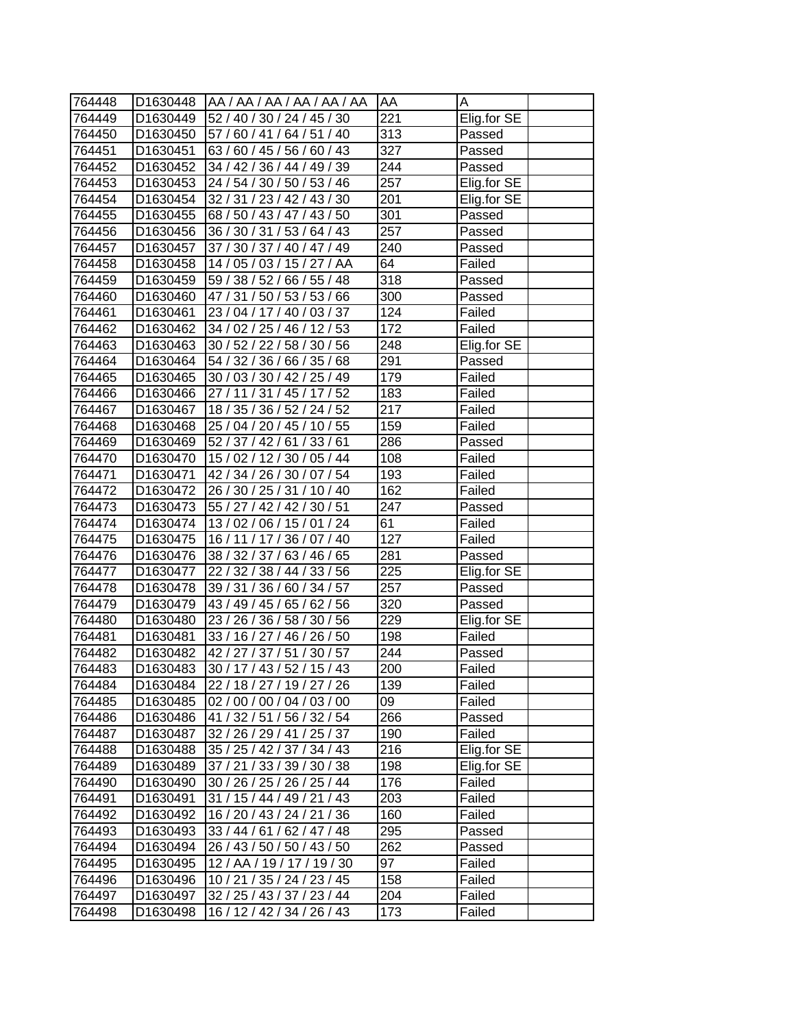| | | | | | |
|---|---|---|---|---|---|
| 764448 | D1630448 | AA / AA / AA / AA / AA / AA | AA | A | |
| 764449 | D1630449 | 52 / 40 / 30 / 24 / 45 / 30 | 221 | Elig.for SE | |
| 764450 | D1630450 | 57 / 60 / 41 / 64 / 51 / 40 | 313 | Passed | |
| 764451 | D1630451 | 63 / 60 / 45 / 56 / 60 / 43 | 327 | Passed | |
| 764452 | D1630452 | 34 / 42 / 36 / 44 / 49 / 39 | 244 | Passed | |
| 764453 | D1630453 | 24 / 54 / 30 / 50 / 53 / 46 | 257 | Elig.for SE | |
| 764454 | D1630454 | 32 / 31 / 23 / 42 / 43 / 30 | 201 | Elig.for SE | |
| 764455 | D1630455 | 68 / 50 / 43 / 47 / 43 / 50 | 301 | Passed | |
| 764456 | D1630456 | 36 / 30 / 31 / 53 / 64 / 43 | 257 | Passed | |
| 764457 | D1630457 | 37 / 30 / 37 / 40 / 47 / 49 | 240 | Passed | |
| 764458 | D1630458 | 14 / 05 / 03 / 15 / 27 / AA | 64 | Failed | |
| 764459 | D1630459 | 59 / 38 / 52 / 66 / 55 / 48 | 318 | Passed | |
| 764460 | D1630460 | 47 / 31 / 50 / 53 / 53 / 66 | 300 | Passed | |
| 764461 | D1630461 | 23 / 04 / 17 / 40 / 03 / 37 | 124 | Failed | |
| 764462 | D1630462 | 34 / 02 / 25 / 46 / 12 / 53 | 172 | Failed | |
| 764463 | D1630463 | 30 / 52 / 22 / 58 / 30 / 56 | 248 | Elig.for SE | |
| 764464 | D1630464 | 54 / 32 / 36 / 66 / 35 / 68 | 291 | Passed | |
| 764465 | D1630465 | 30 / 03 / 30 / 42 / 25 / 49 | 179 | Failed | |
| 764466 | D1630466 | 27 / 11 / 31 / 45 / 17 / 52 | 183 | Failed | |
| 764467 | D1630467 | 18 / 35 / 36 / 52 / 24 / 52 | 217 | Failed | |
| 764468 | D1630468 | 25 / 04 / 20 / 45 / 10 / 55 | 159 | Failed | |
| 764469 | D1630469 | 52 / 37 / 42 / 61 / 33 / 61 | 286 | Passed | |
| 764470 | D1630470 | 15 / 02 / 12 / 30 / 05 / 44 | 108 | Failed | |
| 764471 | D1630471 | 42 / 34 / 26 / 30 / 07 / 54 | 193 | Failed | |
| 764472 | D1630472 | 26 / 30 / 25 / 31 / 10 / 40 | 162 | Failed | |
| 764473 | D1630473 | 55 / 27 / 42 / 42 / 30 / 51 | 247 | Passed | |
| 764474 | D1630474 | 13 / 02 / 06 / 15 / 01 / 24 | 61 | Failed | |
| 764475 | D1630475 | 16 / 11 / 17 / 36 / 07 / 40 | 127 | Failed | |
| 764476 | D1630476 | 38 / 32 / 37 / 63 / 46 / 65 | 281 | Passed | |
| 764477 | D1630477 | 22 / 32 / 38 / 44 / 33 / 56 | 225 | Elig.for SE | |
| 764478 | D1630478 | 39 / 31 / 36 / 60 / 34 / 57 | 257 | Passed | |
| 764479 | D1630479 | 43 / 49 / 45 / 65 / 62 / 56 | 320 | Passed | |
| 764480 | D1630480 | 23 / 26 / 36 / 58 / 30 / 56 | 229 | Elig.for SE | |
| 764481 | D1630481 | 33 / 16 / 27 / 46 / 26 / 50 | 198 | Failed | |
| 764482 | D1630482 | 42 / 27 / 37 / 51 / 30 / 57 | 244 | Passed | |
| 764483 | D1630483 | 30 / 17 / 43 / 52 / 15 / 43 | 200 | Failed | |
| 764484 | D1630484 | 22 / 18 / 27 / 19 / 27 / 26 | 139 | Failed | |
| 764485 | D1630485 | 02 / 00 / 00 / 04 / 03 / 00 | 09 | Failed | |
| 764486 | D1630486 | 41 / 32 / 51 / 56 / 32 / 54 | 266 | Passed | |
| 764487 | D1630487 | 32 / 26 / 29 / 41 / 25 / 37 | 190 | Failed | |
| 764488 | D1630488 | 35 / 25 / 42 / 37 / 34 / 43 | 216 | Elig.for SE | |
| 764489 | D1630489 | 37 / 21 / 33 / 39 / 30 / 38 | 198 | Elig.for SE | |
| 764490 | D1630490 | 30 / 26 / 25 / 26 / 25 / 44 | 176 | Failed | |
| 764491 | D1630491 | 31 / 15 / 44 / 49 / 21 / 43 | 203 | Failed | |
| 764492 | D1630492 | 16 / 20 / 43 / 24 / 21 / 36 | 160 | Failed | |
| 764493 | D1630493 | 33 / 44 / 61 / 62 / 47 / 48 | 295 | Passed | |
| 764494 | D1630494 | 26 / 43 / 50 / 50 / 43 / 50 | 262 | Passed | |
| 764495 | D1630495 | 12 / AA / 19 / 17 / 19 / 30 | 97 | Failed | |
| 764496 | D1630496 | 10 / 21 / 35 / 24 / 23 / 45 | 158 | Failed | |
| 764497 | D1630497 | 32 / 25 / 43 / 37 / 23 / 44 | 204 | Failed | |
| 764498 | D1630498 | 16 / 12 / 42 / 34 / 26 / 43 | 173 | Failed | |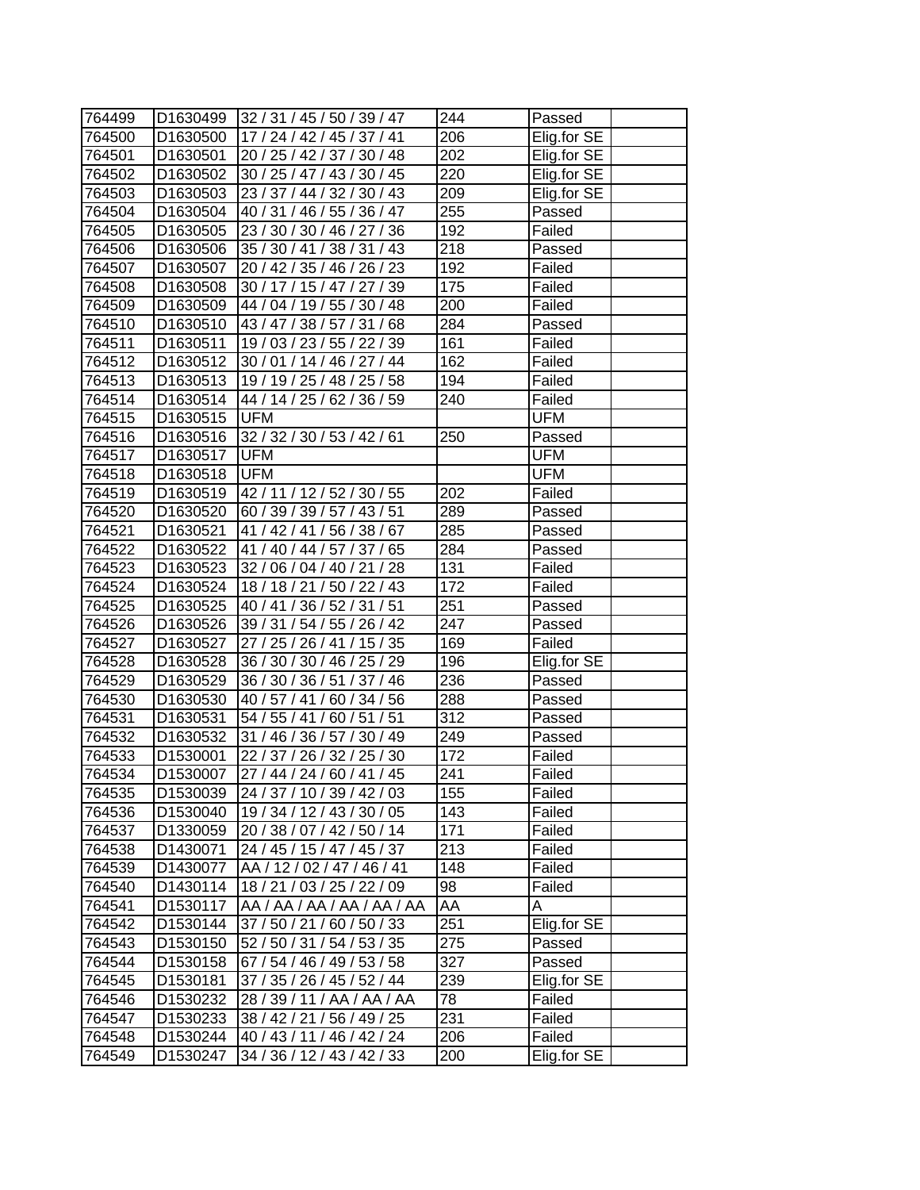| | | | | | |
|---|---|---|---|---|---|
| 764499 | D1630499 | 32 / 31 / 45 / 50 / 39 / 47 | 244 | Passed | |
| 764500 | D1630500 | 17 / 24 / 42 / 45 / 37 / 41 | 206 | Elig.for SE | |
| 764501 | D1630501 | 20 / 25 / 42 / 37 / 30 / 48 | 202 | Elig.for SE | |
| 764502 | D1630502 | 30 / 25 / 47 / 43 / 30 / 45 | 220 | Elig.for SE | |
| 764503 | D1630503 | 23 / 37 / 44 / 32 / 30 / 43 | 209 | Elig.for SE | |
| 764504 | D1630504 | 40 / 31 / 46 / 55 / 36 / 47 | 255 | Passed | |
| 764505 | D1630505 | 23 / 30 / 30 / 46 / 27 / 36 | 192 | Failed | |
| 764506 | D1630506 | 35 / 30 / 41 / 38 / 31 / 43 | 218 | Passed | |
| 764507 | D1630507 | 20 / 42 / 35 / 46 / 26 / 23 | 192 | Failed | |
| 764508 | D1630508 | 30 / 17 / 15 / 47 / 27 / 39 | 175 | Failed | |
| 764509 | D1630509 | 44 / 04 / 19 / 55 / 30 / 48 | 200 | Failed | |
| 764510 | D1630510 | 43 / 47 / 38 / 57 / 31 / 68 | 284 | Passed | |
| 764511 | D1630511 | 19 / 03 / 23 / 55 / 22 / 39 | 161 | Failed | |
| 764512 | D1630512 | 30 / 01 / 14 / 46 / 27 / 44 | 162 | Failed | |
| 764513 | D1630513 | 19 / 19 / 25 / 48 / 25 / 58 | 194 | Failed | |
| 764514 | D1630514 | 44 / 14 / 25 / 62 / 36 / 59 | 240 | Failed | |
| 764515 | D1630515 | UFM | | UFM | |
| 764516 | D1630516 | 32 / 32 / 30 / 53 / 42 / 61 | 250 | Passed | |
| 764517 | D1630517 | UFM | | UFM | |
| 764518 | D1630518 | UFM | | UFM | |
| 764519 | D1630519 | 42 / 11 / 12 / 52 / 30 / 55 | 202 | Failed | |
| 764520 | D1630520 | 60 / 39 / 39 / 57 / 43 / 51 | 289 | Passed | |
| 764521 | D1630521 | 41 / 42 / 41 / 56 / 38 / 67 | 285 | Passed | |
| 764522 | D1630522 | 41 / 40 / 44 / 57 / 37 / 65 | 284 | Passed | |
| 764523 | D1630523 | 32 / 06 / 04 / 40 / 21 / 28 | 131 | Failed | |
| 764524 | D1630524 | 18 / 18 / 21 / 50 / 22 / 43 | 172 | Failed | |
| 764525 | D1630525 | 40 / 41 / 36 / 52 / 31 / 51 | 251 | Passed | |
| 764526 | D1630526 | 39 / 31 / 54 / 55 / 26 / 42 | 247 | Passed | |
| 764527 | D1630527 | 27 / 25 / 26 / 41 / 15 / 35 | 169 | Failed | |
| 764528 | D1630528 | 36 / 30 / 30 / 46 / 25 / 29 | 196 | Elig.for SE | |
| 764529 | D1630529 | 36 / 30 / 36 / 51 / 37 / 46 | 236 | Passed | |
| 764530 | D1630530 | 40 / 57 / 41 / 60 / 34 / 56 | 288 | Passed | |
| 764531 | D1630531 | 54 / 55 / 41 / 60 / 51 / 51 | 312 | Passed | |
| 764532 | D1630532 | 31 / 46 / 36 / 57 / 30 / 49 | 249 | Passed | |
| 764533 | D1530001 | 22 / 37 / 26 / 32 / 25 / 30 | 172 | Failed | |
| 764534 | D1530007 | 27 / 44 / 24 / 60 / 41 / 45 | 241 | Failed | |
| 764535 | D1530039 | 24 / 37 / 10 / 39 / 42 / 03 | 155 | Failed | |
| 764536 | D1530040 | 19 / 34 / 12 / 43 / 30 / 05 | 143 | Failed | |
| 764537 | D1330059 | 20 / 38 / 07 / 42 / 50 / 14 | 171 | Failed | |
| 764538 | D1430071 | 24 / 45 / 15 / 47 / 45 / 37 | 213 | Failed | |
| 764539 | D1430077 | AA / 12 / 02 / 47 / 46 / 41 | 148 | Failed | |
| 764540 | D1430114 | 18 / 21 / 03 / 25 / 22 / 09 | 98 | Failed | |
| 764541 | D1530117 | AA / AA / AA / AA / AA / AA | AA | A | |
| 764542 | D1530144 | 37 / 50 / 21 / 60 / 50 / 33 | 251 | Elig.for SE | |
| 764543 | D1530150 | 52 / 50 / 31 / 54 / 53 / 35 | 275 | Passed | |
| 764544 | D1530158 | 67 / 54 / 46 / 49 / 53 / 58 | 327 | Passed | |
| 764545 | D1530181 | 37 / 35 / 26 / 45 / 52 / 44 | 239 | Elig.for SE | |
| 764546 | D1530232 | 28 / 39 / 11 / AA / AA / AA | 78 | Failed | |
| 764547 | D1530233 | 38 / 42 / 21 / 56 / 49 / 25 | 231 | Failed | |
| 764548 | D1530244 | 40 / 43 / 11 / 46 / 42 / 24 | 206 | Failed | |
| 764549 | D1530247 | 34 / 36 / 12 / 43 / 42 / 33 | 200 | Elig.for SE | |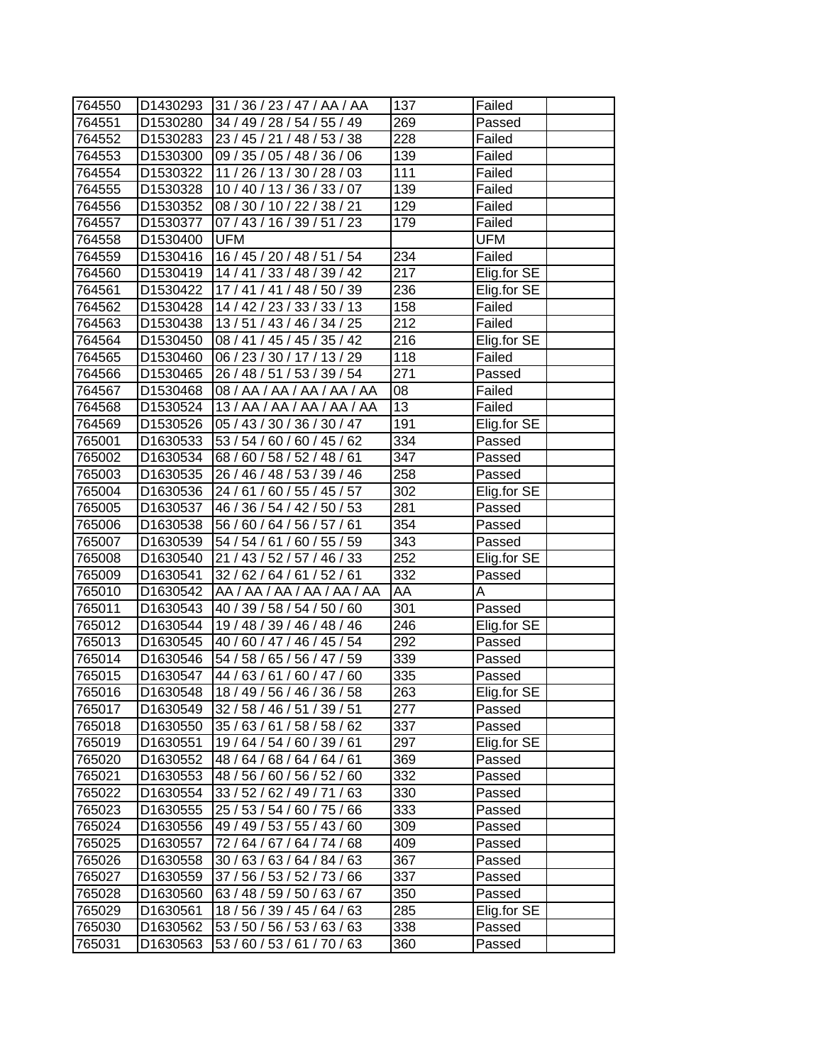| 764550 | D1430293 | 31 / 36 / 23 / 47 / AA / AA | 137 | Failed | |
|---|---|---|---|---|---|
| 764551 | D1530280 | 34 / 49 / 28 / 54 / 55 / 49 | 269 | Passed | |
| 764552 | D1530283 | 23 / 45 / 21 / 48 / 53 / 38 | 228 | Failed | |
| 764553 | D1530300 | 09 / 35 / 05 / 48 / 36 / 06 | 139 | Failed | |
| 764554 | D1530322 | 11 / 26 / 13 / 30 / 28 / 03 | 111 | Failed | |
| 764555 | D1530328 | 10 / 40 / 13 / 36 / 33 / 07 | 139 | Failed | |
| 764556 | D1530352 | 08 / 30 / 10 / 22 / 38 / 21 | 129 | Failed | |
| 764557 | D1530377 | 07 / 43 / 16 / 39 / 51 / 23 | 179 | Failed | |
| 764558 | D1530400 | UFM | | UFM | |
| 764559 | D1530416 | 16 / 45 / 20 / 48 / 51 / 54 | 234 | Failed | |
| 764560 | D1530419 | 14 / 41 / 33 / 48 / 39 / 42 | 217 | Elig.for SE | |
| 764561 | D1530422 | 17 / 41 / 41 / 48 / 50 / 39 | 236 | Elig.for SE | |
| 764562 | D1530428 | 14 / 42 / 23 / 33 / 33 / 13 | 158 | Failed | |
| 764563 | D1530438 | 13 / 51 / 43 / 46 / 34 / 25 | 212 | Failed | |
| 764564 | D1530450 | 08 / 41 / 45 / 45 / 35 / 42 | 216 | Elig.for SE | |
| 764565 | D1530460 | 06 / 23 / 30 / 17 / 13 / 29 | 118 | Failed | |
| 764566 | D1530465 | 26 / 48 / 51 / 53 / 39 / 54 | 271 | Passed | |
| 764567 | D1530468 | 08 / AA / AA / AA / AA / AA | 08 | Failed | |
| 764568 | D1530524 | 13 / AA / AA / AA / AA / AA | 13 | Failed | |
| 764569 | D1530526 | 05 / 43 / 30 / 36 / 30 / 47 | 191 | Elig.for SE | |
| 765001 | D1630533 | 53 / 54 / 60 / 60 / 45 / 62 | 334 | Passed | |
| 765002 | D1630534 | 68 / 60 / 58 / 52 / 48 / 61 | 347 | Passed | |
| 765003 | D1630535 | 26 / 46 / 48 / 53 / 39 / 46 | 258 | Passed | |
| 765004 | D1630536 | 24 / 61 / 60 / 55 / 45 / 57 | 302 | Elig.for SE | |
| 765005 | D1630537 | 46 / 36 / 54 / 42 / 50 / 53 | 281 | Passed | |
| 765006 | D1630538 | 56 / 60 / 64 / 56 / 57 / 61 | 354 | Passed | |
| 765007 | D1630539 | 54 / 54 / 61 / 60 / 55 / 59 | 343 | Passed | |
| 765008 | D1630540 | 21 / 43 / 52 / 57 / 46 / 33 | 252 | Elig.for SE | |
| 765009 | D1630541 | 32 / 62 / 64 / 61 / 52 / 61 | 332 | Passed | |
| 765010 | D1630542 | AA / AA / AA / AA / AA / AA | AA | A | |
| 765011 | D1630543 | 40 / 39 / 58 / 54 / 50 / 60 | 301 | Passed | |
| 765012 | D1630544 | 19 / 48 / 39 / 46 / 48 / 46 | 246 | Elig.for SE | |
| 765013 | D1630545 | 40 / 60 / 47 / 46 / 45 / 54 | 292 | Passed | |
| 765014 | D1630546 | 54 / 58 / 65 / 56 / 47 / 59 | 339 | Passed | |
| 765015 | D1630547 | 44 / 63 / 61 / 60 / 47 / 60 | 335 | Passed | |
| 765016 | D1630548 | 18 / 49 / 56 / 46 / 36 / 58 | 263 | Elig.for SE | |
| 765017 | D1630549 | 32 / 58 / 46 / 51 / 39 / 51 | 277 | Passed | |
| 765018 | D1630550 | 35 / 63 / 61 / 58 / 58 / 62 | 337 | Passed | |
| 765019 | D1630551 | 19 / 64 / 54 / 60 / 39 / 61 | 297 | Elig.for SE | |
| 765020 | D1630552 | 48 / 64 / 68 / 64 / 64 / 61 | 369 | Passed | |
| 765021 | D1630553 | 48 / 56 / 60 / 56 / 52 / 60 | 332 | Passed | |
| 765022 | D1630554 | 33 / 52 / 62 / 49 / 71 / 63 | 330 | Passed | |
| 765023 | D1630555 | 25 / 53 / 54 / 60 / 75 / 66 | 333 | Passed | |
| 765024 | D1630556 | 49 / 49 / 53 / 55 / 43 / 60 | 309 | Passed | |
| 765025 | D1630557 | 72 / 64 / 67 / 64 / 74 / 68 | 409 | Passed | |
| 765026 | D1630558 | 30 / 63 / 63 / 64 / 84 / 63 | 367 | Passed | |
| 765027 | D1630559 | 37 / 56 / 53 / 52 / 73 / 66 | 337 | Passed | |
| 765028 | D1630560 | 63 / 48 / 59 / 50 / 63 / 67 | 350 | Passed | |
| 765029 | D1630561 | 18 / 56 / 39 / 45 / 64 / 63 | 285 | Elig.for SE | |
| 765030 | D1630562 | 53 / 50 / 56 / 53 / 63 / 63 | 338 | Passed | |
| 765031 | D1630563 | 53 / 60 / 53 / 61 / 70 / 63 | 360 | Passed | |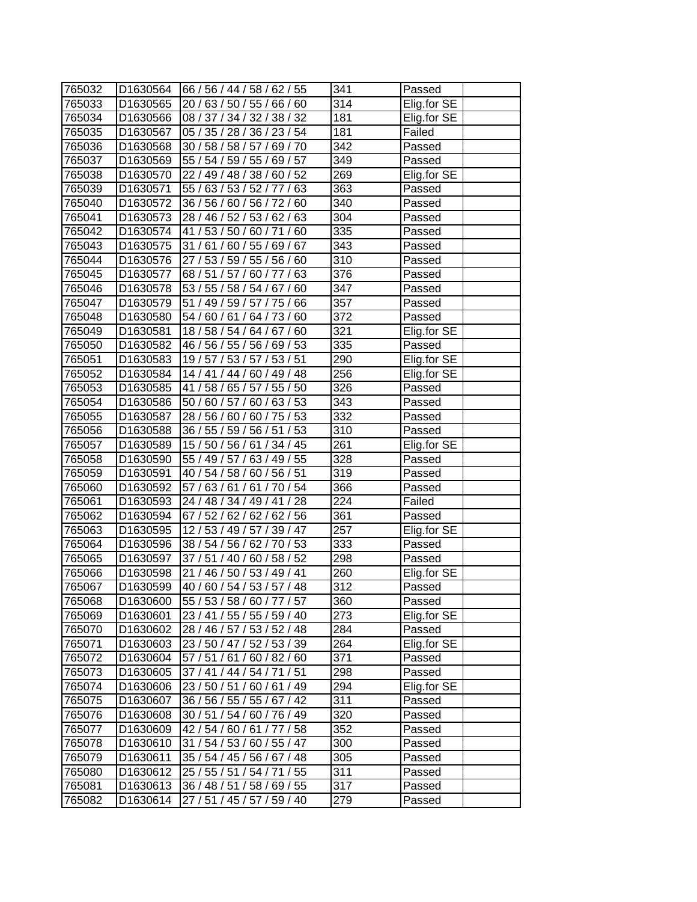| | | | | | |
|---|---|---|---|---|---|
| 765032 | D1630564 | 66 / 56 / 44 / 58 / 62 / 55 | 341 | Passed | |
| 765033 | D1630565 | 20 / 63 / 50 / 55 / 66 / 60 | 314 | Elig.for SE | |
| 765034 | D1630566 | 08 / 37 / 34 / 32 / 38 / 32 | 181 | Elig.for SE | |
| 765035 | D1630567 | 05 / 35 / 28 / 36 / 23 / 54 | 181 | Failed | |
| 765036 | D1630568 | 30 / 58 / 58 / 57 / 69 / 70 | 342 | Passed | |
| 765037 | D1630569 | 55 / 54 / 59 / 55 / 69 / 57 | 349 | Passed | |
| 765038 | D1630570 | 22 / 49 / 48 / 38 / 60 / 52 | 269 | Elig.for SE | |
| 765039 | D1630571 | 55 / 63 / 53 / 52 / 77 / 63 | 363 | Passed | |
| 765040 | D1630572 | 36 / 56 / 60 / 56 / 72 / 60 | 340 | Passed | |
| 765041 | D1630573 | 28 / 46 / 52 / 53 / 62 / 63 | 304 | Passed | |
| 765042 | D1630574 | 41 / 53 / 50 / 60 / 71 / 60 | 335 | Passed | |
| 765043 | D1630575 | 31 / 61 / 60 / 55 / 69 / 67 | 343 | Passed | |
| 765044 | D1630576 | 27 / 53 / 59 / 55 / 56 / 60 | 310 | Passed | |
| 765045 | D1630577 | 68 / 51 / 57 / 60 / 77 / 63 | 376 | Passed | |
| 765046 | D1630578 | 53 / 55 / 58 / 54 / 67 / 60 | 347 | Passed | |
| 765047 | D1630579 | 51 / 49 / 59 / 57 / 75 / 66 | 357 | Passed | |
| 765048 | D1630580 | 54 / 60 / 61 / 64 / 73 / 60 | 372 | Passed | |
| 765049 | D1630581 | 18 / 58 / 54 / 64 / 67 / 60 | 321 | Elig.for SE | |
| 765050 | D1630582 | 46 / 56 / 55 / 56 / 69 / 53 | 335 | Passed | |
| 765051 | D1630583 | 19 / 57 / 53 / 57 / 53 / 51 | 290 | Elig.for SE | |
| 765052 | D1630584 | 14 / 41 / 44 / 60 / 49 / 48 | 256 | Elig.for SE | |
| 765053 | D1630585 | 41 / 58 / 65 / 57 / 55 / 50 | 326 | Passed | |
| 765054 | D1630586 | 50 / 60 / 57 / 60 / 63 / 53 | 343 | Passed | |
| 765055 | D1630587 | 28 / 56 / 60 / 60 / 75 / 53 | 332 | Passed | |
| 765056 | D1630588 | 36 / 55 / 59 / 56 / 51 / 53 | 310 | Passed | |
| 765057 | D1630589 | 15 / 50 / 56 / 61 / 34 / 45 | 261 | Elig.for SE | |
| 765058 | D1630590 | 55 / 49 / 57 / 63 / 49 / 55 | 328 | Passed | |
| 765059 | D1630591 | 40 / 54 / 58 / 60 / 56 / 51 | 319 | Passed | |
| 765060 | D1630592 | 57 / 63 / 61 / 61 / 70 / 54 | 366 | Passed | |
| 765061 | D1630593 | 24 / 48 / 34 / 49 / 41 / 28 | 224 | Failed | |
| 765062 | D1630594 | 67 / 52 / 62 / 62 / 62 / 56 | 361 | Passed | |
| 765063 | D1630595 | 12 / 53 / 49 / 57 / 39 / 47 | 257 | Elig.for SE | |
| 765064 | D1630596 | 38 / 54 / 56 / 62 / 70 / 53 | 333 | Passed | |
| 765065 | D1630597 | 37 / 51 / 40 / 60 / 58 / 52 | 298 | Passed | |
| 765066 | D1630598 | 21 / 46 / 50 / 53 / 49 / 41 | 260 | Elig.for SE | |
| 765067 | D1630599 | 40 / 60 / 54 / 53 / 57 / 48 | 312 | Passed | |
| 765068 | D1630600 | 55 / 53 / 58 / 60 / 77 / 57 | 360 | Passed | |
| 765069 | D1630601 | 23 / 41 / 55 / 55 / 59 / 40 | 273 | Elig.for SE | |
| 765070 | D1630602 | 28 / 46 / 57 / 53 / 52 / 48 | 284 | Passed | |
| 765071 | D1630603 | 23 / 50 / 47 / 52 / 53 / 39 | 264 | Elig.for SE | |
| 765072 | D1630604 | 57 / 51 / 61 / 60 / 82 / 60 | 371 | Passed | |
| 765073 | D1630605 | 37 / 41 / 44 / 54 / 71 / 51 | 298 | Passed | |
| 765074 | D1630606 | 23 / 50 / 51 / 60 / 61 / 49 | 294 | Elig.for SE | |
| 765075 | D1630607 | 36 / 56 / 55 / 55 / 67 / 42 | 311 | Passed | |
| 765076 | D1630608 | 30 / 51 / 54 / 60 / 76 / 49 | 320 | Passed | |
| 765077 | D1630609 | 42 / 54 / 60 / 61 / 77 / 58 | 352 | Passed | |
| 765078 | D1630610 | 31 / 54 / 53 / 60 / 55 / 47 | 300 | Passed | |
| 765079 | D1630611 | 35 / 54 / 45 / 56 / 67 / 48 | 305 | Passed | |
| 765080 | D1630612 | 25 / 55 / 51 / 54 / 71 / 55 | 311 | Passed | |
| 765081 | D1630613 | 36 / 48 / 51 / 58 / 69 / 55 | 317 | Passed | |
| 765082 | D1630614 | 27 / 51 / 45 / 57 / 59 / 40 | 279 | Passed | |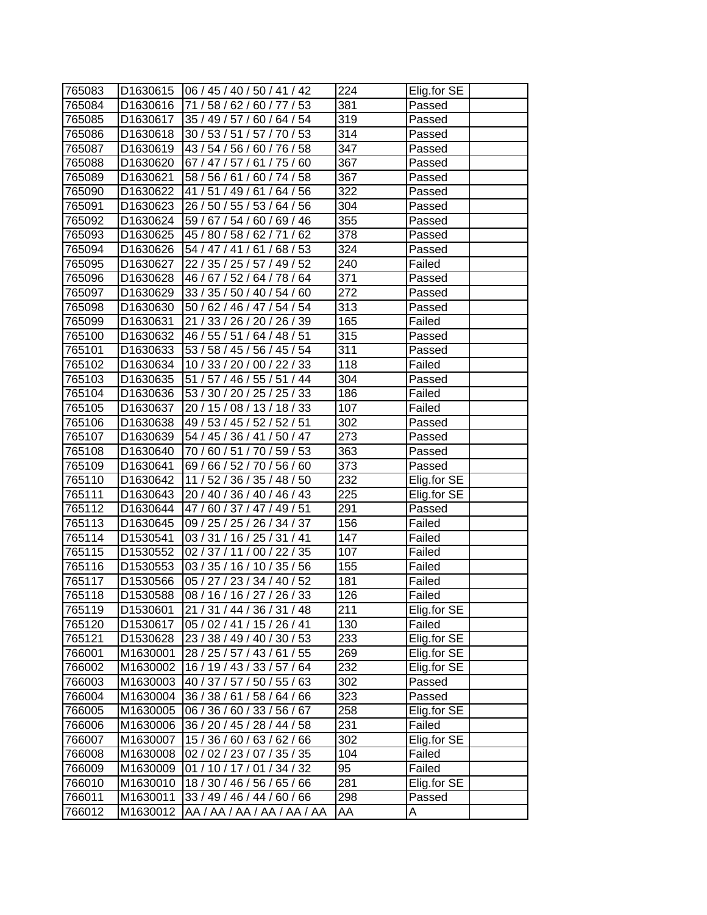| | | | | | |
|---|---|---|---|---|---|
| 765083 | D1630615 | 06 / 45 / 40 / 50 / 41 / 42 | 224 | Elig.for SE | |
| 765084 | D1630616 | 71 / 58 / 62 / 60 / 77 / 53 | 381 | Passed | |
| 765085 | D1630617 | 35 / 49 / 57 / 60 / 64 / 54 | 319 | Passed | |
| 765086 | D1630618 | 30 / 53 / 51 / 57 / 70 / 53 | 314 | Passed | |
| 765087 | D1630619 | 43 / 54 / 56 / 60 / 76 / 58 | 347 | Passed | |
| 765088 | D1630620 | 67 / 47 / 57 / 61 / 75 / 60 | 367 | Passed | |
| 765089 | D1630621 | 58 / 56 / 61 / 60 / 74 / 58 | 367 | Passed | |
| 765090 | D1630622 | 41 / 51 / 49 / 61 / 64 / 56 | 322 | Passed | |
| 765091 | D1630623 | 26 / 50 / 55 / 53 / 64 / 56 | 304 | Passed | |
| 765092 | D1630624 | 59 / 67 / 54 / 60 / 69 / 46 | 355 | Passed | |
| 765093 | D1630625 | 45 / 80 / 58 / 62 / 71 / 62 | 378 | Passed | |
| 765094 | D1630626 | 54 / 47 / 41 / 61 / 68 / 53 | 324 | Passed | |
| 765095 | D1630627 | 22 / 35 / 25 / 57 / 49 / 52 | 240 | Failed | |
| 765096 | D1630628 | 46 / 67 / 52 / 64 / 78 / 64 | 371 | Passed | |
| 765097 | D1630629 | 33 / 35 / 50 / 40 / 54 / 60 | 272 | Passed | |
| 765098 | D1630630 | 50 / 62 / 46 / 47 / 54 / 54 | 313 | Passed | |
| 765099 | D1630631 | 21 / 33 / 26 / 20 / 26 / 39 | 165 | Failed | |
| 765100 | D1630632 | 46 / 55 / 51 / 64 / 48 / 51 | 315 | Passed | |
| 765101 | D1630633 | 53 / 58 / 45 / 56 / 45 / 54 | 311 | Passed | |
| 765102 | D1630634 | 10 / 33 / 20 / 00 / 22 / 33 | 118 | Failed | |
| 765103 | D1630635 | 51 / 57 / 46 / 55 / 51 / 44 | 304 | Passed | |
| 765104 | D1630636 | 53 / 30 / 20 / 25 / 25 / 33 | 186 | Failed | |
| 765105 | D1630637 | 20 / 15 / 08 / 13 / 18 / 33 | 107 | Failed | |
| 765106 | D1630638 | 49 / 53 / 45 / 52 / 52 / 51 | 302 | Passed | |
| 765107 | D1630639 | 54 / 45 / 36 / 41 / 50 / 47 | 273 | Passed | |
| 765108 | D1630640 | 70 / 60 / 51 / 70 / 59 / 53 | 363 | Passed | |
| 765109 | D1630641 | 69 / 66 / 52 / 70 / 56 / 60 | 373 | Passed | |
| 765110 | D1630642 | 11 / 52 / 36 / 35 / 48 / 50 | 232 | Elig.for SE | |
| 765111 | D1630643 | 20 / 40 / 36 / 40 / 46 / 43 | 225 | Elig.for SE | |
| 765112 | D1630644 | 47 / 60 / 37 / 47 / 49 / 51 | 291 | Passed | |
| 765113 | D1630645 | 09 / 25 / 25 / 26 / 34 / 37 | 156 | Failed | |
| 765114 | D1530541 | 03 / 31 / 16 / 25 / 31 / 41 | 147 | Failed | |
| 765115 | D1530552 | 02 / 37 / 11 / 00 / 22 / 35 | 107 | Failed | |
| 765116 | D1530553 | 03 / 35 / 16 / 10 / 35 / 56 | 155 | Failed | |
| 765117 | D1530566 | 05 / 27 / 23 / 34 / 40 / 52 | 181 | Failed | |
| 765118 | D1530588 | 08 / 16 / 16 / 27 / 26 / 33 | 126 | Failed | |
| 765119 | D1530601 | 21 / 31 / 44 / 36 / 31 / 48 | 211 | Elig.for SE | |
| 765120 | D1530617 | 05 / 02 / 41 / 15 / 26 / 41 | 130 | Failed | |
| 765121 | D1530628 | 23 / 38 / 49 / 40 / 30 / 53 | 233 | Elig.for SE | |
| 766001 | M1630001 | 28 / 25 / 57 / 43 / 61 / 55 | 269 | Elig.for SE | |
| 766002 | M1630002 | 16 / 19 / 43 / 33 / 57 / 64 | 232 | Elig.for SE | |
| 766003 | M1630003 | 40 / 37 / 57 / 50 / 55 / 63 | 302 | Passed | |
| 766004 | M1630004 | 36 / 38 / 61 / 58 / 64 / 66 | 323 | Passed | |
| 766005 | M1630005 | 06 / 36 / 60 / 33 / 56 / 67 | 258 | Elig.for SE | |
| 766006 | M1630006 | 36 / 20 / 45 / 28 / 44 / 58 | 231 | Failed | |
| 766007 | M1630007 | 15 / 36 / 60 / 63 / 62 / 66 | 302 | Elig.for SE | |
| 766008 | M1630008 | 02 / 02 / 23 / 07 / 35 / 35 | 104 | Failed | |
| 766009 | M1630009 | 01 / 10 / 17 / 01 / 34 / 32 | 95 | Failed | |
| 766010 | M1630010 | 18 / 30 / 46 / 56 / 65 / 66 | 281 | Elig.for SE | |
| 766011 | M1630011 | 33 / 49 / 46 / 44 / 60 / 66 | 298 | Passed | |
| 766012 | M1630012 | AA / AA / AA / AA / AA / AA | AA | A | |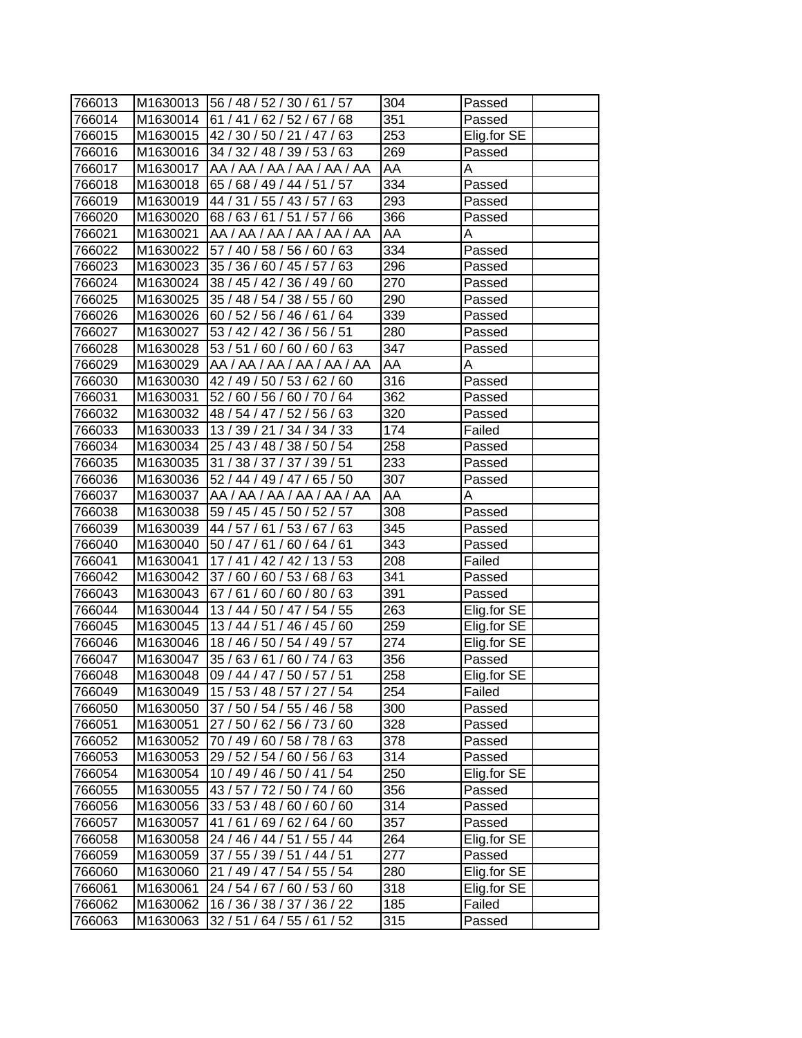| | | | | | |
|---|---|---|---|---|---|
| 766013 | M1630013 | 56 / 48 / 52 / 30 / 61 / 57 | 304 | Passed | |
| 766014 | M1630014 | 61 / 41 / 62 / 52 / 67 / 68 | 351 | Passed | |
| 766015 | M1630015 | 42 / 30 / 50 / 21 / 47 / 63 | 253 | Elig.for SE | |
| 766016 | M1630016 | 34 / 32 / 48 / 39 / 53 / 63 | 269 | Passed | |
| 766017 | M1630017 | AA / AA / AA / AA / AA / AA | AA | A | |
| 766018 | M1630018 | 65 / 68 / 49 / 44 / 51 / 57 | 334 | Passed | |
| 766019 | M1630019 | 44 / 31 / 55 / 43 / 57 / 63 | 293 | Passed | |
| 766020 | M1630020 | 68 / 63 / 61 / 51 / 57 / 66 | 366 | Passed | |
| 766021 | M1630021 | AA / AA / AA / AA / AA / AA | AA | A | |
| 766022 | M1630022 | 57 / 40 / 58 / 56 / 60 / 63 | 334 | Passed | |
| 766023 | M1630023 | 35 / 36 / 60 / 45 / 57 / 63 | 296 | Passed | |
| 766024 | M1630024 | 38 / 45 / 42 / 36 / 49 / 60 | 270 | Passed | |
| 766025 | M1630025 | 35 / 48 / 54 / 38 / 55 / 60 | 290 | Passed | |
| 766026 | M1630026 | 60 / 52 / 56 / 46 / 61 / 64 | 339 | Passed | |
| 766027 | M1630027 | 53 / 42 / 42 / 36 / 56 / 51 | 280 | Passed | |
| 766028 | M1630028 | 53 / 51 / 60 / 60 / 60 / 63 | 347 | Passed | |
| 766029 | M1630029 | AA / AA / AA / AA / AA / AA | AA | A | |
| 766030 | M1630030 | 42 / 49 / 50 / 53 / 62 / 60 | 316 | Passed | |
| 766031 | M1630031 | 52 / 60 / 56 / 60 / 70 / 64 | 362 | Passed | |
| 766032 | M1630032 | 48 / 54 / 47 / 52 / 56 / 63 | 320 | Passed | |
| 766033 | M1630033 | 13 / 39 / 21 / 34 / 34 / 33 | 174 | Failed | |
| 766034 | M1630034 | 25 / 43 / 48 / 38 / 50 / 54 | 258 | Passed | |
| 766035 | M1630035 | 31 / 38 / 37 / 37 / 39 / 51 | 233 | Passed | |
| 766036 | M1630036 | 52 / 44 / 49 / 47 / 65 / 50 | 307 | Passed | |
| 766037 | M1630037 | AA / AA / AA / AA / AA / AA | AA | A | |
| 766038 | M1630038 | 59 / 45 / 45 / 50 / 52 / 57 | 308 | Passed | |
| 766039 | M1630039 | 44 / 57 / 61 / 53 / 67 / 63 | 345 | Passed | |
| 766040 | M1630040 | 50 / 47 / 61 / 60 / 64 / 61 | 343 | Passed | |
| 766041 | M1630041 | 17 / 41 / 42 / 42 / 13 / 53 | 208 | Failed | |
| 766042 | M1630042 | 37 / 60 / 60 / 53 / 68 / 63 | 341 | Passed | |
| 766043 | M1630043 | 67 / 61 / 60 / 60 / 80 / 63 | 391 | Passed | |
| 766044 | M1630044 | 13 / 44 / 50 / 47 / 54 / 55 | 263 | Elig.for SE | |
| 766045 | M1630045 | 13 / 44 / 51 / 46 / 45 / 60 | 259 | Elig.for SE | |
| 766046 | M1630046 | 18 / 46 / 50 / 54 / 49 / 57 | 274 | Elig.for SE | |
| 766047 | M1630047 | 35 / 63 / 61 / 60 / 74 / 63 | 356 | Passed | |
| 766048 | M1630048 | 09 / 44 / 47 / 50 / 57 / 51 | 258 | Elig.for SE | |
| 766049 | M1630049 | 15 / 53 / 48 / 57 / 27 / 54 | 254 | Failed | |
| 766050 | M1630050 | 37 / 50 / 54 / 55 / 46 / 58 | 300 | Passed | |
| 766051 | M1630051 | 27 / 50 / 62 / 56 / 73 / 60 | 328 | Passed | |
| 766052 | M1630052 | 70 / 49 / 60 / 58 / 78 / 63 | 378 | Passed | |
| 766053 | M1630053 | 29 / 52 / 54 / 60 / 56 / 63 | 314 | Passed | |
| 766054 | M1630054 | 10 / 49 / 46 / 50 / 41 / 54 | 250 | Elig.for SE | |
| 766055 | M1630055 | 43 / 57 / 72 / 50 / 74 / 60 | 356 | Passed | |
| 766056 | M1630056 | 33 / 53 / 48 / 60 / 60 / 60 | 314 | Passed | |
| 766057 | M1630057 | 41 / 61 / 69 / 62 / 64 / 60 | 357 | Passed | |
| 766058 | M1630058 | 24 / 46 / 44 / 51 / 55 / 44 | 264 | Elig.for SE | |
| 766059 | M1630059 | 37 / 55 / 39 / 51 / 44 / 51 | 277 | Passed | |
| 766060 | M1630060 | 21 / 49 / 47 / 54 / 55 / 54 | 280 | Elig.for SE | |
| 766061 | M1630061 | 24 / 54 / 67 / 60 / 53 / 60 | 318 | Elig.for SE | |
| 766062 | M1630062 | 16 / 36 / 38 / 37 / 36 / 22 | 185 | Failed | |
| 766063 | M1630063 | 32 / 51 / 64 / 55 / 61 / 52 | 315 | Passed | |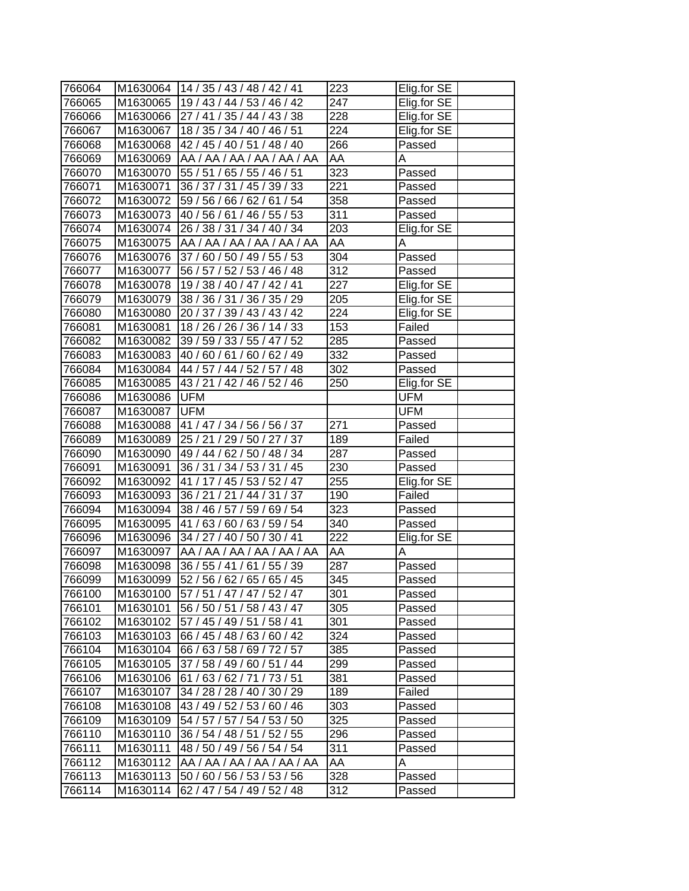| | | | | | |
|---|---|---|---|---|---|
| 766064 | M1630064 | 14 / 35 / 43 / 48 / 42 / 41 | 223 | Elig.for SE | |
| 766065 | M1630065 | 19 / 43 / 44 / 53 / 46 / 42 | 247 | Elig.for SE | |
| 766066 | M1630066 | 27 / 41 / 35 / 44 / 43 / 38 | 228 | Elig.for SE | |
| 766067 | M1630067 | 18 / 35 / 34 / 40 / 46 / 51 | 224 | Elig.for SE | |
| 766068 | M1630068 | 42 / 45 / 40 / 51 / 48 / 40 | 266 | Passed | |
| 766069 | M1630069 | AA / AA / AA / AA / AA / AA | AA | A | |
| 766070 | M1630070 | 55 / 51 / 65 / 55 / 46 / 51 | 323 | Passed | |
| 766071 | M1630071 | 36 / 37 / 31 / 45 / 39 / 33 | 221 | Passed | |
| 766072 | M1630072 | 59 / 56 / 66 / 62 / 61 / 54 | 358 | Passed | |
| 766073 | M1630073 | 40 / 56 / 61 / 46 / 55 / 53 | 311 | Passed | |
| 766074 | M1630074 | 26 / 38 / 31 / 34 / 40 / 34 | 203 | Elig.for SE | |
| 766075 | M1630075 | AA / AA / AA / AA / AA / AA | AA | A | |
| 766076 | M1630076 | 37 / 60 / 50 / 49 / 55 / 53 | 304 | Passed | |
| 766077 | M1630077 | 56 / 57 / 52 / 53 / 46 / 48 | 312 | Passed | |
| 766078 | M1630078 | 19 / 38 / 40 / 47 / 42 / 41 | 227 | Elig.for SE | |
| 766079 | M1630079 | 38 / 36 / 31 / 36 / 35 / 29 | 205 | Elig.for SE | |
| 766080 | M1630080 | 20 / 37 / 39 / 43 / 43 / 42 | 224 | Elig.for SE | |
| 766081 | M1630081 | 18 / 26 / 26 / 36 / 14 / 33 | 153 | Failed | |
| 766082 | M1630082 | 39 / 59 / 33 / 55 / 47 / 52 | 285 | Passed | |
| 766083 | M1630083 | 40 / 60 / 61 / 60 / 62 / 49 | 332 | Passed | |
| 766084 | M1630084 | 44 / 57 / 44 / 52 / 57 / 48 | 302 | Passed | |
| 766085 | M1630085 | 43 / 21 / 42 / 46 / 52 / 46 | 250 | Elig.for SE | |
| 766086 | M1630086 | UFM | | UFM | |
| 766087 | M1630087 | UFM | | UFM | |
| 766088 | M1630088 | 41 / 47 / 34 / 56 / 56 / 37 | 271 | Passed | |
| 766089 | M1630089 | 25 / 21 / 29 / 50 / 27 / 37 | 189 | Failed | |
| 766090 | M1630090 | 49 / 44 / 62 / 50 / 48 / 34 | 287 | Passed | |
| 766091 | M1630091 | 36 / 31 / 34 / 53 / 31 / 45 | 230 | Passed | |
| 766092 | M1630092 | 41 / 17 / 45 / 53 / 52 / 47 | 255 | Elig.for SE | |
| 766093 | M1630093 | 36 / 21 / 21 / 44 / 31 / 37 | 190 | Failed | |
| 766094 | M1630094 | 38 / 46 / 57 / 59 / 69 / 54 | 323 | Passed | |
| 766095 | M1630095 | 41 / 63 / 60 / 63 / 59 / 54 | 340 | Passed | |
| 766096 | M1630096 | 34 / 27 / 40 / 50 / 30 / 41 | 222 | Elig.for SE | |
| 766097 | M1630097 | AA / AA / AA / AA / AA / AA | AA | A | |
| 766098 | M1630098 | 36 / 55 / 41 / 61 / 55 / 39 | 287 | Passed | |
| 766099 | M1630099 | 52 / 56 / 62 / 65 / 65 / 45 | 345 | Passed | |
| 766100 | M1630100 | 57 / 51 / 47 / 47 / 52 / 47 | 301 | Passed | |
| 766101 | M1630101 | 56 / 50 / 51 / 58 / 43 / 47 | 305 | Passed | |
| 766102 | M1630102 | 57 / 45 / 49 / 51 / 58 / 41 | 301 | Passed | |
| 766103 | M1630103 | 66 / 45 / 48 / 63 / 60 / 42 | 324 | Passed | |
| 766104 | M1630104 | 66 / 63 / 58 / 69 / 72 / 57 | 385 | Passed | |
| 766105 | M1630105 | 37 / 58 / 49 / 60 / 51 / 44 | 299 | Passed | |
| 766106 | M1630106 | 61 / 63 / 62 / 71 / 73 / 51 | 381 | Passed | |
| 766107 | M1630107 | 34 / 28 / 28 / 40 / 30 / 29 | 189 | Failed | |
| 766108 | M1630108 | 43 / 49 / 52 / 53 / 60 / 46 | 303 | Passed | |
| 766109 | M1630109 | 54 / 57 / 57 / 54 / 53 / 50 | 325 | Passed | |
| 766110 | M1630110 | 36 / 54 / 48 / 51 / 52 / 55 | 296 | Passed | |
| 766111 | M1630111 | 48 / 50 / 49 / 56 / 54 / 54 | 311 | Passed | |
| 766112 | M1630112 | AA / AA / AA / AA / AA / AA | AA | A | |
| 766113 | M1630113 | 50 / 60 / 56 / 53 / 53 / 56 | 328 | Passed | |
| 766114 | M1630114 | 62 / 47 / 54 / 49 / 52 / 48 | 312 | Passed | |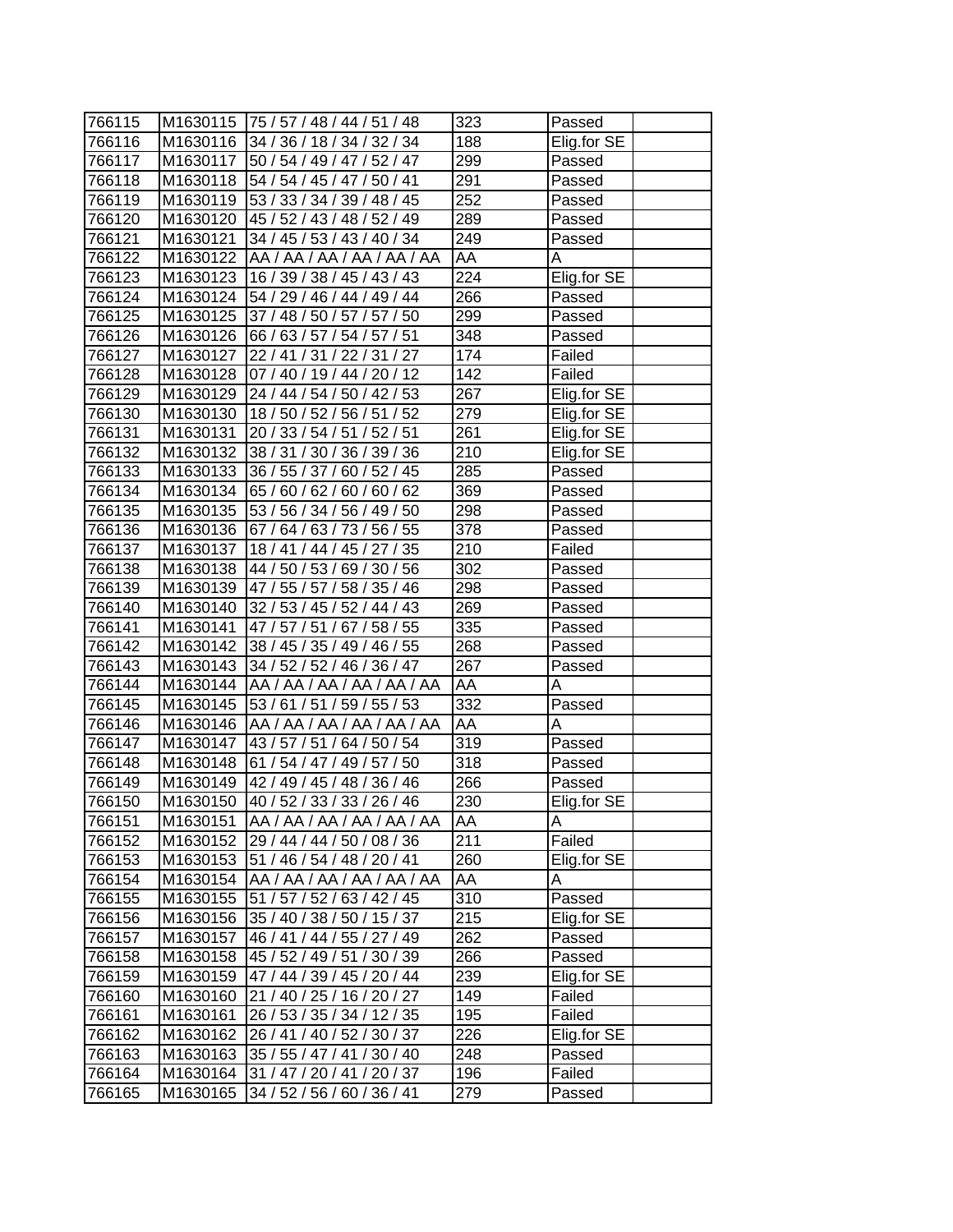| | | | | | |
|---|---|---|---|---|---|
| 766115 | M1630115 | 75 / 57 / 48 / 44 / 51 / 48 | 323 | Passed | |
| 766116 | M1630116 | 34 / 36 / 18 / 34 / 32 / 34 | 188 | Elig.for SE | |
| 766117 | M1630117 | 50 / 54 / 49 / 47 / 52 / 47 | 299 | Passed | |
| 766118 | M1630118 | 54 / 54 / 45 / 47 / 50 / 41 | 291 | Passed | |
| 766119 | M1630119 | 53 / 33 / 34 / 39 / 48 / 45 | 252 | Passed | |
| 766120 | M1630120 | 45 / 52 / 43 / 48 / 52 / 49 | 289 | Passed | |
| 766121 | M1630121 | 34 / 45 / 53 / 43 / 40 / 34 | 249 | Passed | |
| 766122 | M1630122 | AA / AA / AA / AA / AA / AA | AA | A | |
| 766123 | M1630123 | 16 / 39 / 38 / 45 / 43 / 43 | 224 | Elig.for SE | |
| 766124 | M1630124 | 54 / 29 / 46 / 44 / 49 / 44 | 266 | Passed | |
| 766125 | M1630125 | 37 / 48 / 50 / 57 / 57 / 50 | 299 | Passed | |
| 766126 | M1630126 | 66 / 63 / 57 / 54 / 57 / 51 | 348 | Passed | |
| 766127 | M1630127 | 22 / 41 / 31 / 22 / 31 / 27 | 174 | Failed | |
| 766128 | M1630128 | 07 / 40 / 19 / 44 / 20 / 12 | 142 | Failed | |
| 766129 | M1630129 | 24 / 44 / 54 / 50 / 42 / 53 | 267 | Elig.for SE | |
| 766130 | M1630130 | 18 / 50 / 52 / 56 / 51 / 52 | 279 | Elig.for SE | |
| 766131 | M1630131 | 20 / 33 / 54 / 51 / 52 / 51 | 261 | Elig.for SE | |
| 766132 | M1630132 | 38 / 31 / 30 / 36 / 39 / 36 | 210 | Elig.for SE | |
| 766133 | M1630133 | 36 / 55 / 37 / 60 / 52 / 45 | 285 | Passed | |
| 766134 | M1630134 | 65 / 60 / 62 / 60 / 60 / 62 | 369 | Passed | |
| 766135 | M1630135 | 53 / 56 / 34 / 56 / 49 / 50 | 298 | Passed | |
| 766136 | M1630136 | 67 / 64 / 63 / 73 / 56 / 55 | 378 | Passed | |
| 766137 | M1630137 | 18 / 41 / 44 / 45 / 27 / 35 | 210 | Failed | |
| 766138 | M1630138 | 44 / 50 / 53 / 69 / 30 / 56 | 302 | Passed | |
| 766139 | M1630139 | 47 / 55 / 57 / 58 / 35 / 46 | 298 | Passed | |
| 766140 | M1630140 | 32 / 53 / 45 / 52 / 44 / 43 | 269 | Passed | |
| 766141 | M1630141 | 47 / 57 / 51 / 67 / 58 / 55 | 335 | Passed | |
| 766142 | M1630142 | 38 / 45 / 35 / 49 / 46 / 55 | 268 | Passed | |
| 766143 | M1630143 | 34 / 52 / 52 / 46 / 36 / 47 | 267 | Passed | |
| 766144 | M1630144 | AA / AA / AA / AA / AA / AA | AA | A | |
| 766145 | M1630145 | 53 / 61 / 51 / 59 / 55 / 53 | 332 | Passed | |
| 766146 | M1630146 | AA / AA / AA / AA / AA / AA | AA | A | |
| 766147 | M1630147 | 43 / 57 / 51 / 64 / 50 / 54 | 319 | Passed | |
| 766148 | M1630148 | 61 / 54 / 47 / 49 / 57 / 50 | 318 | Passed | |
| 766149 | M1630149 | 42 / 49 / 45 / 48 / 36 / 46 | 266 | Passed | |
| 766150 | M1630150 | 40 / 52 / 33 / 33 / 26 / 46 | 230 | Elig.for SE | |
| 766151 | M1630151 | AA / AA / AA / AA / AA / AA | AA | A | |
| 766152 | M1630152 | 29 / 44 / 44 / 50 / 08 / 36 | 211 | Failed | |
| 766153 | M1630153 | 51 / 46 / 54 / 48 / 20 / 41 | 260 | Elig.for SE | |
| 766154 | M1630154 | AA / AA / AA / AA / AA / AA | AA | A | |
| 766155 | M1630155 | 51 / 57 / 52 / 63 / 42 / 45 | 310 | Passed | |
| 766156 | M1630156 | 35 / 40 / 38 / 50 / 15 / 37 | 215 | Elig.for SE | |
| 766157 | M1630157 | 46 / 41 / 44 / 55 / 27 / 49 | 262 | Passed | |
| 766158 | M1630158 | 45 / 52 / 49 / 51 / 30 / 39 | 266 | Passed | |
| 766159 | M1630159 | 47 / 44 / 39 / 45 / 20 / 44 | 239 | Elig.for SE | |
| 766160 | M1630160 | 21 / 40 / 25 / 16 / 20 / 27 | 149 | Failed | |
| 766161 | M1630161 | 26 / 53 / 35 / 34 / 12 / 35 | 195 | Failed | |
| 766162 | M1630162 | 26 / 41 / 40 / 52 / 30 / 37 | 226 | Elig.for SE | |
| 766163 | M1630163 | 35 / 55 / 47 / 41 / 30 / 40 | 248 | Passed | |
| 766164 | M1630164 | 31 / 47 / 20 / 41 / 20 / 37 | 196 | Failed | |
| 766165 | M1630165 | 34 / 52 / 56 / 60 / 36 / 41 | 279 | Passed | |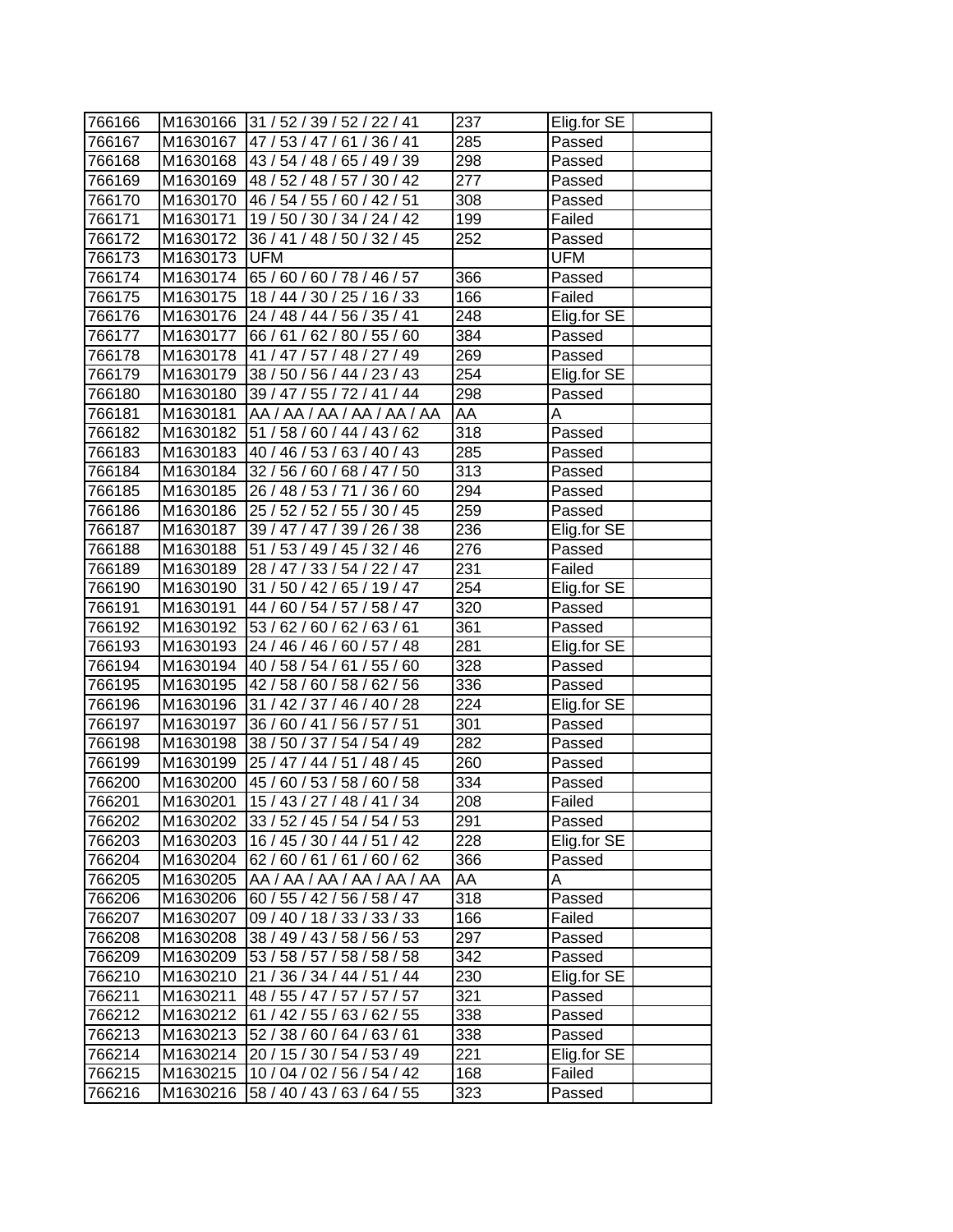| 766166 | M1630166 | 31 / 52 / 39 / 52 / 22 / 41 | 237 | Elig.for SE | |
|---|---|---|---|---|---|
| 766167 | M1630167 | 47 / 53 / 47 / 61 / 36 / 41 | 285 | Passed | |
| 766168 | M1630168 | 43 / 54 / 48 / 65 / 49 / 39 | 298 | Passed | |
| 766169 | M1630169 | 48 / 52 / 48 / 57 / 30 / 42 | 277 | Passed | |
| 766170 | M1630170 | 46 / 54 / 55 / 60 / 42 / 51 | 308 | Passed | |
| 766171 | M1630171 | 19 / 50 / 30 / 34 / 24 / 42 | 199 | Failed | |
| 766172 | M1630172 | 36 / 41 / 48 / 50 / 32 / 45 | 252 | Passed | |
| 766173 | M1630173 | UFM | | UFM | |
| 766174 | M1630174 | 65 / 60 / 60 / 78 / 46 / 57 | 366 | Passed | |
| 766175 | M1630175 | 18 / 44 / 30 / 25 / 16 / 33 | 166 | Failed | |
| 766176 | M1630176 | 24 / 48 / 44 / 56 / 35 / 41 | 248 | Elig.for SE | |
| 766177 | M1630177 | 66 / 61 / 62 / 80 / 55 / 60 | 384 | Passed | |
| 766178 | M1630178 | 41 / 47 / 57 / 48 / 27 / 49 | 269 | Passed | |
| 766179 | M1630179 | 38 / 50 / 56 / 44 / 23 / 43 | 254 | Elig.for SE | |
| 766180 | M1630180 | 39 / 47 / 55 / 72 / 41 / 44 | 298 | Passed | |
| 766181 | M1630181 | AA / AA / AA / AA / AA / AA | AA | A | |
| 766182 | M1630182 | 51 / 58 / 60 / 44 / 43 / 62 | 318 | Passed | |
| 766183 | M1630183 | 40 / 46 / 53 / 63 / 40 / 43 | 285 | Passed | |
| 766184 | M1630184 | 32 / 56 / 60 / 68 / 47 / 50 | 313 | Passed | |
| 766185 | M1630185 | 26 / 48 / 53 / 71 / 36 / 60 | 294 | Passed | |
| 766186 | M1630186 | 25 / 52 / 52 / 55 / 30 / 45 | 259 | Passed | |
| 766187 | M1630187 | 39 / 47 / 47 / 39 / 26 / 38 | 236 | Elig.for SE | |
| 766188 | M1630188 | 51 / 53 / 49 / 45 / 32 / 46 | 276 | Passed | |
| 766189 | M1630189 | 28 / 47 / 33 / 54 / 22 / 47 | 231 | Failed | |
| 766190 | M1630190 | 31 / 50 / 42 / 65 / 19 / 47 | 254 | Elig.for SE | |
| 766191 | M1630191 | 44 / 60 / 54 / 57 / 58 / 47 | 320 | Passed | |
| 766192 | M1630192 | 53 / 62 / 60 / 62 / 63 / 61 | 361 | Passed | |
| 766193 | M1630193 | 24 / 46 / 46 / 60 / 57 / 48 | 281 | Elig.for SE | |
| 766194 | M1630194 | 40 / 58 / 54 / 61 / 55 / 60 | 328 | Passed | |
| 766195 | M1630195 | 42 / 58 / 60 / 58 / 62 / 56 | 336 | Passed | |
| 766196 | M1630196 | 31 / 42 / 37 / 46 / 40 / 28 | 224 | Elig.for SE | |
| 766197 | M1630197 | 36 / 60 / 41 / 56 / 57 / 51 | 301 | Passed | |
| 766198 | M1630198 | 38 / 50 / 37 / 54 / 54 / 49 | 282 | Passed | |
| 766199 | M1630199 | 25 / 47 / 44 / 51 / 48 / 45 | 260 | Passed | |
| 766200 | M1630200 | 45 / 60 / 53 / 58 / 60 / 58 | 334 | Passed | |
| 766201 | M1630201 | 15 / 43 / 27 / 48 / 41 / 34 | 208 | Failed | |
| 766202 | M1630202 | 33 / 52 / 45 / 54 / 54 / 53 | 291 | Passed | |
| 766203 | M1630203 | 16 / 45 / 30 / 44 / 51 / 42 | 228 | Elig.for SE | |
| 766204 | M1630204 | 62 / 60 / 61 / 61 / 60 / 62 | 366 | Passed | |
| 766205 | M1630205 | AA / AA / AA / AA / AA / AA | AA | A | |
| 766206 | M1630206 | 60 / 55 / 42 / 56 / 58 / 47 | 318 | Passed | |
| 766207 | M1630207 | 09 / 40 / 18 / 33 / 33 / 33 | 166 | Failed | |
| 766208 | M1630208 | 38 / 49 / 43 / 58 / 56 / 53 | 297 | Passed | |
| 766209 | M1630209 | 53 / 58 / 57 / 58 / 58 / 58 | 342 | Passed | |
| 766210 | M1630210 | 21 / 36 / 34 / 44 / 51 / 44 | 230 | Elig.for SE | |
| 766211 | M1630211 | 48 / 55 / 47 / 57 / 57 / 57 | 321 | Passed | |
| 766212 | M1630212 | 61 / 42 / 55 / 63 / 62 / 55 | 338 | Passed | |
| 766213 | M1630213 | 52 / 38 / 60 / 64 / 63 / 61 | 338 | Passed | |
| 766214 | M1630214 | 20 / 15 / 30 / 54 / 53 / 49 | 221 | Elig.for SE | |
| 766215 | M1630215 | 10 / 04 / 02 / 56 / 54 / 42 | 168 | Failed | |
| 766216 | M1630216 | 58 / 40 / 43 / 63 / 64 / 55 | 323 | Passed | |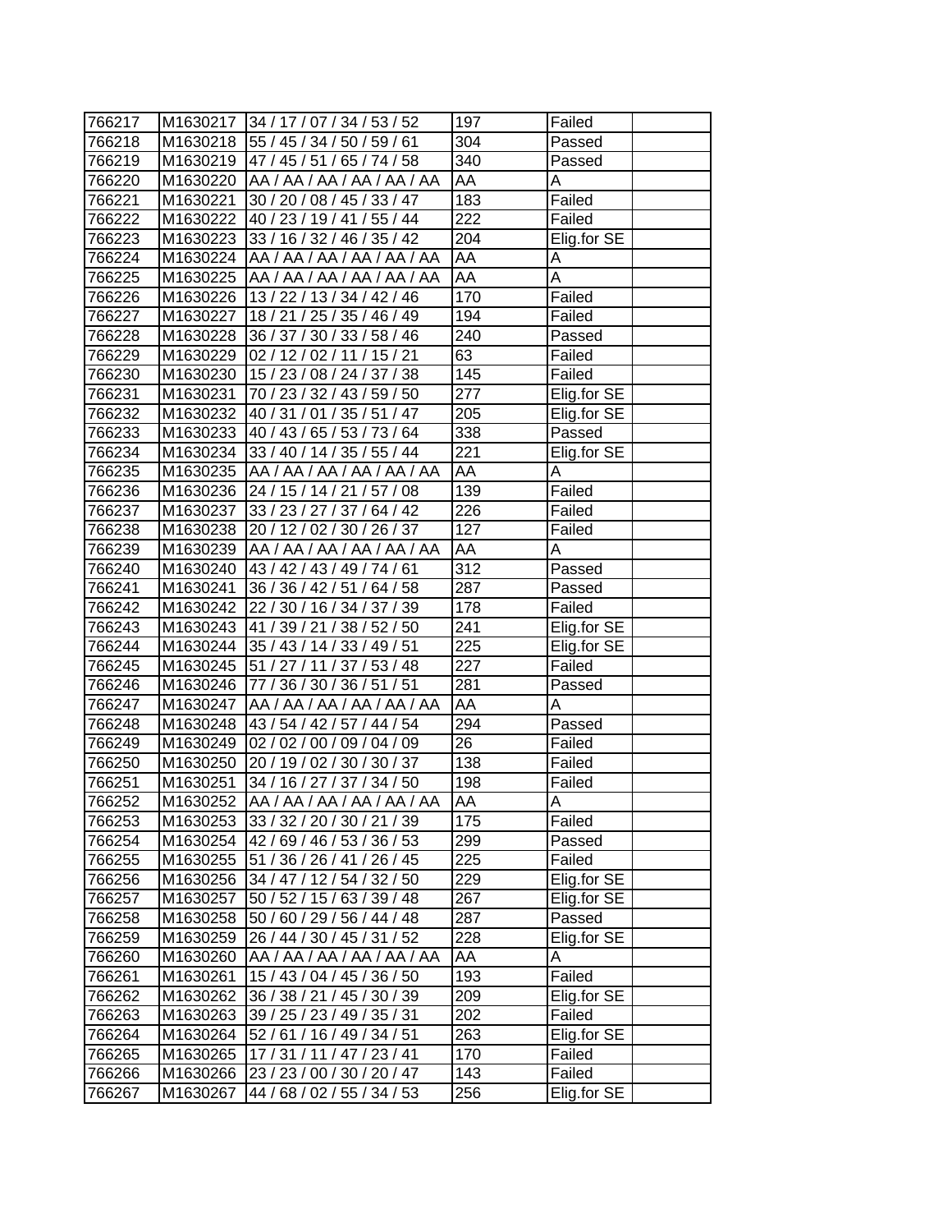| 766217 | M1630217 | 34 / 17 / 07 / 34 / 53 / 52 | 197 | Failed | |
|---|---|---|---|---|---|
| 766218 | M1630218 | 55 / 45 / 34 / 50 / 59 / 61 | 304 | Passed | |
| 766219 | M1630219 | 47 / 45 / 51 / 65 / 74 / 58 | 340 | Passed | |
| 766220 | M1630220 | AA / AA / AA / AA / AA / AA | AA | A | |
| 766221 | M1630221 | 30 / 20 / 08 / 45 / 33 / 47 | 183 | Failed | |
| 766222 | M1630222 | 40 / 23 / 19 / 41 / 55 / 44 | 222 | Failed | |
| 766223 | M1630223 | 33 / 16 / 32 / 46 / 35 / 42 | 204 | Elig.for SE | |
| 766224 | M1630224 | AA / AA / AA / AA / AA / AA | AA | A | |
| 766225 | M1630225 | AA / AA / AA / AA / AA / AA | AA | A | |
| 766226 | M1630226 | 13 / 22 / 13 / 34 / 42 / 46 | 170 | Failed | |
| 766227 | M1630227 | 18 / 21 / 25 / 35 / 46 / 49 | 194 | Failed | |
| 766228 | M1630228 | 36 / 37 / 30 / 33 / 58 / 46 | 240 | Passed | |
| 766229 | M1630229 | 02 / 12 / 02 / 11 / 15 / 21 | 63 | Failed | |
| 766230 | M1630230 | 15 / 23 / 08 / 24 / 37 / 38 | 145 | Failed | |
| 766231 | M1630231 | 70 / 23 / 32 / 43 / 59 / 50 | 277 | Elig.for SE | |
| 766232 | M1630232 | 40 / 31 / 01 / 35 / 51 / 47 | 205 | Elig.for SE | |
| 766233 | M1630233 | 40 / 43 / 65 / 53 / 73 / 64 | 338 | Passed | |
| 766234 | M1630234 | 33 / 40 / 14 / 35 / 55 / 44 | 221 | Elig.for SE | |
| 766235 | M1630235 | AA / AA / AA / AA / AA / AA | AA | A | |
| 766236 | M1630236 | 24 / 15 / 14 / 21 / 57 / 08 | 139 | Failed | |
| 766237 | M1630237 | 33 / 23 / 27 / 37 / 64 / 42 | 226 | Failed | |
| 766238 | M1630238 | 20 / 12 / 02 / 30 / 26 / 37 | 127 | Failed | |
| 766239 | M1630239 | AA / AA / AA / AA / AA / AA | AA | A | |
| 766240 | M1630240 | 43 / 42 / 43 / 49 / 74 / 61 | 312 | Passed | |
| 766241 | M1630241 | 36 / 36 / 42 / 51 / 64 / 58 | 287 | Passed | |
| 766242 | M1630242 | 22 / 30 / 16 / 34 / 37 / 39 | 178 | Failed | |
| 766243 | M1630243 | 41 / 39 / 21 / 38 / 52 / 50 | 241 | Elig.for SE | |
| 766244 | M1630244 | 35 / 43 / 14 / 33 / 49 / 51 | 225 | Elig.for SE | |
| 766245 | M1630245 | 51 / 27 / 11 / 37 / 53 / 48 | 227 | Failed | |
| 766246 | M1630246 | 77 / 36 / 30 / 36 / 51 / 51 | 281 | Passed | |
| 766247 | M1630247 | AA / AA / AA / AA / AA / AA | AA | A | |
| 766248 | M1630248 | 43 / 54 / 42 / 57 / 44 / 54 | 294 | Passed | |
| 766249 | M1630249 | 02 / 02 / 00 / 09 / 04 / 09 | 26 | Failed | |
| 766250 | M1630250 | 20 / 19 / 02 / 30 / 30 / 37 | 138 | Failed | |
| 766251 | M1630251 | 34 / 16 / 27 / 37 / 34 / 50 | 198 | Failed | |
| 766252 | M1630252 | AA / AA / AA / AA / AA / AA | AA | A | |
| 766253 | M1630253 | 33 / 32 / 20 / 30 / 21 / 39 | 175 | Failed | |
| 766254 | M1630254 | 42 / 69 / 46 / 53 / 36 / 53 | 299 | Passed | |
| 766255 | M1630255 | 51 / 36 / 26 / 41 / 26 / 45 | 225 | Failed | |
| 766256 | M1630256 | 34 / 47 / 12 / 54 / 32 / 50 | 229 | Elig.for SE | |
| 766257 | M1630257 | 50 / 52 / 15 / 63 / 39 / 48 | 267 | Elig.for SE | |
| 766258 | M1630258 | 50 / 60 / 29 / 56 / 44 / 48 | 287 | Passed | |
| 766259 | M1630259 | 26 / 44 / 30 / 45 / 31 / 52 | 228 | Elig.for SE | |
| 766260 | M1630260 | AA / AA / AA / AA / AA / AA | AA | A | |
| 766261 | M1630261 | 15 / 43 / 04 / 45 / 36 / 50 | 193 | Failed | |
| 766262 | M1630262 | 36 / 38 / 21 / 45 / 30 / 39 | 209 | Elig.for SE | |
| 766263 | M1630263 | 39 / 25 / 23 / 49 / 35 / 31 | 202 | Failed | |
| 766264 | M1630264 | 52 / 61 / 16 / 49 / 34 / 51 | 263 | Elig.for SE | |
| 766265 | M1630265 | 17 / 31 / 11 / 47 / 23 / 41 | 170 | Failed | |
| 766266 | M1630266 | 23 / 23 / 00 / 30 / 20 / 47 | 143 | Failed | |
| 766267 | M1630267 | 44 / 68 / 02 / 55 / 34 / 53 | 256 | Elig.for SE | |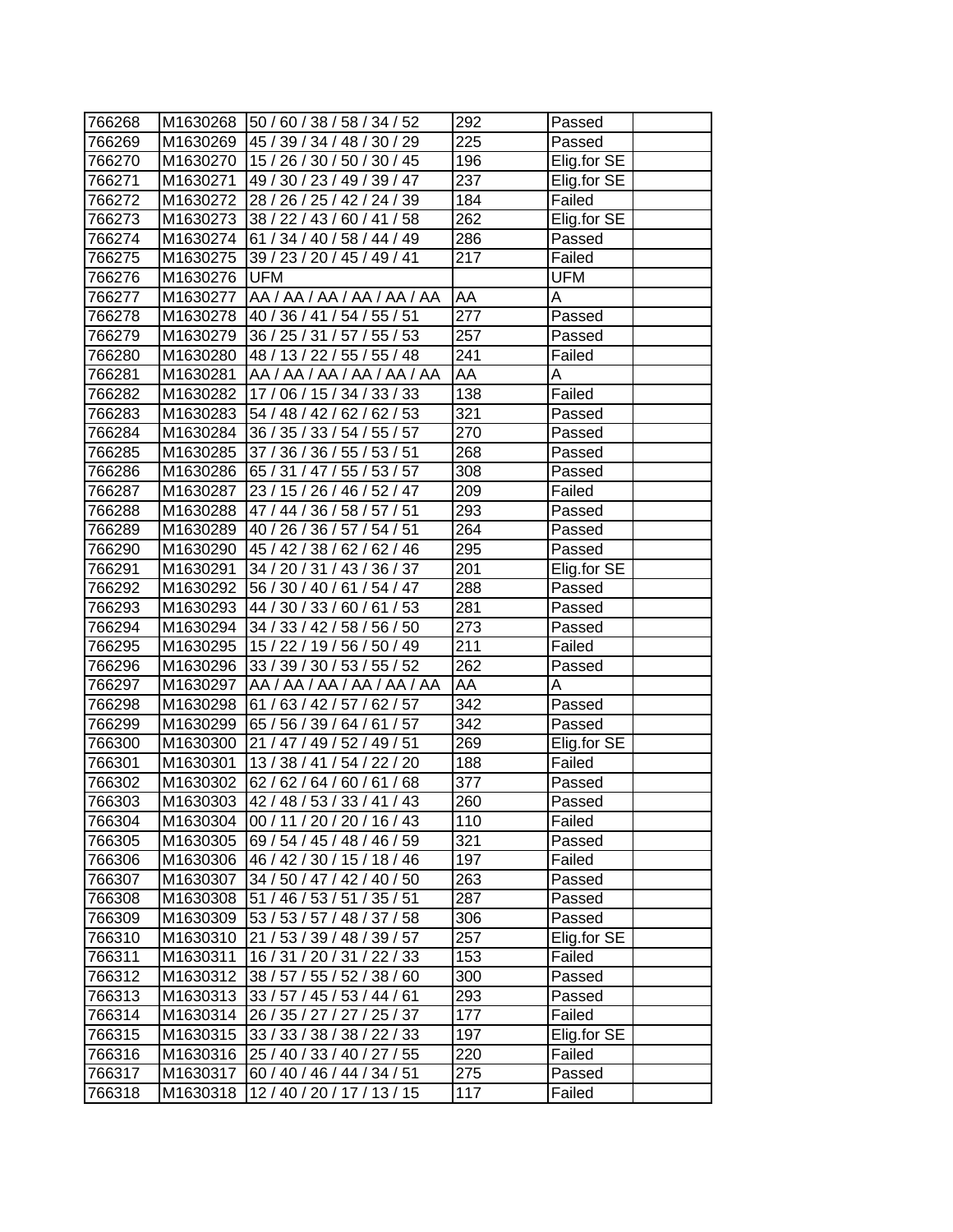| | | | | | |
|---|---|---|---|---|---|
| 766268 | M1630268 | 50 / 60 / 38 / 58 / 34 / 52 | 292 | Passed | |
| 766269 | M1630269 | 45 / 39 / 34 / 48 / 30 / 29 | 225 | Passed | |
| 766270 | M1630270 | 15 / 26 / 30 / 50 / 30 / 45 | 196 | Elig.for SE | |
| 766271 | M1630271 | 49 / 30 / 23 / 49 / 39 / 47 | 237 | Elig.for SE | |
| 766272 | M1630272 | 28 / 26 / 25 / 42 / 24 / 39 | 184 | Failed | |
| 766273 | M1630273 | 38 / 22 / 43 / 60 / 41 / 58 | 262 | Elig.for SE | |
| 766274 | M1630274 | 61 / 34 / 40 / 58 / 44 / 49 | 286 | Passed | |
| 766275 | M1630275 | 39 / 23 / 20 / 45 / 49 / 41 | 217 | Failed | |
| 766276 | M1630276 | UFM | | UFM | |
| 766277 | M1630277 | AA / AA / AA / AA / AA / AA | AA | A | |
| 766278 | M1630278 | 40 / 36 / 41 / 54 / 55 / 51 | 277 | Passed | |
| 766279 | M1630279 | 36 / 25 / 31 / 57 / 55 / 53 | 257 | Passed | |
| 766280 | M1630280 | 48 / 13 / 22 / 55 / 55 / 48 | 241 | Failed | |
| 766281 | M1630281 | AA / AA / AA / AA / AA / AA | AA | A | |
| 766282 | M1630282 | 17 / 06 / 15 / 34 / 33 / 33 | 138 | Failed | |
| 766283 | M1630283 | 54 / 48 / 42 / 62 / 62 / 53 | 321 | Passed | |
| 766284 | M1630284 | 36 / 35 / 33 / 54 / 55 / 57 | 270 | Passed | |
| 766285 | M1630285 | 37 / 36 / 36 / 55 / 53 / 51 | 268 | Passed | |
| 766286 | M1630286 | 65 / 31 / 47 / 55 / 53 / 57 | 308 | Passed | |
| 766287 | M1630287 | 23 / 15 / 26 / 46 / 52 / 47 | 209 | Failed | |
| 766288 | M1630288 | 47 / 44 / 36 / 58 / 57 / 51 | 293 | Passed | |
| 766289 | M1630289 | 40 / 26 / 36 / 57 / 54 / 51 | 264 | Passed | |
| 766290 | M1630290 | 45 / 42 / 38 / 62 / 62 / 46 | 295 | Passed | |
| 766291 | M1630291 | 34 / 20 / 31 / 43 / 36 / 37 | 201 | Elig.for SE | |
| 766292 | M1630292 | 56 / 30 / 40 / 61 / 54 / 47 | 288 | Passed | |
| 766293 | M1630293 | 44 / 30 / 33 / 60 / 61 / 53 | 281 | Passed | |
| 766294 | M1630294 | 34 / 33 / 42 / 58 / 56 / 50 | 273 | Passed | |
| 766295 | M1630295 | 15 / 22 / 19 / 56 / 50 / 49 | 211 | Failed | |
| 766296 | M1630296 | 33 / 39 / 30 / 53 / 55 / 52 | 262 | Passed | |
| 766297 | M1630297 | AA / AA / AA / AA / AA / AA | AA | A | |
| 766298 | M1630298 | 61 / 63 / 42 / 57 / 62 / 57 | 342 | Passed | |
| 766299 | M1630299 | 65 / 56 / 39 / 64 / 61 / 57 | 342 | Passed | |
| 766300 | M1630300 | 21 / 47 / 49 / 52 / 49 / 51 | 269 | Elig.for SE | |
| 766301 | M1630301 | 13 / 38 / 41 / 54 / 22 / 20 | 188 | Failed | |
| 766302 | M1630302 | 62 / 62 / 64 / 60 / 61 / 68 | 377 | Passed | |
| 766303 | M1630303 | 42 / 48 / 53 / 33 / 41 / 43 | 260 | Passed | |
| 766304 | M1630304 | 00 / 11 / 20 / 20 / 16 / 43 | 110 | Failed | |
| 766305 | M1630305 | 69 / 54 / 45 / 48 / 46 / 59 | 321 | Passed | |
| 766306 | M1630306 | 46 / 42 / 30 / 15 / 18 / 46 | 197 | Failed | |
| 766307 | M1630307 | 34 / 50 / 47 / 42 / 40 / 50 | 263 | Passed | |
| 766308 | M1630308 | 51 / 46 / 53 / 51 / 35 / 51 | 287 | Passed | |
| 766309 | M1630309 | 53 / 53 / 57 / 48 / 37 / 58 | 306 | Passed | |
| 766310 | M1630310 | 21 / 53 / 39 / 48 / 39 / 57 | 257 | Elig.for SE | |
| 766311 | M1630311 | 16 / 31 / 20 / 31 / 22 / 33 | 153 | Failed | |
| 766312 | M1630312 | 38 / 57 / 55 / 52 / 38 / 60 | 300 | Passed | |
| 766313 | M1630313 | 33 / 57 / 45 / 53 / 44 / 61 | 293 | Passed | |
| 766314 | M1630314 | 26 / 35 / 27 / 27 / 25 / 37 | 177 | Failed | |
| 766315 | M1630315 | 33 / 33 / 38 / 38 / 22 / 33 | 197 | Elig.for SE | |
| 766316 | M1630316 | 25 / 40 / 33 / 40 / 27 / 55 | 220 | Failed | |
| 766317 | M1630317 | 60 / 40 / 46 / 44 / 34 / 51 | 275 | Passed | |
| 766318 | M1630318 | 12 / 40 / 20 / 17 / 13 / 15 | 117 | Failed | |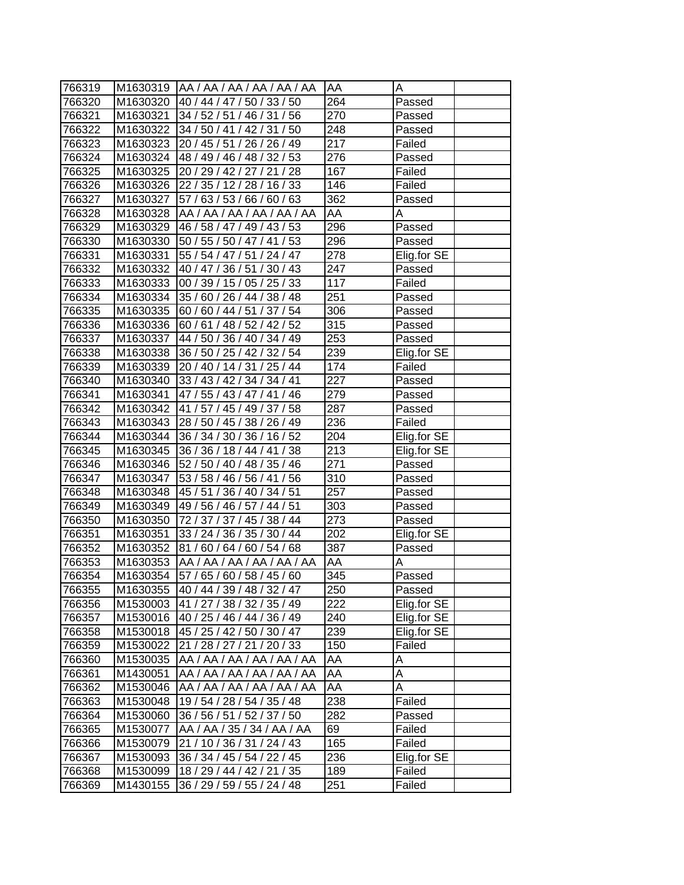| 766319 | M1630319 | AA / AA / AA / AA / AA / AA | AA | A | |
|---|---|---|---|---|---|
| 766320 | M1630320 | 40 / 44 / 47 / 50 / 33 / 50 | 264 | Passed | |
| 766321 | M1630321 | 34 / 52 / 51 / 46 / 31 / 56 | 270 | Passed | |
| 766322 | M1630322 | 34 / 50 / 41 / 42 / 31 / 50 | 248 | Passed | |
| 766323 | M1630323 | 20 / 45 / 51 / 26 / 26 / 49 | 217 | Failed | |
| 766324 | M1630324 | 48 / 49 / 46 / 48 / 32 / 53 | 276 | Passed | |
| 766325 | M1630325 | 20 / 29 / 42 / 27 / 21 / 28 | 167 | Failed | |
| 766326 | M1630326 | 22 / 35 / 12 / 28 / 16 / 33 | 146 | Failed | |
| 766327 | M1630327 | 57 / 63 / 53 / 66 / 60 / 63 | 362 | Passed | |
| 766328 | M1630328 | AA / AA / AA / AA / AA / AA | AA | A | |
| 766329 | M1630329 | 46 / 58 / 47 / 49 / 43 / 53 | 296 | Passed | |
| 766330 | M1630330 | 50 / 55 / 50 / 47 / 41 / 53 | 296 | Passed | |
| 766331 | M1630331 | 55 / 54 / 47 / 51 / 24 / 47 | 278 | Elig.for SE | |
| 766332 | M1630332 | 40 / 47 / 36 / 51 / 30 / 43 | 247 | Passed | |
| 766333 | M1630333 | 00 / 39 / 15 / 05 / 25 / 33 | 117 | Failed | |
| 766334 | M1630334 | 35 / 60 / 26 / 44 / 38 / 48 | 251 | Passed | |
| 766335 | M1630335 | 60 / 60 / 44 / 51 / 37 / 54 | 306 | Passed | |
| 766336 | M1630336 | 60 / 61 / 48 / 52 / 42 / 52 | 315 | Passed | |
| 766337 | M1630337 | 44 / 50 / 36 / 40 / 34 / 49 | 253 | Passed | |
| 766338 | M1630338 | 36 / 50 / 25 / 42 / 32 / 54 | 239 | Elig.for SE | |
| 766339 | M1630339 | 20 / 40 / 14 / 31 / 25 / 44 | 174 | Failed | |
| 766340 | M1630340 | 33 / 43 / 42 / 34 / 34 / 41 | 227 | Passed | |
| 766341 | M1630341 | 47 / 55 / 43 / 47 / 41 / 46 | 279 | Passed | |
| 766342 | M1630342 | 41 / 57 / 45 / 49 / 37 / 58 | 287 | Passed | |
| 766343 | M1630343 | 28 / 50 / 45 / 38 / 26 / 49 | 236 | Failed | |
| 766344 | M1630344 | 36 / 34 / 30 / 36 / 16 / 52 | 204 | Elig.for SE | |
| 766345 | M1630345 | 36 / 36 / 18 / 44 / 41 / 38 | 213 | Elig.for SE | |
| 766346 | M1630346 | 52 / 50 / 40 / 48 / 35 / 46 | 271 | Passed | |
| 766347 | M1630347 | 53 / 58 / 46 / 56 / 41 / 56 | 310 | Passed | |
| 766348 | M1630348 | 45 / 51 / 36 / 40 / 34 / 51 | 257 | Passed | |
| 766349 | M1630349 | 49 / 56 / 46 / 57 / 44 / 51 | 303 | Passed | |
| 766350 | M1630350 | 72 / 37 / 37 / 45 / 38 / 44 | 273 | Passed | |
| 766351 | M1630351 | 33 / 24 / 36 / 35 / 30 / 44 | 202 | Elig.for SE | |
| 766352 | M1630352 | 81 / 60 / 64 / 60 / 54 / 68 | 387 | Passed | |
| 766353 | M1630353 | AA / AA / AA / AA / AA / AA | AA | A | |
| 766354 | M1630354 | 57 / 65 / 60 / 58 / 45 / 60 | 345 | Passed | |
| 766355 | M1630355 | 40 / 44 / 39 / 48 / 32 / 47 | 250 | Passed | |
| 766356 | M1530003 | 41 / 27 / 38 / 32 / 35 / 49 | 222 | Elig.for SE | |
| 766357 | M1530016 | 40 / 25 / 46 / 44 / 36 / 49 | 240 | Elig.for SE | |
| 766358 | M1530018 | 45 / 25 / 42 / 50 / 30 / 47 | 239 | Elig.for SE | |
| 766359 | M1530022 | 21 / 28 / 27 / 21 / 20 / 33 | 150 | Failed | |
| 766360 | M1530035 | AA / AA / AA / AA / AA / AA | AA | A | |
| 766361 | M1430051 | AA / AA / AA / AA / AA / AA | AA | A | |
| 766362 | M1530046 | AA / AA / AA / AA / AA / AA | AA | A | |
| 766363 | M1530048 | 19 / 54 / 28 / 54 / 35 / 48 | 238 | Failed | |
| 766364 | M1530060 | 36 / 56 / 51 / 52 / 37 / 50 | 282 | Passed | |
| 766365 | M1530077 | AA / AA / 35 / 34 / AA / AA | 69 | Failed | |
| 766366 | M1530079 | 21 / 10 / 36 / 31 / 24 / 43 | 165 | Failed | |
| 766367 | M1530093 | 36 / 34 / 45 / 54 / 22 / 45 | 236 | Elig.for SE | |
| 766368 | M1530099 | 18 / 29 / 44 / 42 / 21 / 35 | 189 | Failed | |
| 766369 | M1430155 | 36 / 29 / 59 / 55 / 24 / 48 | 251 | Failed | |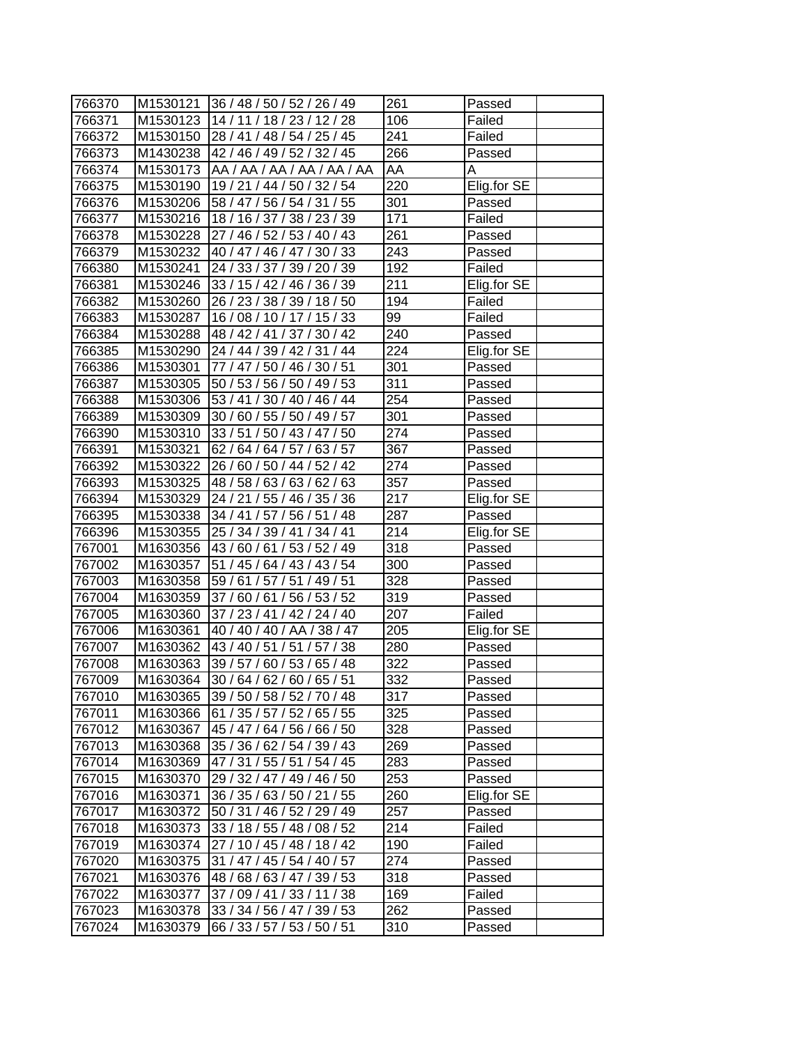| 766370 | M1530121 | 36 / 48 / 50 / 52 / 26 / 49 | 261 | Passed | |
|---|---|---|---|---|---|
| 766371 | M1530123 | 14 / 11 / 18 / 23 / 12 / 28 | 106 | Failed | |
| 766372 | M1530150 | 28 / 41 / 48 / 54 / 25 / 45 | 241 | Failed | |
| 766373 | M1430238 | 42 / 46 / 49 / 52 / 32 / 45 | 266 | Passed | |
| 766374 | M1530173 | AA / AA / AA / AA / AA / AA | AA | A | |
| 766375 | M1530190 | 19 / 21 / 44 / 50 / 32 / 54 | 220 | Elig.for SE | |
| 766376 | M1530206 | 58 / 47 / 56 / 54 / 31 / 55 | 301 | Passed | |
| 766377 | M1530216 | 18 / 16 / 37 / 38 / 23 / 39 | 171 | Failed | |
| 766378 | M1530228 | 27 / 46 / 52 / 53 / 40 / 43 | 261 | Passed | |
| 766379 | M1530232 | 40 / 47 / 46 / 47 / 30 / 33 | 243 | Passed | |
| 766380 | M1530241 | 24 / 33 / 37 / 39 / 20 / 39 | 192 | Failed | |
| 766381 | M1530246 | 33 / 15 / 42 / 46 / 36 / 39 | 211 | Elig.for SE | |
| 766382 | M1530260 | 26 / 23 / 38 / 39 / 18 / 50 | 194 | Failed | |
| 766383 | M1530287 | 16 / 08 / 10 / 17 / 15 / 33 | 99 | Failed | |
| 766384 | M1530288 | 48 / 42 / 41 / 37 / 30 / 42 | 240 | Passed | |
| 766385 | M1530290 | 24 / 44 / 39 / 42 / 31 / 44 | 224 | Elig.for SE | |
| 766386 | M1530301 | 77 / 47 / 50 / 46 / 30 / 51 | 301 | Passed | |
| 766387 | M1530305 | 50 / 53 / 56 / 50 / 49 / 53 | 311 | Passed | |
| 766388 | M1530306 | 53 / 41 / 30 / 40 / 46 / 44 | 254 | Passed | |
| 766389 | M1530309 | 30 / 60 / 55 / 50 / 49 / 57 | 301 | Passed | |
| 766390 | M1530310 | 33 / 51 / 50 / 43 / 47 / 50 | 274 | Passed | |
| 766391 | M1530321 | 62 / 64 / 64 / 57 / 63 / 57 | 367 | Passed | |
| 766392 | M1530322 | 26 / 60 / 50 / 44 / 52 / 42 | 274 | Passed | |
| 766393 | M1530325 | 48 / 58 / 63 / 63 / 62 / 63 | 357 | Passed | |
| 766394 | M1530329 | 24 / 21 / 55 / 46 / 35 / 36 | 217 | Elig.for SE | |
| 766395 | M1530338 | 34 / 41 / 57 / 56 / 51 / 48 | 287 | Passed | |
| 766396 | M1530355 | 25 / 34 / 39 / 41 / 34 / 41 | 214 | Elig.for SE | |
| 767001 | M1630356 | 43 / 60 / 61 / 53 / 52 / 49 | 318 | Passed | |
| 767002 | M1630357 | 51 / 45 / 64 / 43 / 43 / 54 | 300 | Passed | |
| 767003 | M1630358 | 59 / 61 / 57 / 51 / 49 / 51 | 328 | Passed | |
| 767004 | M1630359 | 37 / 60 / 61 / 56 / 53 / 52 | 319 | Passed | |
| 767005 | M1630360 | 37 / 23 / 41 / 42 / 24 / 40 | 207 | Failed | |
| 767006 | M1630361 | 40 / 40 / 40 / AA / 38 / 47 | 205 | Elig.for SE | |
| 767007 | M1630362 | 43 / 40 / 51 / 51 / 57 / 38 | 280 | Passed | |
| 767008 | M1630363 | 39 / 57 / 60 / 53 / 65 / 48 | 322 | Passed | |
| 767009 | M1630364 | 30 / 64 / 62 / 60 / 65 / 51 | 332 | Passed | |
| 767010 | M1630365 | 39 / 50 / 58 / 52 / 70 / 48 | 317 | Passed | |
| 767011 | M1630366 | 61 / 35 / 57 / 52 / 65 / 55 | 325 | Passed | |
| 767012 | M1630367 | 45 / 47 / 64 / 56 / 66 / 50 | 328 | Passed | |
| 767013 | M1630368 | 35 / 36 / 62 / 54 / 39 / 43 | 269 | Passed | |
| 767014 | M1630369 | 47 / 31 / 55 / 51 / 54 / 45 | 283 | Passed | |
| 767015 | M1630370 | 29 / 32 / 47 / 49 / 46 / 50 | 253 | Passed | |
| 767016 | M1630371 | 36 / 35 / 63 / 50 / 21 / 55 | 260 | Elig.for SE | |
| 767017 | M1630372 | 50 / 31 / 46 / 52 / 29 / 49 | 257 | Passed | |
| 767018 | M1630373 | 33 / 18 / 55 / 48 / 08 / 52 | 214 | Failed | |
| 767019 | M1630374 | 27 / 10 / 45 / 48 / 18 / 42 | 190 | Failed | |
| 767020 | M1630375 | 31 / 47 / 45 / 54 / 40 / 57 | 274 | Passed | |
| 767021 | M1630376 | 48 / 68 / 63 / 47 / 39 / 53 | 318 | Passed | |
| 767022 | M1630377 | 37 / 09 / 41 / 33 / 11 / 38 | 169 | Failed | |
| 767023 | M1630378 | 33 / 34 / 56 / 47 / 39 / 53 | 262 | Passed | |
| 767024 | M1630379 | 66 / 33 / 57 / 53 / 50 / 51 | 310 | Passed | |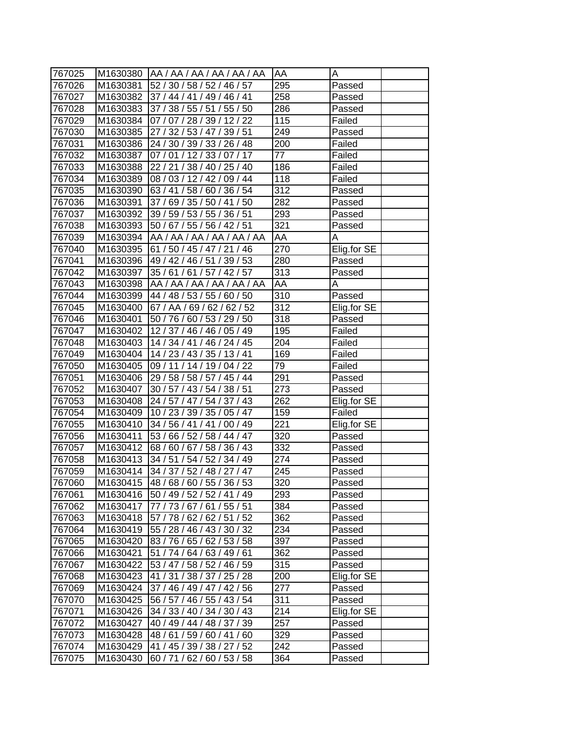| | | | | | |
|---|---|---|---|---|---|
| 767025 | M1630380 | AA / AA / AA / AA / AA / AA | AA | A | |
| 767026 | M1630381 | 52 / 30 / 58 / 52 / 46 / 57 | 295 | Passed | |
| 767027 | M1630382 | 37 / 44 / 41 / 49 / 46 / 41 | 258 | Passed | |
| 767028 | M1630383 | 37 / 38 / 55 / 51 / 55 / 50 | 286 | Passed | |
| 767029 | M1630384 | 07 / 07 / 28 / 39 / 12 / 22 | 115 | Failed | |
| 767030 | M1630385 | 27 / 32 / 53 / 47 / 39 / 51 | 249 | Passed | |
| 767031 | M1630386 | 24 / 30 / 39 / 33 / 26 / 48 | 200 | Failed | |
| 767032 | M1630387 | 07 / 01 / 12 / 33 / 07 / 17 | 77 | Failed | |
| 767033 | M1630388 | 22 / 21 / 38 / 40 / 25 / 40 | 186 | Failed | |
| 767034 | M1630389 | 08 / 03 / 12 / 42 / 09 / 44 | 118 | Failed | |
| 767035 | M1630390 | 63 / 41 / 58 / 60 / 36 / 54 | 312 | Passed | |
| 767036 | M1630391 | 37 / 69 / 35 / 50 / 41 / 50 | 282 | Passed | |
| 767037 | M1630392 | 39 / 59 / 53 / 55 / 36 / 51 | 293 | Passed | |
| 767038 | M1630393 | 50 / 67 / 55 / 56 / 42 / 51 | 321 | Passed | |
| 767039 | M1630394 | AA / AA / AA / AA / AA / AA | AA | A | |
| 767040 | M1630395 | 61 / 50 / 45 / 47 / 21 / 46 | 270 | Elig.for SE | |
| 767041 | M1630396 | 49 / 42 / 46 / 51 / 39 / 53 | 280 | Passed | |
| 767042 | M1630397 | 35 / 61 / 61 / 57 / 42 / 57 | 313 | Passed | |
| 767043 | M1630398 | AA / AA / AA / AA / AA / AA | AA | A | |
| 767044 | M1630399 | 44 / 48 / 53 / 55 / 60 / 50 | 310 | Passed | |
| 767045 | M1630400 | 67 / AA / 69 / 62 / 62 / 52 | 312 | Elig.for SE | |
| 767046 | M1630401 | 50 / 76 / 60 / 53 / 29 / 50 | 318 | Passed | |
| 767047 | M1630402 | 12 / 37 / 46 / 46 / 05 / 49 | 195 | Failed | |
| 767048 | M1630403 | 14 / 34 / 41 / 46 / 24 / 45 | 204 | Failed | |
| 767049 | M1630404 | 14 / 23 / 43 / 35 / 13 / 41 | 169 | Failed | |
| 767050 | M1630405 | 09 / 11 / 14 / 19 / 04 / 22 | 79 | Failed | |
| 767051 | M1630406 | 29 / 58 / 58 / 57 / 45 / 44 | 291 | Passed | |
| 767052 | M1630407 | 30 / 57 / 43 / 54 / 38 / 51 | 273 | Passed | |
| 767053 | M1630408 | 24 / 57 / 47 / 54 / 37 / 43 | 262 | Elig.for SE | |
| 767054 | M1630409 | 10 / 23 / 39 / 35 / 05 / 47 | 159 | Failed | |
| 767055 | M1630410 | 34 / 56 / 41 / 41 / 00 / 49 | 221 | Elig.for SE | |
| 767056 | M1630411 | 53 / 66 / 52 / 58 / 44 / 47 | 320 | Passed | |
| 767057 | M1630412 | 68 / 60 / 67 / 58 / 36 / 43 | 332 | Passed | |
| 767058 | M1630413 | 34 / 51 / 54 / 52 / 34 / 49 | 274 | Passed | |
| 767059 | M1630414 | 34 / 37 / 52 / 48 / 27 / 47 | 245 | Passed | |
| 767060 | M1630415 | 48 / 68 / 60 / 55 / 36 / 53 | 320 | Passed | |
| 767061 | M1630416 | 50 / 49 / 52 / 52 / 41 / 49 | 293 | Passed | |
| 767062 | M1630417 | 77 / 73 / 67 / 61 / 55 / 51 | 384 | Passed | |
| 767063 | M1630418 | 57 / 78 / 62 / 62 / 51 / 52 | 362 | Passed | |
| 767064 | M1630419 | 55 / 28 / 46 / 43 / 30 / 32 | 234 | Passed | |
| 767065 | M1630420 | 83 / 76 / 65 / 62 / 53 / 58 | 397 | Passed | |
| 767066 | M1630421 | 51 / 74 / 64 / 63 / 49 / 61 | 362 | Passed | |
| 767067 | M1630422 | 53 / 47 / 58 / 52 / 46 / 59 | 315 | Passed | |
| 767068 | M1630423 | 41 / 31 / 38 / 37 / 25 / 28 | 200 | Elig.for SE | |
| 767069 | M1630424 | 37 / 46 / 49 / 47 / 42 / 56 | 277 | Passed | |
| 767070 | M1630425 | 56 / 57 / 46 / 55 / 43 / 54 | 311 | Passed | |
| 767071 | M1630426 | 34 / 33 / 40 / 34 / 30 / 43 | 214 | Elig.for SE | |
| 767072 | M1630427 | 40 / 49 / 44 / 48 / 37 / 39 | 257 | Passed | |
| 767073 | M1630428 | 48 / 61 / 59 / 60 / 41 / 60 | 329 | Passed | |
| 767074 | M1630429 | 41 / 45 / 39 / 38 / 27 / 52 | 242 | Passed | |
| 767075 | M1630430 | 60 / 71 / 62 / 60 / 53 / 58 | 364 | Passed | |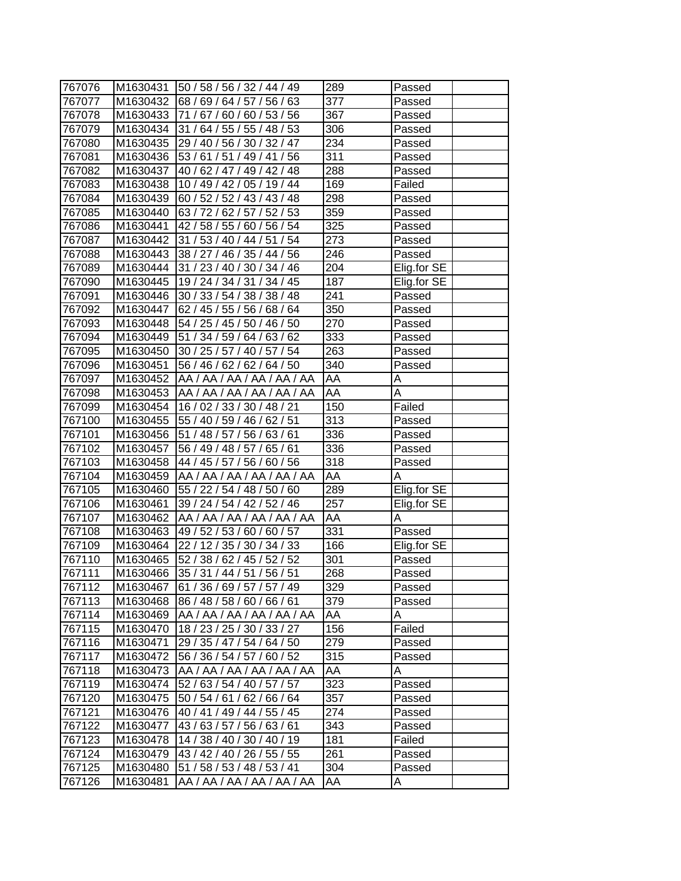| | | | | | |
|---|---|---|---|---|---|
| 767076 | M1630431 | 50 / 58 / 56 / 32 / 44 / 49 | 289 | Passed | |
| 767077 | M1630432 | 68 / 69 / 64 / 57 / 56 / 63 | 377 | Passed | |
| 767078 | M1630433 | 71 / 67 / 60 / 60 / 53 / 56 | 367 | Passed | |
| 767079 | M1630434 | 31 / 64 / 55 / 55 / 48 / 53 | 306 | Passed | |
| 767080 | M1630435 | 29 / 40 / 56 / 30 / 32 / 47 | 234 | Passed | |
| 767081 | M1630436 | 53 / 61 / 51 / 49 / 41 / 56 | 311 | Passed | |
| 767082 | M1630437 | 40 / 62 / 47 / 49 / 42 / 48 | 288 | Passed | |
| 767083 | M1630438 | 10 / 49 / 42 / 05 / 19 / 44 | 169 | Failed | |
| 767084 | M1630439 | 60 / 52 / 52 / 43 / 43 / 48 | 298 | Passed | |
| 767085 | M1630440 | 63 / 72 / 62 / 57 / 52 / 53 | 359 | Passed | |
| 767086 | M1630441 | 42 / 58 / 55 / 60 / 56 / 54 | 325 | Passed | |
| 767087 | M1630442 | 31 / 53 / 40 / 44 / 51 / 54 | 273 | Passed | |
| 767088 | M1630443 | 38 / 27 / 46 / 35 / 44 / 56 | 246 | Passed | |
| 767089 | M1630444 | 31 / 23 / 40 / 30 / 34 / 46 | 204 | Elig.for SE | |
| 767090 | M1630445 | 19 / 24 / 34 / 31 / 34 / 45 | 187 | Elig.for SE | |
| 767091 | M1630446 | 30 / 33 / 54 / 38 / 38 / 48 | 241 | Passed | |
| 767092 | M1630447 | 62 / 45 / 55 / 56 / 68 / 64 | 350 | Passed | |
| 767093 | M1630448 | 54 / 25 / 45 / 50 / 46 / 50 | 270 | Passed | |
| 767094 | M1630449 | 51 / 34 / 59 / 64 / 63 / 62 | 333 | Passed | |
| 767095 | M1630450 | 30 / 25 / 57 / 40 / 57 / 54 | 263 | Passed | |
| 767096 | M1630451 | 56 / 46 / 62 / 62 / 64 / 50 | 340 | Passed | |
| 767097 | M1630452 | AA / AA / AA / AA / AA / AA | AA | A | |
| 767098 | M1630453 | AA / AA / AA / AA / AA / AA | AA | A | |
| 767099 | M1630454 | 16 / 02 / 33 / 30 / 48 / 21 | 150 | Failed | |
| 767100 | M1630455 | 55 / 40 / 59 / 46 / 62 / 51 | 313 | Passed | |
| 767101 | M1630456 | 51 / 48 / 57 / 56 / 63 / 61 | 336 | Passed | |
| 767102 | M1630457 | 56 / 49 / 48 / 57 / 65 / 61 | 336 | Passed | |
| 767103 | M1630458 | 44 / 45 / 57 / 56 / 60 / 56 | 318 | Passed | |
| 767104 | M1630459 | AA / AA / AA / AA / AA / AA | AA | A | |
| 767105 | M1630460 | 55 / 22 / 54 / 48 / 50 / 60 | 289 | Elig.for SE | |
| 767106 | M1630461 | 39 / 24 / 54 / 42 / 52 / 46 | 257 | Elig.for SE | |
| 767107 | M1630462 | AA / AA / AA / AA / AA / AA | AA | A | |
| 767108 | M1630463 | 49 / 52 / 53 / 60 / 60 / 57 | 331 | Passed | |
| 767109 | M1630464 | 22 / 12 / 35 / 30 / 34 / 33 | 166 | Elig.for SE | |
| 767110 | M1630465 | 52 / 38 / 62 / 45 / 52 / 52 | 301 | Passed | |
| 767111 | M1630466 | 35 / 31 / 44 / 51 / 56 / 51 | 268 | Passed | |
| 767112 | M1630467 | 61 / 36 / 69 / 57 / 57 / 49 | 329 | Passed | |
| 767113 | M1630468 | 86 / 48 / 58 / 60 / 66 / 61 | 379 | Passed | |
| 767114 | M1630469 | AA / AA / AA / AA / AA / AA | AA | A | |
| 767115 | M1630470 | 18 / 23 / 25 / 30 / 33 / 27 | 156 | Failed | |
| 767116 | M1630471 | 29 / 35 / 47 / 54 / 64 / 50 | 279 | Passed | |
| 767117 | M1630472 | 56 / 36 / 54 / 57 / 60 / 52 | 315 | Passed | |
| 767118 | M1630473 | AA / AA / AA / AA / AA / AA | AA | A | |
| 767119 | M1630474 | 52 / 63 / 54 / 40 / 57 / 57 | 323 | Passed | |
| 767120 | M1630475 | 50 / 54 / 61 / 62 / 66 / 64 | 357 | Passed | |
| 767121 | M1630476 | 40 / 41 / 49 / 44 / 55 / 45 | 274 | Passed | |
| 767122 | M1630477 | 43 / 63 / 57 / 56 / 63 / 61 | 343 | Passed | |
| 767123 | M1630478 | 14 / 38 / 40 / 30 / 40 / 19 | 181 | Failed | |
| 767124 | M1630479 | 43 / 42 / 40 / 26 / 55 / 55 | 261 | Passed | |
| 767125 | M1630480 | 51 / 58 / 53 / 48 / 53 / 41 | 304 | Passed | |
| 767126 | M1630481 | AA / AA / AA / AA / AA / AA | AA | A | |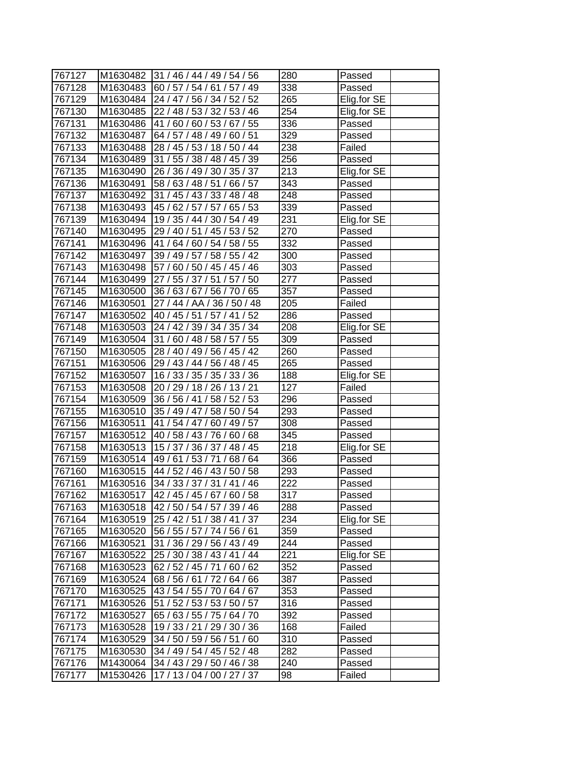| | | | | | |
|---|---|---|---|---|---|
| 767127 | M1630482 | 31 / 46 / 44 / 49 / 54 / 56 | 280 | Passed | |
| 767128 | M1630483 | 60 / 57 / 54 / 61 / 57 / 49 | 338 | Passed | |
| 767129 | M1630484 | 24 / 47 / 56 / 34 / 52 / 52 | 265 | Elig.for SE | |
| 767130 | M1630485 | 22 / 48 / 53 / 32 / 53 / 46 | 254 | Elig.for SE | |
| 767131 | M1630486 | 41 / 60 / 60 / 53 / 67 / 55 | 336 | Passed | |
| 767132 | M1630487 | 64 / 57 / 48 / 49 / 60 / 51 | 329 | Passed | |
| 767133 | M1630488 | 28 / 45 / 53 / 18 / 50 / 44 | 238 | Failed | |
| 767134 | M1630489 | 31 / 55 / 38 / 48 / 45 / 39 | 256 | Passed | |
| 767135 | M1630490 | 26 / 36 / 49 / 30 / 35 / 37 | 213 | Elig.for SE | |
| 767136 | M1630491 | 58 / 63 / 48 / 51 / 66 / 57 | 343 | Passed | |
| 767137 | M1630492 | 31 / 45 / 43 / 33 / 48 / 48 | 248 | Passed | |
| 767138 | M1630493 | 45 / 62 / 57 / 57 / 65 / 53 | 339 | Passed | |
| 767139 | M1630494 | 19 / 35 / 44 / 30 / 54 / 49 | 231 | Elig.for SE | |
| 767140 | M1630495 | 29 / 40 / 51 / 45 / 53 / 52 | 270 | Passed | |
| 767141 | M1630496 | 41 / 64 / 60 / 54 / 58 / 55 | 332 | Passed | |
| 767142 | M1630497 | 39 / 49 / 57 / 58 / 55 / 42 | 300 | Passed | |
| 767143 | M1630498 | 57 / 60 / 50 / 45 / 45 / 46 | 303 | Passed | |
| 767144 | M1630499 | 27 / 55 / 37 / 51 / 57 / 50 | 277 | Passed | |
| 767145 | M1630500 | 36 / 63 / 67 / 56 / 70 / 65 | 357 | Passed | |
| 767146 | M1630501 | 27 / 44 / AA / 36 / 50 / 48 | 205 | Failed | |
| 767147 | M1630502 | 40 / 45 / 51 / 57 / 41 / 52 | 286 | Passed | |
| 767148 | M1630503 | 24 / 42 / 39 / 34 / 35 / 34 | 208 | Elig.for SE | |
| 767149 | M1630504 | 31 / 60 / 48 / 58 / 57 / 55 | 309 | Passed | |
| 767150 | M1630505 | 28 / 40 / 49 / 56 / 45 / 42 | 260 | Passed | |
| 767151 | M1630506 | 29 / 43 / 44 / 56 / 48 / 45 | 265 | Passed | |
| 767152 | M1630507 | 16 / 33 / 35 / 35 / 33 / 36 | 188 | Elig.for SE | |
| 767153 | M1630508 | 20 / 29 / 18 / 26 / 13 / 21 | 127 | Failed | |
| 767154 | M1630509 | 36 / 56 / 41 / 58 / 52 / 53 | 296 | Passed | |
| 767155 | M1630510 | 35 / 49 / 47 / 58 / 50 / 54 | 293 | Passed | |
| 767156 | M1630511 | 41 / 54 / 47 / 60 / 49 / 57 | 308 | Passed | |
| 767157 | M1630512 | 40 / 58 / 43 / 76 / 60 / 68 | 345 | Passed | |
| 767158 | M1630513 | 15 / 37 / 36 / 37 / 48 / 45 | 218 | Elig.for SE | |
| 767159 | M1630514 | 49 / 61 / 53 / 71 / 68 / 64 | 366 | Passed | |
| 767160 | M1630515 | 44 / 52 / 46 / 43 / 50 / 58 | 293 | Passed | |
| 767161 | M1630516 | 34 / 33 / 37 / 31 / 41 / 46 | 222 | Passed | |
| 767162 | M1630517 | 42 / 45 / 45 / 67 / 60 / 58 | 317 | Passed | |
| 767163 | M1630518 | 42 / 50 / 54 / 57 / 39 / 46 | 288 | Passed | |
| 767164 | M1630519 | 25 / 42 / 51 / 38 / 41 / 37 | 234 | Elig.for SE | |
| 767165 | M1630520 | 56 / 55 / 57 / 74 / 56 / 61 | 359 | Passed | |
| 767166 | M1630521 | 31 / 36 / 29 / 56 / 43 / 49 | 244 | Passed | |
| 767167 | M1630522 | 25 / 30 / 38 / 43 / 41 / 44 | 221 | Elig.for SE | |
| 767168 | M1630523 | 62 / 52 / 45 / 71 / 60 / 62 | 352 | Passed | |
| 767169 | M1630524 | 68 / 56 / 61 / 72 / 64 / 66 | 387 | Passed | |
| 767170 | M1630525 | 43 / 54 / 55 / 70 / 64 / 67 | 353 | Passed | |
| 767171 | M1630526 | 51 / 52 / 53 / 53 / 50 / 57 | 316 | Passed | |
| 767172 | M1630527 | 65 / 63 / 55 / 75 / 64 / 70 | 392 | Passed | |
| 767173 | M1630528 | 19 / 33 / 21 / 29 / 30 / 36 | 168 | Failed | |
| 767174 | M1630529 | 34 / 50 / 59 / 56 / 51 / 60 | 310 | Passed | |
| 767175 | M1630530 | 34 / 49 / 54 / 45 / 52 / 48 | 282 | Passed | |
| 767176 | M1430064 | 34 / 43 / 29 / 50 / 46 / 38 | 240 | Passed | |
| 767177 | M1530426 | 17 / 13 / 04 / 00 / 27 / 37 | 98 | Failed | |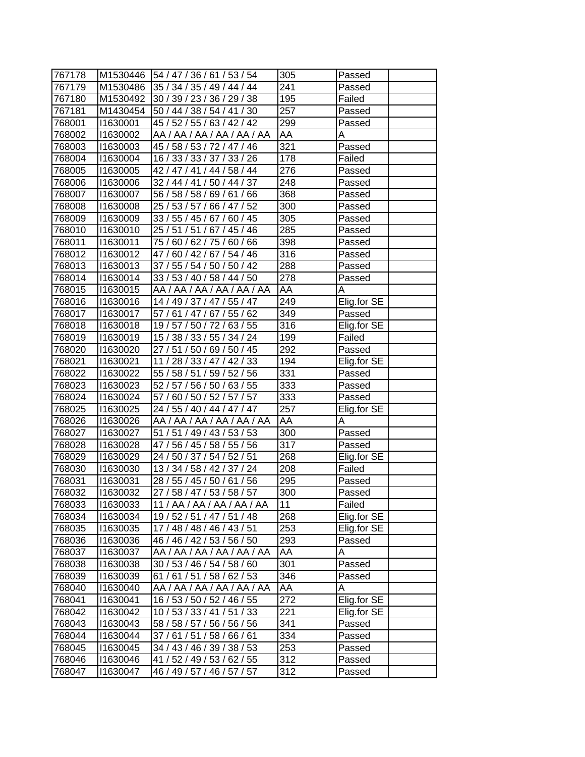| | | | | | |
|---|---|---|---|---|---|
| 767178 | M1530446 | 54 / 47 / 36 / 61 / 53 / 54 | 305 | Passed | |
| 767179 | M1530486 | 35 / 34 / 35 / 49 / 44 / 44 | 241 | Passed | |
| 767180 | M1530492 | 30 / 39 / 23 / 36 / 29 / 38 | 195 | Failed | |
| 767181 | M1430454 | 50 / 44 / 38 / 54 / 41 / 30 | 257 | Passed | |
| 768001 | I1630001 | 45 / 52 / 55 / 63 / 42 / 42 | 299 | Passed | |
| 768002 | I1630002 | AA / AA / AA / AA / AA / AA | AA | A | |
| 768003 | I1630003 | 45 / 58 / 53 / 72 / 47 / 46 | 321 | Passed | |
| 768004 | I1630004 | 16 / 33 / 33 / 37 / 33 / 26 | 178 | Failed | |
| 768005 | I1630005 | 42 / 47 / 41 / 44 / 58 / 44 | 276 | Passed | |
| 768006 | I1630006 | 32 / 44 / 41 / 50 / 44 / 37 | 248 | Passed | |
| 768007 | I1630007 | 56 / 58 / 58 / 69 / 61 / 66 | 368 | Passed | |
| 768008 | I1630008 | 25 / 53 / 57 / 66 / 47 / 52 | 300 | Passed | |
| 768009 | I1630009 | 33 / 55 / 45 / 67 / 60 / 45 | 305 | Passed | |
| 768010 | I1630010 | 25 / 51 / 51 / 67 / 45 / 46 | 285 | Passed | |
| 768011 | I1630011 | 75 / 60 / 62 / 75 / 60 / 66 | 398 | Passed | |
| 768012 | I1630012 | 47 / 60 / 42 / 67 / 54 / 46 | 316 | Passed | |
| 768013 | I1630013 | 37 / 55 / 54 / 50 / 50 / 42 | 288 | Passed | |
| 768014 | I1630014 | 33 / 53 / 40 / 58 / 44 / 50 | 278 | Passed | |
| 768015 | I1630015 | AA / AA / AA / AA / AA / AA | AA | A | |
| 768016 | I1630016 | 14 / 49 / 37 / 47 / 55 / 47 | 249 | Elig.for SE | |
| 768017 | I1630017 | 57 / 61 / 47 / 67 / 55 / 62 | 349 | Passed | |
| 768018 | I1630018 | 19 / 57 / 50 / 72 / 63 / 55 | 316 | Elig.for SE | |
| 768019 | I1630019 | 15 / 38 / 33 / 55 / 34 / 24 | 199 | Failed | |
| 768020 | I1630020 | 27 / 51 / 50 / 69 / 50 / 45 | 292 | Passed | |
| 768021 | I1630021 | 11 / 28 / 33 / 47 / 42 / 33 | 194 | Elig.for SE | |
| 768022 | I1630022 | 55 / 58 / 51 / 59 / 52 / 56 | 331 | Passed | |
| 768023 | I1630023 | 52 / 57 / 56 / 50 / 63 / 55 | 333 | Passed | |
| 768024 | I1630024 | 57 / 60 / 50 / 52 / 57 / 57 | 333 | Passed | |
| 768025 | I1630025 | 24 / 55 / 40 / 44 / 47 / 47 | 257 | Elig.for SE | |
| 768026 | I1630026 | AA / AA / AA / AA / AA / AA | AA | A | |
| 768027 | I1630027 | 51 / 51 / 49 / 43 / 53 / 53 | 300 | Passed | |
| 768028 | I1630028 | 47 / 56 / 45 / 58 / 55 / 56 | 317 | Passed | |
| 768029 | I1630029 | 24 / 50 / 37 / 54 / 52 / 51 | 268 | Elig.for SE | |
| 768030 | I1630030 | 13 / 34 / 58 / 42 / 37 / 24 | 208 | Failed | |
| 768031 | I1630031 | 28 / 55 / 45 / 50 / 61 / 56 | 295 | Passed | |
| 768032 | I1630032 | 27 / 58 / 47 / 53 / 58 / 57 | 300 | Passed | |
| 768033 | I1630033 | 11 / AA / AA / AA / AA / AA | 11 | Failed | |
| 768034 | I1630034 | 19 / 52 / 51 / 47 / 51 / 48 | 268 | Elig.for SE | |
| 768035 | I1630035 | 17 / 48 / 48 / 46 / 43 / 51 | 253 | Elig.for SE | |
| 768036 | I1630036 | 46 / 46 / 42 / 53 / 56 / 50 | 293 | Passed | |
| 768037 | I1630037 | AA / AA / AA / AA / AA / AA | AA | A | |
| 768038 | I1630038 | 30 / 53 / 46 / 54 / 58 / 60 | 301 | Passed | |
| 768039 | I1630039 | 61 / 61 / 51 / 58 / 62 / 53 | 346 | Passed | |
| 768040 | I1630040 | AA / AA / AA / AA / AA / AA | AA | A | |
| 768041 | I1630041 | 16 / 53 / 50 / 52 / 46 / 55 | 272 | Elig.for SE | |
| 768042 | I1630042 | 10 / 53 / 33 / 41 / 51 / 33 | 221 | Elig.for SE | |
| 768043 | I1630043 | 58 / 58 / 57 / 56 / 56 / 56 | 341 | Passed | |
| 768044 | I1630044 | 37 / 61 / 51 / 58 / 66 / 61 | 334 | Passed | |
| 768045 | I1630045 | 34 / 43 / 46 / 39 / 38 / 53 | 253 | Passed | |
| 768046 | I1630046 | 41 / 52 / 49 / 53 / 62 / 55 | 312 | Passed | |
| 768047 | I1630047 | 46 / 49 / 57 / 46 / 57 / 57 | 312 | Passed | |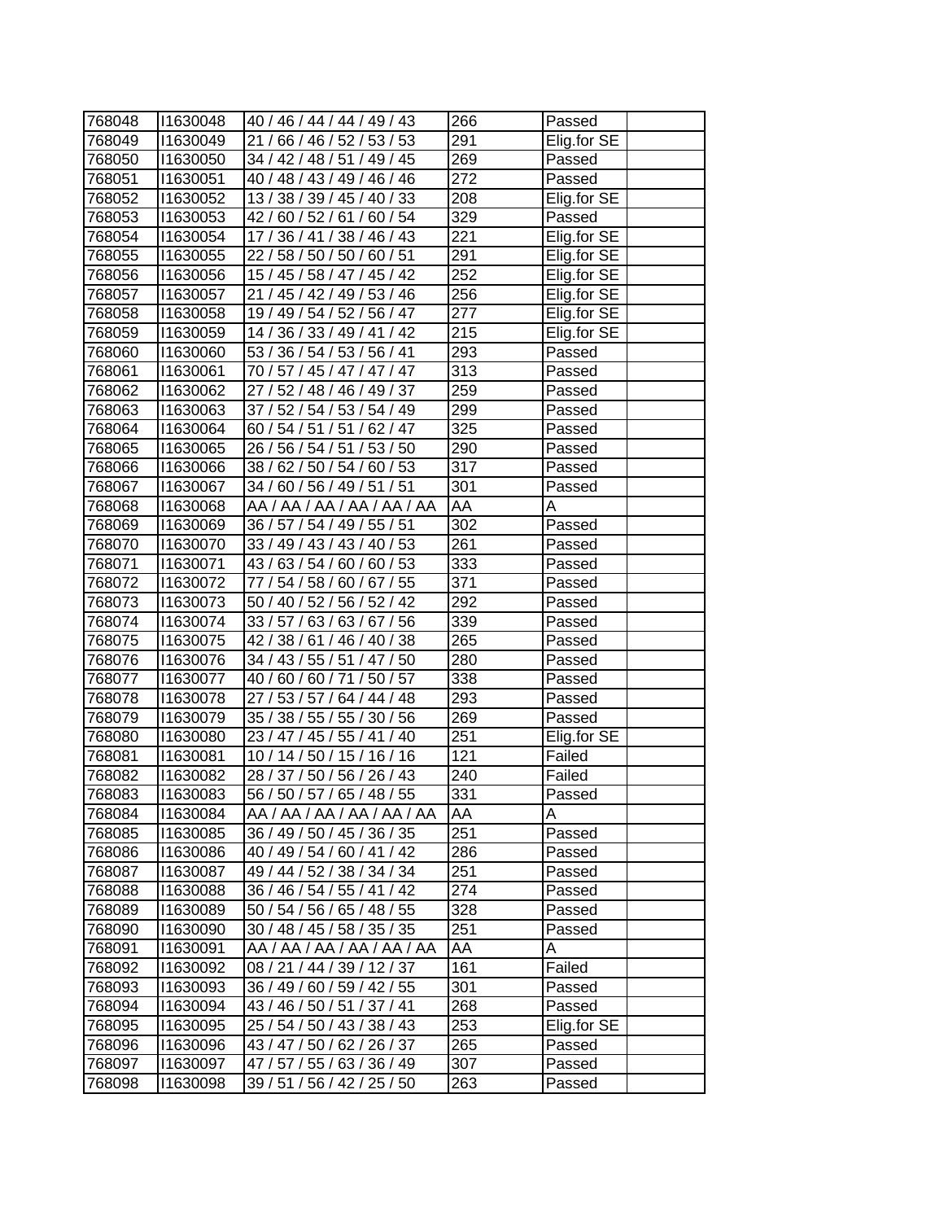| | | | | | |
|---|---|---|---|---|---|
| 768048 | I1630048 | 40 / 46 / 44 / 44 / 49 / 43 | 266 | Passed | |
| 768049 | I1630049 | 21 / 66 / 46 / 52 / 53 / 53 | 291 | Elig.for SE | |
| 768050 | I1630050 | 34 / 42 / 48 / 51 / 49 / 45 | 269 | Passed | |
| 768051 | I1630051 | 40 / 48 / 43 / 49 / 46 / 46 | 272 | Passed | |
| 768052 | I1630052 | 13 / 38 / 39 / 45 / 40 / 33 | 208 | Elig.for SE | |
| 768053 | I1630053 | 42 / 60 / 52 / 61 / 60 / 54 | 329 | Passed | |
| 768054 | I1630054 | 17 / 36 / 41 / 38 / 46 / 43 | 221 | Elig.for SE | |
| 768055 | I1630055 | 22 / 58 / 50 / 50 / 60 / 51 | 291 | Elig.for SE | |
| 768056 | I1630056 | 15 / 45 / 58 / 47 / 45 / 42 | 252 | Elig.for SE | |
| 768057 | I1630057 | 21 / 45 / 42 / 49 / 53 / 46 | 256 | Elig.for SE | |
| 768058 | I1630058 | 19 / 49 / 54 / 52 / 56 / 47 | 277 | Elig.for SE | |
| 768059 | I1630059 | 14 / 36 / 33 / 49 / 41 / 42 | 215 | Elig.for SE | |
| 768060 | I1630060 | 53 / 36 / 54 / 53 / 56 / 41 | 293 | Passed | |
| 768061 | I1630061 | 70 / 57 / 45 / 47 / 47 / 47 | 313 | Passed | |
| 768062 | I1630062 | 27 / 52 / 48 / 46 / 49 / 37 | 259 | Passed | |
| 768063 | I1630063 | 37 / 52 / 54 / 53 / 54 / 49 | 299 | Passed | |
| 768064 | I1630064 | 60 / 54 / 51 / 51 / 62 / 47 | 325 | Passed | |
| 768065 | I1630065 | 26 / 56 / 54 / 51 / 53 / 50 | 290 | Passed | |
| 768066 | I1630066 | 38 / 62 / 50 / 54 / 60 / 53 | 317 | Passed | |
| 768067 | I1630067 | 34 / 60 / 56 / 49 / 51 / 51 | 301 | Passed | |
| 768068 | I1630068 | AA / AA / AA / AA / AA / AA | AA | A | |
| 768069 | I1630069 | 36 / 57 / 54 / 49 / 55 / 51 | 302 | Passed | |
| 768070 | I1630070 | 33 / 49 / 43 / 43 / 40 / 53 | 261 | Passed | |
| 768071 | I1630071 | 43 / 63 / 54 / 60 / 60 / 53 | 333 | Passed | |
| 768072 | I1630072 | 77 / 54 / 58 / 60 / 67 / 55 | 371 | Passed | |
| 768073 | I1630073 | 50 / 40 / 52 / 56 / 52 / 42 | 292 | Passed | |
| 768074 | I1630074 | 33 / 57 / 63 / 63 / 67 / 56 | 339 | Passed | |
| 768075 | I1630075 | 42 / 38 / 61 / 46 / 40 / 38 | 265 | Passed | |
| 768076 | I1630076 | 34 / 43 / 55 / 51 / 47 / 50 | 280 | Passed | |
| 768077 | I1630077 | 40 / 60 / 60 / 71 / 50 / 57 | 338 | Passed | |
| 768078 | I1630078 | 27 / 53 / 57 / 64 / 44 / 48 | 293 | Passed | |
| 768079 | I1630079 | 35 / 38 / 55 / 55 / 30 / 56 | 269 | Passed | |
| 768080 | I1630080 | 23 / 47 / 45 / 55 / 41 / 40 | 251 | Elig.for SE | |
| 768081 | I1630081 | 10 / 14 / 50 / 15 / 16 / 16 | 121 | Failed | |
| 768082 | I1630082 | 28 / 37 / 50 / 56 / 26 / 43 | 240 | Failed | |
| 768083 | I1630083 | 56 / 50 / 57 / 65 / 48 / 55 | 331 | Passed | |
| 768084 | I1630084 | AA / AA / AA / AA / AA / AA | AA | A | |
| 768085 | I1630085 | 36 / 49 / 50 / 45 / 36 / 35 | 251 | Passed | |
| 768086 | I1630086 | 40 / 49 / 54 / 60 / 41 / 42 | 286 | Passed | |
| 768087 | I1630087 | 49 / 44 / 52 / 38 / 34 / 34 | 251 | Passed | |
| 768088 | I1630088 | 36 / 46 / 54 / 55 / 41 / 42 | 274 | Passed | |
| 768089 | I1630089 | 50 / 54 / 56 / 65 / 48 / 55 | 328 | Passed | |
| 768090 | I1630090 | 30 / 48 / 45 / 58 / 35 / 35 | 251 | Passed | |
| 768091 | I1630091 | AA / AA / AA / AA / AA / AA | AA | A | |
| 768092 | I1630092 | 08 / 21 / 44 / 39 / 12 / 37 | 161 | Failed | |
| 768093 | I1630093 | 36 / 49 / 60 / 59 / 42 / 55 | 301 | Passed | |
| 768094 | I1630094 | 43 / 46 / 50 / 51 / 37 / 41 | 268 | Passed | |
| 768095 | I1630095 | 25 / 54 / 50 / 43 / 38 / 43 | 253 | Elig.for SE | |
| 768096 | I1630096 | 43 / 47 / 50 / 62 / 26 / 37 | 265 | Passed | |
| 768097 | I1630097 | 47 / 57 / 55 / 63 / 36 / 49 | 307 | Passed | |
| 768098 | I1630098 | 39 / 51 / 56 / 42 / 25 / 50 | 263 | Passed | |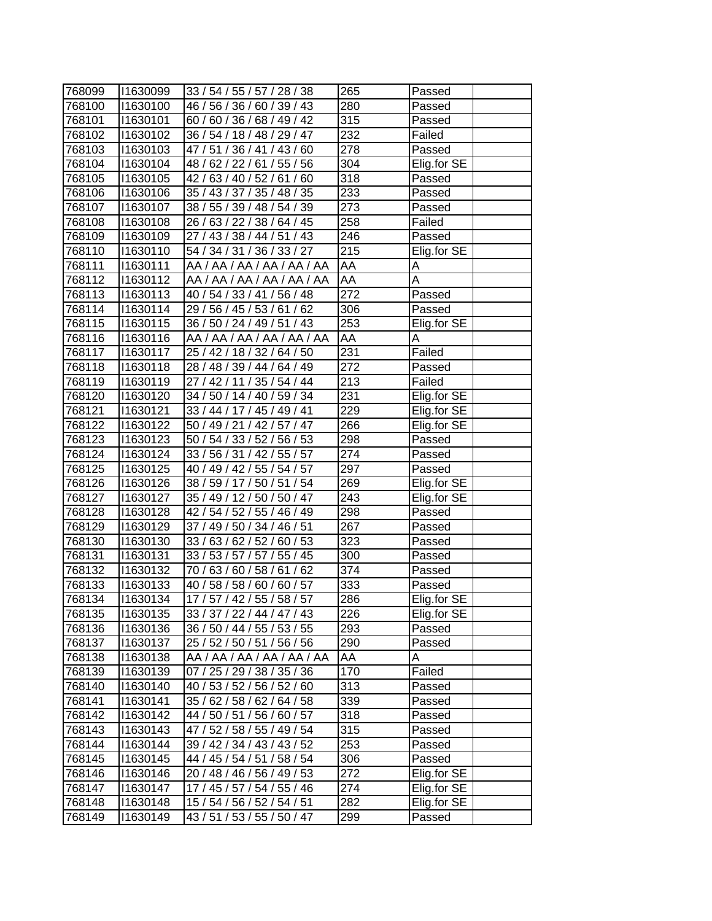| 768099 | I1630099 | 33 / 54 / 55 / 57 / 28 / 38 | 265 | Passed | |
|---|---|---|---|---|---|
| 768100 | I1630100 | 46 / 56 / 36 / 60 / 39 / 43 | 280 | Passed | |
| 768101 | I1630101 | 60 / 60 / 36 / 68 / 49 / 42 | 315 | Passed | |
| 768102 | I1630102 | 36 / 54 / 18 / 48 / 29 / 47 | 232 | Failed | |
| 768103 | I1630103 | 47 / 51 / 36 / 41 / 43 / 60 | 278 | Passed | |
| 768104 | I1630104 | 48 / 62 / 22 / 61 / 55 / 56 | 304 | Elig.for SE | |
| 768105 | I1630105 | 42 / 63 / 40 / 52 / 61 / 60 | 318 | Passed | |
| 768106 | I1630106 | 35 / 43 / 37 / 35 / 48 / 35 | 233 | Passed | |
| 768107 | I1630107 | 38 / 55 / 39 / 48 / 54 / 39 | 273 | Passed | |
| 768108 | I1630108 | 26 / 63 / 22 / 38 / 64 / 45 | 258 | Failed | |
| 768109 | I1630109 | 27 / 43 / 38 / 44 / 51 / 43 | 246 | Passed | |
| 768110 | I1630110 | 54 / 34 / 31 / 36 / 33 / 27 | 215 | Elig.for SE | |
| 768111 | I1630111 | AA / AA / AA / AA / AA / AA | AA | A | |
| 768112 | I1630112 | AA / AA / AA / AA / AA / AA | AA | A | |
| 768113 | I1630113 | 40 / 54 / 33 / 41 / 56 / 48 | 272 | Passed | |
| 768114 | I1630114 | 29 / 56 / 45 / 53 / 61 / 62 | 306 | Passed | |
| 768115 | I1630115 | 36 / 50 / 24 / 49 / 51 / 43 | 253 | Elig.for SE | |
| 768116 | I1630116 | AA / AA / AA / AA / AA / AA | AA | A | |
| 768117 | I1630117 | 25 / 42 / 18 / 32 / 64 / 50 | 231 | Failed | |
| 768118 | I1630118 | 28 / 48 / 39 / 44 / 64 / 49 | 272 | Passed | |
| 768119 | I1630119 | 27 / 42 / 11 / 35 / 54 / 44 | 213 | Failed | |
| 768120 | I1630120 | 34 / 50 / 14 / 40 / 59 / 34 | 231 | Elig.for SE | |
| 768121 | I1630121 | 33 / 44 / 17 / 45 / 49 / 41 | 229 | Elig.for SE | |
| 768122 | I1630122 | 50 / 49 / 21 / 42 / 57 / 47 | 266 | Elig.for SE | |
| 768123 | I1630123 | 50 / 54 / 33 / 52 / 56 / 53 | 298 | Passed | |
| 768124 | I1630124 | 33 / 56 / 31 / 42 / 55 / 57 | 274 | Passed | |
| 768125 | I1630125 | 40 / 49 / 42 / 55 / 54 / 57 | 297 | Passed | |
| 768126 | I1630126 | 38 / 59 / 17 / 50 / 51 / 54 | 269 | Elig.for SE | |
| 768127 | I1630127 | 35 / 49 / 12 / 50 / 50 / 47 | 243 | Elig.for SE | |
| 768128 | I1630128 | 42 / 54 / 52 / 55 / 46 / 49 | 298 | Passed | |
| 768129 | I1630129 | 37 / 49 / 50 / 34 / 46 / 51 | 267 | Passed | |
| 768130 | I1630130 | 33 / 63 / 62 / 52 / 60 / 53 | 323 | Passed | |
| 768131 | I1630131 | 33 / 53 / 57 / 57 / 55 / 45 | 300 | Passed | |
| 768132 | I1630132 | 70 / 63 / 60 / 58 / 61 / 62 | 374 | Passed | |
| 768133 | I1630133 | 40 / 58 / 58 / 60 / 60 / 57 | 333 | Passed | |
| 768134 | I1630134 | 17 / 57 / 42 / 55 / 58 / 57 | 286 | Elig.for SE | |
| 768135 | I1630135 | 33 / 37 / 22 / 44 / 47 / 43 | 226 | Elig.for SE | |
| 768136 | I1630136 | 36 / 50 / 44 / 55 / 53 / 55 | 293 | Passed | |
| 768137 | I1630137 | 25 / 52 / 50 / 51 / 56 / 56 | 290 | Passed | |
| 768138 | I1630138 | AA / AA / AA / AA / AA / AA | AA | A | |
| 768139 | I1630139 | 07 / 25 / 29 / 38 / 35 / 36 | 170 | Failed | |
| 768140 | I1630140 | 40 / 53 / 52 / 56 / 52 / 60 | 313 | Passed | |
| 768141 | I1630141 | 35 / 62 / 58 / 62 / 64 / 58 | 339 | Passed | |
| 768142 | I1630142 | 44 / 50 / 51 / 56 / 60 / 57 | 318 | Passed | |
| 768143 | I1630143 | 47 / 52 / 58 / 55 / 49 / 54 | 315 | Passed | |
| 768144 | I1630144 | 39 / 42 / 34 / 43 / 43 / 52 | 253 | Passed | |
| 768145 | I1630145 | 44 / 45 / 54 / 51 / 58 / 54 | 306 | Passed | |
| 768146 | I1630146 | 20 / 48 / 46 / 56 / 49 / 53 | 272 | Elig.for SE | |
| 768147 | I1630147 | 17 / 45 / 57 / 54 / 55 / 46 | 274 | Elig.for SE | |
| 768148 | I1630148 | 15 / 54 / 56 / 52 / 54 / 51 | 282 | Elig.for SE | |
| 768149 | I1630149 | 43 / 51 / 53 / 55 / 50 / 47 | 299 | Passed | |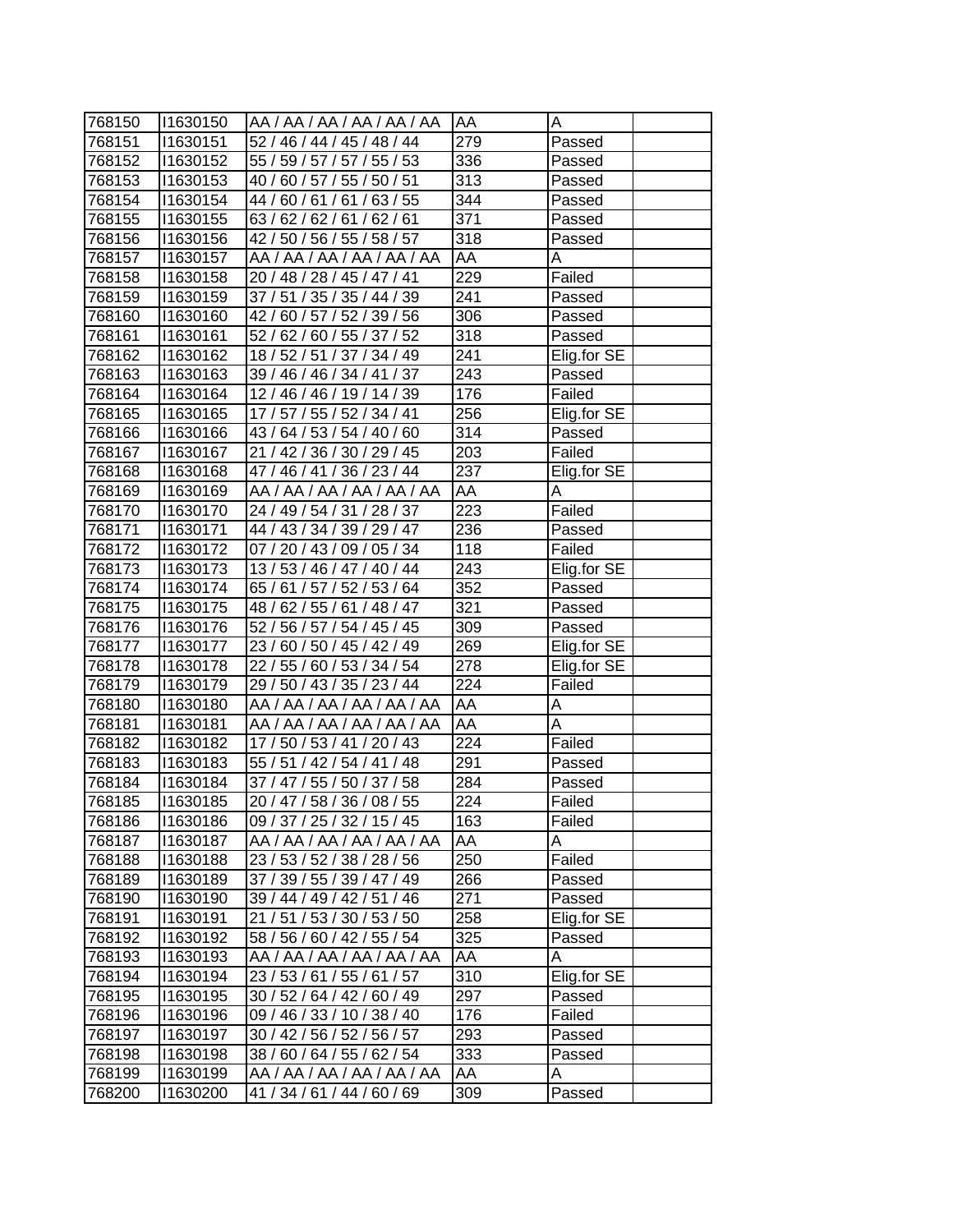| 768150 | I1630150 | AA / AA / AA / AA / AA / AA | AA | A | |
|---|---|---|---|---|---|
| 768151 | I1630151 | 52 / 46 / 44 / 45 / 48 / 44 | 279 | Passed | |
| 768152 | I1630152 | 55 / 59 / 57 / 57 / 55 / 53 | 336 | Passed | |
| 768153 | I1630153 | 40 / 60 / 57 / 55 / 50 / 51 | 313 | Passed | |
| 768154 | I1630154 | 44 / 60 / 61 / 61 / 63 / 55 | 344 | Passed | |
| 768155 | I1630155 | 63 / 62 / 62 / 61 / 62 / 61 | 371 | Passed | |
| 768156 | I1630156 | 42 / 50 / 56 / 55 / 58 / 57 | 318 | Passed | |
| 768157 | I1630157 | AA / AA / AA / AA / AA / AA | AA | A | |
| 768158 | I1630158 | 20 / 48 / 28 / 45 / 47 / 41 | 229 | Failed | |
| 768159 | I1630159 | 37 / 51 / 35 / 35 / 44 / 39 | 241 | Passed | |
| 768160 | I1630160 | 42 / 60 / 57 / 52 / 39 / 56 | 306 | Passed | |
| 768161 | I1630161 | 52 / 62 / 60 / 55 / 37 / 52 | 318 | Passed | |
| 768162 | I1630162 | 18 / 52 / 51 / 37 / 34 / 49 | 241 | Elig.for SE | |
| 768163 | I1630163 | 39 / 46 / 46 / 34 / 41 / 37 | 243 | Passed | |
| 768164 | I1630164 | 12 / 46 / 46 / 19 / 14 / 39 | 176 | Failed | |
| 768165 | I1630165 | 17 / 57 / 55 / 52 / 34 / 41 | 256 | Elig.for SE | |
| 768166 | I1630166 | 43 / 64 / 53 / 54 / 40 / 60 | 314 | Passed | |
| 768167 | I1630167 | 21 / 42 / 36 / 30 / 29 / 45 | 203 | Failed | |
| 768168 | I1630168 | 47 / 46 / 41 / 36 / 23 / 44 | 237 | Elig.for SE | |
| 768169 | I1630169 | AA / AA / AA / AA / AA / AA | AA | A | |
| 768170 | I1630170 | 24 / 49 / 54 / 31 / 28 / 37 | 223 | Failed | |
| 768171 | I1630171 | 44 / 43 / 34 / 39 / 29 / 47 | 236 | Passed | |
| 768172 | I1630172 | 07 / 20 / 43 / 09 / 05 / 34 | 118 | Failed | |
| 768173 | I1630173 | 13 / 53 / 46 / 47 / 40 / 44 | 243 | Elig.for SE | |
| 768174 | I1630174 | 65 / 61 / 57 / 52 / 53 / 64 | 352 | Passed | |
| 768175 | I1630175 | 48 / 62 / 55 / 61 / 48 / 47 | 321 | Passed | |
| 768176 | I1630176 | 52 / 56 / 57 / 54 / 45 / 45 | 309 | Passed | |
| 768177 | I1630177 | 23 / 60 / 50 / 45 / 42 / 49 | 269 | Elig.for SE | |
| 768178 | I1630178 | 22 / 55 / 60 / 53 / 34 / 54 | 278 | Elig.for SE | |
| 768179 | I1630179 | 29 / 50 / 43 / 35 / 23 / 44 | 224 | Failed | |
| 768180 | I1630180 | AA / AA / AA / AA / AA / AA | AA | A | |
| 768181 | I1630181 | AA / AA / AA / AA / AA / AA | AA | A | |
| 768182 | I1630182 | 17 / 50 / 53 / 41 / 20 / 43 | 224 | Failed | |
| 768183 | I1630183 | 55 / 51 / 42 / 54 / 41 / 48 | 291 | Passed | |
| 768184 | I1630184 | 37 / 47 / 55 / 50 / 37 / 58 | 284 | Passed | |
| 768185 | I1630185 | 20 / 47 / 58 / 36 / 08 / 55 | 224 | Failed | |
| 768186 | I1630186 | 09 / 37 / 25 / 32 / 15 / 45 | 163 | Failed | |
| 768187 | I1630187 | AA / AA / AA / AA / AA / AA | AA | A | |
| 768188 | I1630188 | 23 / 53 / 52 / 38 / 28 / 56 | 250 | Failed | |
| 768189 | I1630189 | 37 / 39 / 55 / 39 / 47 / 49 | 266 | Passed | |
| 768190 | I1630190 | 39 / 44 / 49 / 42 / 51 / 46 | 271 | Passed | |
| 768191 | I1630191 | 21 / 51 / 53 / 30 / 53 / 50 | 258 | Elig.for SE | |
| 768192 | I1630192 | 58 / 56 / 60 / 42 / 55 / 54 | 325 | Passed | |
| 768193 | I1630193 | AA / AA / AA / AA / AA / AA | AA | A | |
| 768194 | I1630194 | 23 / 53 / 61 / 55 / 61 / 57 | 310 | Elig.for SE | |
| 768195 | I1630195 | 30 / 52 / 64 / 42 / 60 / 49 | 297 | Passed | |
| 768196 | I1630196 | 09 / 46 / 33 / 10 / 38 / 40 | 176 | Failed | |
| 768197 | I1630197 | 30 / 42 / 56 / 52 / 56 / 57 | 293 | Passed | |
| 768198 | I1630198 | 38 / 60 / 64 / 55 / 62 / 54 | 333 | Passed | |
| 768199 | I1630199 | AA / AA / AA / AA / AA / AA | AA | A | |
| 768200 | I1630200 | 41 / 34 / 61 / 44 / 60 / 69 | 309 | Passed | |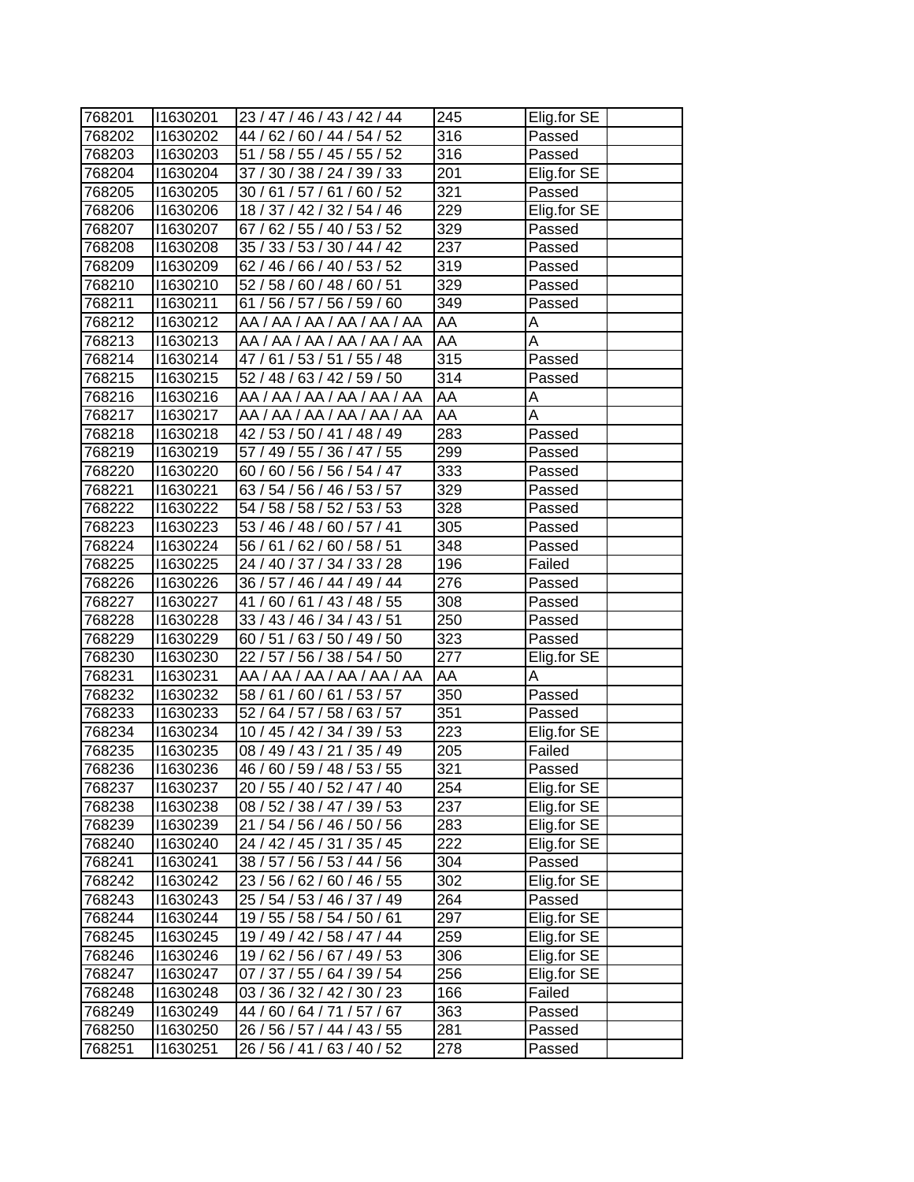| 768201 | I1630201 | 23 / 47 / 46 / 43 / 42 / 44 | 245 | Elig.for SE | |
|---|---|---|---|---|---|
| 768202 | I1630202 | 44 / 62 / 60 / 44 / 54 / 52 | 316 | Passed | |
| 768203 | I1630203 | 51 / 58 / 55 / 45 / 55 / 52 | 316 | Passed | |
| 768204 | I1630204 | 37 / 30 / 38 / 24 / 39 / 33 | 201 | Elig.for SE | |
| 768205 | I1630205 | 30 / 61 / 57 / 61 / 60 / 52 | 321 | Passed | |
| 768206 | I1630206 | 18 / 37 / 42 / 32 / 54 / 46 | 229 | Elig.for SE | |
| 768207 | I1630207 | 67 / 62 / 55 / 40 / 53 / 52 | 329 | Passed | |
| 768208 | I1630208 | 35 / 33 / 53 / 30 / 44 / 42 | 237 | Passed | |
| 768209 | I1630209 | 62 / 46 / 66 / 40 / 53 / 52 | 319 | Passed | |
| 768210 | I1630210 | 52 / 58 / 60 / 48 / 60 / 51 | 329 | Passed | |
| 768211 | I1630211 | 61 / 56 / 57 / 56 / 59 / 60 | 349 | Passed | |
| 768212 | I1630212 | AA / AA / AA / AA / AA / AA | AA | A | |
| 768213 | I1630213 | AA / AA / AA / AA / AA / AA | AA | A | |
| 768214 | I1630214 | 47 / 61 / 53 / 51 / 55 / 48 | 315 | Passed | |
| 768215 | I1630215 | 52 / 48 / 63 / 42 / 59 / 50 | 314 | Passed | |
| 768216 | I1630216 | AA / AA / AA / AA / AA / AA | AA | A | |
| 768217 | I1630217 | AA / AA / AA / AA / AA / AA | AA | A | |
| 768218 | I1630218 | 42 / 53 / 50 / 41 / 48 / 49 | 283 | Passed | |
| 768219 | I1630219 | 57 / 49 / 55 / 36 / 47 / 55 | 299 | Passed | |
| 768220 | I1630220 | 60 / 60 / 56 / 56 / 54 / 47 | 333 | Passed | |
| 768221 | I1630221 | 63 / 54 / 56 / 46 / 53 / 57 | 329 | Passed | |
| 768222 | I1630222 | 54 / 58 / 58 / 52 / 53 / 53 | 328 | Passed | |
| 768223 | I1630223 | 53 / 46 / 48 / 60 / 57 / 41 | 305 | Passed | |
| 768224 | I1630224 | 56 / 61 / 62 / 60 / 58 / 51 | 348 | Passed | |
| 768225 | I1630225 | 24 / 40 / 37 / 34 / 33 / 28 | 196 | Failed | |
| 768226 | I1630226 | 36 / 57 / 46 / 44 / 49 / 44 | 276 | Passed | |
| 768227 | I1630227 | 41 / 60 / 61 / 43 / 48 / 55 | 308 | Passed | |
| 768228 | I1630228 | 33 / 43 / 46 / 34 / 43 / 51 | 250 | Passed | |
| 768229 | I1630229 | 60 / 51 / 63 / 50 / 49 / 50 | 323 | Passed | |
| 768230 | I1630230 | 22 / 57 / 56 / 38 / 54 / 50 | 277 | Elig.for SE | |
| 768231 | I1630231 | AA / AA / AA / AA / AA / AA | AA | A | |
| 768232 | I1630232 | 58 / 61 / 60 / 61 / 53 / 57 | 350 | Passed | |
| 768233 | I1630233 | 52 / 64 / 57 / 58 / 63 / 57 | 351 | Passed | |
| 768234 | I1630234 | 10 / 45 / 42 / 34 / 39 / 53 | 223 | Elig.for SE | |
| 768235 | I1630235 | 08 / 49 / 43 / 21 / 35 / 49 | 205 | Failed | |
| 768236 | I1630236 | 46 / 60 / 59 / 48 / 53 / 55 | 321 | Passed | |
| 768237 | I1630237 | 20 / 55 / 40 / 52 / 47 / 40 | 254 | Elig.for SE | |
| 768238 | I1630238 | 08 / 52 / 38 / 47 / 39 / 53 | 237 | Elig.for SE | |
| 768239 | I1630239 | 21 / 54 / 56 / 46 / 50 / 56 | 283 | Elig.for SE | |
| 768240 | I1630240 | 24 / 42 / 45 / 31 / 35 / 45 | 222 | Elig.for SE | |
| 768241 | I1630241 | 38 / 57 / 56 / 53 / 44 / 56 | 304 | Passed | |
| 768242 | I1630242 | 23 / 56 / 62 / 60 / 46 / 55 | 302 | Elig.for SE | |
| 768243 | I1630243 | 25 / 54 / 53 / 46 / 37 / 49 | 264 | Passed | |
| 768244 | I1630244 | 19 / 55 / 58 / 54 / 50 / 61 | 297 | Elig.for SE | |
| 768245 | I1630245 | 19 / 49 / 42 / 58 / 47 / 44 | 259 | Elig.for SE | |
| 768246 | I1630246 | 19 / 62 / 56 / 67 / 49 / 53 | 306 | Elig.for SE | |
| 768247 | I1630247 | 07 / 37 / 55 / 64 / 39 / 54 | 256 | Elig.for SE | |
| 768248 | I1630248 | 03 / 36 / 32 / 42 / 30 / 23 | 166 | Failed | |
| 768249 | I1630249 | 44 / 60 / 64 / 71 / 57 / 67 | 363 | Passed | |
| 768250 | I1630250 | 26 / 56 / 57 / 44 / 43 / 55 | 281 | Passed | |
| 768251 | I1630251 | 26 / 56 / 41 / 63 / 40 / 52 | 278 | Passed | |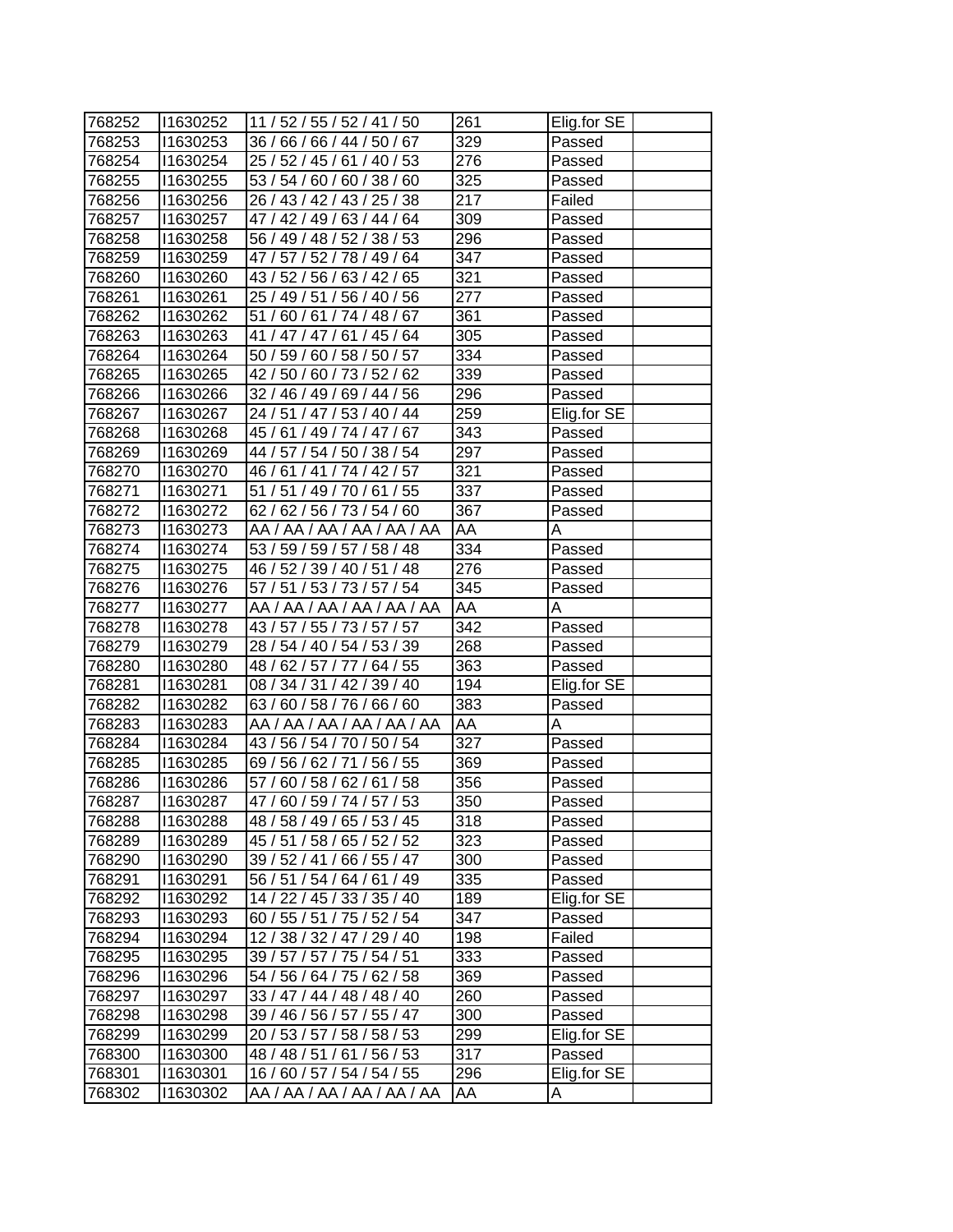| | | | | | |
|---|---|---|---|---|---|
| 768252 | I1630252 | 11 / 52 / 55 / 52 / 41 / 50 | 261 | Elig.for SE | |
| 768253 | I1630253 | 36 / 66 / 66 / 44 / 50 / 67 | 329 | Passed | |
| 768254 | I1630254 | 25 / 52 / 45 / 61 / 40 / 53 | 276 | Passed | |
| 768255 | I1630255 | 53 / 54 / 60 / 60 / 38 / 60 | 325 | Passed | |
| 768256 | I1630256 | 26 / 43 / 42 / 43 / 25 / 38 | 217 | Failed | |
| 768257 | I1630257 | 47 / 42 / 49 / 63 / 44 / 64 | 309 | Passed | |
| 768258 | I1630258 | 56 / 49 / 48 / 52 / 38 / 53 | 296 | Passed | |
| 768259 | I1630259 | 47 / 57 / 52 / 78 / 49 / 64 | 347 | Passed | |
| 768260 | I1630260 | 43 / 52 / 56 / 63 / 42 / 65 | 321 | Passed | |
| 768261 | I1630261 | 25 / 49 / 51 / 56 / 40 / 56 | 277 | Passed | |
| 768262 | I1630262 | 51 / 60 / 61 / 74 / 48 / 67 | 361 | Passed | |
| 768263 | I1630263 | 41 / 47 / 47 / 61 / 45 / 64 | 305 | Passed | |
| 768264 | I1630264 | 50 / 59 / 60 / 58 / 50 / 57 | 334 | Passed | |
| 768265 | I1630265 | 42 / 50 / 60 / 73 / 52 / 62 | 339 | Passed | |
| 768266 | I1630266 | 32 / 46 / 49 / 69 / 44 / 56 | 296 | Passed | |
| 768267 | I1630267 | 24 / 51 / 47 / 53 / 40 / 44 | 259 | Elig.for SE | |
| 768268 | I1630268 | 45 / 61 / 49 / 74 / 47 / 67 | 343 | Passed | |
| 768269 | I1630269 | 44 / 57 / 54 / 50 / 38 / 54 | 297 | Passed | |
| 768270 | I1630270 | 46 / 61 / 41 / 74 / 42 / 57 | 321 | Passed | |
| 768271 | I1630271 | 51 / 51 / 49 / 70 / 61 / 55 | 337 | Passed | |
| 768272 | I1630272 | 62 / 62 / 56 / 73 / 54 / 60 | 367 | Passed | |
| 768273 | I1630273 | AA / AA / AA / AA / AA / AA | AA | A | |
| 768274 | I1630274 | 53 / 59 / 59 / 57 / 58 / 48 | 334 | Passed | |
| 768275 | I1630275 | 46 / 52 / 39 / 40 / 51 / 48 | 276 | Passed | |
| 768276 | I1630276 | 57 / 51 / 53 / 73 / 57 / 54 | 345 | Passed | |
| 768277 | I1630277 | AA / AA / AA / AA / AA / AA | AA | A | |
| 768278 | I1630278 | 43 / 57 / 55 / 73 / 57 / 57 | 342 | Passed | |
| 768279 | I1630279 | 28 / 54 / 40 / 54 / 53 / 39 | 268 | Passed | |
| 768280 | I1630280 | 48 / 62 / 57 / 77 / 64 / 55 | 363 | Passed | |
| 768281 | I1630281 | 08 / 34 / 31 / 42 / 39 / 40 | 194 | Elig.for SE | |
| 768282 | I1630282 | 63 / 60 / 58 / 76 / 66 / 60 | 383 | Passed | |
| 768283 | I1630283 | AA / AA / AA / AA / AA / AA | AA | A | |
| 768284 | I1630284 | 43 / 56 / 54 / 70 / 50 / 54 | 327 | Passed | |
| 768285 | I1630285 | 69 / 56 / 62 / 71 / 56 / 55 | 369 | Passed | |
| 768286 | I1630286 | 57 / 60 / 58 / 62 / 61 / 58 | 356 | Passed | |
| 768287 | I1630287 | 47 / 60 / 59 / 74 / 57 / 53 | 350 | Passed | |
| 768288 | I1630288 | 48 / 58 / 49 / 65 / 53 / 45 | 318 | Passed | |
| 768289 | I1630289 | 45 / 51 / 58 / 65 / 52 / 52 | 323 | Passed | |
| 768290 | I1630290 | 39 / 52 / 41 / 66 / 55 / 47 | 300 | Passed | |
| 768291 | I1630291 | 56 / 51 / 54 / 64 / 61 / 49 | 335 | Passed | |
| 768292 | I1630292 | 14 / 22 / 45 / 33 / 35 / 40 | 189 | Elig.for SE | |
| 768293 | I1630293 | 60 / 55 / 51 / 75 / 52 / 54 | 347 | Passed | |
| 768294 | I1630294 | 12 / 38 / 32 / 47 / 29 / 40 | 198 | Failed | |
| 768295 | I1630295 | 39 / 57 / 57 / 75 / 54 / 51 | 333 | Passed | |
| 768296 | I1630296 | 54 / 56 / 64 / 75 / 62 / 58 | 369 | Passed | |
| 768297 | I1630297 | 33 / 47 / 44 / 48 / 48 / 40 | 260 | Passed | |
| 768298 | I1630298 | 39 / 46 / 56 / 57 / 55 / 47 | 300 | Passed | |
| 768299 | I1630299 | 20 / 53 / 57 / 58 / 58 / 53 | 299 | Elig.for SE | |
| 768300 | I1630300 | 48 / 48 / 51 / 61 / 56 / 53 | 317 | Passed | |
| 768301 | I1630301 | 16 / 60 / 57 / 54 / 54 / 55 | 296 | Elig.for SE | |
| 768302 | I1630302 | AA / AA / AA / AA / AA / AA | AA | A | |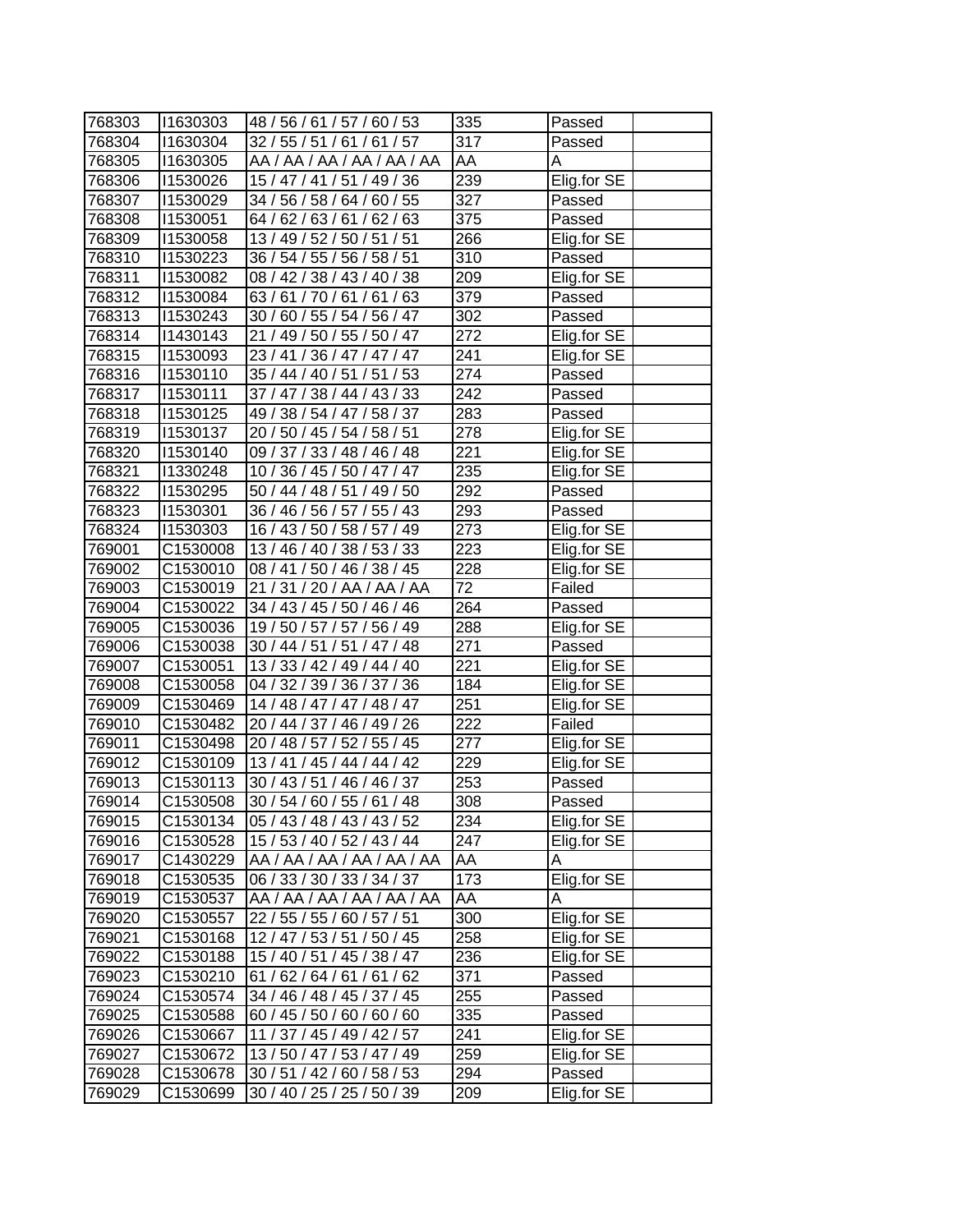| | | | | | |
|---|---|---|---|---|---|
| 768303 | I1630303 | 48 / 56 / 61 / 57 / 60 / 53 | 335 | Passed | |
| 768304 | I1630304 | 32 / 55 / 51 / 61 / 61 / 57 | 317 | Passed | |
| 768305 | I1630305 | AA / AA / AA / AA / AA / AA | AA | A | |
| 768306 | I1530026 | 15 / 47 / 41 / 51 / 49 / 36 | 239 | Elig.for SE | |
| 768307 | I1530029 | 34 / 56 / 58 / 64 / 60 / 55 | 327 | Passed | |
| 768308 | I1530051 | 64 / 62 / 63 / 61 / 62 / 63 | 375 | Passed | |
| 768309 | I1530058 | 13 / 49 / 52 / 50 / 51 / 51 | 266 | Elig.for SE | |
| 768310 | I1530223 | 36 / 54 / 55 / 56 / 58 / 51 | 310 | Passed | |
| 768311 | I1530082 | 08 / 42 / 38 / 43 / 40 / 38 | 209 | Elig.for SE | |
| 768312 | I1530084 | 63 / 61 / 70 / 61 / 61 / 63 | 379 | Passed | |
| 768313 | I1530243 | 30 / 60 / 55 / 54 / 56 / 47 | 302 | Passed | |
| 768314 | I1430143 | 21 / 49 / 50 / 55 / 50 / 47 | 272 | Elig.for SE | |
| 768315 | I1530093 | 23 / 41 / 36 / 47 / 47 / 47 | 241 | Elig.for SE | |
| 768316 | I1530110 | 35 / 44 / 40 / 51 / 51 / 53 | 274 | Passed | |
| 768317 | I1530111 | 37 / 47 / 38 / 44 / 43 / 33 | 242 | Passed | |
| 768318 | I1530125 | 49 / 38 / 54 / 47 / 58 / 37 | 283 | Passed | |
| 768319 | I1530137 | 20 / 50 / 45 / 54 / 58 / 51 | 278 | Elig.for SE | |
| 768320 | I1530140 | 09 / 37 / 33 / 48 / 46 / 48 | 221 | Elig.for SE | |
| 768321 | I1330248 | 10 / 36 / 45 / 50 / 47 / 47 | 235 | Elig.for SE | |
| 768322 | I1530295 | 50 / 44 / 48 / 51 / 49 / 50 | 292 | Passed | |
| 768323 | I1530301 | 36 / 46 / 56 / 57 / 55 / 43 | 293 | Passed | |
| 768324 | I1530303 | 16 / 43 / 50 / 58 / 57 / 49 | 273 | Elig.for SE | |
| 769001 | C1530008 | 13 / 46 / 40 / 38 / 53 / 33 | 223 | Elig.for SE | |
| 769002 | C1530010 | 08 / 41 / 50 / 46 / 38 / 45 | 228 | Elig.for SE | |
| 769003 | C1530019 | 21 / 31 / 20 / AA / AA / AA | 72 | Failed | |
| 769004 | C1530022 | 34 / 43 / 45 / 50 / 46 / 46 | 264 | Passed | |
| 769005 | C1530036 | 19 / 50 / 57 / 57 / 56 / 49 | 288 | Elig.for SE | |
| 769006 | C1530038 | 30 / 44 / 51 / 51 / 47 / 48 | 271 | Passed | |
| 769007 | C1530051 | 13 / 33 / 42 / 49 / 44 / 40 | 221 | Elig.for SE | |
| 769008 | C1530058 | 04 / 32 / 39 / 36 / 37 / 36 | 184 | Elig.for SE | |
| 769009 | C1530469 | 14 / 48 / 47 / 47 / 48 / 47 | 251 | Elig.for SE | |
| 769010 | C1530482 | 20 / 44 / 37 / 46 / 49 / 26 | 222 | Failed | |
| 769011 | C1530498 | 20 / 48 / 57 / 52 / 55 / 45 | 277 | Elig.for SE | |
| 769012 | C1530109 | 13 / 41 / 45 / 44 / 44 / 42 | 229 | Elig.for SE | |
| 769013 | C1530113 | 30 / 43 / 51 / 46 / 46 / 37 | 253 | Passed | |
| 769014 | C1530508 | 30 / 54 / 60 / 55 / 61 / 48 | 308 | Passed | |
| 769015 | C1530134 | 05 / 43 / 48 / 43 / 43 / 52 | 234 | Elig.for SE | |
| 769016 | C1530528 | 15 / 53 / 40 / 52 / 43 / 44 | 247 | Elig.for SE | |
| 769017 | C1430229 | AA / AA / AA / AA / AA / AA | AA | A | |
| 769018 | C1530535 | 06 / 33 / 30 / 33 / 34 / 37 | 173 | Elig.for SE | |
| 769019 | C1530537 | AA / AA / AA / AA / AA / AA | AA | A | |
| 769020 | C1530557 | 22 / 55 / 55 / 60 / 57 / 51 | 300 | Elig.for SE | |
| 769021 | C1530168 | 12 / 47 / 53 / 51 / 50 / 45 | 258 | Elig.for SE | |
| 769022 | C1530188 | 15 / 40 / 51 / 45 / 38 / 47 | 236 | Elig.for SE | |
| 769023 | C1530210 | 61 / 62 / 64 / 61 / 61 / 62 | 371 | Passed | |
| 769024 | C1530574 | 34 / 46 / 48 / 45 / 37 / 45 | 255 | Passed | |
| 769025 | C1530588 | 60 / 45 / 50 / 60 / 60 / 60 | 335 | Passed | |
| 769026 | C1530667 | 11 / 37 / 45 / 49 / 42 / 57 | 241 | Elig.for SE | |
| 769027 | C1530672 | 13 / 50 / 47 / 53 / 47 / 49 | 259 | Elig.for SE | |
| 769028 | C1530678 | 30 / 51 / 42 / 60 / 58 / 53 | 294 | Passed | |
| 769029 | C1530699 | 30 / 40 / 25 / 25 / 50 / 39 | 209 | Elig.for SE | |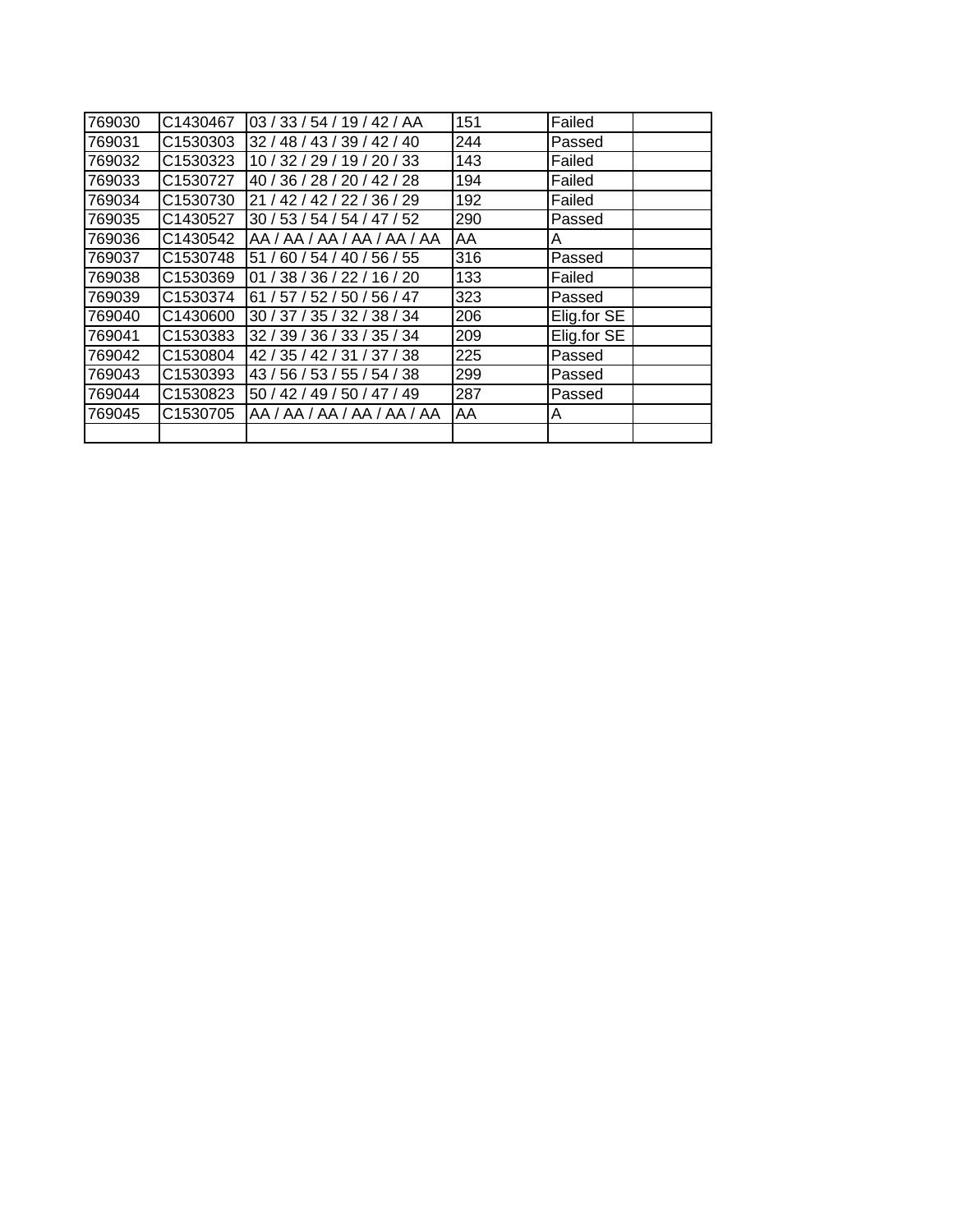| | | | | | |
|---|---|---|---|---|---|
| 769030 | C1430467 | 03 / 33 / 54 / 19 / 42 / AA | 151 | Failed | |
| 769031 | C1530303 | 32 / 48 / 43 / 39 / 42 / 40 | 244 | Passed | |
| 769032 | C1530323 | 10 / 32 / 29 / 19 / 20 / 33 | 143 | Failed | |
| 769033 | C1530727 | 40 / 36 / 28 / 20 / 42 / 28 | 194 | Failed | |
| 769034 | C1530730 | 21 / 42 / 42 / 22 / 36 / 29 | 192 | Failed | |
| 769035 | C1430527 | 30 / 53 / 54 / 54 / 47 / 52 | 290 | Passed | |
| 769036 | C1430542 | AA / AA / AA / AA / AA / AA | AA | A | |
| 769037 | C1530748 | 51 / 60 / 54 / 40 / 56 / 55 | 316 | Passed | |
| 769038 | C1530369 | 01 / 38 / 36 / 22 / 16 / 20 | 133 | Failed | |
| 769039 | C1530374 | 61 / 57 / 52 / 50 / 56 / 47 | 323 | Passed | |
| 769040 | C1430600 | 30 / 37 / 35 / 32 / 38 / 34 | 206 | Elig.for SE | |
| 769041 | C1530383 | 32 / 39 / 36 / 33 / 35 / 34 | 209 | Elig.for SE | |
| 769042 | C1530804 | 42 / 35 / 42 / 31 / 37 / 38 | 225 | Passed | |
| 769043 | C1530393 | 43 / 56 / 53 / 55 / 54 / 38 | 299 | Passed | |
| 769044 | C1530823 | 50 / 42 / 49 / 50 / 47 / 49 | 287 | Passed | |
| 769045 | C1530705 | AA / AA / AA / AA / AA / AA | AA | A | |
| | | | | | |